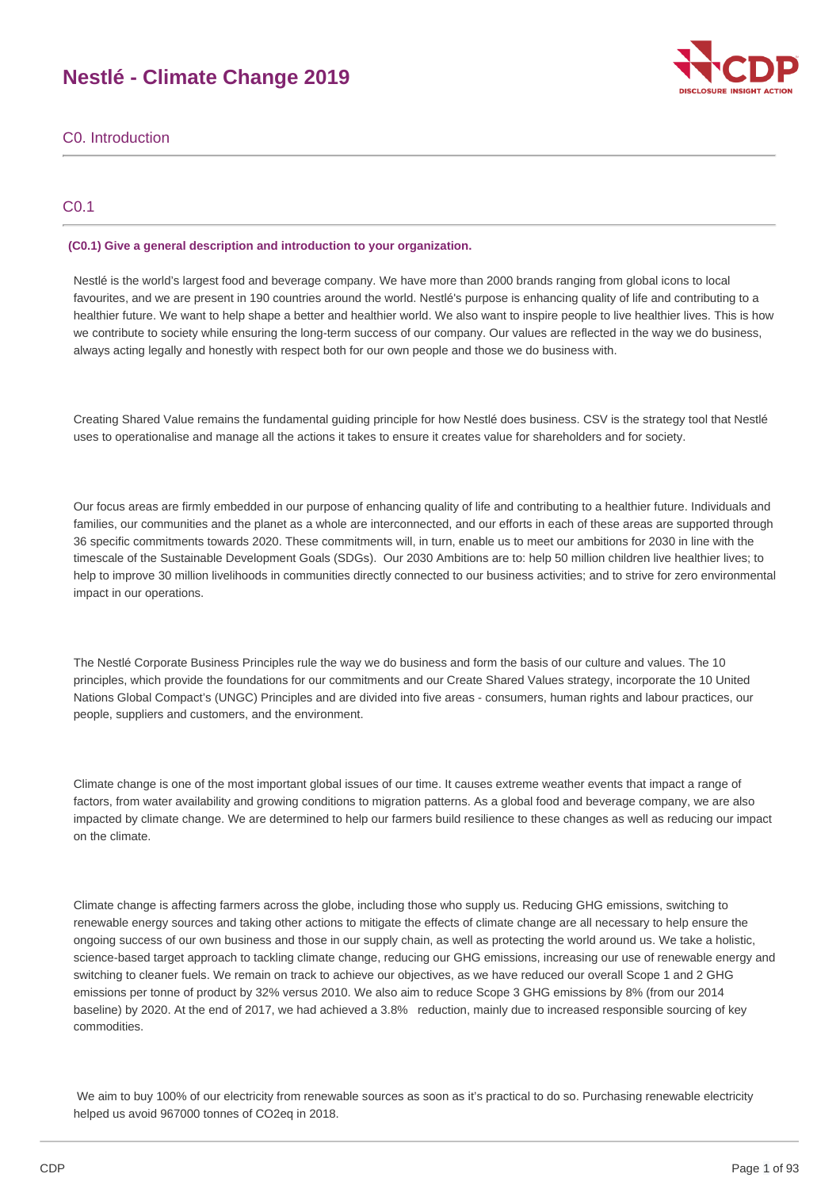# Nestlé - Climate Change 2019

## C0. Introduction

### C0.1

**(C0.1) Give a general description and introduction to your organization.**

Nestlé is the world's largest food and beverage company. We have more than 2000 brands ranging from global icons to local favourites, and we are present in 190 countries around the world. Nestlé's purpose is enhancing quality of life and contributing to a healthier future. We want to help shape a better and healthier world. We also want to inspire people to live healthier lives. This is how we contribute to society while ensuring the long-term success of our company. Our values are reflected in the way we do business, always acting legally and honestly with respect both for our own people and those we do business with.

Creating Shared Value remains the fundamental guiding principle for how Nestlé does business. CSV is the strategy tool that Nestlé uses to operationalise and manage all the actions it takes to ensure it creates value for shareholders and for society.

Our focus areas are firmly embedded in our purpose of enhancing quality of life and contributing to a healthier future. Individuals and families, our communities and the planet as a whole are interconnected, and our efforts in each of these areas are supported through 36 specific commitments towards 2020. These commitments will, in turn, enable us to meet our ambitions for 2030 in line with the timescale of the Sustainable Development Goals (SDGs). Our 2030 Ambitions are to: help 50 million children live healthier lives; to help to improve 30 million livelihoods in communities directly connected to our business activities; and to strive for zero environmental impact in our operations.

The Nestlé Corporate Business Principles rule the way we do business and form the basis of our culture and values. The 10 principles, which provide the foundations for our commitments and our Create Shared Values strategy, incorporate the 10 United Nations Global Compact's (UNGC) Principles and are divided into five areas - consumers, human rights and labour practices, our people, suppliers and customers, and the environment.

Climate change is one of the most important global issues of our time. It causes extreme weather events that impact a range of factors, from water availability and growing conditions to migration patterns. As a global food and beverage company, we are also impacted by climate change. We are determined to help our farmers build resilience to these changes as well as reducing our impact on the climate.

Climate change is affecting farmers across the globe, including those who supply us. Reducing GHG emissions, switching to renewable energy sources and taking other actions to mitigate the effects of climate change are all necessary to help ensure the ongoing success of our own business and those in our supply chain, as well as protecting the world around us. We take a holistic, science-based target approach to tackling climate change, reducing our GHG emissions, increasing our use of renewable energy and switching to cleaner fuels. We remain on track to achieve our objectives, as we have reduced our overall Scope 1 and 2 GHG emissions per tonne of product by 32% versus 2010. We also aim to reduce Scope 3 GHG emissions by 8% (from our 2014 baseline) by 2020. At the end of 2017, we had achieved a 3.8% reduction, mainly due to increased responsible sourcing of key commodities.

We aim to buy 100% of our electricity from renewable sources as soon as it's practical to do so. Purchasing renewable electricity helped us avoid 967000 tonnes of CO2eq in 2018.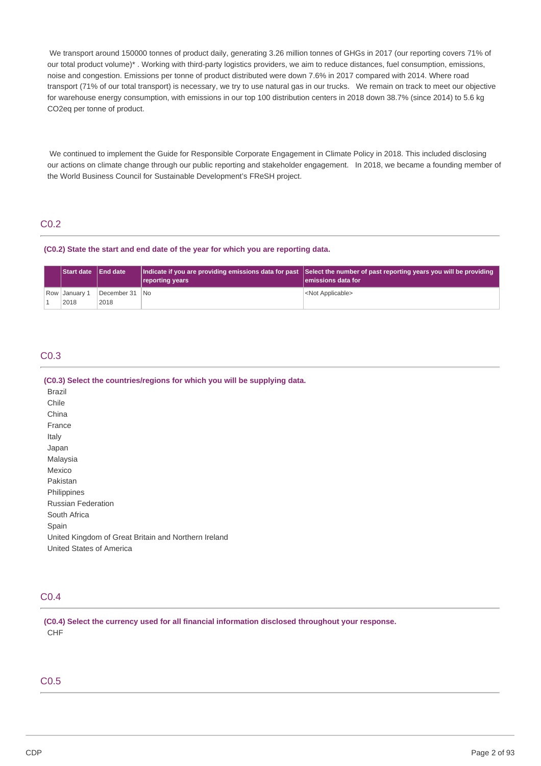We transport around 150000 tonnes of product daily, generating 3.26 million tonnes of GHGs in 2017 (our reporting covers 71% of our total product volume)* . Working with third-party logistics providers, we aim to reduce distances, fuel consumption, emissions, noise and congestion. Emissions per tonne of product distributed were down 7.6% in 2017 compared with 2014. Where road transport (71% of our total transport) is necessary, we try to use natural gas in our trucks. We remain on track to meet our objective for warehouse energy consumption, with emissions in our top 100 distribution centers in 2018 down 38.7% (since 2014) to 5.6 kg CO2eq per tonne of product.

We continued to implement the Guide for Responsible Corporate Engagement in Climate Policy in 2018. This included disclosing our actions on climate change through our public reporting and stakeholder engagement. In 2018, we became a founding member of the World Business Council for Sustainable Development's FReSH project.

## C0.2

**(C0.2) State the start and end date of the year for which you are reporting data.**

| | Start date | End date | Indicate if you are providing emissions data for past reporting years | Select the number of past reporting years you will be providing emissions data for |
|---|---|---|---|---|
| Row 1 | January 1 2018 | December 31 2018 | No | <Not Applicable> |

## C0.3

**(C0.3) Select the countries/regions for which you will be supplying data.**

Brazil
Chile
China
France
Italy
Japan
Malaysia
Mexico
Pakistan
Philippines
Russian Federation
South Africa
Spain
United Kingdom of Great Britain and Northern Ireland
United States of America

## C0.4

**(C0.4) Select the currency used for all financial information disclosed throughout your response.**

CHF

## C0.5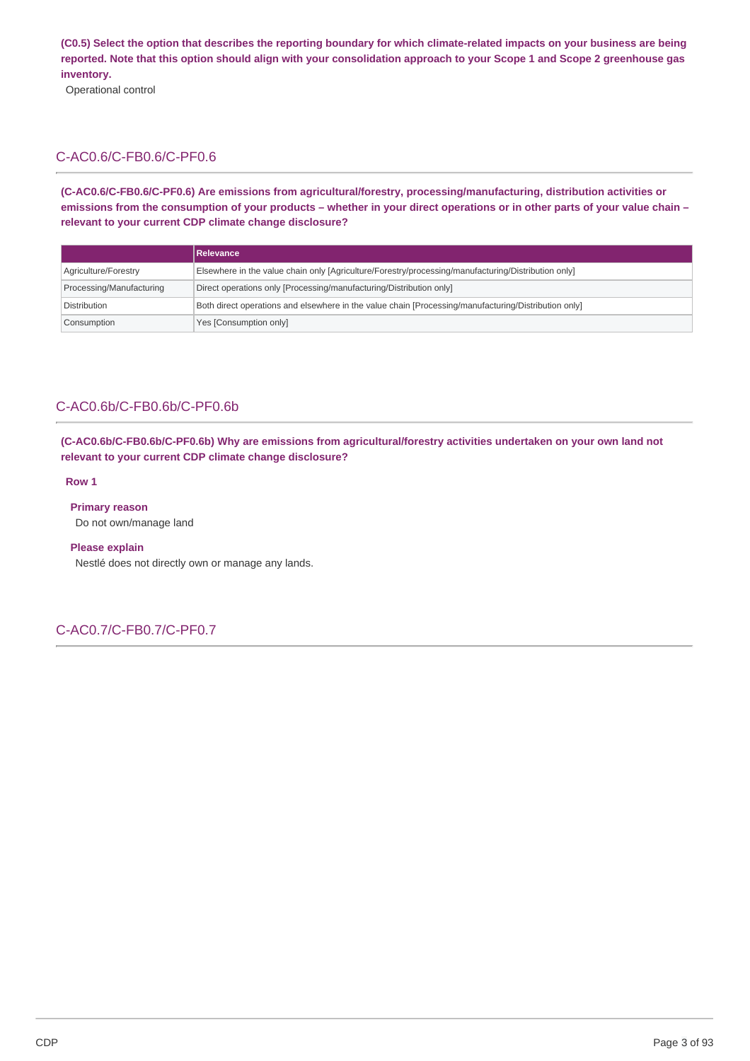**(C0.5) Select the option that describes the reporting boundary for which climate-related impacts on your business are being reported. Note that this option should align with your consolidation approach to your Scope 1 and Scope 2 greenhouse gas inventory.**

Operational control

## C-AC0.6/C-FB0.6/C-PF0.6

**(C-AC0.6/C-FB0.6/C-PF0.6) Are emissions from agricultural/forestry, processing/manufacturing, distribution activities or emissions from the consumption of your products – whether in your direct operations or in other parts of your value chain – relevant to your current CDP climate change disclosure?**

| | Relevance |
|---|---|
| Agriculture/Forestry | Elsewhere in the value chain only [Agriculture/Forestry/processing/manufacturing/Distribution only] |
| Processing/Manufacturing | Direct operations only [Processing/manufacturing/Distribution only] |
| Distribution | Both direct operations and elsewhere in the value chain [Processing/manufacturing/Distribution only] |
| Consumption | Yes [Consumption only] |

## C-AC0.6b/C-FB0.6b/C-PF0.6b

**(C-AC0.6b/C-FB0.6b/C-PF0.6b) Why are emissions from agricultural/forestry activities undertaken on your own land not relevant to your current CDP climate change disclosure?**

**Row 1**

**Primary reason**

Do not own/manage land

**Please explain**

Nestlé does not directly own or manage any lands.

## C-AC0.7/C-FB0.7/C-PF0.7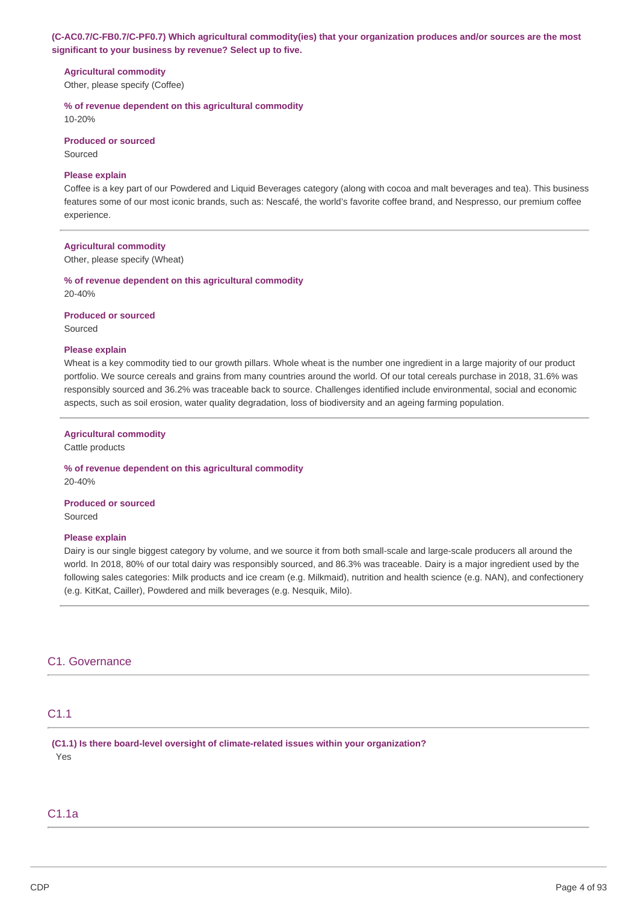**(C-AC0.7/C-FB0.7/C-PF0.7) Which agricultural commodity(ies) that your organization produces and/or sources are the most significant to your business by revenue? Select up to five.**

**Agricultural commodity**
Other, please specify (Coffee)

**% of revenue dependent on this agricultural commodity**
10-20%

**Produced or sourced**
Sourced

**Please explain**
Coffee is a key part of our Powdered and Liquid Beverages category (along with cocoa and malt beverages and tea). This business features some of our most iconic brands, such as: Nescafé, the world's favorite coffee brand, and Nespresso, our premium coffee experience.

---

**Agricultural commodity**
Other, please specify (Wheat)

**% of revenue dependent on this agricultural commodity**
20-40%

**Produced or sourced**
Sourced

**Please explain**
Wheat is a key commodity tied to our growth pillars. Whole wheat is the number one ingredient in a large majority of our product portfolio. We source cereals and grains from many countries around the world. Of our total cereals purchase in 2018, 31.6% was responsibly sourced and 36.2% was traceable back to source. Challenges identified include environmental, social and economic aspects, such as soil erosion, water quality degradation, loss of biodiversity and an ageing farming population.

---

**Agricultural commodity**
Cattle products

**% of revenue dependent on this agricultural commodity**
20-40%

**Produced or sourced**
Sourced

**Please explain**
Dairy is our single biggest category by volume, and we source it from both small-scale and large-scale producers all around the world. In 2018, 80% of our total dairy was responsibly sourced, and 86.3% was traceable. Dairy is a major ingredient used by the following sales categories: Milk products and ice cream (e.g. Milkmaid), nutrition and health science (e.g. NAN), and confectionery (e.g. KitKat, Cailler), Powdered and milk beverages (e.g. Nesquik, Milo).

---

## C1. Governance

## C1.1

**(C1.1) Is there board-level oversight of climate-related issues within your organization?**
Yes

## C1.1a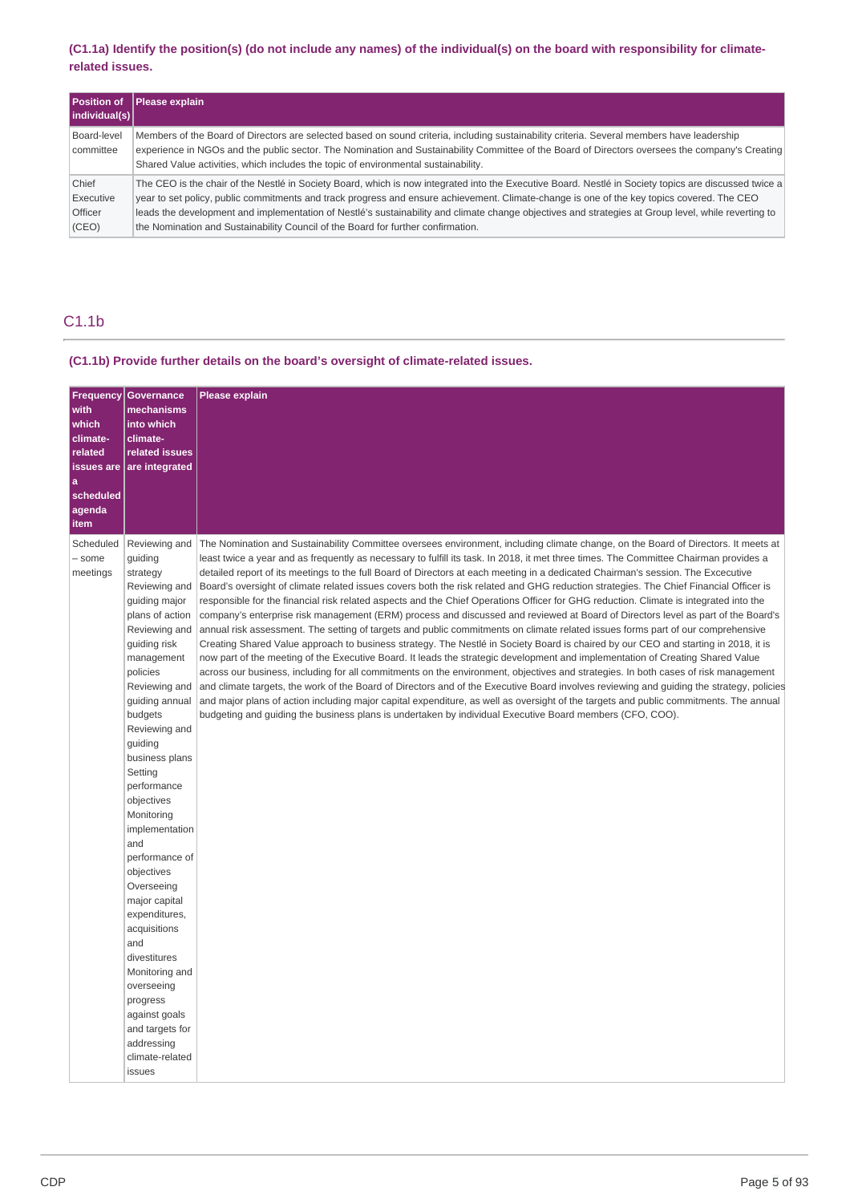### (C1.1a) Identify the position(s) (do not include any names) of the individual(s) on the board with responsibility for climate-related issues.

| Position of individual(s) | Please explain |
|---|---|
| Board-level committee | Members of the Board of Directors are selected based on sound criteria, including sustainability criteria. Several members have leadership experience in NGOs and the public sector. The Nomination and Sustainability Committee of the Board of Directors oversees the company's Creating Shared Value activities, which includes the topic of environmental sustainability. |
| Chief Executive Officer (CEO) | The CEO is the chair of the Nestlé in Society Board, which is now integrated into the Executive Board. Nestlé in Society topics are discussed twice a year to set policy, public commitments and track progress and ensure achievement. Climate-change is one of the key topics covered. The CEO leads the development and implementation of Nestlé's sustainability and climate change objectives and strategies at Group level, while reverting to the Nomination and Sustainability Council of the Board for further confirmation. |

## C1.1b

### (C1.1b) Provide further details on the board's oversight of climate-related issues.

| Frequency with which climate-related issues are a scheduled agenda item | Governance mechanisms into which climate-related issues are integrated | Please explain |
|---|---|---|
| Scheduled – some meetings | Reviewing and guiding strategy<br>Reviewing and guiding major plans of action<br>Reviewing and guiding risk management policies<br>Reviewing and guiding annual budgets<br>Reviewing and guiding business plans<br>Setting performance objectives<br>Monitoring implementation and performance of objectives<br>Overseeing major capital expenditures, acquisitions and divestitures<br>Monitoring and overseeing progress against goals and targets for addressing climate-related issues | The Nomination and Sustainability Committee oversees environment, including climate change, on the Board of Directors. It meets at least twice a year and as frequently as necessary to fulfill its task. In 2018, it met three times. The Committee Chairman provides a detailed report of its meetings to the full Board of Directors at each meeting in a dedicated Chairman's session. The Executive Board's oversight of climate related issues covers both the risk related and GHG reduction strategies. The Chief Financial Officer is responsible for the financial risk related aspects and the Chief Operations Officer for GHG reduction. Climate is integrated into the company's enterprise risk management (ERM) process and discussed and reviewed at Board of Directors level as part of the Board's annual risk assessment. The setting of targets and public commitments on climate related issues forms part of our comprehensive Creating Shared Value approach to business strategy. The Nestlé in Society Board is chaired by our CEO and starting in 2018, it is now part of the meeting of the Executive Board. It leads the strategic development and implementation of Creating Shared Value across our business, including for all commitments on the environment, objectives and strategies. In both cases of risk management and climate targets, the work of the Board of Directors and of the Executive Board involves reviewing and guiding the strategy, policies and major plans of action including major capital expenditure, as well as oversight of the targets and public commitments. The annual budgeting and guiding the business plans is undertaken by individual Executive Board members (CFO, COO). |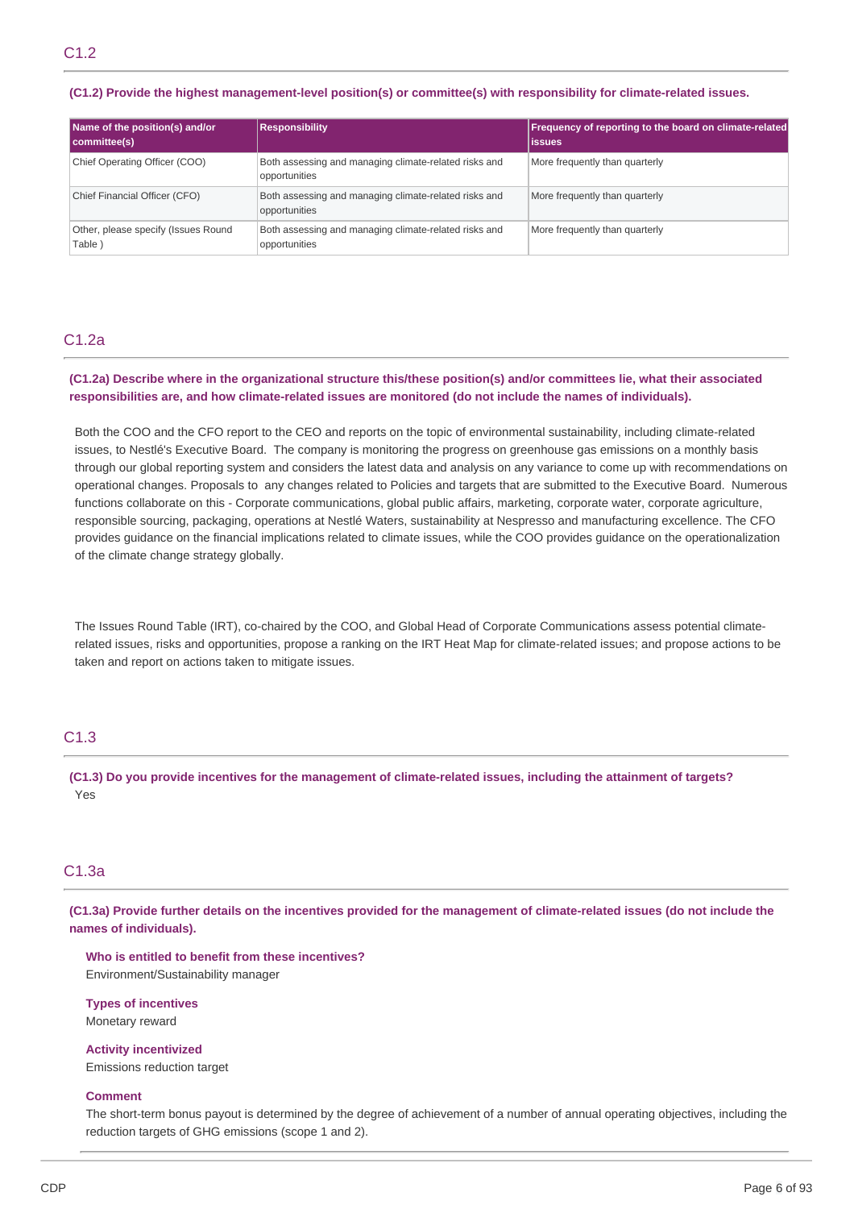## C1.2

**(C1.2) Provide the highest management-level position(s) or committee(s) with responsibility for climate-related issues.**

| Name of the position(s) and/or committee(s) | Responsibility | Frequency of reporting to the board on climate-related issues |
|---|---|---|
| Chief Operating Officer (COO) | Both assessing and managing climate-related risks and opportunities | More frequently than quarterly |
| Chief Financial Officer (CFO) | Both assessing and managing climate-related risks and opportunities | More frequently than quarterly |
| Other, please specify (Issues Round Table ) | Both assessing and managing climate-related risks and opportunities | More frequently than quarterly |

## C1.2a

**(C1.2a) Describe where in the organizational structure this/these position(s) and/or committees lie, what their associated responsibilities are, and how climate-related issues are monitored (do not include the names of individuals).**

Both the COO and the CFO report to the CEO and reports on the topic of environmental sustainability, including climate-related issues, to Nestlé's Executive Board. The company is monitoring the progress on greenhouse gas emissions on a monthly basis through our global reporting system and considers the latest data and analysis on any variance to come up with recommendations on operational changes. Proposals to any changes related to Policies and targets that are submitted to the Executive Board. Numerous functions collaborate on this - Corporate communications, global public affairs, marketing, corporate water, corporate agriculture, responsible sourcing, packaging, operations at Nestlé Waters, sustainability at Nespresso and manufacturing excellence. The CFO provides guidance on the financial implications related to climate issues, while the COO provides guidance on the operationalization of the climate change strategy globally.

The Issues Round Table (IRT), co-chaired by the COO, and Global Head of Corporate Communications assess potential climate-related issues, risks and opportunities, propose a ranking on the IRT Heat Map for climate-related issues; and propose actions to be taken and report on actions taken to mitigate issues.

## C1.3

**(C1.3) Do you provide incentives for the management of climate-related issues, including the attainment of targets?**

Yes

## C1.3a

**(C1.3a) Provide further details on the incentives provided for the management of climate-related issues (do not include the names of individuals).**

**Who is entitled to benefit from these incentives?**
Environment/Sustainability manager

**Types of incentives**
Monetary reward

**Activity incentivized**
Emissions reduction target

**Comment**
The short-term bonus payout is determined by the degree of achievement of a number of annual operating objectives, including the reduction targets of GHG emissions (scope 1 and 2).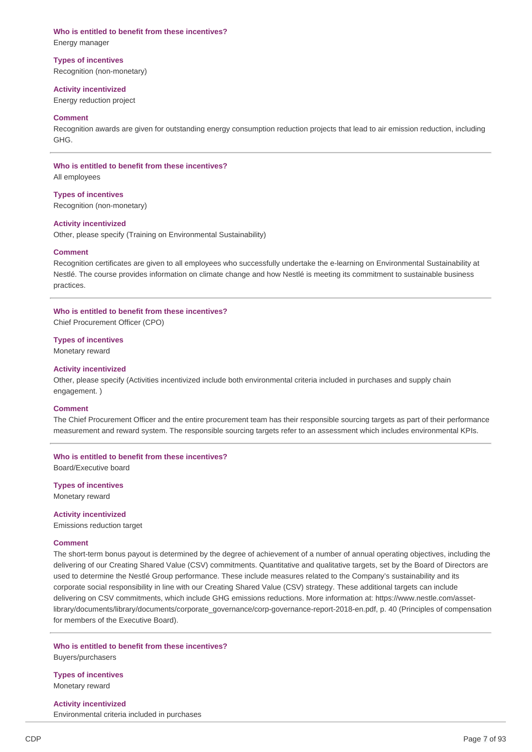**Who is entitled to benefit from these incentives?**
Energy manager

**Types of incentives**
Recognition (non-monetary)

**Activity incentivized**
Energy reduction project

**Comment**
Recognition awards are given for outstanding energy consumption reduction projects that lead to air emission reduction, including GHG.

---

**Who is entitled to benefit from these incentives?**
All employees

**Types of incentives**
Recognition (non-monetary)

**Activity incentivized**
Other, please specify (Training on Environmental Sustainability)

**Comment**
Recognition certificates are given to all employees who successfully undertake the e-learning on Environmental Sustainability at Nestlé. The course provides information on climate change and how Nestlé is meeting its commitment to sustainable business practices.

---

**Who is entitled to benefit from these incentives?**
Chief Procurement Officer (CPO)

**Types of incentives**
Monetary reward

**Activity incentivized**
Other, please specify (Activities incentivized include both environmental criteria included in purchases and supply chain engagement. )

**Comment**
The Chief Procurement Officer and the entire procurement team has their responsible sourcing targets as part of their performance measurement and reward system. The responsible sourcing targets refer to an assessment which includes environmental KPIs.

---

**Who is entitled to benefit from these incentives?**
Board/Executive board

**Types of incentives**
Monetary reward

**Activity incentivized**
Emissions reduction target

**Comment**
The short-term bonus payout is determined by the degree of achievement of a number of annual operating objectives, including the delivering of our Creating Shared Value (CSV) commitments. Quantitative and qualitative targets, set by the Board of Directors are used to determine the Nestlé Group performance. These include measures related to the Company's sustainability and its corporate social responsibility in line with our Creating Shared Value (CSV) strategy. These additional targets can include delivering on CSV commitments, which include GHG emissions reductions. More information at: https://www.nestle.com/asset-library/documents/library/documents/corporate_governance/corp-governance-report-2018-en.pdf, p. 40 (Principles of compensation for members of the Executive Board).

---

**Who is entitled to benefit from these incentives?**
Buyers/purchasers

**Types of incentives**
Monetary reward

**Activity incentivized**
Environmental criteria included in purchases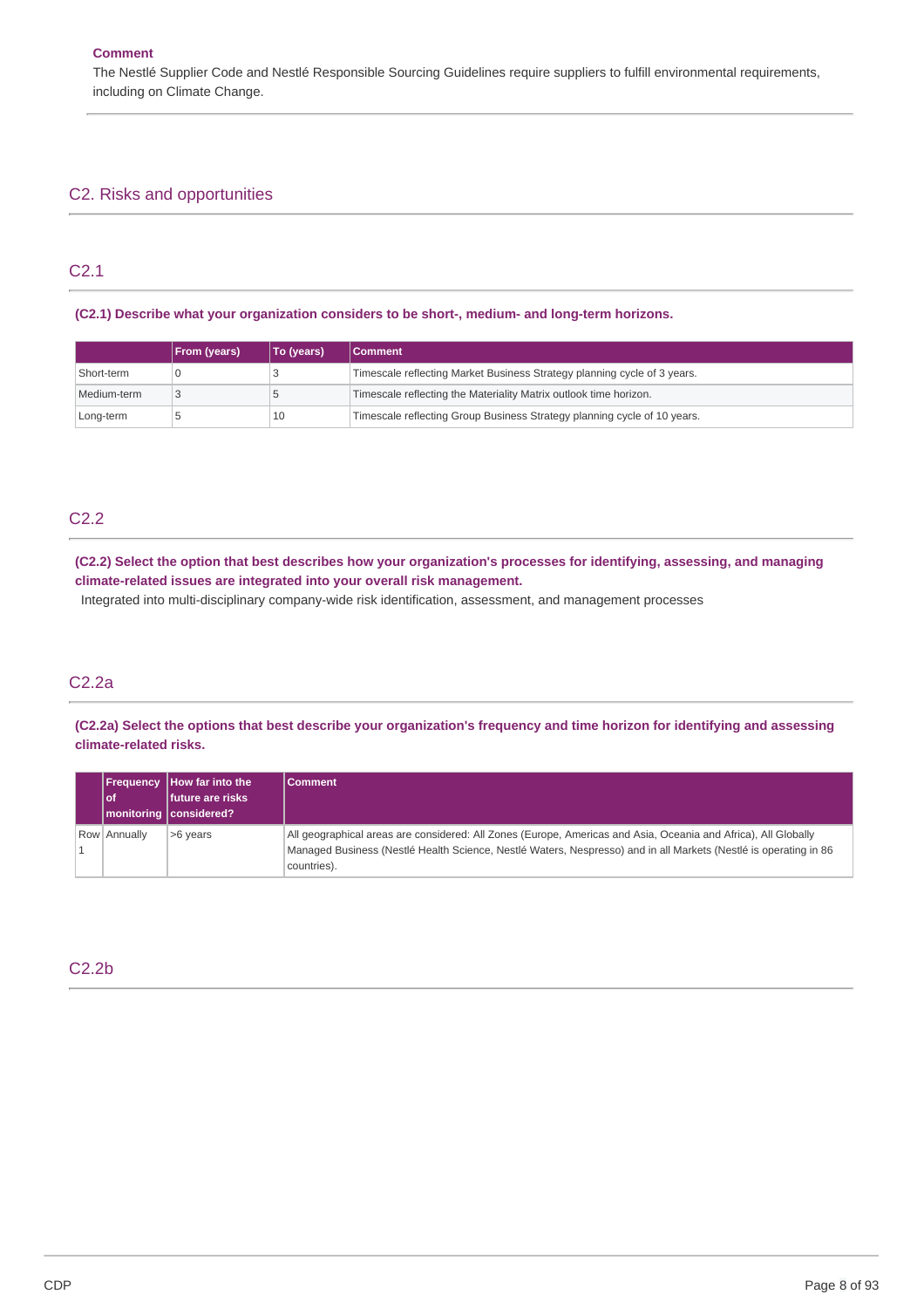**Comment**

The Nestlé Supplier Code and Nestlé Responsible Sourcing Guidelines require suppliers to fulfill environmental requirements, including on Climate Change.

## C2. Risks and opportunities

### C2.1

**(C2.1) Describe what your organization considers to be short-, medium- and long-term horizons.**

| | From (years) | To (years) | Comment |
|---|---|---|---|
| Short-term | 0 | 3 | Timescale reflecting Market Business Strategy planning cycle of 3 years. |
| Medium-term | 3 | 5 | Timescale reflecting the Materiality Matrix outlook time horizon. |
| Long-term | 5 | 10 | Timescale reflecting Group Business Strategy planning cycle of 10 years. |

### C2.2

**(C2.2) Select the option that best describes how your organization's processes for identifying, assessing, and managing climate-related issues are integrated into your overall risk management.**

Integrated into multi-disciplinary company-wide risk identification, assessment, and management processes

### C2.2a

**(C2.2a) Select the options that best describe your organization's frequency and time horizon for identifying and assessing climate-related risks.**

| | Frequency of monitoring | How far into the future are risks considered? | Comment |
|---|---|---|---|
| Row 1 | Annually | >6 years | All geographical areas are considered: All Zones (Europe, Americas and Asia, Oceania and Africa), All Globally Managed Business (Nestlé Health Science, Nestlé Waters, Nespresso) and in all Markets (Nestlé is operating in 86 countries). |

### C2.2b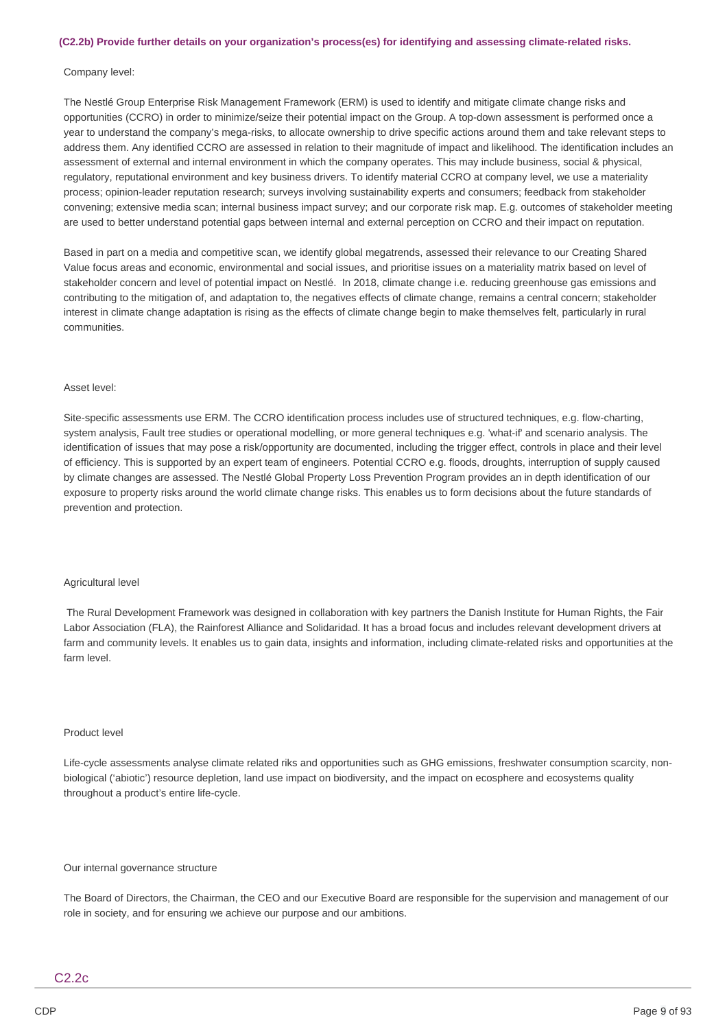**(C2.2b) Provide further details on your organization's process(es) for identifying and assessing climate-related risks.**

Company level:

The Nestlé Group Enterprise Risk Management Framework (ERM) is used to identify and mitigate climate change risks and opportunities (CCRO) in order to minimize/seize their potential impact on the Group. A top-down assessment is performed once a year to understand the company's mega-risks, to allocate ownership to drive specific actions around them and take relevant steps to address them. Any identified CCRO are assessed in relation to their magnitude of impact and likelihood. The identification includes an assessment of external and internal environment in which the company operates. This may include business, social & physical, regulatory, reputational environment and key business drivers. To identify material CCRO at company level, we use a materiality process; opinion-leader reputation research; surveys involving sustainability experts and consumers; feedback from stakeholder convening; extensive media scan; internal business impact survey; and our corporate risk map. E.g. outcomes of stakeholder meeting are used to better understand potential gaps between internal and external perception on CCRO and their impact on reputation.

Based in part on a media and competitive scan, we identify global megatrends, assessed their relevance to our Creating Shared Value focus areas and economic, environmental and social issues, and prioritise issues on a materiality matrix based on level of stakeholder concern and level of potential impact on Nestlé. In 2018, climate change i.e. reducing greenhouse gas emissions and contributing to the mitigation of, and adaptation to, the negatives effects of climate change, remains a central concern; stakeholder interest in climate change adaptation is rising as the effects of climate change begin to make themselves felt, particularly in rural communities.

Asset level:

Site-specific assessments use ERM. The CCRO identification process includes use of structured techniques, e.g. flow-charting, system analysis, Fault tree studies or operational modelling, or more general techniques e.g. 'what-if' and scenario analysis. The identification of issues that may pose a risk/opportunity are documented, including the trigger effect, controls in place and their level of efficiency. This is supported by an expert team of engineers. Potential CCRO e.g. floods, droughts, interruption of supply caused by climate changes are assessed. The Nestlé Global Property Loss Prevention Program provides an in depth identification of our exposure to property risks around the world climate change risks. This enables us to form decisions about the future standards of prevention and protection.

Agricultural level

The Rural Development Framework was designed in collaboration with key partners the Danish Institute for Human Rights, the Fair Labor Association (FLA), the Rainforest Alliance and Solidaridad. It has a broad focus and includes relevant development drivers at farm and community levels. It enables us to gain data, insights and information, including climate-related risks and opportunities at the farm level.

Product level

Life-cycle assessments analyse climate related riks and opportunities such as GHG emissions, freshwater consumption scarcity, non-biological ('abiotic') resource depletion, land use impact on biodiversity, and the impact on ecosphere and ecosystems quality throughout a product's entire life-cycle.

Our internal governance structure

The Board of Directors, the Chairman, the CEO and our Executive Board are responsible for the supervision and management of our role in society, and for ensuring we achieve our purpose and our ambitions.

## C2.2c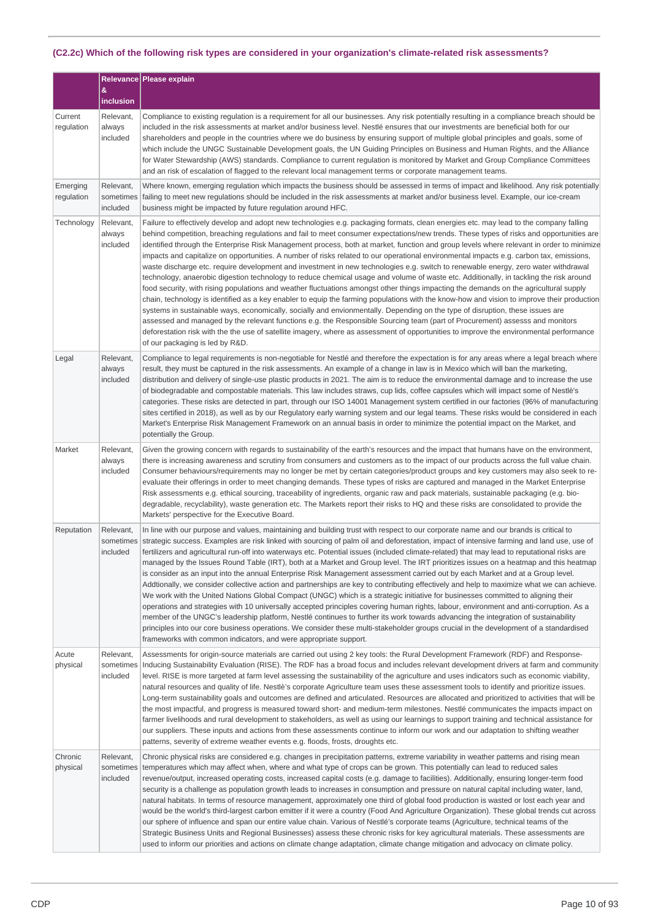### (C2.2c) Which of the following risk types are considered in your organization's climate-related risk assessments?

| | Relevance & inclusion | Please explain |
|---|---|---|
| Current regulation | Relevant, always included | Compliance to existing regulation is a requirement for all our businesses. Any risk potentially resulting in a compliance breach should be included in the risk assessments at market and/or business level. Nestlé ensures that our investments are beneficial both for our shareholders and people in the countries where we do business by ensuring support of multiple global principles and goals, some of which include the UNGC Sustainable Development goals, the UN Guiding Principles on Business and Human Rights, and the Alliance for Water Stewardship (AWS) standards. Compliance to current regulation is monitored by Market and Group Compliance Committees and an risk of escalation of flagged to the relevant local management terms or corporate management teams. |
| Emerging regulation | Relevant, sometimes included | Where known, emerging regulation which impacts the business should be assessed in terms of impact and likelihood. Any risk potentially failing to meet new regulations should be included in the risk assessments at market and/or business level. Example, our ice-cream business might be impacted by future regulation around HFC. |
| Technology | Relevant, always included | Failure to effectively develop and adopt new technologies e.g. packaging formats, clean energies etc. may lead to the company falling behind competition, breaching regulations and fail to meet consumer expectations/new trends. These types of risks and opportunities are identified through the Enterprise Risk Management process, both at market, function and group levels where relevant in order to minimize impacts and capitalize on opportunities. A number of risks related to our operational environmental impacts e.g. carbon tax, emissions, waste discharge etc. require development and investment in new technologies e.g. switch to renewable energy, zero water withdrawal technology, anaerobic digestion technology to reduce chemical usage and volume of waste etc. Additionally, in tackling the risk around food security, with rising populations and weather fluctuations amongst other things impacting the demands on the agricultural supply chain, technology is identified as a key enabler to equip the farming populations with the know-how and vision to improve their production systems in sustainable ways, economically, socially and environmentally. Depending on the type of disruption, these issues are assessed and managed by the relevant functions e.g. the Responsible Sourcing team (part of Procurement) assess and monitors deforestation risk with the the use of satellite imagery, where as assessment of opportunities to improve the environmental performance of our packaging is led by R&D. |
| Legal | Relevant, always included | Compliance to legal requirements is non-negotiable for Nestlé and therefore the expectation is for any areas where a legal breach where result, they must be captured in the risk assessments. An example of a change in law is in Mexico which will ban the marketing, distribution and delivery of single-use plastic products in 2021. The aim is to reduce the environmental damage and to increase the use of biodegradable and compostable materials. This law includes straws, cup lids, coffee capsules which will impact some of Nestlè's categories. These risks are detected in part, through our ISO 14001 Management system certified in our factories (96% of manufacturing sites certified in 2018), as well as by our Regulatory early warning system and our legal teams. These risks would be considered in each Market's Enterprise Risk Management Framework on an annual basis in order to minimize the potential impact on the Market, and potentially the Group. |
| Market | Relevant, always included | Given the growing concern with regards to sustainability of the earth's resources and the impact that humans have on the environment, there is increasing awareness and scrutiny from consumers and customers as to the impact of our products across the full value chain. Consumer behaviours/requirements may no longer be met by certain categories/product groups and key customers may also seek to re-evaluate their offerings in order to meet changing demands. These types of risks are captured and managed in the Market Enterprise Risk assessments e.g. ethical sourcing, traceability of ingredients, organic raw and pack materials, sustainable packaging (e.g. bio-degradable, recyclability), waste generation etc. The Markets report their risks to HQ and these risks are consolidated to provide the Markets' perspective for the Executive Board. |
| Reputation | Relevant, sometimes included | In line with our purpose and values, maintaining and building trust with respect to our corporate name and our brands is critical to strategic success. Examples are risk linked with sourcing of palm oil and deforestation, impact of intensive farming and land use, use of fertilizers and agricultural run-off into waterways etc. Potential issues (included climate-related) that may lead to reputational risks are managed by the Issues Round Table (IRT), both at a Market and Group level. The IRT prioritizes issues on a heatmap and this heatmap is consider as an input into the annual Enterprise Risk Management assessment carried out by each Market and at a Group level. Addtionally, we consider collective action and partnerships are key to contributing effectively and help to maximize what we can achieve. We work with the United Nations Global Compact (UNGC) which is a strategic initiative for businesses committed to aligning their operations and strategies with 10 universally accepted principles covering human rights, labour, environment and anti-corruption. As a member of the UNGC's leadership platform, Nestlé continues to further its work towards advancing the integration of sustainability principles into our core business operations. We consider these multi-stakeholder groups crucial in the development of a standardised frameworks with common indicators, and were appropriate support. |
| Acute physical | Relevant, sometimes included | Assessments for origin-source materials are carried out using 2 key tools: the Rural Development Framework (RDF) and Response-Inducing Sustainability Evaluation (RISE). The RDF has a broad focus and includes relevant development drivers at farm and community level. RISE is more targeted at farm level assessing the sustainability of the agriculture and uses indicators such as economic viability, natural resources and quality of life. Nestlè's corporate Agriculture team uses these assessment tools to identify and prioritize issues. Long-term sustainability goals and outcomes are defined and articulated. Resources are allocated and prioritized to activities that will be the most impactful, and progress is measured toward short- and medium-term milestones. Nestlé communicates the impacts impact on farmer livelihoods and rural development to stakeholders, as well as using our learnings to support training and technical assistance for our suppliers. These inputs and actions from these assessments continue to inform our work and our adaptation to shifting weather patterns, severity of extreme weather events e.g. floods, frosts, droughts etc. |
| Chronic physical | Relevant, sometimes included | Chronic physical risks are considered e.g. changes in precipitation patterns, extreme variability in weather patterns and rising mean temperatures which may affect when, where and what type of crops can be grown. This potentially can lead to reduced sales revenue/output, increased operating costs, increased capital costs (e.g. damage to facilities). Additionally, ensuring longer-term food security is a challenge as population growth leads to increases in consumption and pressure on natural capital including water, land, natural habitats. In terms of resource management, approximately one third of global food production is wasted or lost each year and would be the world's third-largest carbon emitter if it were a country (Food And Agriculture Organization). These global trends cut across our sphere of influence and span our entire value chain. Various of Nestlé's corporate teams (Agriculture, technical teams of the Strategic Business Units and Regional Businesses) assess these chronic risks for key agricultural materials. These assessments are used to inform our priorities and actions on climate change adaptation, climate change mitigation and advocacy on climate policy. |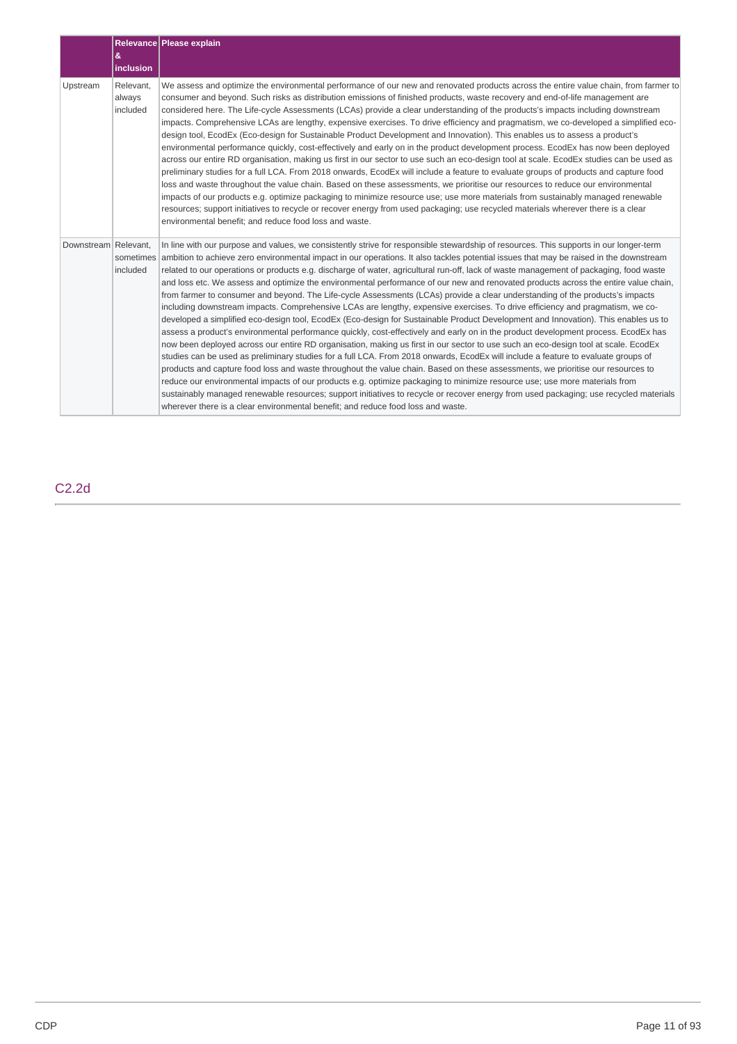| | Relevance & inclusion | Please explain |
|---|---|---|
| Upstream | Relevant, always included | We assess and optimize the environmental performance of our new and renovated products across the entire value chain, from farmer to consumer and beyond. Such risks as distribution emissions of finished products, waste recovery and end-of-life management are considered here. The Life-cycle Assessments (LCAs) provide a clear understanding of the products's impacts including downstream impacts. Comprehensive LCAs are lengthy, expensive exercises. To drive efficiency and pragmatism, we co-developed a simplified eco-design tool, EcodEx (Eco-design for Sustainable Product Development and Innovation). This enables us to assess a product's environmental performance quickly, cost-effectively and early on in the product development process. EcodEx has now been deployed across our entire RD organisation, making us first in our sector to use such an eco-design tool at scale. EcodEx studies can be used as preliminary studies for a full LCA. From 2018 onwards, EcodEx will include a feature to evaluate groups of products and capture food loss and waste throughout the value chain. Based on these assessments, we prioritise our resources to reduce our environmental impacts of our products e.g. optimize packaging to minimize resource use; use more materials from sustainably managed renewable resources; support initiatives to recycle or recover energy from used packaging; use recycled materials wherever there is a clear environmental benefit; and reduce food loss and waste. |
| Downstream | Relevant, sometimes included | In line with our purpose and values, we consistently strive for responsible stewardship of resources. This supports in our longer-term ambition to achieve zero environmental impact in our operations. It also tackles potential issues that may be raised in the downstream related to our operations or products e.g. discharge of water, agricultural run-off, lack of waste management of packaging, food waste and loss etc. We assess and optimize the environmental performance of our new and renovated products across the entire value chain, from farmer to consumer and beyond. The Life-cycle Assessments (LCAs) provide a clear understanding of the products's impacts including downstream impacts. Comprehensive LCAs are lengthy, expensive exercises. To drive efficiency and pragmatism, we co-developed a simplified eco-design tool, EcodEx (Eco-design for Sustainable Product Development and Innovation). This enables us to assess a product's environmental performance quickly, cost-effectively and early on in the product development process. EcodEx has now been deployed across our entire RD organisation, making us first in our sector to use such an eco-design tool at scale. EcodEx studies can be used as preliminary studies for a full LCA. From 2018 onwards, EcodEx will include a feature to evaluate groups of products and capture food loss and waste throughout the value chain. Based on these assessments, we prioritise our resources to reduce our environmental impacts of our products e.g. optimize packaging to minimize resource use; use more materials from sustainably managed renewable resources; support initiatives to recycle or recover energy from used packaging; use recycled materials wherever there is a clear environmental benefit; and reduce food loss and waste. |

## C2.2d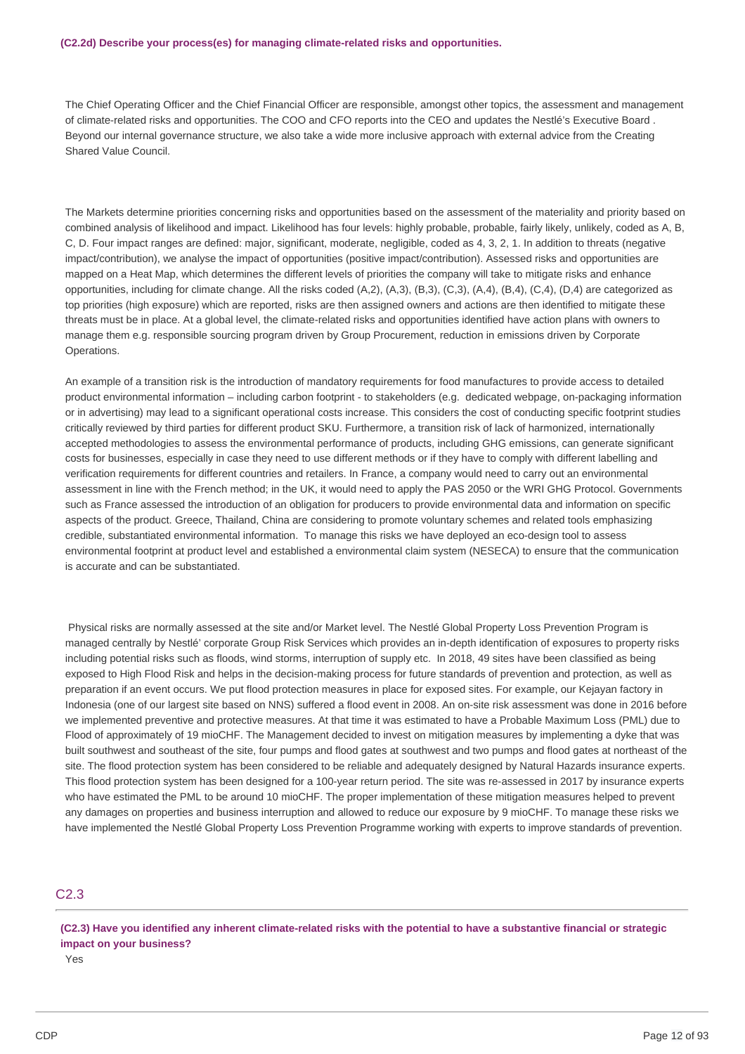**(C2.2d) Describe your process(es) for managing climate-related risks and opportunities.**

The Chief Operating Officer and the Chief Financial Officer are responsible, amongst other topics, the assessment and management of climate-related risks and opportunities. The COO and CFO reports into the CEO and updates the Nestlé's Executive Board . Beyond our internal governance structure, we also take a wide more inclusive approach with external advice from the Creating Shared Value Council.

The Markets determine priorities concerning risks and opportunities based on the assessment of the materiality and priority based on combined analysis of likelihood and impact. Likelihood has four levels: highly probable, probable, fairly likely, unlikely, coded as A, B, C, D. Four impact ranges are defined: major, significant, moderate, negligible, coded as 4, 3, 2, 1. In addition to threats (negative impact/contribution), we analyse the impact of opportunities (positive impact/contribution). Assessed risks and opportunities are mapped on a Heat Map, which determines the different levels of priorities the company will take to mitigate risks and enhance opportunities, including for climate change. All the risks coded (A,2), (A,3), (B,3), (C,3), (A,4), (B,4), (C,4), (D,4) are categorized as top priorities (high exposure) which are reported, risks are then assigned owners and actions are then identified to mitigate these threats must be in place. At a global level, the climate-related risks and opportunities identified have action plans with owners to manage them e.g. responsible sourcing program driven by Group Procurement, reduction in emissions driven by Corporate Operations.

An example of a transition risk is the introduction of mandatory requirements for food manufactures to provide access to detailed product environmental information – including carbon footprint - to stakeholders (e.g. dedicated webpage, on-packaging information or in advertising) may lead to a significant operational costs increase. This considers the cost of conducting specific footprint studies critically reviewed by third parties for different product SKU. Furthermore, a transition risk of lack of harmonized, internationally accepted methodologies to assess the environmental performance of products, including GHG emissions, can generate significant costs for businesses, especially in case they need to use different methods or if they have to comply with different labelling and verification requirements for different countries and retailers. In France, a company would need to carry out an environmental assessment in line with the French method; in the UK, it would need to apply the PAS 2050 or the WRI GHG Protocol. Governments such as France assessed the introduction of an obligation for producers to provide environmental data and information on specific aspects of the product. Greece, Thailand, China are considering to promote voluntary schemes and related tools emphasizing credible, substantiated environmental information. To manage this risks we have deployed an eco-design tool to assess environmental footprint at product level and established a environmental claim system (NESECA) to ensure that the communication is accurate and can be substantiated.

Physical risks are normally assessed at the site and/or Market level. The Nestlé Global Property Loss Prevention Program is managed centrally by Nestlé' corporate Group Risk Services which provides an in-depth identification of exposures to property risks including potential risks such as floods, wind storms, interruption of supply etc. In 2018, 49 sites have been classified as being exposed to High Flood Risk and helps in the decision-making process for future standards of prevention and protection, as well as preparation if an event occurs. We put flood protection measures in place for exposed sites. For example, our Kejayan factory in Indonesia (one of our largest site based on NNS) suffered a flood event in 2008. An on-site risk assessment was done in 2016 before we implemented preventive and protective measures. At that time it was estimated to have a Probable Maximum Loss (PML) due to Flood of approximately of 19 mioCHF. The Management decided to invest on mitigation measures by implementing a dyke that was built southwest and southeast of the site, four pumps and flood gates at southwest and two pumps and flood gates at northeast of the site. The flood protection system has been considered to be reliable and adequately designed by Natural Hazards insurance experts. This flood protection system has been designed for a 100-year return period. The site was re-assessed in 2017 by insurance experts who have estimated the PML to be around 10 mioCHF. The proper implementation of these mitigation measures helped to prevent any damages on properties and business interruption and allowed to reduce our exposure by 9 mioCHF. To manage these risks we have implemented the Nestlé Global Property Loss Prevention Programme working with experts to improve standards of prevention.

## C2.3

**(C2.3) Have you identified any inherent climate-related risks with the potential to have a substantive financial or strategic impact on your business?**

Yes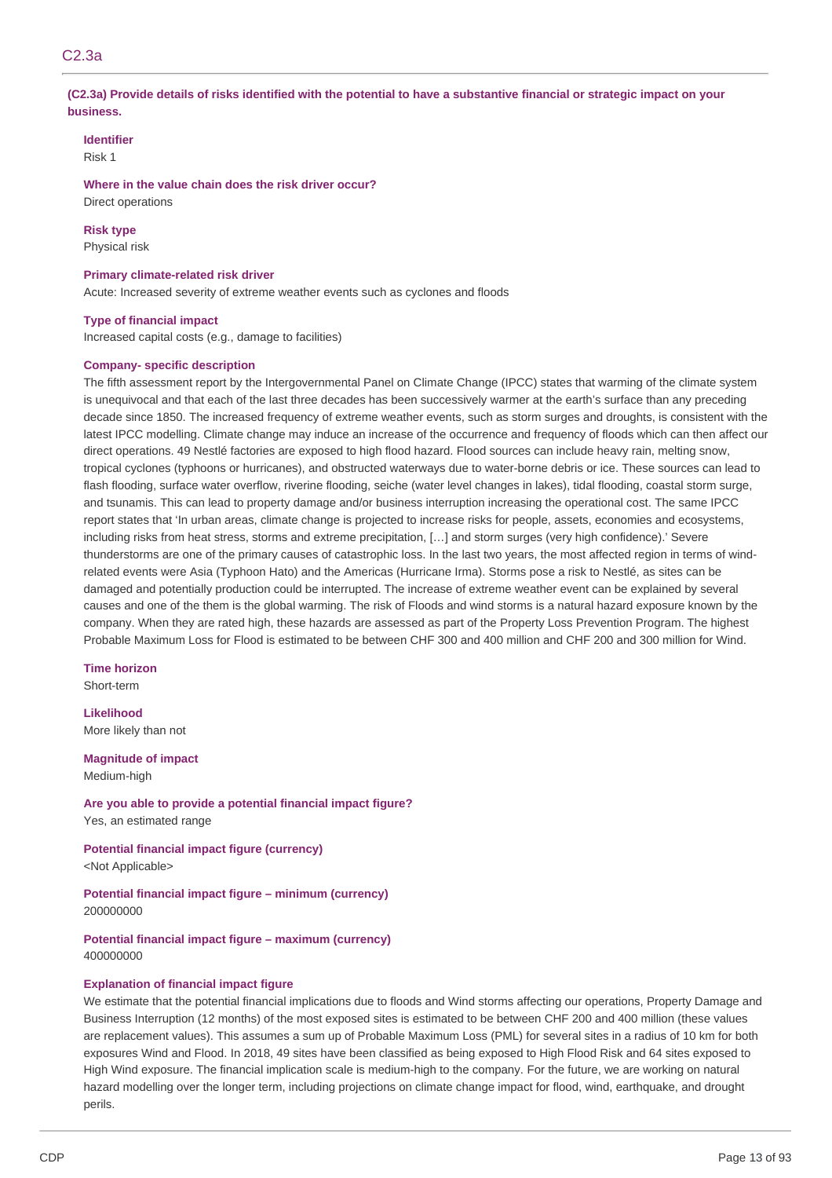## C2.3a

**(C2.3a) Provide details of risks identified with the potential to have a substantive financial or strategic impact on your business.**

**Identifier**
Risk 1

**Where in the value chain does the risk driver occur?**
Direct operations

**Risk type**
Physical risk

**Primary climate-related risk driver**
Acute: Increased severity of extreme weather events such as cyclones and floods

**Type of financial impact**
Increased capital costs (e.g., damage to facilities)

**Company- specific description**
The fifth assessment report by the Intergovernmental Panel on Climate Change (IPCC) states that warming of the climate system is unequivocal and that each of the last three decades has been successively warmer at the earth's surface than any preceding decade since 1850. The increased frequency of extreme weather events, such as storm surges and droughts, is consistent with the latest IPCC modelling. Climate change may induce an increase of the occurrence and frequency of floods which can then affect our direct operations. 49 Nestlé factories are exposed to high flood hazard. Flood sources can include heavy rain, melting snow, tropical cyclones (typhoons or hurricanes), and obstructed waterways due to water-borne debris or ice. These sources can lead to flash flooding, surface water overflow, riverine flooding, seiche (water level changes in lakes), tidal flooding, coastal storm surge, and tsunamis. This can lead to property damage and/or business interruption increasing the operational cost. The same IPCC report states that 'In urban areas, climate change is projected to increase risks for people, assets, economies and ecosystems, including risks from heat stress, storms and extreme precipitation, […] and storm surges (very high confidence).' Severe thunderstorms are one of the primary causes of catastrophic loss. In the last two years, the most affected region in terms of wind-related events were Asia (Typhoon Hato) and the Americas (Hurricane Irma). Storms pose a risk to Nestlé, as sites can be damaged and potentially production could be interrupted. The increase of extreme weather event can be explained by several causes and one of the them is the global warming. The risk of Floods and wind storms is a natural hazard exposure known by the company. When they are rated high, these hazards are assessed as part of the Property Loss Prevention Program. The highest Probable Maximum Loss for Flood is estimated to be between CHF 300 and 400 million and CHF 200 and 300 million for Wind.

**Time horizon**
Short-term

**Likelihood**
More likely than not

**Magnitude of impact**
Medium-high

**Are you able to provide a potential financial impact figure?**
Yes, an estimated range

**Potential financial impact figure (currency)**
<Not Applicable>

**Potential financial impact figure – minimum (currency)**
200000000

**Potential financial impact figure – maximum (currency)**
400000000

**Explanation of financial impact figure**
We estimate that the potential financial implications due to floods and Wind storms affecting our operations, Property Damage and Business Interruption (12 months) of the most exposed sites is estimated to be between CHF 200 and 400 million (these values are replacement values). This assumes a sum up of Probable Maximum Loss (PML) for several sites in a radius of 10 km for both exposures Wind and Flood. In 2018, 49 sites have been classified as being exposed to High Flood Risk and 64 sites exposed to High Wind exposure. The financial implication scale is medium-high to the company. For the future, we are working on natural hazard modelling over the longer term, including projections on climate change impact for flood, wind, earthquake, and drought perils.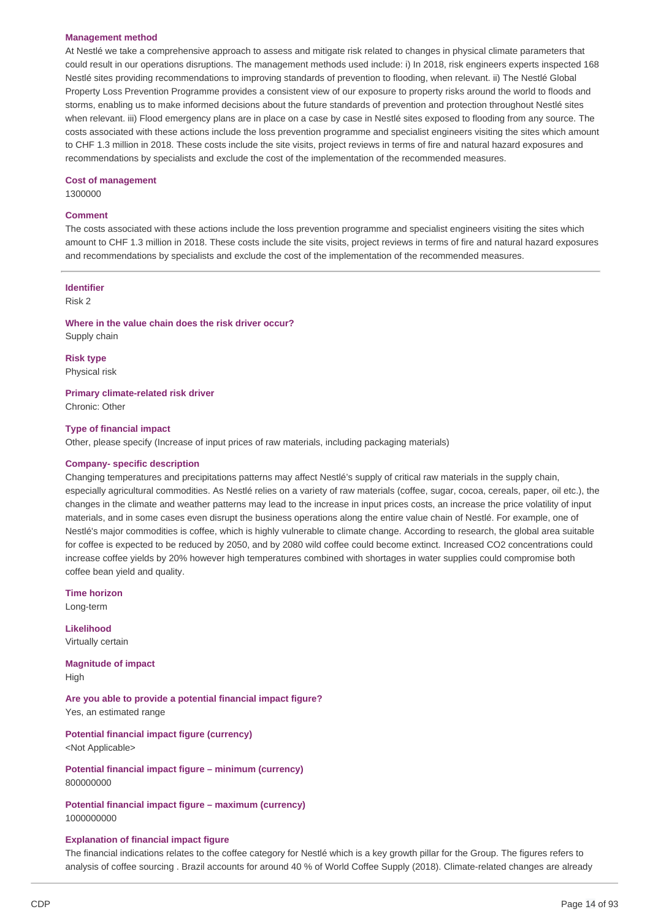**Management method**

At Nestlé we take a comprehensive approach to assess and mitigate risk related to changes in physical climate parameters that could result in our operations disruptions. The management methods used include: i) In 2018, risk engineers experts inspected 168 Nestlé sites providing recommendations to improving standards of prevention to flooding, when relevant. ii) The Nestlé Global Property Loss Prevention Programme provides a consistent view of our exposure to property risks around the world to floods and storms, enabling us to make informed decisions about the future standards of prevention and protection throughout Nestlé sites when relevant. iii) Flood emergency plans are in place on a case by case in Nestlé sites exposed to flooding from any source. The costs associated with these actions include the loss prevention programme and specialist engineers visiting the sites which amount to CHF 1.3 million in 2018. These costs include the site visits, project reviews in terms of fire and natural hazard exposures and recommendations by specialists and exclude the cost of the implementation of the recommended measures.

**Cost of management**

1300000

**Comment**

The costs associated with these actions include the loss prevention programme and specialist engineers visiting the sites which amount to CHF 1.3 million in 2018. These costs include the site visits, project reviews in terms of fire and natural hazard exposures and recommendations by specialists and exclude the cost of the implementation of the recommended measures.

---

**Identifier**

Risk 2

**Where in the value chain does the risk driver occur?**

Supply chain

**Risk type**

Physical risk

**Primary climate-related risk driver**

Chronic: Other

**Type of financial impact**

Other, please specify (Increase of input prices of raw materials, including packaging materials)

**Company- specific description**

Changing temperatures and precipitations patterns may affect Nestlé's supply of critical raw materials in the supply chain, especially agricultural commodities. As Nestlé relies on a variety of raw materials (coffee, sugar, cocoa, cereals, paper, oil etc.), the changes in the climate and weather patterns may lead to the increase in input prices costs, an increase the price volatility of input materials, and in some cases even disrupt the business operations along the entire value chain of Nestlé. For example, one of Nestlé's major commodities is coffee, which is highly vulnerable to climate change. According to research, the global area suitable for coffee is expected to be reduced by 2050, and by 2080 wild coffee could become extinct. Increased $CO_2$ concentrations could increase coffee yields by 20% however high temperatures combined with shortages in water supplies could compromise both coffee bean yield and quality.

**Time horizon**

Long-term

**Likelihood**

Virtually certain

**Magnitude of impact**

High

**Are you able to provide a potential financial impact figure?**

Yes, an estimated range

**Potential financial impact figure (currency)**

<Not Applicable>

**Potential financial impact figure – minimum (currency)**

800000000

**Potential financial impact figure – maximum (currency)**

1000000000

**Explanation of financial impact figure**

The financial indications relates to the coffee category for Nestlé which is a key growth pillar for the Group. The figures refers to analysis of coffee sourcing . Brazil accounts for around 40 % of World Coffee Supply (2018). Climate-related changes are already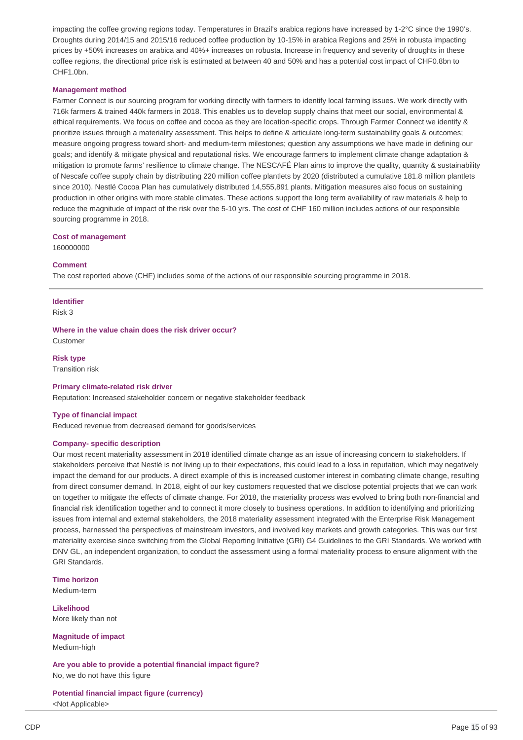impacting the coffee growing regions today. Temperatures in Brazil's arabica regions have increased by 1-2°C since the 1990's. Droughts during 2014/15 and 2015/16 reduced coffee production by 10-15% in arabica Regions and 25% in robusta impacting prices by +50% increases on arabica and 40%+ increases on robusta. Increase in frequency and severity of droughts in these coffee regions, the directional price risk is estimated at between 40 and 50% and has a potential cost impact of CHF0.8bn to CHF1.0bn.

**Management method**

Farmer Connect is our sourcing program for working directly with farmers to identify local farming issues. We work directly with 716k farmers & trained 440k farmers in 2018. This enables us to develop supply chains that meet our social, environmental & ethical requirements. We focus on coffee and cocoa as they are location-specific crops. Through Farmer Connect we identify & prioritize issues through a materiality assessment. This helps to define & articulate long-term sustainability goals & outcomes; measure ongoing progress toward short- and medium-term milestones; question any assumptions we have made in defining our goals; and identify & mitigate physical and reputational risks. We encourage farmers to implement climate change adaptation & mitigation to promote farms' resilience to climate change. The NESCAFÉ Plan aims to improve the quality, quantity & sustainability of Nescafe coffee supply chain by distributing 220 million coffee plantlets by 2020 (distributed a cumulative 181.8 million plantlets since 2010). Nestlé Cocoa Plan has cumulatively distributed 14,555,891 plants. Mitigation measures also focus on sustaining production in other origins with more stable climates. These actions support the long term availability of raw materials & help to reduce the magnitude of impact of the risk over the 5-10 yrs. The cost of CHF 160 million includes actions of our responsible sourcing programme in 2018.

**Cost of management**

160000000

**Comment**

The cost reported above (CHF) includes some of the actions of our responsible sourcing programme in 2018.

---

**Identifier**

Risk 3

**Where in the value chain does the risk driver occur?**

Customer

**Risk type**

Transition risk

**Primary climate-related risk driver**

Reputation: Increased stakeholder concern or negative stakeholder feedback

**Type of financial impact**

Reduced revenue from decreased demand for goods/services

**Company- specific description**

Our most recent materiality assessment in 2018 identified climate change as an issue of increasing concern to stakeholders. If stakeholders perceive that Nestlé is not living up to their expectations, this could lead to a loss in reputation, which may negatively impact the demand for our products. A direct example of this is increased customer interest in combating climate change, resulting from direct consumer demand. In 2018, eight of our key customers requested that we disclose potential projects that we can work on together to mitigate the effects of climate change. For 2018, the materiality process was evolved to bring both non-financial and financial risk identification together and to connect it more closely to business operations. In addition to identifying and prioritizing issues from internal and external stakeholders, the 2018 materiality assessment integrated with the Enterprise Risk Management process, harnessed the perspectives of mainstream investors, and involved key markets and growth categories. This was our first materiality exercise since switching from the Global Reporting Initiative (GRI) G4 Guidelines to the GRI Standards. We worked with DNV GL, an independent organization, to conduct the assessment using a formal materiality process to ensure alignment with the GRI Standards.

**Time horizon**

Medium-term

**Likelihood**

More likely than not

**Magnitude of impact**

Medium-high

**Are you able to provide a potential financial impact figure?**

No, we do not have this figure

**Potential financial impact figure (currency)**

<Not Applicable>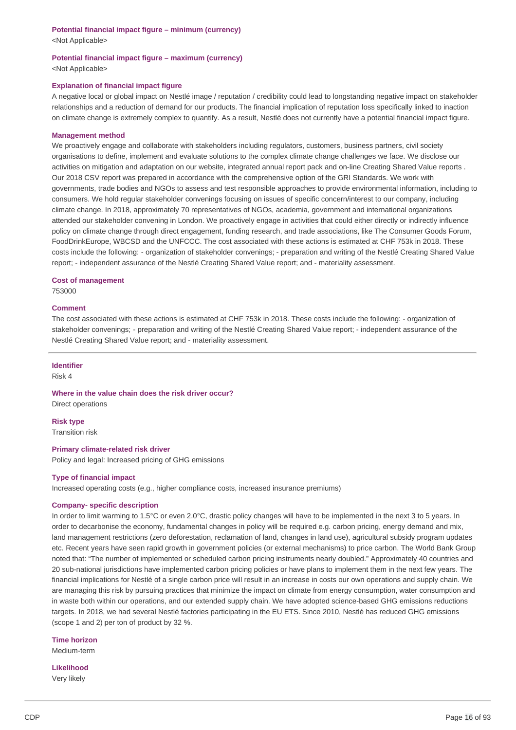**Potential financial impact figure – minimum (currency)**

<Not Applicable>

**Potential financial impact figure – maximum (currency)**

<Not Applicable>

**Explanation of financial impact figure**

A negative local or global impact on Nestlé image / reputation / credibility could lead to longstanding negative impact on stakeholder relationships and a reduction of demand for our products. The financial implication of reputation loss specifically linked to inaction on climate change is extremely complex to quantify. As a result, Nestlé does not currently have a potential financial impact figure.

**Management method**

We proactively engage and collaborate with stakeholders including regulators, customers, business partners, civil society organisations to define, implement and evaluate solutions to the complex climate change challenges we face. We disclose our activities on mitigation and adaptation on our website, integrated annual report pack and on-line Creating Shared Value reports . Our 2018 CSV report was prepared in accordance with the comprehensive option of the GRI Standards. We work with governments, trade bodies and NGOs to assess and test responsible approaches to provide environmental information, including to consumers. We hold regular stakeholder convenings focusing on issues of specific concern/interest to our company, including climate change. In 2018, approximately 70 representatives of NGOs, academia, government and international organizations attended our stakeholder convening in London. We proactively engage in activities that could either directly or indirectly influence policy on climate change through direct engagement, funding research, and trade associations, like The Consumer Goods Forum, FoodDrinkEurope, WBCSD and the UNFCCC. The cost associated with these actions is estimated at CHF 753k in 2018. These costs include the following: - organization of stakeholder convenings; - preparation and writing of the Nestlé Creating Shared Value report; - independent assurance of the Nestlé Creating Shared Value report; and - materiality assessment.

**Cost of management**

753000

**Comment**

The cost associated with these actions is estimated at CHF 753k in 2018. These costs include the following: - organization of stakeholder convenings; - preparation and writing of the Nestlé Creating Shared Value report; - independent assurance of the Nestlé Creating Shared Value report; and - materiality assessment.

---

**Identifier**

Risk 4

**Where in the value chain does the risk driver occur?**

Direct operations

**Risk type**

Transition risk

**Primary climate-related risk driver**

Policy and legal: Increased pricing of GHG emissions

**Type of financial impact**

Increased operating costs (e.g., higher compliance costs, increased insurance premiums)

**Company- specific description**

In order to limit warming to 1.5°C or even 2.0°C, drastic policy changes will have to be implemented in the next 3 to 5 years. In order to decarbonise the economy, fundamental changes in policy will be required e.g. carbon pricing, energy demand and mix, land management restrictions (zero deforestation, reclamation of land, changes in land use), agricultural subsidy program updates etc. Recent years have seen rapid growth in government policies (or external mechanisms) to price carbon. The World Bank Group noted that: "The number of implemented or scheduled carbon pricing instruments nearly doubled." Approximately 40 countries and 20 sub-national jurisdictions have implemented carbon pricing policies or have plans to implement them in the next few years. The financial implications for Nestlé of a single carbon price will result in an increase in costs our own operations and supply chain. We are managing this risk by pursuing practices that minimize the impact on climate from energy consumption, water consumption and in waste both within our operations, and our extended supply chain. We have adopted science-based GHG emissions reductions targets. In 2018, we had several Nestlé factories participating in the EU ETS. Since 2010, Nestlé has reduced GHG emissions (scope 1 and 2) per ton of product by 32 %.

**Time horizon**

Medium-term

**Likelihood**

Very likely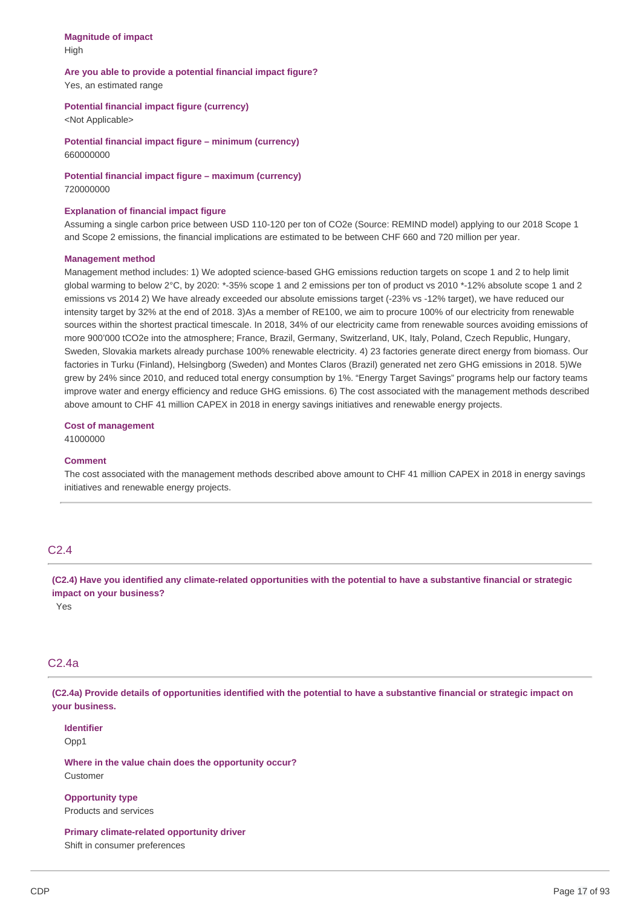**Magnitude of impact**
High

**Are you able to provide a potential financial impact figure?**
Yes, an estimated range

**Potential financial impact figure (currency)**
<Not Applicable>

**Potential financial impact figure – minimum (currency)**
660000000

**Potential financial impact figure – maximum (currency)**
720000000

**Explanation of financial impact figure**
Assuming a single carbon price between USD 110-120 per ton of CO2e (Source: REMIND model) applying to our 2018 Scope 1 and Scope 2 emissions, the financial implications are estimated to be between CHF 660 and 720 million per year.

**Management method**
Management method includes: 1) We adopted science-based GHG emissions reduction targets on scope 1 and 2 to help limit global warming to below 2°C, by 2020: *-35% scope 1 and 2 emissions per ton of product vs 2010 *-12% absolute scope 1 and 2 emissions vs 2014 2) We have already exceeded our absolute emissions target (-23% vs -12% target), we have reduced our intensity target by 32% at the end of 2018. 3)As a member of RE100, we aim to procure 100% of our electricity from renewable sources within the shortest practical timescale. In 2018, 34% of our electricity came from renewable sources avoiding emissions of more 900'000 tCO2e into the atmosphere; France, Brazil, Germany, Switzerland, UK, Italy, Poland, Czech Republic, Hungary, Sweden, Slovakia markets already purchase 100% renewable electricity. 4) 23 factories generate direct energy from biomass. Our factories in Turku (Finland), Helsingborg (Sweden) and Montes Claros (Brazil) generated net zero GHG emissions in 2018. 5)We grew by 24% since 2010, and reduced total energy consumption by 1%. "Energy Target Savings" programs help our factory teams improve water and energy efficiency and reduce GHG emissions. 6) The cost associated with the management methods described above amount to CHF 41 million CAPEX in 2018 in energy savings initiatives and renewable energy projects.

**Cost of management**
41000000

**Comment**
The cost associated with the management methods described above amount to CHF 41 million CAPEX in 2018 in energy savings initiatives and renewable energy projects.

## C2.4

**(C2.4) Have you identified any climate-related opportunities with the potential to have a substantive financial or strategic impact on your business?**
Yes

## C2.4a

**(C2.4a) Provide details of opportunities identified with the potential to have a substantive financial or strategic impact on your business.**

**Identifier**
Opp1

**Where in the value chain does the opportunity occur?**
Customer

**Opportunity type**
Products and services

**Primary climate-related opportunity driver**
Shift in consumer preferences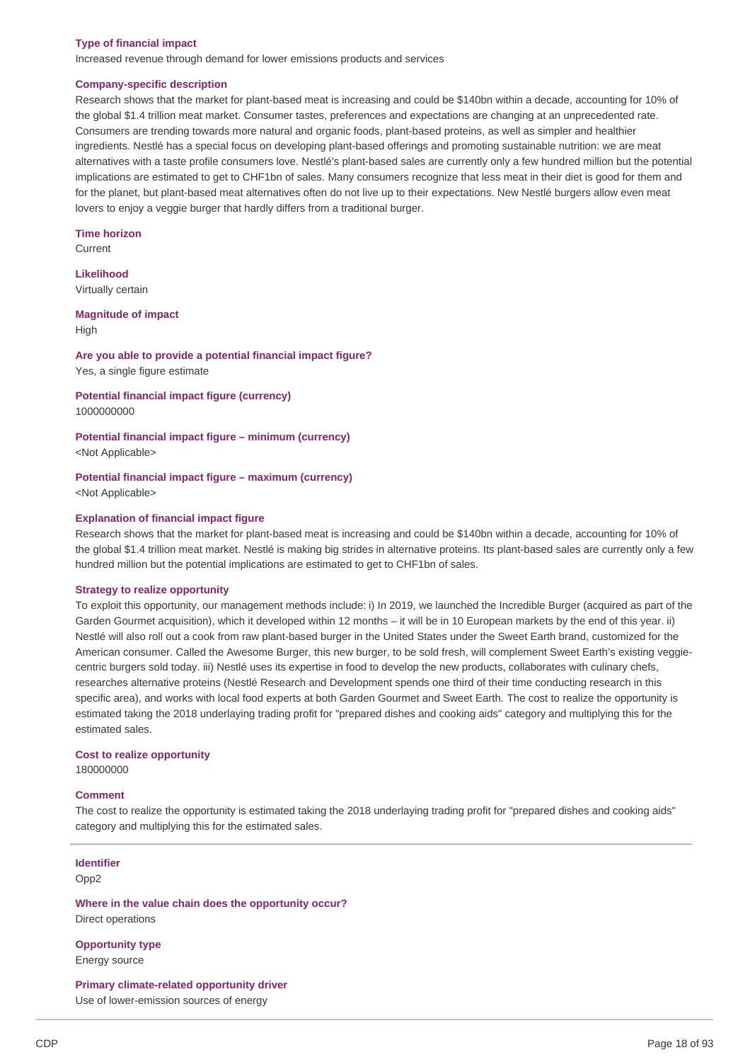**Type of financial impact**
Increased revenue through demand for lower emissions products and services

**Company-specific description**
Research shows that the market for plant-based meat is increasing and could be $140bn within a decade, accounting for 10% of the global $1.4 trillion meat market. Consumer tastes, preferences and expectations are changing at an unprecedented rate. Consumers are trending towards more natural and organic foods, plant-based proteins, as well as simpler and healthier ingredients. Nestlé has a special focus on developing plant-based offerings and promoting sustainable nutrition: we are meat alternatives with a taste profile consumers love. Nestlé's plant-based sales are currently only a few hundred million but the potential implications are estimated to get to CHF1bn of sales. Many consumers recognize that less meat in their diet is good for them and for the planet, but plant-based meat alternatives often do not live up to their expectations. New Nestlé burgers allow even meat lovers to enjoy a veggie burger that hardly differs from a traditional burger.

**Time horizon**
Current

**Likelihood**
Virtually certain

**Magnitude of impact**
High

**Are you able to provide a potential financial impact figure?**
Yes, a single figure estimate

**Potential financial impact figure (currency)**
1000000000

**Potential financial impact figure – minimum (currency)**
<Not Applicable>

**Potential financial impact figure – maximum (currency)**
<Not Applicable>

**Explanation of financial impact figure**
Research shows that the market for plant-based meat is increasing and could be $140bn within a decade, accounting for 10% of the global $1.4 trillion meat market. Nestlé is making big strides in alternative proteins. Its plant-based sales are currently only a few hundred million but the potential implications are estimated to get to CHF1bn of sales.

**Strategy to realize opportunity**
To exploit this opportunity, our management methods include: i) In 2019, we launched the Incredible Burger (acquired as part of the Garden Gourmet acquisition), which it developed within 12 months – it will be in 10 European markets by the end of this year. ii) Nestlé will also roll out a cook from raw plant-based burger in the United States under the Sweet Earth brand, customized for the American consumer. Called the Awesome Burger, this new burger, to be sold fresh, will complement Sweet Earth's existing veggie-centric burgers sold today. iii) Nestlé uses its expertise in food to develop the new products, collaborates with culinary chefs, researches alternative proteins (Nestlé Research and Development spends one third of their time conducting research in this specific area), and works with local food experts at both Garden Gourmet and Sweet Earth. The cost to realize the opportunity is estimated taking the 2018 underlaying trading profit for "prepared dishes and cooking aids" category and multiplying this for the estimated sales.

**Cost to realize opportunity**
180000000

**Comment**
The cost to realize the opportunity is estimated taking the 2018 underlaying trading profit for "prepared dishes and cooking aids" category and multiplying this for the estimated sales.

---

**Identifier**
Opp2

**Where in the value chain does the opportunity occur?**
Direct operations

**Opportunity type**
Energy source

**Primary climate-related opportunity driver**
Use of lower-emission sources of energy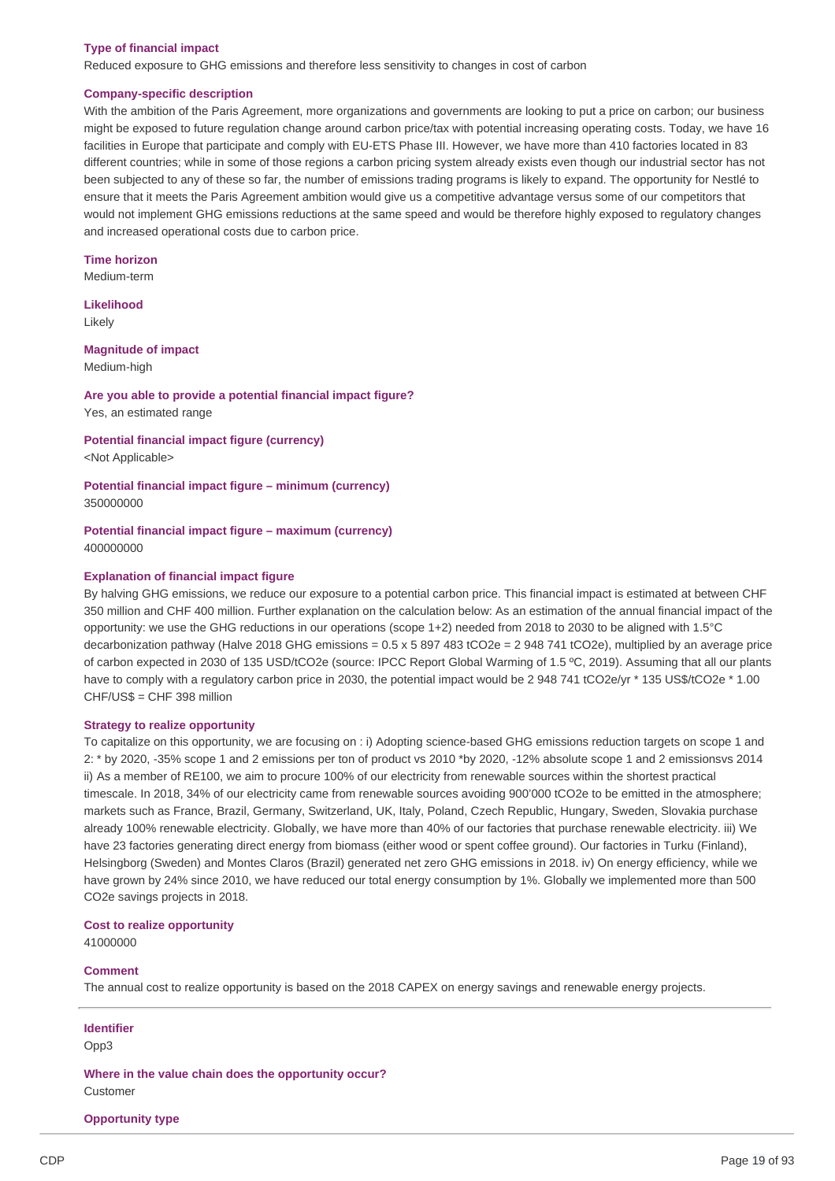**Type of financial impact**

Reduced exposure to GHG emissions and therefore less sensitivity to changes in cost of carbon

**Company-specific description**

With the ambition of the Paris Agreement, more organizations and governments are looking to put a price on carbon; our business might be exposed to future regulation change around carbon price/tax with potential increasing operating costs. Today, we have 16 facilities in Europe that participate and comply with EU-ETS Phase III. However, we have more than 410 factories located in 83 different countries; while in some of those regions a carbon pricing system already exists even though our industrial sector has not been subjected to any of these so far, the number of emissions trading programs is likely to expand. The opportunity for Nestlé to ensure that it meets the Paris Agreement ambition would give us a competitive advantage versus some of our competitors that would not implement GHG emissions reductions at the same speed and would be therefore highly exposed to regulatory changes and increased operational costs due to carbon price.

**Time horizon**

Medium-term

**Likelihood**

Likely

**Magnitude of impact**

Medium-high

**Are you able to provide a potential financial impact figure?**

Yes, an estimated range

**Potential financial impact figure (currency)**

<Not Applicable>

**Potential financial impact figure – minimum (currency)**

350000000

**Potential financial impact figure – maximum (currency)**

400000000

**Explanation of financial impact figure**

By halving GHG emissions, we reduce our exposure to a potential carbon price. This financial impact is estimated at between CHF 350 million and CHF 400 million. Further explanation on the calculation below: As an estimation of the annual financial impact of the opportunity: we use the GHG reductions in our operations (scope 1+2) needed from 2018 to 2030 to be aligned with 1.5°C decarbonization pathway (Halve 2018 GHG emissions = 0.5 x 5 897 483 tCO2e = 2 948 741 tCO2e), multiplied by an average price of carbon expected in 2030 of 135 USD/tCO2e (source: IPCC Report Global Warming of 1.5 ºC, 2019). Assuming that all our plants have to comply with a regulatory carbon price in 2030, the potential impact would be 2 948 741 tCO2e/yr * 135 US$/tCO2e * 1.00 CHF/US$ = CHF 398 million

**Strategy to realize opportunity**

To capitalize on this opportunity, we are focusing on : i) Adopting science-based GHG emissions reduction targets on scope 1 and 2: * by 2020, -35% scope 1 and 2 emissions per ton of product vs 2010 *by 2020, -12% absolute scope 1 and 2 emissionsvs 2014 ii) As a member of RE100, we aim to procure 100% of our electricity from renewable sources within the shortest practical timescale. In 2018, 34% of our electricity came from renewable sources avoiding 900'000 tCO2e to be emitted in the atmosphere; markets such as France, Brazil, Germany, Switzerland, UK, Italy, Poland, Czech Republic, Hungary, Sweden, Slovakia purchase already 100% renewable electricity. Globally, we have more than 40% of our factories that purchase renewable electricity. iii) We have 23 factories generating direct energy from biomass (either wood or spent coffee ground). Our factories in Turku (Finland), Helsingborg (Sweden) and Montes Claros (Brazil) generated net zero GHG emissions in 2018. iv) On energy efficiency, while we have grown by 24% since 2010, we have reduced our total energy consumption by 1%. Globally we implemented more than 500 CO2e savings projects in 2018.

**Cost to realize opportunity**

41000000

**Comment**

The annual cost to realize opportunity is based on the 2018 CAPEX on energy savings and renewable energy projects.

---

**Identifier**

Opp3

**Where in the value chain does the opportunity occur?**

Customer

**Opportunity type**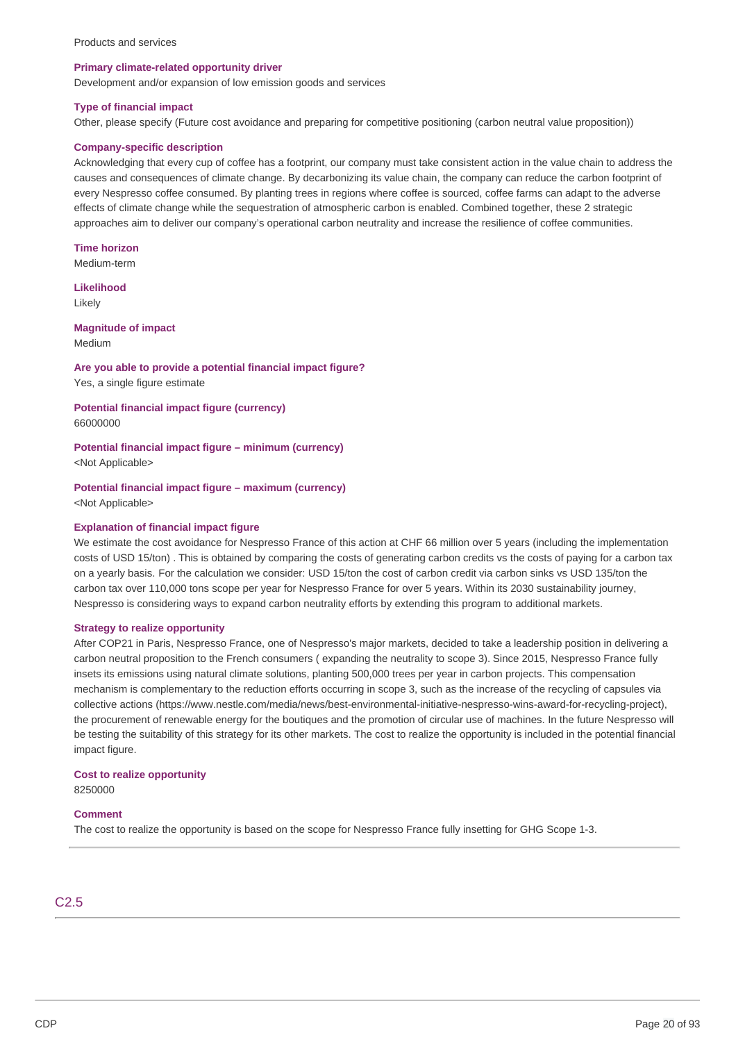Products and services

**Primary climate-related opportunity driver**

Development and/or expansion of low emission goods and services

**Type of financial impact**

Other, please specify (Future cost avoidance and preparing for competitive positioning (carbon neutral value proposition))

**Company-specific description**

Acknowledging that every cup of coffee has a footprint, our company must take consistent action in the value chain to address the causes and consequences of climate change. By decarbonizing its value chain, the company can reduce the carbon footprint of every Nespresso coffee consumed. By planting trees in regions where coffee is sourced, coffee farms can adapt to the adverse effects of climate change while the sequestration of atmospheric carbon is enabled. Combined together, these 2 strategic approaches aim to deliver our company's operational carbon neutrality and increase the resilience of coffee communities.

**Time horizon**

Medium-term

**Likelihood**

Likely

**Magnitude of impact**

Medium

**Are you able to provide a potential financial impact figure?**

Yes, a single figure estimate

**Potential financial impact figure (currency)**

66000000

**Potential financial impact figure – minimum (currency)**

<Not Applicable>

**Potential financial impact figure – maximum (currency)**

<Not Applicable>

**Explanation of financial impact figure**

We estimate the cost avoidance for Nespresso France of this action at CHF 66 million over 5 years (including the implementation costs of USD 15/ton) . This is obtained by comparing the costs of generating carbon credits vs the costs of paying for a carbon tax on a yearly basis. For the calculation we consider: USD 15/ton the cost of carbon credit via carbon sinks vs USD 135/ton the carbon tax over 110,000 tons scope per year for Nespresso France for over 5 years. Within its 2030 sustainability journey, Nespresso is considering ways to expand carbon neutrality efforts by extending this program to additional markets.

**Strategy to realize opportunity**

After COP21 in Paris, Nespresso France, one of Nespresso's major markets, decided to take a leadership position in delivering a carbon neutral proposition to the French consumers ( expanding the neutrality to scope 3). Since 2015, Nespresso France fully insets its emissions using natural climate solutions, planting 500,000 trees per year in carbon projects. This compensation mechanism is complementary to the reduction efforts occurring in scope 3, such as the increase of the recycling of capsules via collective actions (https://www.nestle.com/media/news/best-environmental-initiative-nespresso-wins-award-for-recycling-project), the procurement of renewable energy for the boutiques and the promotion of circular use of machines. In the future Nespresso will be testing the suitability of this strategy for its other markets. The cost to realize the opportunity is included in the potential financial impact figure.

**Cost to realize opportunity**

8250000

**Comment**

The cost to realize the opportunity is based on the scope for Nespresso France fully insetting for GHG Scope 1-3.

## C2.5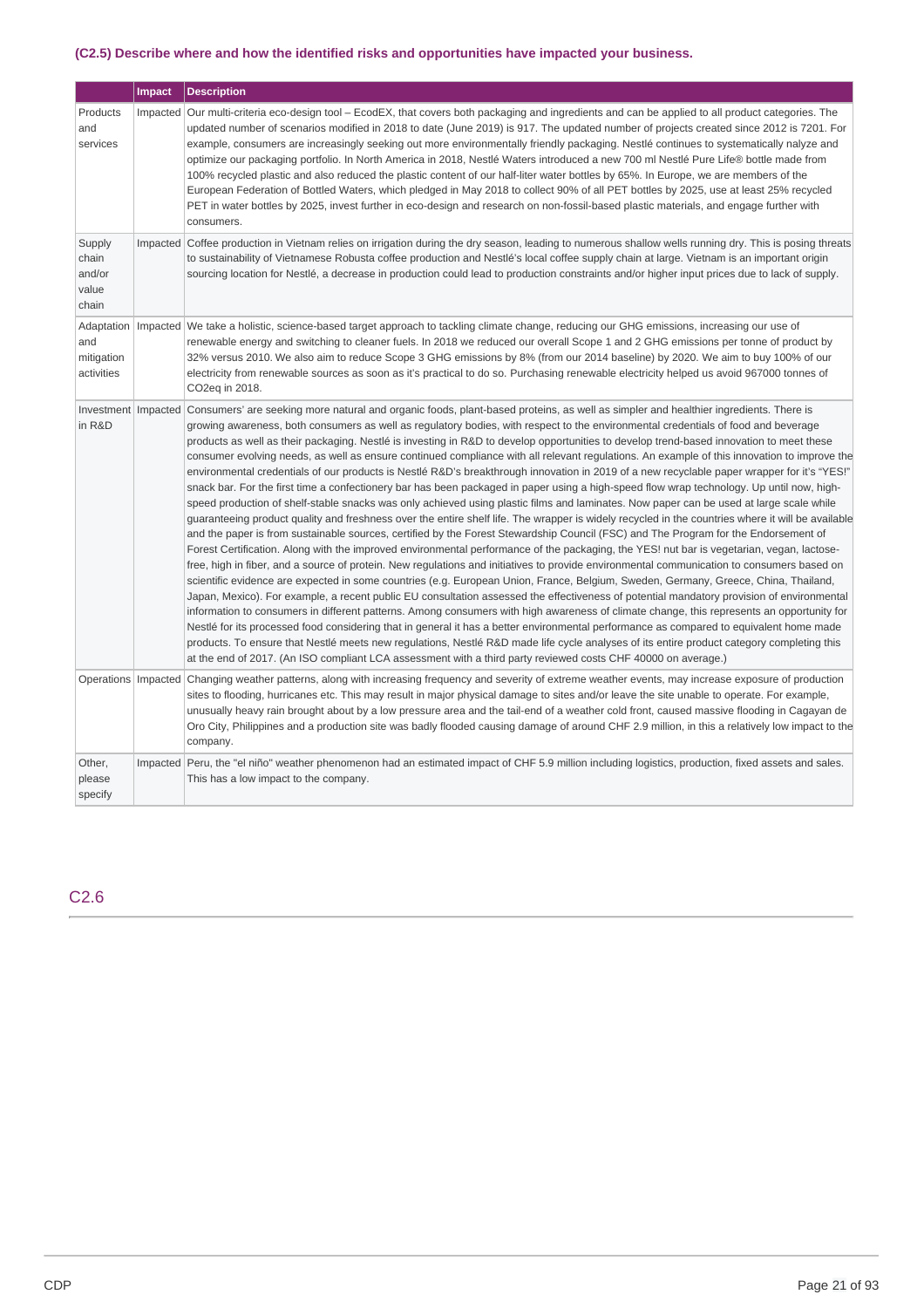### (C2.5) Describe where and how the identified risks and opportunities have impacted your business.

| | Impact | Description |
|---|---|---|
| Products and services | Impacted | Our multi-criteria eco-design tool – EcodEX, that covers both packaging and ingredients and can be applied to all product categories. The updated number of scenarios modified in 2018 to date (June 2019) is 917. The updated number of projects created since 2012 is 7201. For example, consumers are increasingly seeking out more environmentally friendly packaging. Nestlé continues to systematically nalyze and optimize our packaging portfolio. In North America in 2018, Nestlé Waters introduced a new 700 ml Nestlé Pure Life® bottle made from 100% recycled plastic and also reduced the plastic content of our half-liter water bottles by 65%. In Europe, we are members of the European Federation of Bottled Waters, which pledged in May 2018 to collect 90% of all PET bottles by 2025, use at least 25% recycled PET in water bottles by 2025, invest further in eco-design and research on non-fossil-based plastic materials, and engage further with consumers. |
| Supply chain and/or value chain | Impacted | Coffee production in Vietnam relies on irrigation during the dry season, leading to numerous shallow wells running dry. This is posing threats to sustainability of Vietnamese Robusta coffee production and Nestlé's local coffee supply chain at large. Vietnam is an important origin sourcing location for Nestlé, a decrease in production could lead to production constraints and/or higher input prices due to lack of supply. |
| Adaptation and mitigation activities | Impacted | We take a holistic, science-based target approach to tackling climate change, reducing our GHG emissions, increasing our use of renewable energy and switching to cleaner fuels. In 2018 we reduced our overall Scope 1 and 2 GHG emissions per tonne of product by 32% versus 2010. We also aim to reduce Scope 3 GHG emissions by 8% (from our 2014 baseline) by 2020. We aim to buy 100% of our electricity from renewable sources as soon as it's practical to do so. Purchasing renewable electricity helped us avoid 967000 tonnes of CO2eq in 2018. |
| Investment in R&D | Impacted | Consumers' are seeking more natural and organic foods, plant-based proteins, as well as simpler and healthier ingredients. There is growing awareness, both consumers as well as regulatory bodies, with respect to the environmental credentials of food and beverage products as well as their packaging. Nestlé is investing in R&D to develop opportunities to develop trend-based innovation to meet these consumer evolving needs, as well as ensure continued compliance with all relevant regulations. An example of this innovation to improve the environmental credentials of our products is Nestlé R&D's breakthrough innovation in 2019 of a new recyclable paper wrapper for it's "YES!" snack bar. For the first time a confectionery bar has been packaged in paper using a high-speed flow wrap technology. Up until now, high-speed production of shelf-stable snacks was only achieved using plastic films and laminates. Now paper can be used at large scale while guaranteeing product quality and freshness over the entire shelf life. The wrapper is widely recycled in the countries where it will be available and the paper is from sustainable sources, certified by the Forest Stewardship Council (FSC) and The Program for the Endorsement of Forest Certification. Along with the improved environmental performance of the packaging, the YES! nut bar is vegetarian, vegan, lactose-free, high in fiber, and a source of protein. New regulations and initiatives to provide environmental communication to consumers based on scientific evidence are expected in some countries (e.g. European Union, France, Belgium, Sweden, Germany, Greece, China, Thailand, Japan, Mexico). For example, a recent public EU consultation assessed the effectiveness of potential mandatory provision of environmental information to consumers in different patterns. Among consumers with high awareness of climate change, this represents an opportunity for Nestlé for its processed food considering that in general it has a better environmental performance as compared to equivalent home made products. To ensure that Nestlé meets new regulations, Nestlé R&D made life cycle analyses of its entire product category completing this at the end of 2017. (An ISO compliant LCA assessment with a third party reviewed costs CHF 40000 on average.) |
| Operations | Impacted | Changing weather patterns, along with increasing frequency and severity of extreme weather events, may increase exposure of production sites to flooding, hurricanes etc. This may result in major physical damage to sites and/or leave the site unable to operate. For example, unusually heavy rain brought about by a low pressure area and the tail-end of a weather cold front, caused massive flooding in Cagayan de Oro City, Philippines and a production site was badly flooded causing damage of around CHF 2.9 million, in this a relatively low impact to the company. |
| Other, please specify | Impacted | Peru, the "el niño" weather phenomenon had an estimated impact of CHF 5.9 million including logistics, production, fixed assets and sales. This has a low impact to the company. |

## C2.6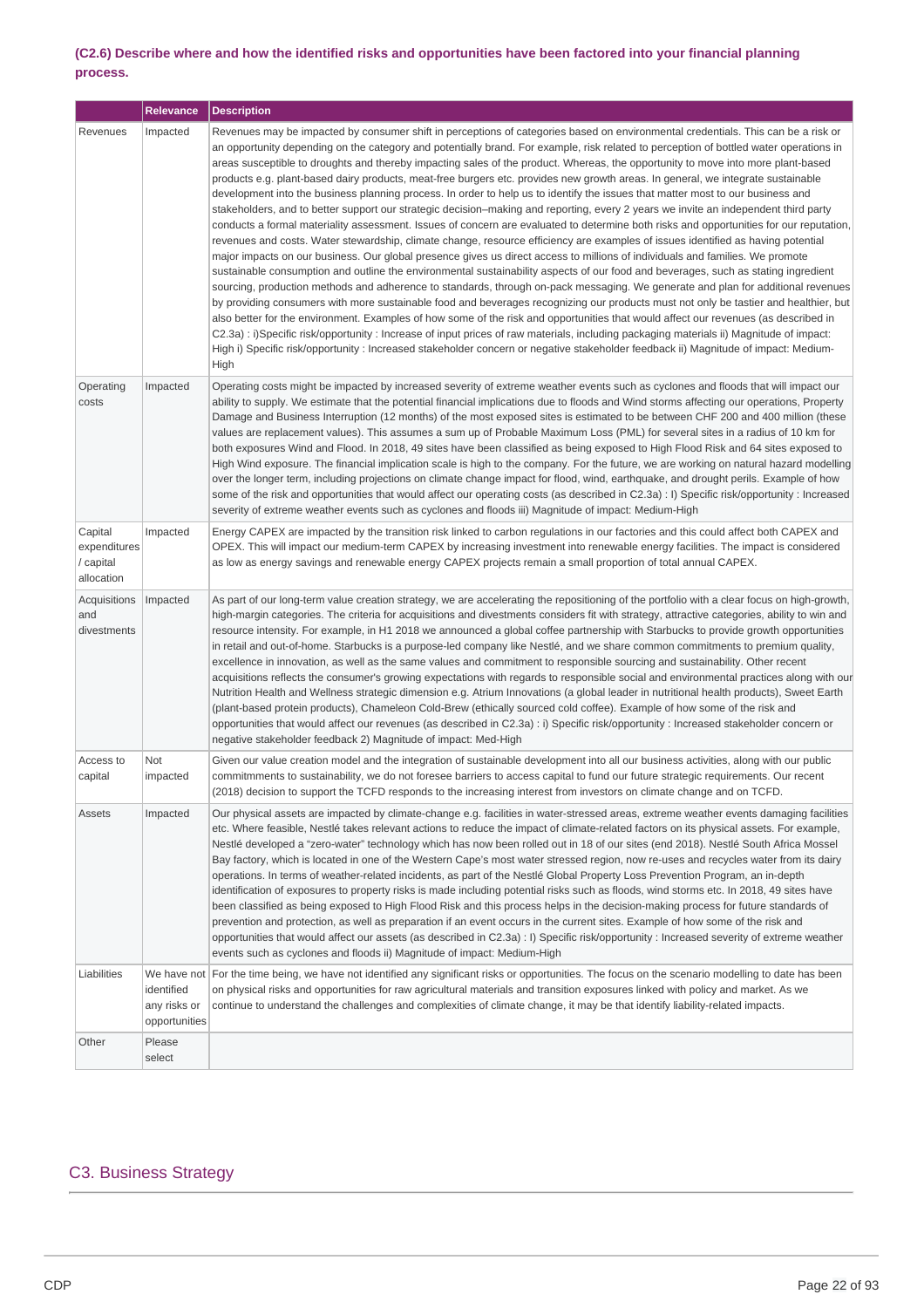### (C2.6) Describe where and how the identified risks and opportunities have been factored into your financial planning process.

| | Relevance | Description |
|---|---|---|
| Revenues | Impacted | Revenues may be impacted by consumer shift in perceptions of categories based on environmental credentials. This can be a risk or an opportunity depending on the category and potentially brand. For example, risk related to perception of bottled water operations in areas susceptible to droughts and thereby impacting sales of the product. Whereas, the opportunity to move into more plant-based products e.g. plant-based dairy products, meat-free burgers etc. provides new growth areas. In general, we integrate sustainable development into the business planning process. In order to help us to identify the issues that matter most to our business and stakeholders, and to better support our strategic decision–making and reporting, every 2 years we invite an independent third party conducts a formal materiality assessment. Issues of concern are evaluated to determine both risks and opportunities for our reputation, revenues and costs. Water stewardship, climate change, resource efficiency are examples of issues identified as having potential major impacts on our business. Our global presence gives us direct access to millions of individuals and families. We promote sustainable consumption and outline the environmental sustainability aspects of our food and beverages, such as stating ingredient sourcing, production methods and adherence to standards, through on-pack messaging. We generate and plan for additional revenues by providing consumers with more sustainable food and beverages recognizing our products must not only be tastier and healthier, but also better for the environment. Examples of how some of the risk and opportunities that would affect our revenues (as described in C2.3a) : i)Specific risk/opportunity : Increase of input prices of raw materials, including packaging materials ii) Magnitude of impact: High i) Specific risk/opportunity : Increased stakeholder concern or negative stakeholder feedback ii) Magnitude of impact: Medium-High |
| Operating costs | Impacted | Operating costs might be impacted by increased severity of extreme weather events such as cyclones and floods that will impact our ability to supply. We estimate that the potential financial implications due to floods and Wind storms affecting our operations, Property Damage and Business Interruption (12 months) of the most exposed sites is estimated to be between CHF 200 and 400 million (these values are replacement values). This assumes a sum up of Probable Maximum Loss (PML) for several sites in a radius of 10 km for both exposures Wind and Flood. In 2018, 49 sites have been classified as being exposed to High Flood Risk and 64 sites exposed to High Wind exposure. The financial implication scale is high to the company. For the future, we are working on natural hazard modelling over the longer term, including projections on climate change impact for flood, wind, earthquake, and drought perils. Example of how some of the risk and opportunities that would affect our operating costs (as described in C2.3a) : I) Specific risk/opportunity : Increased severity of extreme weather events such as cyclones and floods iii) Magnitude of impact: Medium-High |
| Capital expenditures / capital allocation | Impacted | Energy CAPEX are impacted by the transition risk linked to carbon regulations in our factories and this could affect both CAPEX and OPEX. This will impact our medium-term CAPEX by increasing investment into renewable energy facilities. The impact is considered as low as energy savings and renewable energy CAPEX projects remain a small proportion of total annual CAPEX. |
| Acquisitions and divestments | Impacted | As part of our long-term value creation strategy, we are accelerating the repositioning of the portfolio with a clear focus on high-growth, high-margin categories. The criteria for acquisitions and divestments considers fit with strategy, attractive categories, ability to win and resource intensity. For example, in H1 2018 we announced a global coffee partnership with Starbucks to provide growth opportunities in retail and out-of-home. Starbucks is a purpose-led company like Nestlé, and we share common commitments to premium quality, excellence in innovation, as well as the same values and commitment to responsible sourcing and sustainability. Other recent acquisitions reflects the consumer's growing expectations with regards to responsible social and environmental practices along with our Nutrition Health and Wellness strategic dimension e.g. Atrium Innovations (a global leader in nutritional health products), Sweet Earth (plant-based protein products), Chameleon Cold-Brew (ethically sourced cold coffee). Example of how some of the risk and opportunities that would affect our revenues (as described in C2.3a) : i) Specific risk/opportunity : Increased stakeholder concern or negative stakeholder feedback 2) Magnitude of impact: Med-High |
| Access to capital | Not impacted | Given our value creation model and the integration of sustainable development into all our business activities, along with our public commitmments to sustainability, we do not foresee barriers to access capital to fund our future strategic requirements. Our recent (2018) decision to support the TCFD responds to the increasing interest from investors on climate change and on TCFD. |
| Assets | Impacted | Our physical assets are impacted by climate-change e.g. facilities in water-stressed areas, extreme weather events damaging facilities etc. Where feasible, Nestlé takes relevant actions to reduce the impact of climate-related factors on its physical assets. For example, Nestlé developed a "zero-water" technology which has now been rolled out in 18 of our sites (end 2018). Nestlé South Africa Mossel Bay factory, which is located in one of the Western Cape's most water stressed region, now re-uses and recycles water from its dairy operations. In terms of weather-related incidents, as part of the Nestlé Global Property Loss Prevention Program, an in-depth identification of exposures to property risks is made including potential risks such as floods, wind storms etc. In 2018, 49 sites have been classified as being exposed to High Flood Risk and this process helps in the decision-making process for future standards of prevention and protection, as well as preparation if an event occurs in the current sites. Example of how some of the risk and opportunities that would affect our assets (as described in C2.3a) : I) Specific risk/opportunity : Increased severity of extreme weather events such as cyclones and floods ii) Magnitude of impact: Medium-High |
| Liabilities | We have not identified any risks or opportunities | For the time being, we have not identified any significant risks or opportunities. The focus on the scenario modelling to date has been on physical risks and opportunities for raw agricultural materials and transition exposures linked with policy and market. As we continue to understand the challenges and complexities of climate change, it may be that identify liability-related impacts. |
| Other | Please select | |

## C3. Business Strategy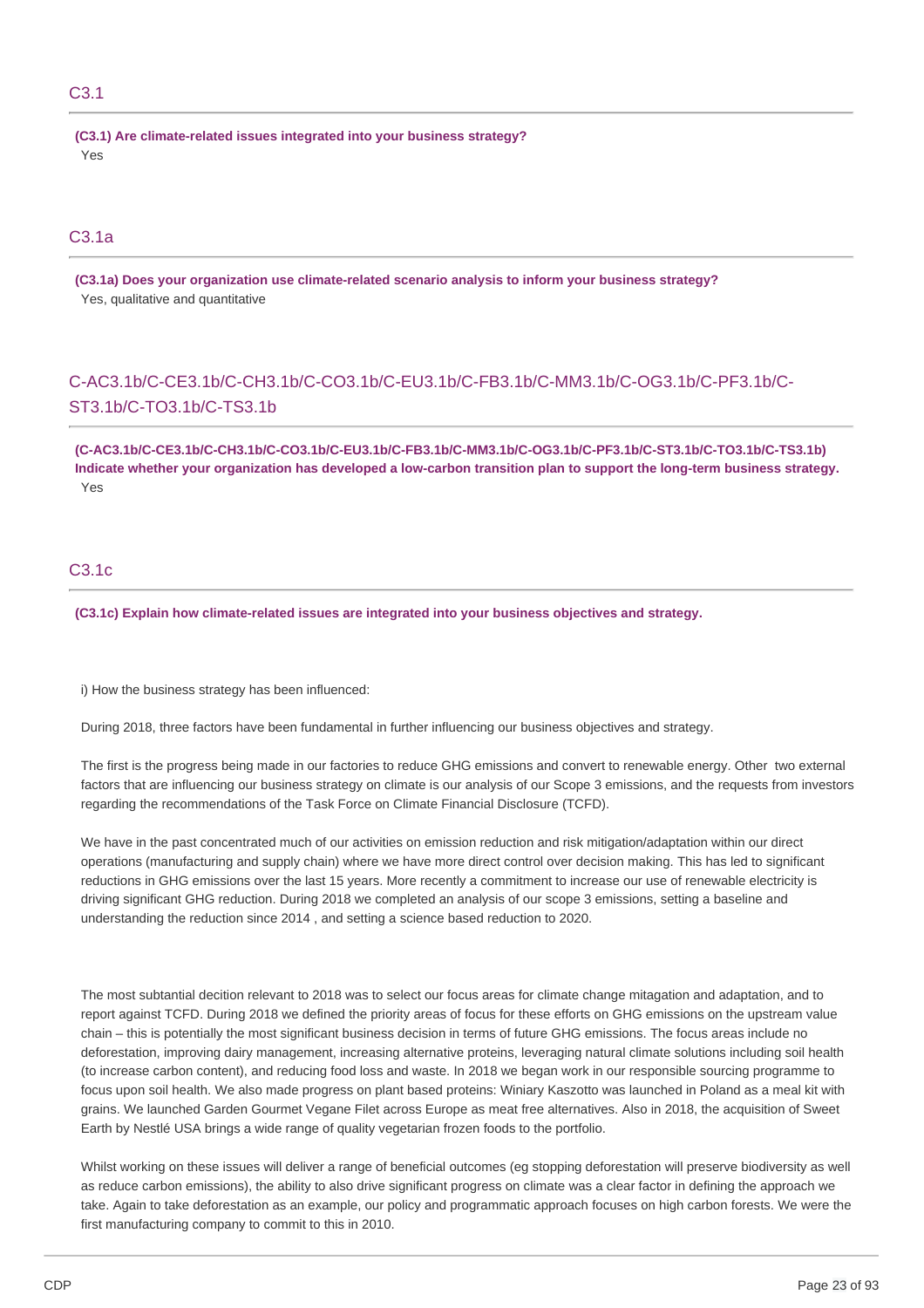## C3.1

**(C3.1) Are climate-related issues integrated into your business strategy?**

Yes

## C3.1a

**(C3.1a) Does your organization use climate-related scenario analysis to inform your business strategy?**

Yes, qualitative and quantitative

## C-AC3.1b/C-CE3.1b/C-CH3.1b/C-CO3.1b/C-EU3.1b/C-FB3.1b/C-MM3.1b/C-OG3.1b/C-PF3.1b/C-ST3.1b/C-TO3.1b/C-TS3.1b

**(C-AC3.1b/C-CE3.1b/C-CH3.1b/C-CO3.1b/C-EU3.1b/C-FB3.1b/C-MM3.1b/C-OG3.1b/C-PF3.1b/C-ST3.1b/C-TO3.1b/C-TS3.1b) Indicate whether your organization has developed a low-carbon transition plan to support the long-term business strategy.**

Yes

## C3.1c

**(C3.1c) Explain how climate-related issues are integrated into your business objectives and strategy.**

i) How the business strategy has been influenced:

During 2018, three factors have been fundamental in further influencing our business objectives and strategy.

The first is the progress being made in our factories to reduce GHG emissions and convert to renewable energy. Other two external factors that are influencing our business strategy on climate is our analysis of our Scope 3 emissions, and the requests from investors regarding the recommendations of the Task Force on Climate Financial Disclosure (TCFD).

We have in the past concentrated much of our activities on emission reduction and risk mitigation/adaptation within our direct operations (manufacturing and supply chain) where we have more direct control over decision making. This has led to significant reductions in GHG emissions over the last 15 years. More recently a commitment to increase our use of renewable electricity is driving significant GHG reduction. During 2018 we completed an analysis of our scope 3 emissions, setting a baseline and understanding the reduction since 2014 , and setting a science based reduction to 2020.

The most subtantial decition relevant to 2018 was to select our focus areas for climate change mitagation and adaptation, and to report against TCFD. During 2018 we defined the priority areas of focus for these efforts on GHG emissions on the upstream value chain – this is potentially the most significant business decision in terms of future GHG emissions. The focus areas include no deforestation, improving dairy management, increasing alternative proteins, leveraging natural climate solutions including soil health (to increase carbon content), and reducing food loss and waste. In 2018 we began work in our responsible sourcing programme to focus upon soil health. We also made progress on plant based proteins: Winiary Kaszotto was launched in Poland as a meal kit with grains. We launched Garden Gourmet Vegane Filet across Europe as meat free alternatives. Also in 2018, the acquisition of Sweet Earth by Nestlé USA brings a wide range of quality vegetarian frozen foods to the portfolio.

Whilst working on these issues will deliver a range of beneficial outcomes (eg stopping deforestation will preserve biodiversity as well as reduce carbon emissions), the ability to also drive significant progress on climate was a clear factor in defining the approach we take. Again to take deforestation as an example, our policy and programmatic approach focuses on high carbon forests. We were the first manufacturing company to commit to this in 2010.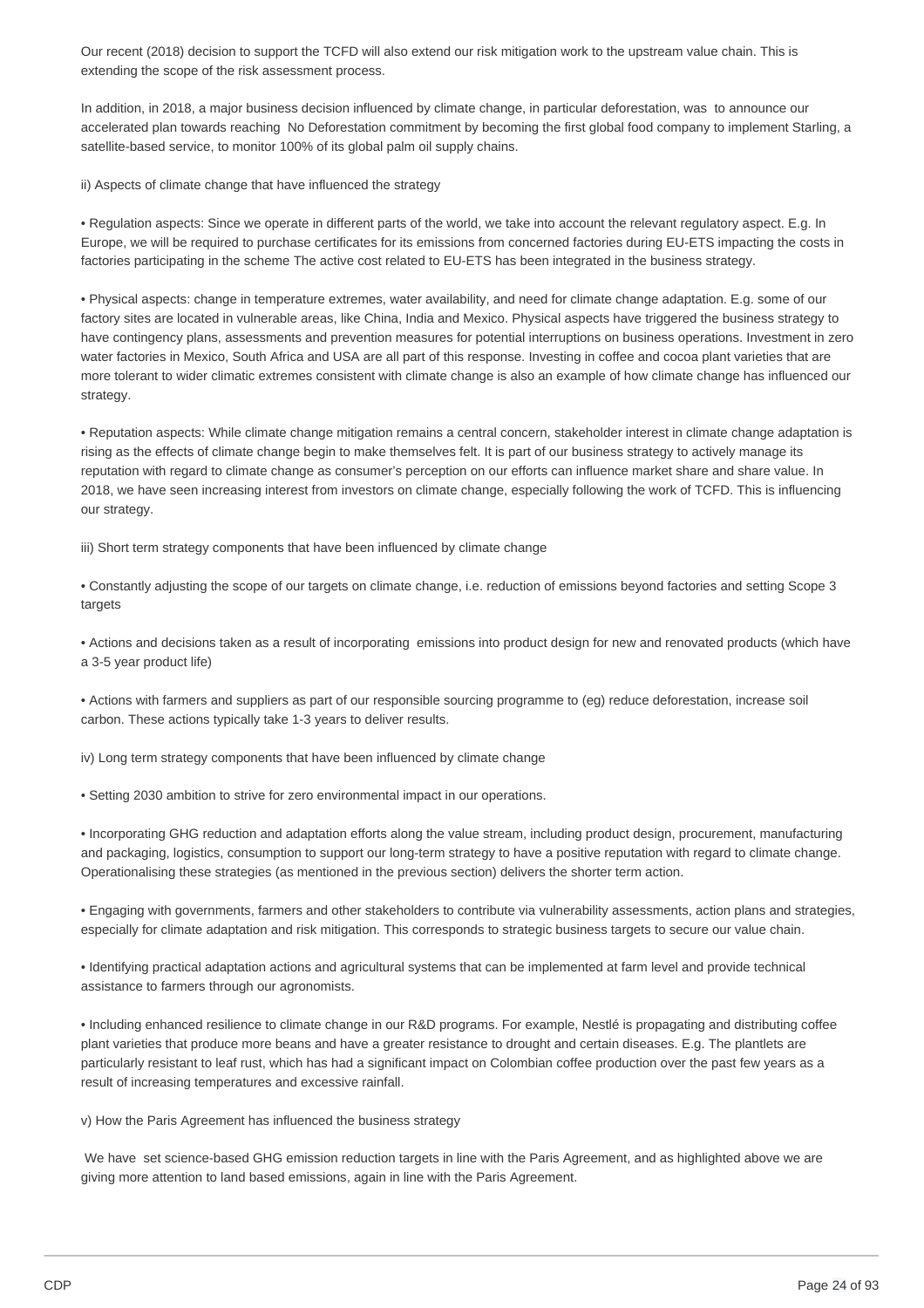Our recent (2018) decision to support the TCFD will also extend our risk mitigation work to the upstream value chain. This is extending the scope of the risk assessment process.

In addition, in 2018, a major business decision influenced by climate change, in particular deforestation, was to announce our accelerated plan towards reaching No Deforestation commitment by becoming the first global food company to implement Starling, a satellite-based service, to monitor 100% of its global palm oil supply chains.

ii) Aspects of climate change that have influenced the strategy

• Regulation aspects: Since we operate in different parts of the world, we take into account the relevant regulatory aspect. E.g. In Europe, we will be required to purchase certificates for its emissions from concerned factories during EU-ETS impacting the costs in factories participating in the scheme The active cost related to EU-ETS has been integrated in the business strategy.

• Physical aspects: change in temperature extremes, water availability, and need for climate change adaptation. E.g. some of our factory sites are located in vulnerable areas, like China, India and Mexico. Physical aspects have triggered the business strategy to have contingency plans, assessments and prevention measures for potential interruptions on business operations. Investment in zero water factories in Mexico, South Africa and USA are all part of this response. Investing in coffee and cocoa plant varieties that are more tolerant to wider climatic extremes consistent with climate change is also an example of how climate change has influenced our strategy.

• Reputation aspects: While climate change mitigation remains a central concern, stakeholder interest in climate change adaptation is rising as the effects of climate change begin to make themselves felt. It is part of our business strategy to actively manage its reputation with regard to climate change as consumer's perception on our efforts can influence market share and share value. In 2018, we have seen increasing interest from investors on climate change, especially following the work of TCFD. This is influencing our strategy.

iii) Short term strategy components that have been influenced by climate change

• Constantly adjusting the scope of our targets on climate change, i.e. reduction of emissions beyond factories and setting Scope 3 targets

• Actions and decisions taken as a result of incorporating emissions into product design for new and renovated products (which have a 3-5 year product life)

• Actions with farmers and suppliers as part of our responsible sourcing programme to (eg) reduce deforestation, increase soil carbon. These actions typically take 1-3 years to deliver results.

iv) Long term strategy components that have been influenced by climate change

• Setting 2030 ambition to strive for zero environmental impact in our operations.

• Incorporating GHG reduction and adaptation efforts along the value stream, including product design, procurement, manufacturing and packaging, logistics, consumption to support our long-term strategy to have a positive reputation with regard to climate change. Operationalising these strategies (as mentioned in the previous section) delivers the shorter term action.

• Engaging with governments, farmers and other stakeholders to contribute via vulnerability assessments, action plans and strategies, especially for climate adaptation and risk mitigation. This corresponds to strategic business targets to secure our value chain.

• Identifying practical adaptation actions and agricultural systems that can be implemented at farm level and provide technical assistance to farmers through our agronomists.

• Including enhanced resilience to climate change in our R&D programs. For example, Nestlé is propagating and distributing coffee plant varieties that produce more beans and have a greater resistance to drought and certain diseases. E.g. The plantlets are particularly resistant to leaf rust, which has had a significant impact on Colombian coffee production over the past few years as a result of increasing temperatures and excessive rainfall.

v) How the Paris Agreement has influenced the business strategy

We have set science-based GHG emission reduction targets in line with the Paris Agreement, and as highlighted above we are giving more attention to land based emissions, again in line with the Paris Agreement.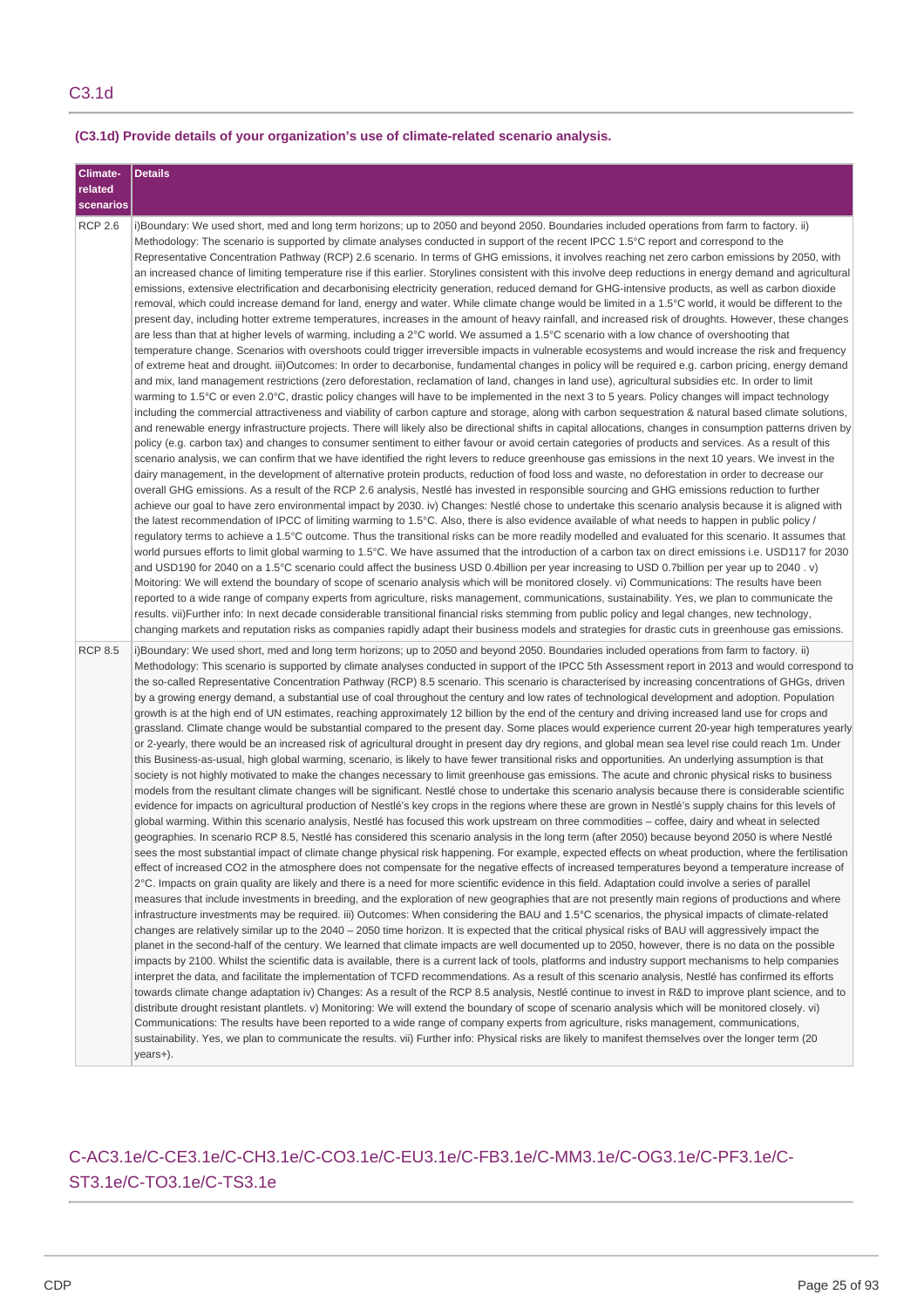## C3.1d

### (C3.1d) Provide details of your organization's use of climate-related scenario analysis.

| Climate-related scenarios | Details |
|---|---|
| RCP 2.6 | i)Boundary: We used short, med and long term horizons; up to 2050 and beyond 2050. Boundaries included operations from farm to factory. ii) Methodology: The scenario is supported by climate analyses conducted in support of the recent IPCC 1.5°C report and correspond to the Representative Concentration Pathway (RCP) 2.6 scenario. In terms of GHG emissions, it involves reaching net zero carbon emissions by 2050, with an increased chance of limiting temperature rise if this earlier. Storylines consistent with this involve deep reductions in energy demand and agricultural emissions, extensive electrification and decarbonising electricity generation, reduced demand for GHG-intensive products, as well as carbon dioxide removal, which could increase demand for land, energy and water. While climate change would be limited in a 1.5°C world, it would be different to the present day, including hotter extreme temperatures, increases in the amount of heavy rainfall, and increased risk of droughts. However, these changes are less than that at higher levels of warming, including a 2°C world. We assumed a 1.5°C scenario with a low chance of overshooting that temperature change. Scenarios with overshoots could trigger irreversible impacts in vulnerable ecosystems and would increase the risk and frequency of extreme heat and drought. iii)Outcomes: In order to decarbonise, fundamental changes in policy will be required e.g. carbon pricing, energy demand and mix, land management restrictions (zero deforestation, reclamation of land, changes in land use), agricultural subsidies etc. In order to limit warming to 1.5°C or even 2.0°C, drastic policy changes will have to be implemented in the next 3 to 5 years. Policy changes will impact technology including the commercial attractiveness and viability of carbon capture and storage, along with carbon sequestration & natural based climate solutions, and renewable energy infrastructure projects. There will likely also be directional shifts in capital allocations, changes in consumption patterns driven by policy (e.g. carbon tax) and changes to consumer sentiment to either favour or avoid certain categories of products and services. As a result of this scenario analysis, we can confirm that we have identified the right levers to reduce greenhouse gas emissions in the next 10 years. We invest in the dairy management, in the development of alternative protein products, reduction of food loss and waste, no deforestation in order to decrease our overall GHG emissions. As a result of the RCP 2.6 analysis, Nestlé has invested in responsible sourcing and GHG emissions reduction to further achieve our goal to have zero environmental impact by 2030. iv) Changes: Nestlé chose to undertake this scenario analysis because it is aligned with the latest recommendation of IPCC of limiting warming to 1.5°C. Also, there is also evidence available of what needs to happen in public policy / regulatory terms to achieve a 1.5°C outcome. Thus the transitional risks can be more readily modelled and evaluated for this scenario. It assumes that world pursues efforts to limit global warming to 1.5°C. We have assumed that the introduction of a carbon tax on direct emissions i.e. USD117 for 2030 and USD190 for 2040 on a 1.5°C scenario could affect the business USD 0.4billion per year increasing to USD 0.7billion per year up to 2040 . v) Moitoring: We will extend the boundary of scope of scenario analysis which will be monitored closely. vi) Communications: The results have been reported to a wide range of company experts from agriculture, risks management, communications, sustainability. Yes, we plan to communicate the results. vii)Further info: In next decade considerable transitional financial risks stemming from public policy and legal changes, new technology, changing markets and reputation risks as companies rapidly adapt their business models and strategies for drastic cuts in greenhouse gas emissions. |
| RCP 8.5 | i)Boundary: We used short, med and long term horizons; up to 2050 and beyond 2050. Boundaries included operations from farm to factory. ii) Methodology: This scenario is supported by climate analyses conducted in support of the IPCC 5th Assessment report in 2013 and would correspond to the so-called Representative Concentration Pathway (RCP) 8.5 scenario. This scenario is characterised by increasing concentrations of GHGs, driven by a growing energy demand, a substantial use of coal throughout the century and low rates of technological development and adoption. Population growth is at the high end of UN estimates, reaching approximately 12 billion by the end of the century and driving increased land use for crops and grassland. Climate change would be substantial compared to the present day. Some places would experience current 20-year high temperatures yearly or 2-yearly, there would be an increased risk of agricultural drought in present day dry regions, and global mean sea level rise could reach 1m. Under this Business-as-usual, high global warming, scenario, is likely to have fewer transitional risks and opportunities. An underlying assumption is that society is not highly motivated to make the changes necessary to limit greenhouse gas emissions. The acute and chronic physical risks to business models from the resultant climate changes will be significant. Nestlé chose to undertake this scenario analysis because there is considerable scientific evidence for impacts on agricultural production of Nestlé's key crops in the regions where these are grown in Nestlé's supply chains for this levels of global warming. Within this scenario analysis, Nestlé has focused this work upstream on three commodities – coffee, dairy and wheat in selected geographies. In scenario RCP 8.5, Nestlé has considered this scenario analysis in the long term (after 2050) because beyond 2050 is where Nestlé sees the most substantial impact of climate change physical risk happening. For example, expected effects on wheat production, where the fertilisation effect of increased CO2 in the atmosphere does not compensate for the negative effects of increased temperatures beyond a temperature increase of 2°C. Impacts on grain quality are likely and there is a need for more scientific evidence in this field. Adaptation could involve a series of parallel measures that include investments in breeding, and the exploration of new geographies that are not presently main regions of productions and where infrastructure investments may be required. iii) Outcomes: When considering the BAU and 1.5°C scenarios, the physical impacts of climate-related changes are relatively similar up to the 2040 – 2050 time horizon. It is expected that the critical physical risks of BAU will aggressively impact the planet in the second-half of the century. We learned that climate impacts are well documented up to 2050, however, there is no data on the possible impacts by 2100. Whilst the scientific data is available, there is a current lack of tools, platforms and industry support mechanisms to help companies interpret the data, and facilitate the implementation of TCFD recommendations. As a result of this scenario analysis, Nestlé has confirmed its efforts towards climate change adaptation iv) Changes: As a result of the RCP 8.5 analysis, Nestlé continue to invest in R&D to improve plant science, and to distribute drought resistant plantlets. v) Monitoring: We will extend the boundary of scope of scenario analysis which will be monitored closely. vi) Communications: The results have been reported to a wide range of company experts from agriculture, risks management, communications, sustainability. Yes, we plan to communicate the results. vii) Further info: Physical risks are likely to manifest themselves over the longer term (20 years+). |

## C-AC3.1e/C-CE3.1e/C-CH3.1e/C-CO3.1e/C-EU3.1e/C-FB3.1e/C-MM3.1e/C-OG3.1e/C-PF3.1e/C-ST3.1e/C-TO3.1e/C-TS3.1e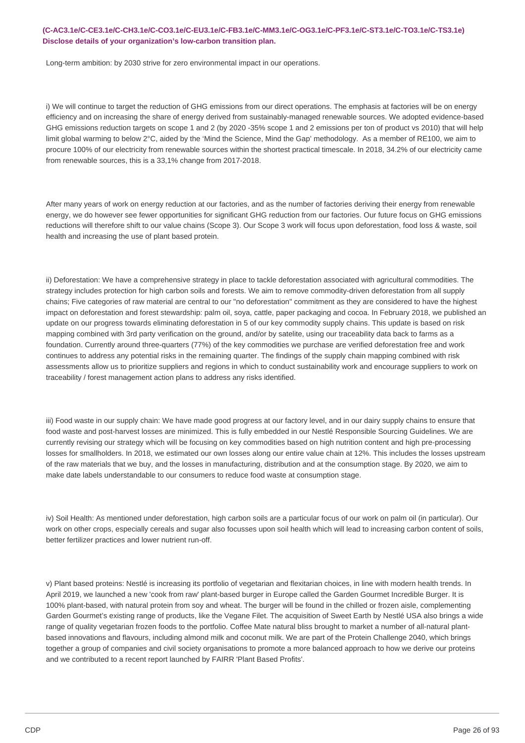**(C-AC3.1e/C-CE3.1e/C-CH3.1e/C-CO3.1e/C-EU3.1e/C-FB3.1e/C-MM3.1e/C-OG3.1e/C-PF3.1e/C-ST3.1e/C-TO3.1e/C-TS3.1e) Disclose details of your organization's low-carbon transition plan.**

Long-term ambition: by 2030 strive for zero environmental impact in our operations.

i) We will continue to target the reduction of GHG emissions from our direct operations. The emphasis at factories will be on energy efficiency and on increasing the share of energy derived from sustainably-managed renewable sources. We adopted evidence-based GHG emissions reduction targets on scope 1 and 2 (by 2020 -35% scope 1 and 2 emissions per ton of product vs 2010) that will help limit global warming to below 2°C, aided by the 'Mind the Science, Mind the Gap' methodology. As a member of RE100, we aim to procure 100% of our electricity from renewable sources within the shortest practical timescale. In 2018, 34.2% of our electricity came from renewable sources, this is a 33,1% change from 2017-2018.

After many years of work on energy reduction at our factories, and as the number of factories deriving their energy from renewable energy, we do however see fewer opportunities for significant GHG reduction from our factories. Our future focus on GHG emissions reductions will therefore shift to our value chains (Scope 3). Our Scope 3 work will focus upon deforestation, food loss & waste, soil health and increasing the use of plant based protein.

ii) Deforestation: We have a comprehensive strategy in place to tackle deforestation associated with agricultural commodities. The strategy includes protection for high carbon soils and forests. We aim to remove commodity-driven deforestation from all supply chains; Five categories of raw material are central to our "no deforestation" commitment as they are considered to have the highest impact on deforestation and forest stewardship: palm oil, soya, cattle, paper packaging and cocoa. In February 2018, we published an update on our progress towards eliminating deforestation in 5 of our key commodity supply chains. This update is based on risk mapping combined with 3rd party verification on the ground, and/or by satelite, using our traceability data back to farms as a foundation. Currently around three-quarters (77%) of the key commodities we purchase are verified deforestation free and work continues to address any potential risks in the remaining quarter. The findings of the supply chain mapping combined with risk assessments allow us to prioritize suppliers and regions in which to conduct sustainability work and encourage suppliers to work on traceability / forest management action plans to address any risks identified.

iii) Food waste in our supply chain: We have made good progress at our factory level, and in our dairy supply chains to ensure that food waste and post-harvest losses are minimized. This is fully embedded in our Nestlé Responsible Sourcing Guidelines. We are currently revising our strategy which will be focusing on key commodities based on high nutrition content and high pre-processing losses for smallholders. In 2018, we estimated our own losses along our entire value chain at 12%. This includes the losses upstream of the raw materials that we buy, and the losses in manufacturing, distribution and at the consumption stage. By 2020, we aim to make date labels understandable to our consumers to reduce food waste at consumption stage.

iv) Soil Health: As mentioned under deforestation, high carbon soils are a particular focus of our work on palm oil (in particular). Our work on other crops, especially cereals and sugar also focusses upon soil health which will lead to increasing carbon content of soils, better fertilizer practices and lower nutrient run-off.

v) Plant based proteins: Nestlé is increasing its portfolio of vegetarian and flexitarian choices, in line with modern health trends. In April 2019, we launched a new 'cook from raw' plant-based burger in Europe called the Garden Gourmet Incredible Burger. It is 100% plant-based, with natural protein from soy and wheat. The burger will be found in the chilled or frozen aisle, complementing Garden Gourmet's existing range of products, like the Vegane Filet. The acquisition of Sweet Earth by Nestlé USA also brings a wide range of quality vegetarian frozen foods to the portfolio. Coffee Mate natural bliss brought to market a number of all-natural plant-based innovations and flavours, including almond milk and coconut milk. We are part of the Protein Challenge 2040, which brings together a group of companies and civil society organisations to promote a more balanced approach to how we derive our proteins and we contributed to a recent report launched by FAIRR 'Plant Based Profits'.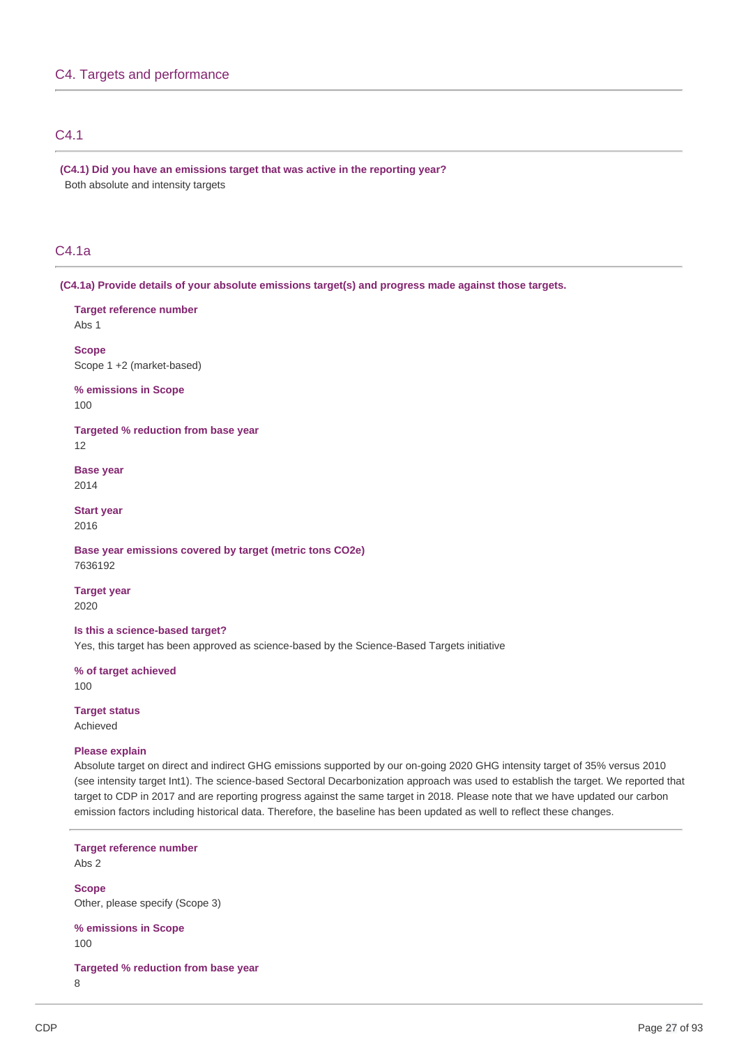## C4. Targets and performance

### C4.1

**(C4.1) Did you have an emissions target that was active in the reporting year?**

Both absolute and intensity targets

### C4.1a

**(C4.1a) Provide details of your absolute emissions target(s) and progress made against those targets.**

**Target reference number**
Abs 1

**Scope**
Scope 1 +2 (market-based)

**% emissions in Scope**
100

**Targeted % reduction from base year**
12

**Base year**
2014

**Start year**
2016

**Base year emissions covered by target (metric tons CO2e)**
7636192

**Target year**
2020

**Is this a science-based target?**
Yes, this target has been approved as science-based by the Science-Based Targets initiative

**% of target achieved**
100

**Target status**
Achieved

**Please explain**
Absolute target on direct and indirect GHG emissions supported by our on-going 2020 GHG intensity target of 35% versus 2010 (see intensity target Int1). The science-based Sectoral Decarbonization approach was used to establish the target. We reported that target to CDP in 2017 and are reporting progress against the same target in 2018. Please note that we have updated our carbon emission factors including historical data. Therefore, the baseline has been updated as well to reflect these changes.

---

**Target reference number**
Abs 2

**Scope**
Other, please specify (Scope 3)

**% emissions in Scope**
100

**Targeted % reduction from base year**
8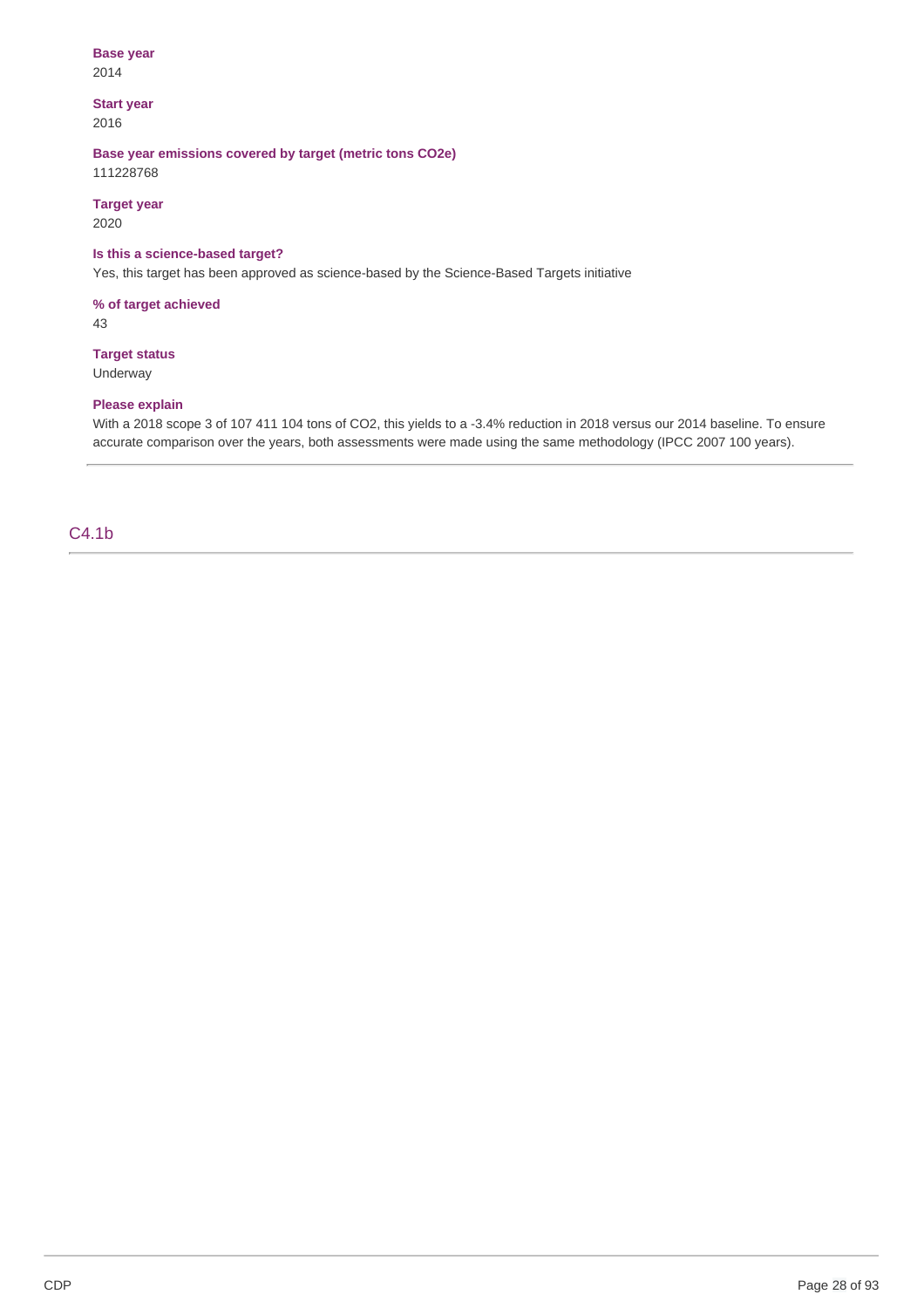**Base year**
2014

**Start year**
2016

**Base year emissions covered by target (metric tons CO2e)**
111228768

**Target year**
2020

**Is this a science-based target?**
Yes, this target has been approved as science-based by the Science-Based Targets initiative

**% of target achieved**
43

**Target status**
Underway

**Please explain**
With a 2018 scope 3 of 107 411 104 tons of CO2, this yields to a -3.4% reduction in 2018 versus our 2014 baseline. To ensure accurate comparison over the years, both assessments were made using the same methodology (IPCC 2007 100 years).

---

## C4.1b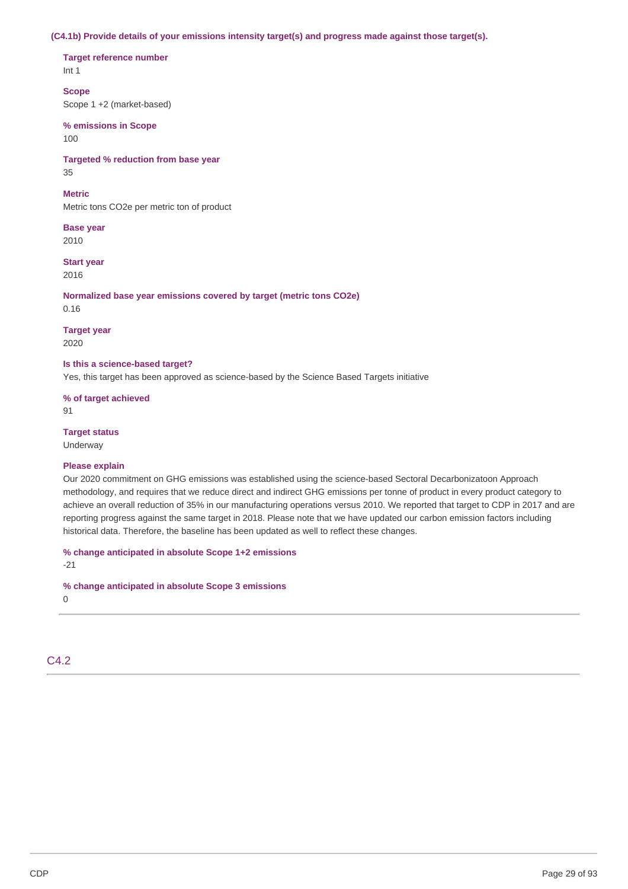**(C4.1b) Provide details of your emissions intensity target(s) and progress made against those target(s).**

**Target reference number**
Int 1

**Scope**
Scope 1 +2 (market-based)

**% emissions in Scope**
100

**Targeted % reduction from base year**
35

**Metric**
Metric tons CO2e per metric ton of product

**Base year**
2010

**Start year**
2016

**Normalized base year emissions covered by target (metric tons CO2e)**
0.16

**Target year**
2020

**Is this a science-based target?**
Yes, this target has been approved as science-based by the Science Based Targets initiative

**% of target achieved**
91

**Target status**
Underway

**Please explain**
Our 2020 commitment on GHG emissions was established using the science-based Sectoral Decarbonizatoon Approach methodology, and requires that we reduce direct and indirect GHG emissions per tonne of product in every product category to achieve an overall reduction of 35% in our manufacturing operations versus 2010. We reported that target to CDP in 2017 and are reporting progress against the same target in 2018. Please note that we have updated our carbon emission factors including historical data. Therefore, the baseline has been updated as well to reflect these changes.

**% change anticipated in absolute Scope 1+2 emissions**
-21

**% change anticipated in absolute Scope 3 emissions**
0

## C4.2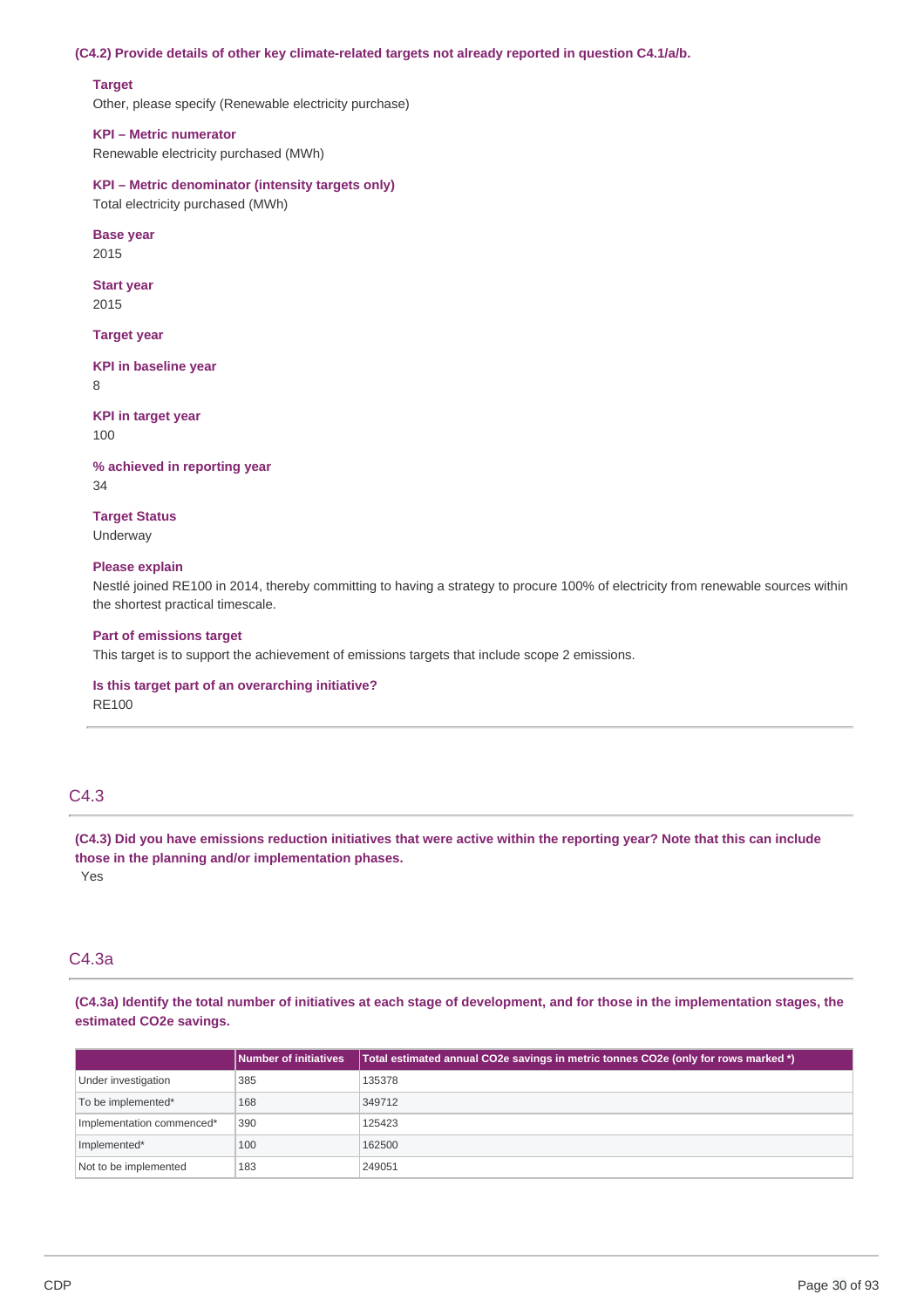**(C4.2) Provide details of other key climate-related targets not already reported in question C4.1/a/b.**

**Target**
Other, please specify (Renewable electricity purchase)

**KPI – Metric numerator**
Renewable electricity purchased (MWh)

**KPI – Metric denominator (intensity targets only)**
Total electricity purchased (MWh)

**Base year**
2015

**Start year**
2015

**Target year**

**KPI in baseline year**
8

**KPI in target year**
100

**% achieved in reporting year**
34

**Target Status**
Underway

**Please explain**
Nestlé joined RE100 in 2014, thereby committing to having a strategy to procure 100% of electricity from renewable sources within the shortest practical timescale.

**Part of emissions target**
This target is to support the achievement of emissions targets that include scope 2 emissions.

**Is this target part of an overarching initiative?**
RE100

## C4.3

**(C4.3) Did you have emissions reduction initiatives that were active within the reporting year? Note that this can include those in the planning and/or implementation phases.**

Yes

## C4.3a

**(C4.3a) Identify the total number of initiatives at each stage of development, and for those in the implementation stages, the estimated CO2e savings.**

| | Number of initiatives | Total estimated annual CO2e savings in metric tonnes CO2e (only for rows marked *) |
|---|---|---|
| Under investigation | 385 | 135378 |
| To be implemented* | 168 | 349712 |
| Implementation commenced* | 390 | 125423 |
| Implemented* | 100 | 162500 |
| Not to be implemented | 183 | 249051 |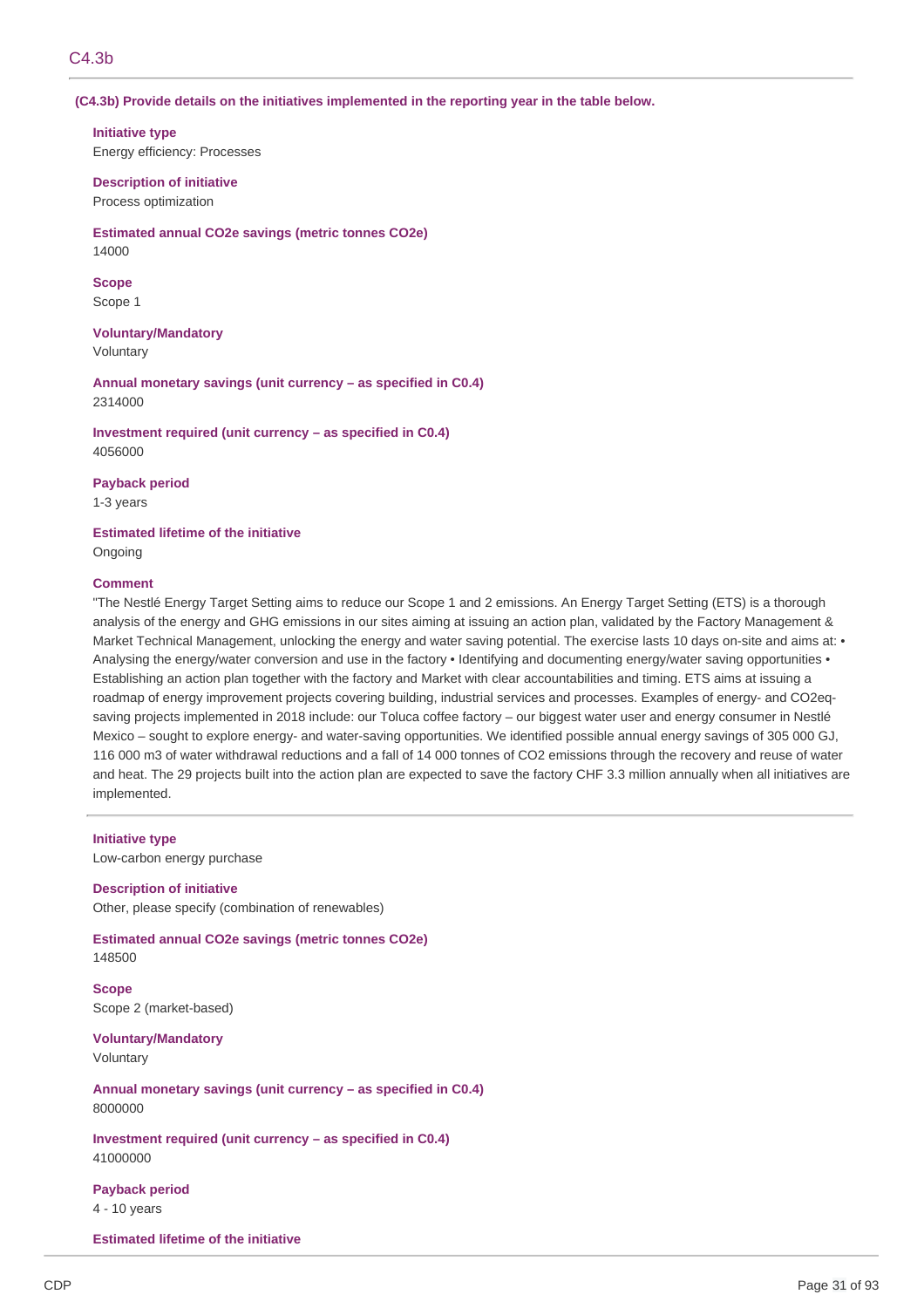## C4.3b

**(C4.3b) Provide details on the initiatives implemented in the reporting year in the table below.**

**Initiative type**
Energy efficiency: Processes

**Description of initiative**
Process optimization

**Estimated annual CO2e savings (metric tonnes CO2e)**
14000

**Scope**
Scope 1

**Voluntary/Mandatory**
Voluntary

**Annual monetary savings (unit currency – as specified in C0.4)**
2314000

**Investment required (unit currency – as specified in C0.4)**
4056000

**Payback period**
1-3 years

**Estimated lifetime of the initiative**
Ongoing

**Comment**
"The Nestlé Energy Target Setting aims to reduce our Scope 1 and 2 emissions. An Energy Target Setting (ETS) is a thorough analysis of the energy and GHG emissions in our sites aiming at issuing an action plan, validated by the Factory Management & Market Technical Management, unlocking the energy and water saving potential. The exercise lasts 10 days on-site and aims at: • Analysing the energy/water conversion and use in the factory • Identifying and documenting energy/water saving opportunities • Establishing an action plan together with the factory and Market with clear accountabilities and timing. ETS aims at issuing a roadmap of energy improvement projects covering building, industrial services and processes. Examples of energy- and CO2eq-saving projects implemented in 2018 include: our Toluca coffee factory – our biggest water user and energy consumer in Nestlé Mexico – sought to explore energy- and water-saving opportunities. We identified possible annual energy savings of 305 000 GJ, 116 000 m3 of water withdrawal reductions and a fall of 14 000 tonnes of CO2 emissions through the recovery and reuse of water and heat. The 29 projects built into the action plan are expected to save the factory CHF 3.3 million annually when all initiatives are implemented.

---

**Initiative type**
Low-carbon energy purchase

**Description of initiative**
Other, please specify (combination of renewables)

**Estimated annual CO2e savings (metric tonnes CO2e)**
148500

**Scope**
Scope 2 (market-based)

**Voluntary/Mandatory**
Voluntary

**Annual monetary savings (unit currency – as specified in C0.4)**
8000000

**Investment required (unit currency – as specified in C0.4)**
41000000

**Payback period**
4 - 10 years

**Estimated lifetime of the initiative**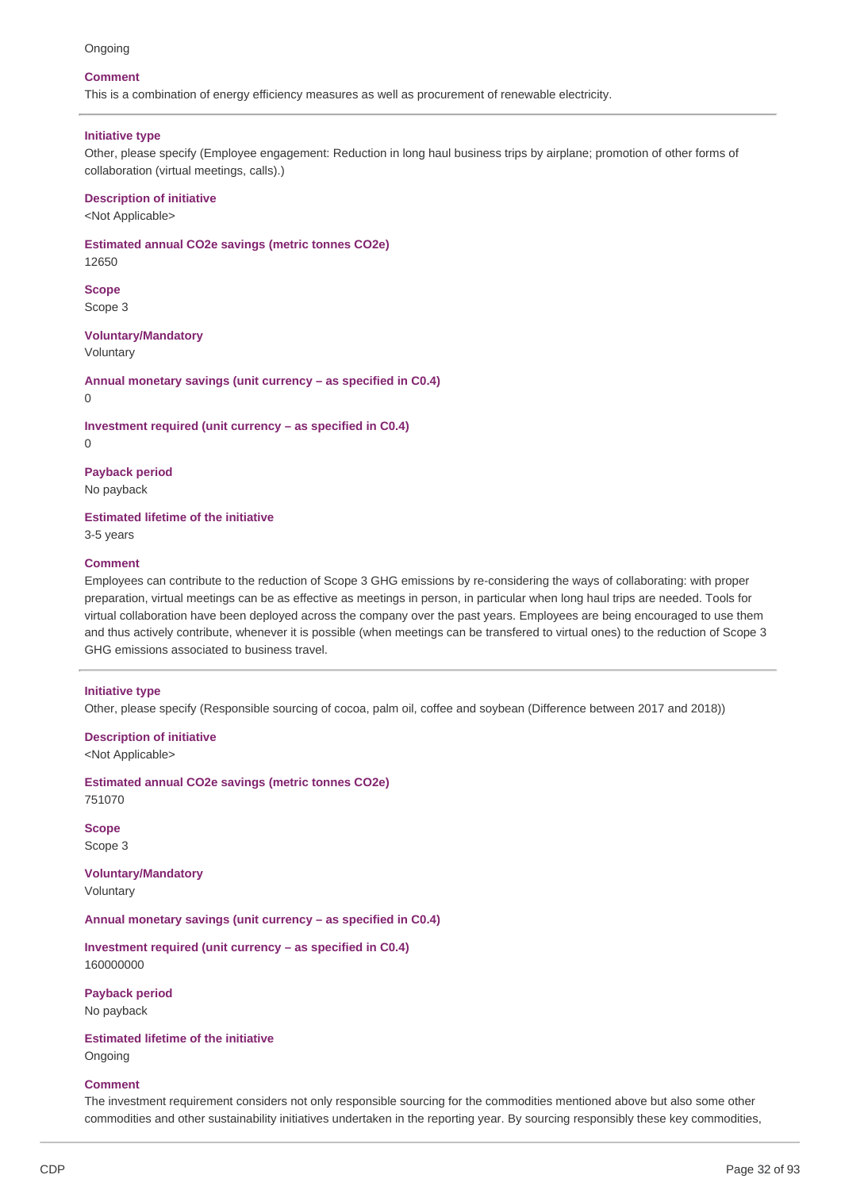Ongoing

**Comment**

This is a combination of energy efficiency measures as well as procurement of renewable electricity.

---

**Initiative type**

Other, please specify (Employee engagement: Reduction in long haul business trips by airplane; promotion of other forms of collaboration (virtual meetings, calls).)

**Description of initiative**

<Not Applicable>

**Estimated annual CO2e savings (metric tonnes CO2e)**

12650

**Scope**

Scope 3

**Voluntary/Mandatory**

Voluntary

**Annual monetary savings (unit currency – as specified in C0.4)**

0

**Investment required (unit currency – as specified in C0.4)**

0

**Payback period**

No payback

**Estimated lifetime of the initiative**

3-5 years

**Comment**

Employees can contribute to the reduction of Scope 3 GHG emissions by re-considering the ways of collaborating: with proper preparation, virtual meetings can be as effective as meetings in person, in particular when long haul trips are needed. Tools for virtual collaboration have been deployed across the company over the past years. Employees are being encouraged to use them and thus actively contribute, whenever it is possible (when meetings can be transfered to virtual ones) to the reduction of Scope 3 GHG emissions associated to business travel.

---

**Initiative type**

Other, please specify (Responsible sourcing of cocoa, palm oil, coffee and soybean (Difference between 2017 and 2018))

**Description of initiative**

<Not Applicable>

**Estimated annual CO2e savings (metric tonnes CO2e)**

751070

**Scope**

Scope 3

**Voluntary/Mandatory**

Voluntary

**Annual monetary savings (unit currency – as specified in C0.4)**

**Investment required (unit currency – as specified in C0.4)**

160000000

**Payback period**

No payback

**Estimated lifetime of the initiative**

Ongoing

**Comment**

The investment requirement considers not only responsible sourcing for the commodities mentioned above but also some other commodities and other sustainability initiatives undertaken in the reporting year. By sourcing responsibly these key commodities,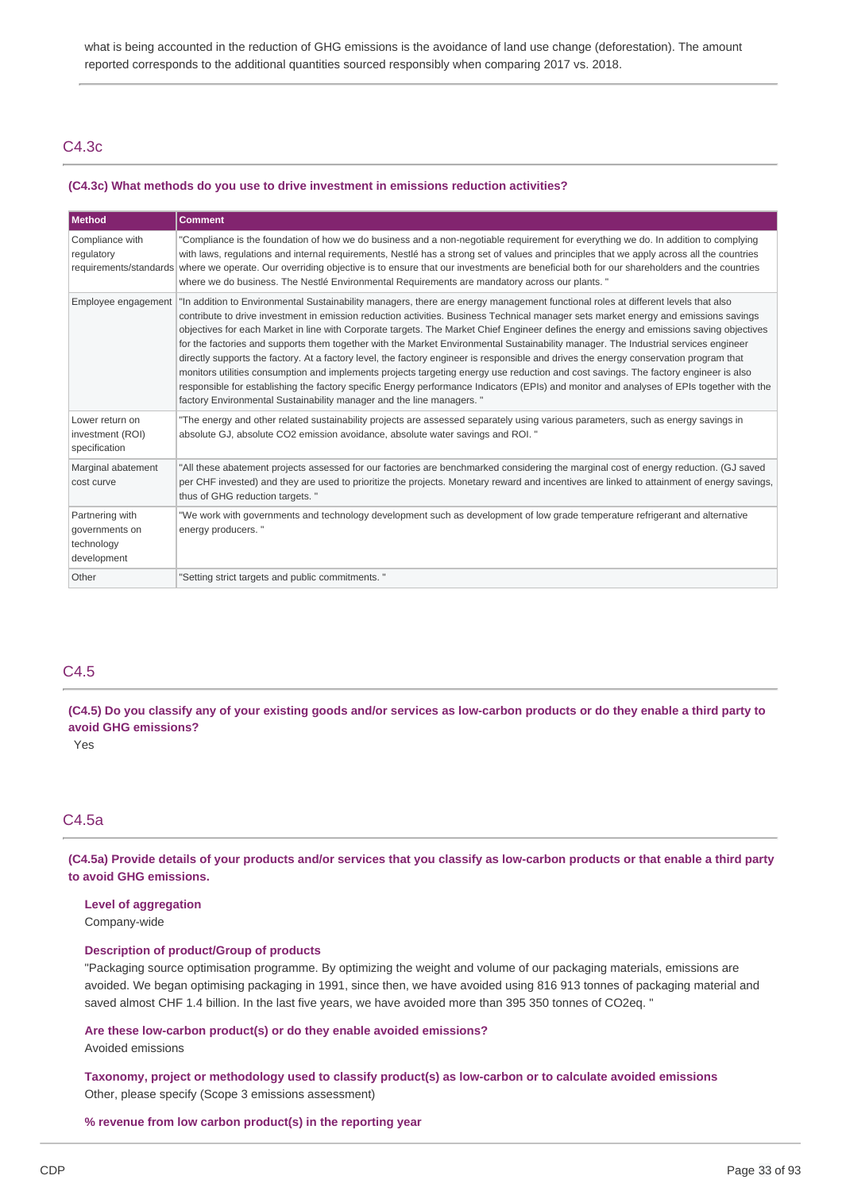what is being accounted in the reduction of GHG emissions is the avoidance of land use change (deforestation). The amount reported corresponds to the additional quantities sourced responsibly when comparing 2017 vs. 2018.

## C4.3c

**(C4.3c) What methods do you use to drive investment in emissions reduction activities?**

| Method | Comment |
|---|---|
| Compliance with regulatory requirements/standards | "Compliance is the foundation of how we do business and a non-negotiable requirement for everything we do. In addition to complying with laws, regulations and internal requirements, Nestlé has a strong set of values and principles that we apply across all the countries where we operate. Our overriding objective is to ensure that our investments are beneficial both for our shareholders and the countries where we do business. The Nestlé Environmental Requirements are mandatory across our plants. " |
| Employee engagement | "In addition to Environmental Sustainability managers, there are energy management functional roles at different levels that also contribute to drive investment in emission reduction activities. Business Technical manager sets market energy and emissions savings objectives for each Market in line with Corporate targets. The Market Chief Engineer defines the energy and emissions saving objectives for the factories and supports them together with the Market Environmental Sustainability manager. The Industrial services engineer directly supports the factory. At a factory level, the factory engineer is responsible and drives the energy conservation program that monitors utilities consumption and implements projects targeting energy use reduction and cost savings. The factory engineer is also responsible for establishing the factory specific Energy performance Indicators (EPIs) and monitor and analyses of EPIs together with the factory Environmental Sustainability manager and the line managers. " |
| Lower return on investment (ROI) specification | "The energy and other related sustainability projects are assessed separately using various parameters, such as energy savings in absolute GJ, absolute CO2 emission avoidance, absolute water savings and ROI. " |
| Marginal abatement cost curve | "All these abatement projects assessed for our factories are benchmarked considering the marginal cost of energy reduction. (GJ saved per CHF invested) and they are used to prioritize the projects. Monetary reward and incentives are linked to attainment of energy savings, thus of GHG reduction targets. " |
| Partnering with governments on technology development | "We work with governments and technology development such as development of low grade temperature refrigerant and alternative energy producers. " |
| Other | "Setting strict targets and public commitments. " |

## C4.5

**(C4.5) Do you classify any of your existing goods and/or services as low-carbon products or do they enable a third party to avoid GHG emissions?**

Yes

## C4.5a

**(C4.5a) Provide details of your products and/or services that you classify as low-carbon products or that enable a third party to avoid GHG emissions.**

**Level of aggregation**

Company-wide

**Description of product/Group of products**

"Packaging source optimisation programme. By optimizing the weight and volume of our packaging materials, emissions are avoided. We began optimising packaging in 1991, since then, we have avoided using 816 913 tonnes of packaging material and saved almost CHF 1.4 billion. In the last five years, we have avoided more than 395 350 tonnes of CO2eq. "

**Are these low-carbon product(s) or do they enable avoided emissions?**

Avoided emissions

**Taxonomy, project or methodology used to classify product(s) as low-carbon or to calculate avoided emissions**

Other, please specify (Scope 3 emissions assessment)

**% revenue from low carbon product(s) in the reporting year**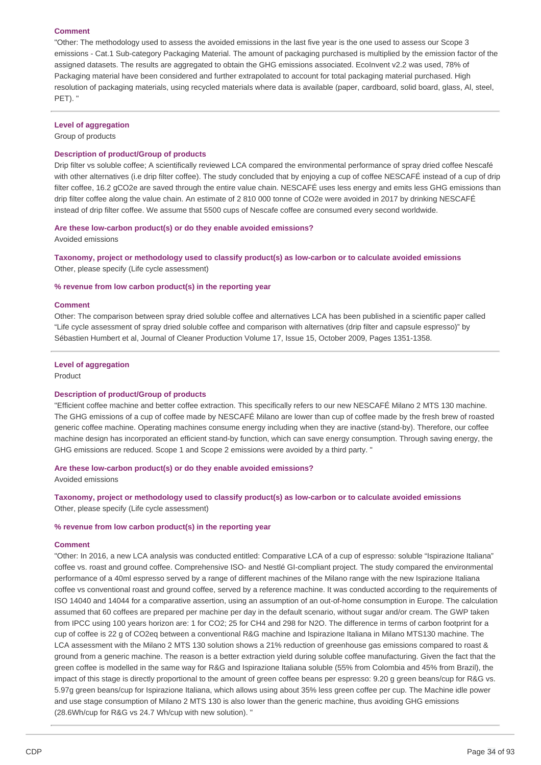**Comment**

"Other: The methodology used to assess the avoided emissions in the last five year is the one used to assess our Scope 3 emissions - Cat.1 Sub-category Packaging Material. The amount of packaging purchased is multiplied by the emission factor of the assigned datasets. The results are aggregated to obtain the GHG emissions associated. EcoInvent v2.2 was used, 78% of Packaging material have been considered and further extrapolated to account for total packaging material purchased. High resolution of packaging materials, using recycled materials where data is available (paper, cardboard, solid board, glass, Al, steel, PET). "

---

**Level of aggregation**

Group of products

**Description of product/Group of products**

Drip filter vs soluble coffee; A scientifically reviewed LCA compared the environmental performance of spray dried coffee Nescafé with other alternatives (i.e drip filter coffee). The study concluded that by enjoying a cup of coffee NESCAFÉ instead of a cup of drip filter coffee, 16.2 gCO2e are saved through the entire value chain. NESCAFÉ uses less energy and emits less GHG emissions than drip filter coffee along the value chain. An estimate of 2 810 000 tonne of CO2e were avoided in 2017 by drinking NESCAFÉ instead of drip filter coffee. We assume that 5500 cups of Nescafe coffee are consumed every second worldwide.

**Are these low-carbon product(s) or do they enable avoided emissions?**

Avoided emissions

**Taxonomy, project or methodology used to classify product(s) as low-carbon or to calculate avoided emissions**

Other, please specify (Life cycle assessment)

**% revenue from low carbon product(s) in the reporting year**

**Comment**

Other: The comparison between spray dried soluble coffee and alternatives LCA has been published in a scientific paper called "Life cycle assessment of spray dried soluble coffee and comparison with alternatives (drip filter and capsule espresso)" by Sébastien Humbert et al, Journal of Cleaner Production Volume 17, Issue 15, October 2009, Pages 1351-1358.

---

**Level of aggregation**

Product

**Description of product/Group of products**

"Efficient coffee machine and better coffee extraction. This specifically refers to our new NESCAFÉ Milano 2 MTS 130 machine. The GHG emissions of a cup of coffee made by NESCAFÉ Milano are lower than cup of coffee made by the fresh brew of roasted generic coffee machine. Operating machines consume energy including when they are inactive (stand-by). Therefore, our coffee machine design has incorporated an efficient stand-by function, which can save energy consumption. Through saving energy, the GHG emissions are reduced. Scope 1 and Scope 2 emissions were avoided by a third party. "

**Are these low-carbon product(s) or do they enable avoided emissions?**

Avoided emissions

**Taxonomy, project or methodology used to classify product(s) as low-carbon or to calculate avoided emissions**

Other, please specify (Life cycle assessment)

**% revenue from low carbon product(s) in the reporting year**

**Comment**

"Other: In 2016, a new LCA analysis was conducted entitled: Comparative LCA of a cup of espresso: soluble "Ispirazione Italiana" coffee vs. roast and ground coffee. Comprehensive ISO- and Nestlé GI-compliant project. The study compared the environmental performance of a 40ml espresso served by a range of different machines of the Milano range with the new Ispirazione Italiana coffee vs conventional roast and ground coffee, served by a reference machine. It was conducted according to the requirements of ISO 14040 and 14044 for a comparative assertion, using an assumption of an out-of-home consumption in Europe. The calculation assumed that 60 coffees are prepared per machine per day in the default scenario, without sugar and/or cream. The GWP taken from IPCC using 100 years horizon are: 1 for CO2; 25 for CH4 and 298 for N2O. The difference in terms of carbon footprint for a cup of coffee is 22 g of CO2eq between a conventional R&G machine and Ispirazione Italiana in Milano MTS130 machine. The LCA assessment with the Milano 2 MTS 130 solution shows a 21% reduction of greenhouse gas emissions compared to roast & ground from a generic machine. The reason is a better extraction yield during soluble coffee manufacturing. Given the fact that the green coffee is modelled in the same way for R&G and Ispirazione Italiana soluble (55% from Colombia and 45% from Brazil), the impact of this stage is directly proportional to the amount of green coffee beans per espresso: 9.20 g green beans/cup for R&G vs. 5.97g green beans/cup for Ispirazione Italiana, which allows using about 35% less green coffee per cup. The Machine idle power and use stage consumption of Milano 2 MTS 130 is also lower than the generic machine, thus avoiding GHG emissions (28.6Wh/cup for R&G vs 24.7 Wh/cup with new solution). "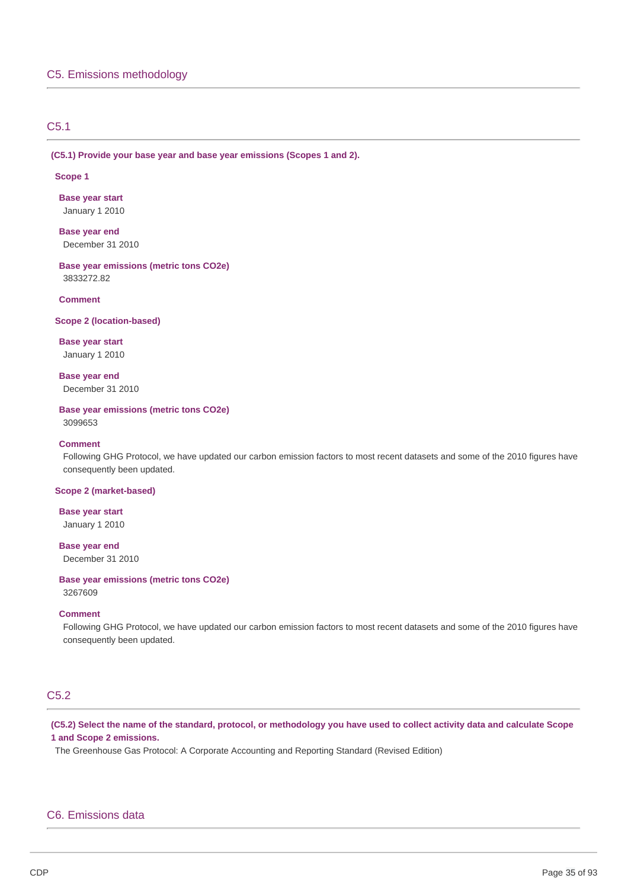# C5. Emissions methodology

## C5.1

**(C5.1) Provide your base year and base year emissions (Scopes 1 and 2).**

**Scope 1**

**Base year start**
January 1 2010

**Base year end**
December 31 2010

**Base year emissions (metric tons CO2e)**
3833272.82

**Comment**

**Scope 2 (location-based)**

**Base year start**
January 1 2010

**Base year end**
December 31 2010

**Base year emissions (metric tons CO2e)**
3099653

**Comment**
Following GHG Protocol, we have updated our carbon emission factors to most recent datasets and some of the 2010 figures have consequently been updated.

**Scope 2 (market-based)**

**Base year start**
January 1 2010

**Base year end**
December 31 2010

**Base year emissions (metric tons CO2e)**
3267609

**Comment**
Following GHG Protocol, we have updated our carbon emission factors to most recent datasets and some of the 2010 figures have consequently been updated.

## C5.2

**(C5.2) Select the name of the standard, protocol, or methodology you have used to collect activity data and calculate Scope 1 and Scope 2 emissions.**

The Greenhouse Gas Protocol: A Corporate Accounting and Reporting Standard (Revised Edition)

# C6. Emissions data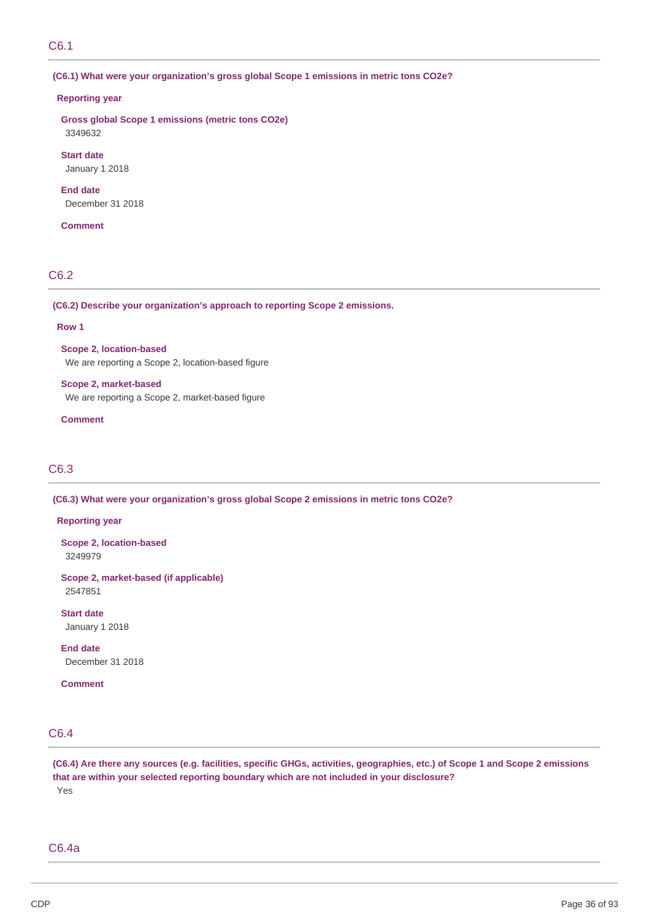## C6.1

**(C6.1) What were your organization's gross global Scope 1 emissions in metric tons CO2e?**

**Reporting year**

**Gross global Scope 1 emissions (metric tons CO2e)**
3349632

**Start date**
January 1 2018

**End date**
December 31 2018

**Comment**

## C6.2

**(C6.2) Describe your organization's approach to reporting Scope 2 emissions.**

**Row 1**

**Scope 2, location-based**
We are reporting a Scope 2, location-based figure

**Scope 2, market-based**
We are reporting a Scope 2, market-based figure

**Comment**

## C6.3

**(C6.3) What were your organization's gross global Scope 2 emissions in metric tons CO2e?**

**Reporting year**

**Scope 2, location-based**
3249979

**Scope 2, market-based (if applicable)**
2547851

**Start date**
January 1 2018

**End date**
December 31 2018

**Comment**

## C6.4

**(C6.4) Are there any sources (e.g. facilities, specific GHGs, activities, geographies, etc.) of Scope 1 and Scope 2 emissions that are within your selected reporting boundary which are not included in your disclosure?**
Yes

## C6.4a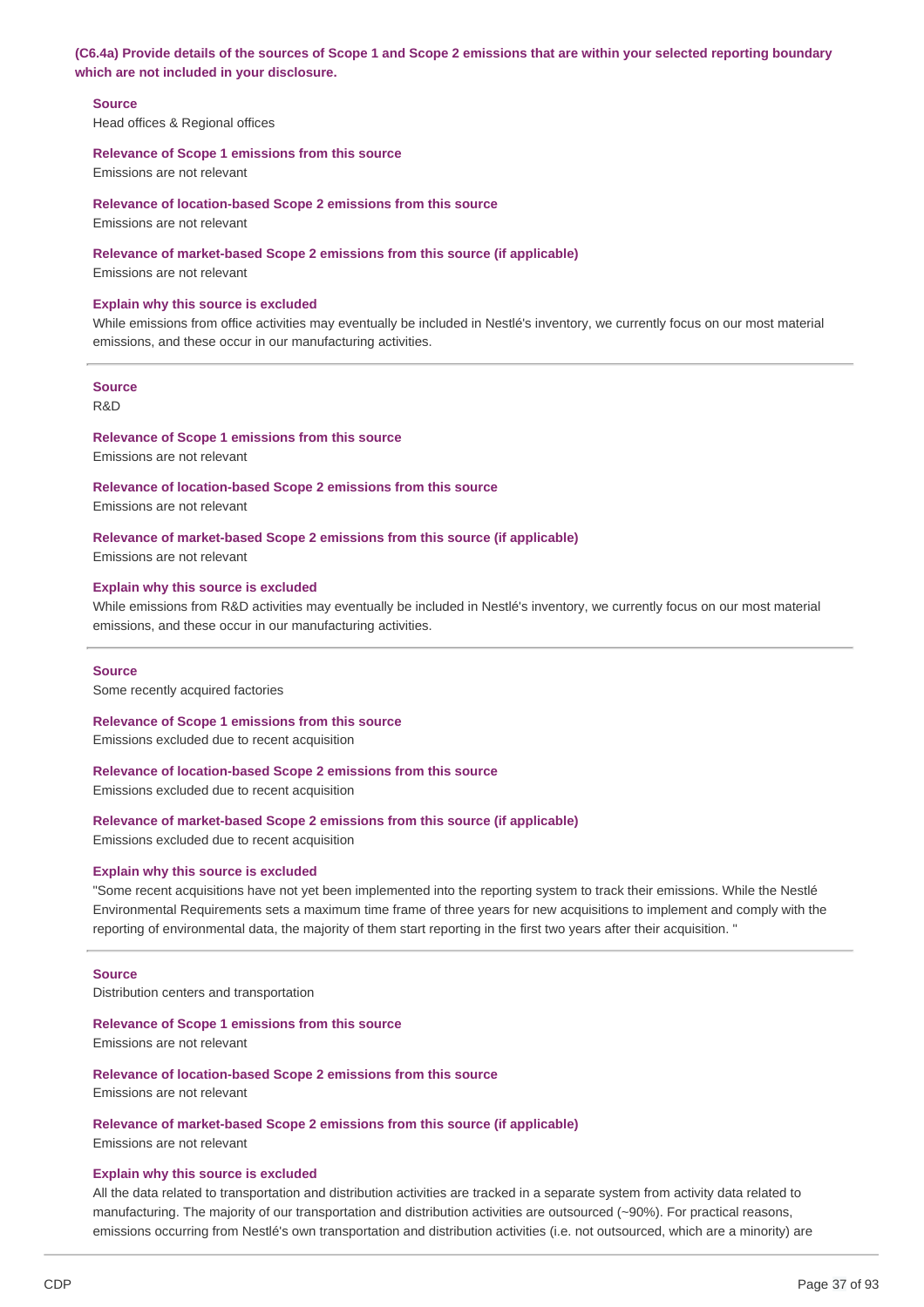**(C6.4a) Provide details of the sources of Scope 1 and Scope 2 emissions that are within your selected reporting boundary which are not included in your disclosure.**

**Source**
Head offices & Regional offices

**Relevance of Scope 1 emissions from this source**
Emissions are not relevant

**Relevance of location-based Scope 2 emissions from this source**
Emissions are not relevant

**Relevance of market-based Scope 2 emissions from this source (if applicable)**
Emissions are not relevant

**Explain why this source is excluded**
While emissions from office activities may eventually be included in Nestlé's inventory, we currently focus on our most material emissions, and these occur in our manufacturing activities.

---

**Source**
R&D

**Relevance of Scope 1 emissions from this source**
Emissions are not relevant

**Relevance of location-based Scope 2 emissions from this source**
Emissions are not relevant

**Relevance of market-based Scope 2 emissions from this source (if applicable)**
Emissions are not relevant

**Explain why this source is excluded**
While emissions from R&D activities may eventually be included in Nestlé's inventory, we currently focus on our most material emissions, and these occur in our manufacturing activities.

---

**Source**
Some recently acquired factories

**Relevance of Scope 1 emissions from this source**
Emissions excluded due to recent acquisition

**Relevance of location-based Scope 2 emissions from this source**
Emissions excluded due to recent acquisition

**Relevance of market-based Scope 2 emissions from this source (if applicable)**
Emissions excluded due to recent acquisition

**Explain why this source is excluded**
"Some recent acquisitions have not yet been implemented into the reporting system to track their emissions. While the Nestlé Environmental Requirements sets a maximum time frame of three years for new acquisitions to implement and comply with the reporting of environmental data, the majority of them start reporting in the first two years after their acquisition. "

---

**Source**
Distribution centers and transportation

**Relevance of Scope 1 emissions from this source**
Emissions are not relevant

**Relevance of location-based Scope 2 emissions from this source**
Emissions are not relevant

**Relevance of market-based Scope 2 emissions from this source (if applicable)**
Emissions are not relevant

**Explain why this source is excluded**
All the data related to transportation and distribution activities are tracked in a separate system from activity data related to manufacturing. The majority of our transportation and distribution activities are outsourced (~90%). For practical reasons, emissions occurring from Nestlé's own transportation and distribution activities (i.e. not outsourced, which are a minority) are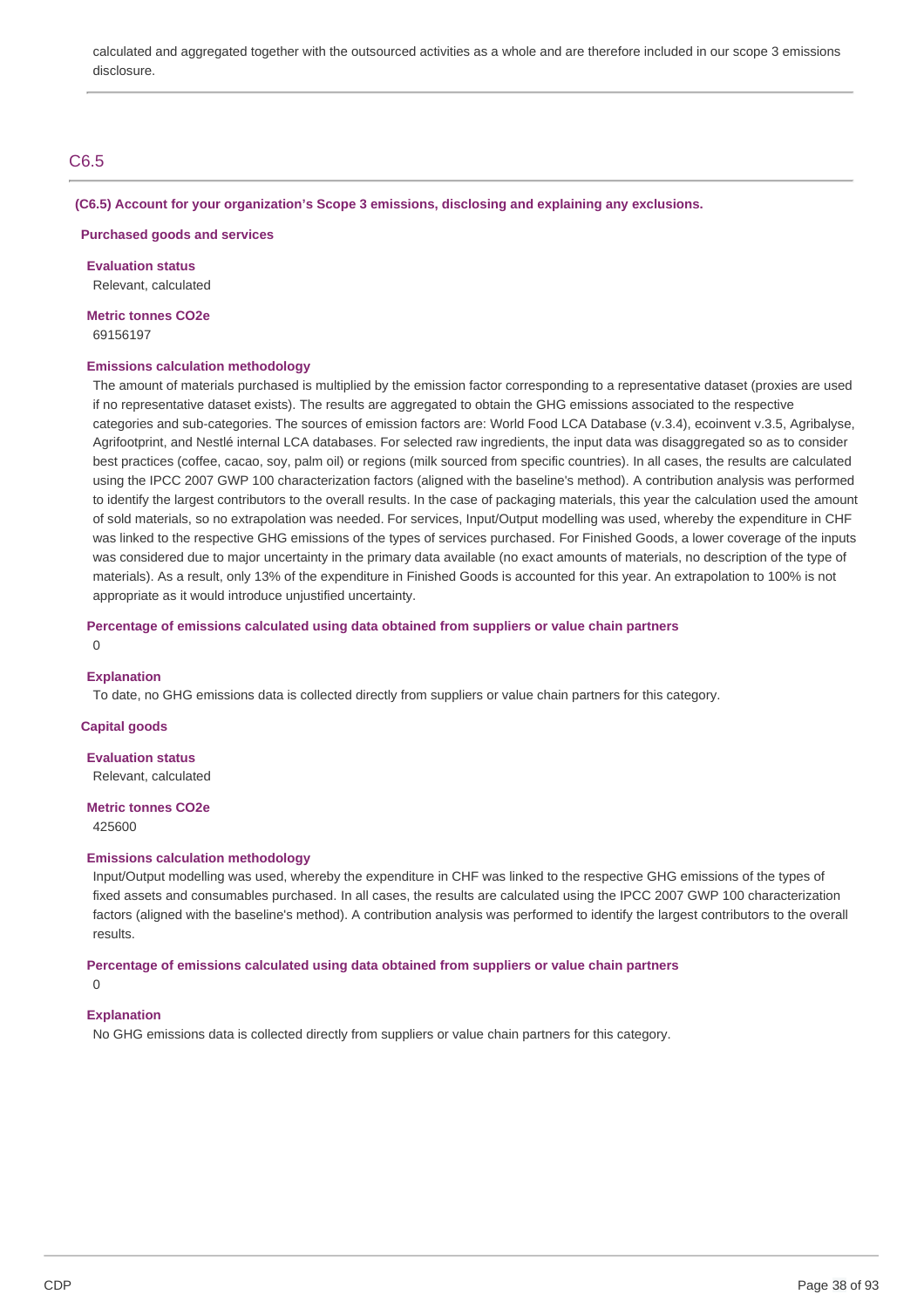calculated and aggregated together with the outsourced activities as a whole and are therefore included in our scope 3 emissions disclosure.

## C6.5

**(C6.5) Account for your organization's Scope 3 emissions, disclosing and explaining any exclusions.**

**Purchased goods and services**

**Evaluation status**
Relevant, calculated

**Metric tonnes CO2e**
69156197

**Emissions calculation methodology**
The amount of materials purchased is multiplied by the emission factor corresponding to a representative dataset (proxies are used if no representative dataset exists). The results are aggregated to obtain the GHG emissions associated to the respective categories and sub-categories. The sources of emission factors are: World Food LCA Database (v.3.4), ecoinvent v.3.5, Agribalyse, Agrifootprint, and Nestlé internal LCA databases. For selected raw ingredients, the input data was disaggregated so as to consider best practices (coffee, cacao, soy, palm oil) or regions (milk sourced from specific countries). In all cases, the results are calculated using the IPCC 2007 GWP 100 characterization factors (aligned with the baseline's method). A contribution analysis was performed to identify the largest contributors to the overall results. In the case of packaging materials, this year the calculation used the amount of sold materials, so no extrapolation was needed. For services, Input/Output modelling was used, whereby the expenditure in CHF was linked to the respective GHG emissions of the types of services purchased. For Finished Goods, a lower coverage of the inputs was considered due to major uncertainty in the primary data available (no exact amounts of materials, no description of the type of materials). As a result, only 13% of the expenditure in Finished Goods is accounted for this year. An extrapolation to 100% is not appropriate as it would introduce unjustified uncertainty.

**Percentage of emissions calculated using data obtained from suppliers or value chain partners**
0

**Explanation**
To date, no GHG emissions data is collected directly from suppliers or value chain partners for this category.

**Capital goods**

**Evaluation status**
Relevant, calculated

**Metric tonnes CO2e**
425600

**Emissions calculation methodology**
Input/Output modelling was used, whereby the expenditure in CHF was linked to the respective GHG emissions of the types of fixed assets and consumables purchased. In all cases, the results are calculated using the IPCC 2007 GWP 100 characterization factors (aligned with the baseline's method). A contribution analysis was performed to identify the largest contributors to the overall results.

**Percentage of emissions calculated using data obtained from suppliers or value chain partners**
0

**Explanation**
No GHG emissions data is collected directly from suppliers or value chain partners for this category.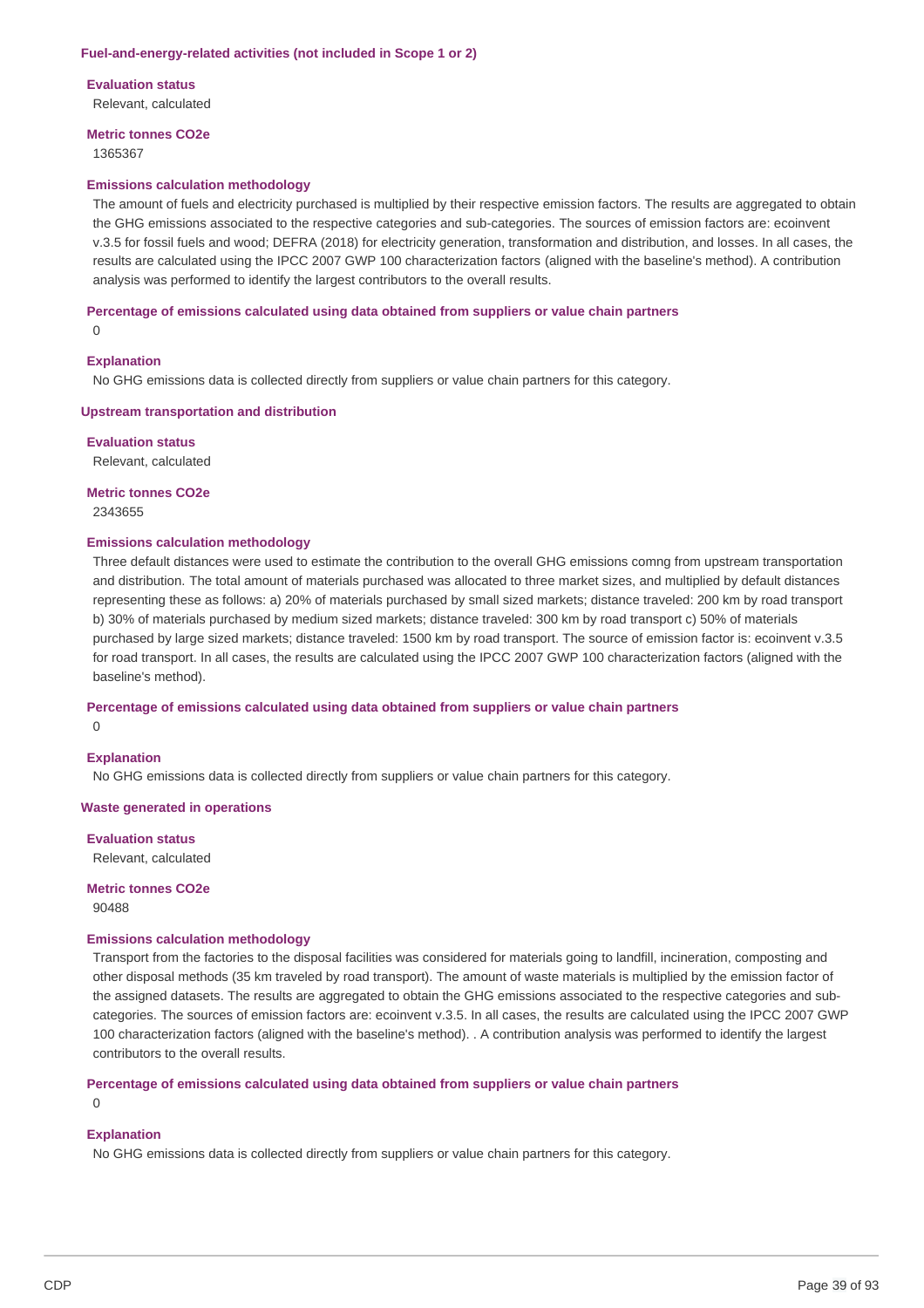### Fuel-and-energy-related activities (not included in Scope 1 or 2)

**Evaluation status**

Relevant, calculated

**Metric tonnes CO2e**

1365367

**Emissions calculation methodology**

The amount of fuels and electricity purchased is multiplied by their respective emission factors. The results are aggregated to obtain the GHG emissions associated to the respective categories and sub-categories. The sources of emission factors are: ecoinvent v.3.5 for fossil fuels and wood; DEFRA (2018) for electricity generation, transformation and distribution, and losses. In all cases, the results are calculated using the IPCC 2007 GWP 100 characterization factors (aligned with the baseline's method). A contribution analysis was performed to identify the largest contributors to the overall results.

**Percentage of emissions calculated using data obtained from suppliers or value chain partners**

0

**Explanation**

No GHG emissions data is collected directly from suppliers or value chain partners for this category.

### Upstream transportation and distribution

**Evaluation status**

Relevant, calculated

**Metric tonnes CO2e**

2343655

**Emissions calculation methodology**

Three default distances were used to estimate the contribution to the overall GHG emissions comng from upstream transportation and distribution. The total amount of materials purchased was allocated to three market sizes, and multiplied by default distances representing these as follows: a) 20% of materials purchased by small sized markets; distance traveled: 200 km by road transport b) 30% of materials purchased by medium sized markets; distance traveled: 300 km by road transport c) 50% of materials purchased by large sized markets; distance traveled: 1500 km by road transport. The source of emission factor is: ecoinvent v.3.5 for road transport. In all cases, the results are calculated using the IPCC 2007 GWP 100 characterization factors (aligned with the baseline's method).

**Percentage of emissions calculated using data obtained from suppliers or value chain partners**

0

**Explanation**

No GHG emissions data is collected directly from suppliers or value chain partners for this category.

### Waste generated in operations

**Evaluation status**

Relevant, calculated

**Metric tonnes CO2e**

90488

**Emissions calculation methodology**

Transport from the factories to the disposal facilities was considered for materials going to landfill, incineration, composting and other disposal methods (35 km traveled by road transport). The amount of waste materials is multiplied by the emission factor of the assigned datasets. The results are aggregated to obtain the GHG emissions associated to the respective categories and sub-categories. The sources of emission factors are: ecoinvent v.3.5. In all cases, the results are calculated using the IPCC 2007 GWP 100 characterization factors (aligned with the baseline's method). . A contribution analysis was performed to identify the largest contributors to the overall results.

**Percentage of emissions calculated using data obtained from suppliers or value chain partners**

0

**Explanation**

No GHG emissions data is collected directly from suppliers or value chain partners for this category.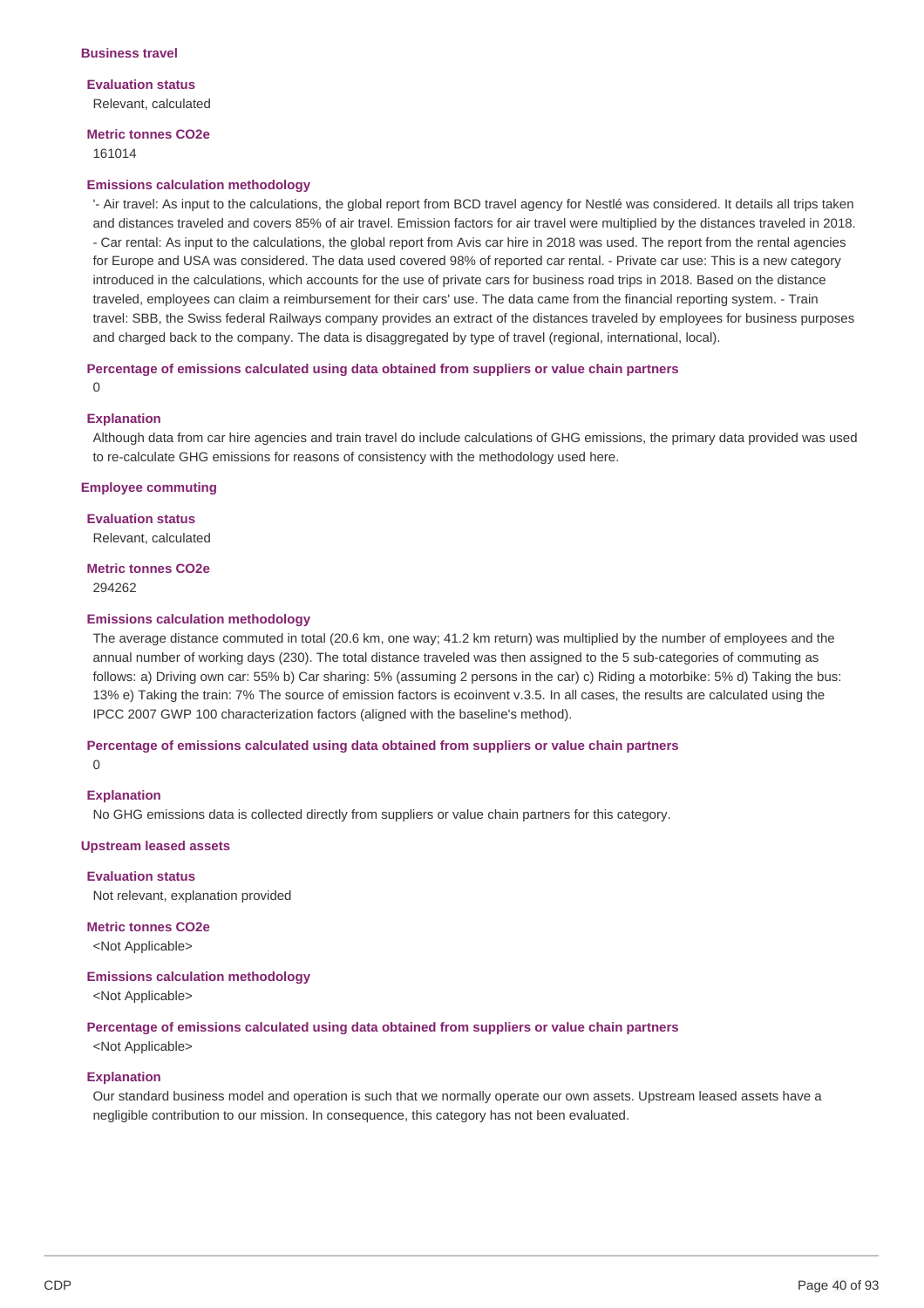### Business travel

**Evaluation status**

Relevant, calculated

**Metric tonnes CO2e**

161014

**Emissions calculation methodology**

'- Air travel: As input to the calculations, the global report from BCD travel agency for Nestlé was considered. It details all trips taken and distances traveled and covers 85% of air travel. Emission factors for air travel were multiplied by the distances traveled in 2018. - Car rental: As input to the calculations, the global report from Avis car hire in 2018 was used. The report from the rental agencies for Europe and USA was considered. The data used covered 98% of reported car rental. - Private car use: This is a new category introduced in the calculations, which accounts for the use of private cars for business road trips in 2018. Based on the distance traveled, employees can claim a reimbursement for their cars' use. The data came from the financial reporting system. - Train travel: SBB, the Swiss federal Railways company provides an extract of the distances traveled by employees for business purposes and charged back to the company. The data is disaggregated by type of travel (regional, international, local).

**Percentage of emissions calculated using data obtained from suppliers or value chain partners**

0

**Explanation**

Although data from car hire agencies and train travel do include calculations of GHG emissions, the primary data provided was used to re-calculate GHG emissions for reasons of consistency with the methodology used here.

### Employee commuting

**Evaluation status**

Relevant, calculated

**Metric tonnes CO2e**

294262

**Emissions calculation methodology**

The average distance commuted in total (20.6 km, one way; 41.2 km return) was multiplied by the number of employees and the annual number of working days (230). The total distance traveled was then assigned to the 5 sub-categories of commuting as follows: a) Driving own car: 55% b) Car sharing: 5% (assuming 2 persons in the car) c) Riding a motorbike: 5% d) Taking the bus: 13% e) Taking the train: 7% The source of emission factors is ecoinvent v.3.5. In all cases, the results are calculated using the IPCC 2007 GWP 100 characterization factors (aligned with the baseline's method).

**Percentage of emissions calculated using data obtained from suppliers or value chain partners**

0

**Explanation**

No GHG emissions data is collected directly from suppliers or value chain partners for this category.

### Upstream leased assets

**Evaluation status**

Not relevant, explanation provided

**Metric tonnes CO2e**

<Not Applicable>

**Emissions calculation methodology**

<Not Applicable>

**Percentage of emissions calculated using data obtained from suppliers or value chain partners**

<Not Applicable>

**Explanation**

Our standard business model and operation is such that we normally operate our own assets. Upstream leased assets have a negligible contribution to our mission. In consequence, this category has not been evaluated.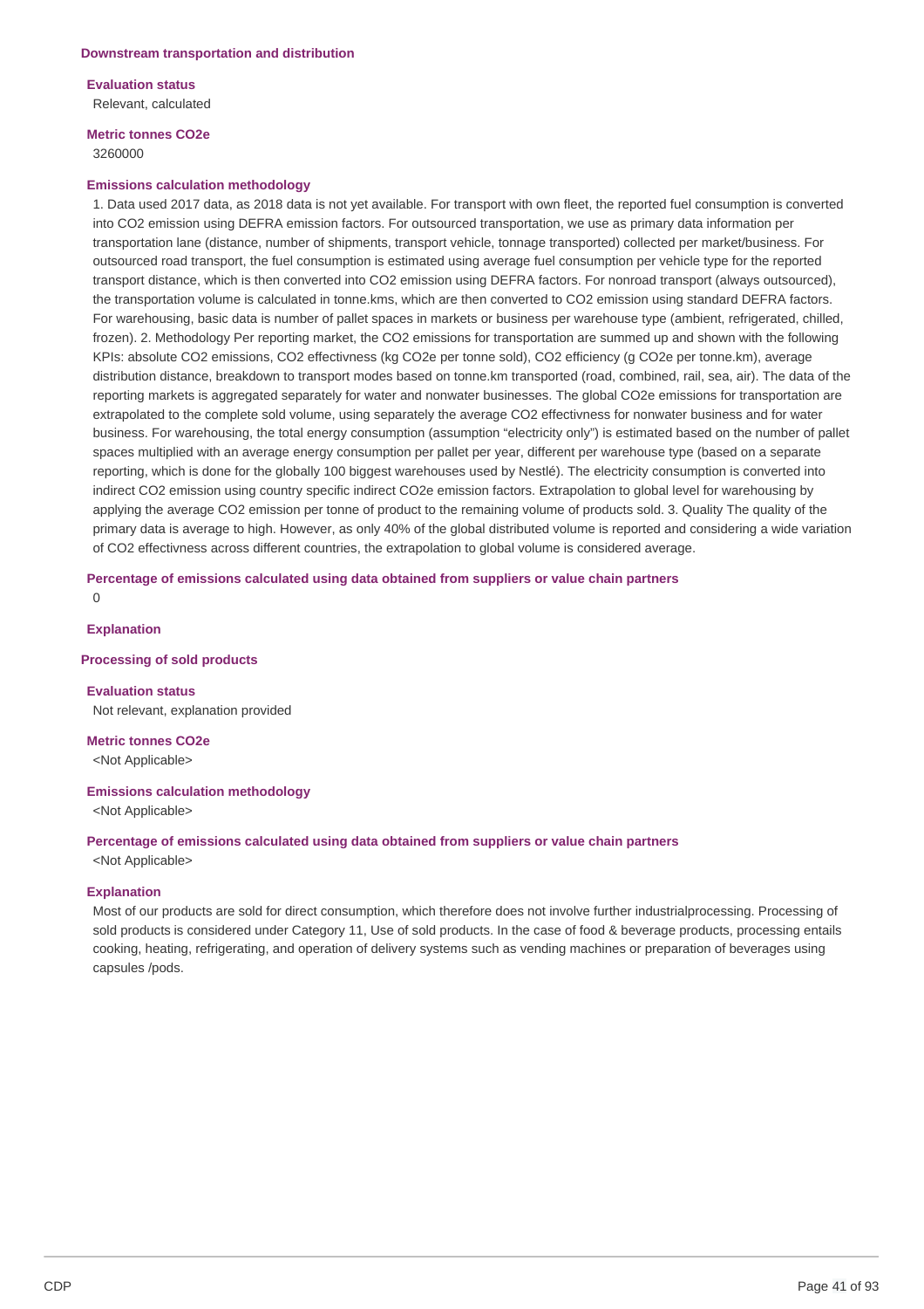### Downstream transportation and distribution

**Evaluation status**

Relevant, calculated

**Metric tonnes CO2e**

3260000

**Emissions calculation methodology**

1. Data used 2017 data, as 2018 data is not yet available. For transport with own fleet, the reported fuel consumption is converted into CO2 emission using DEFRA emission factors. For outsourced transportation, we use as primary data information per transportation lane (distance, number of shipments, transport vehicle, tonnage transported) collected per market/business. For outsourced road transport, the fuel consumption is estimated using average fuel consumption per vehicle type for the reported transport distance, which is then converted into CO2 emission using DEFRA factors. For nonroad transport (always outsourced), the transportation volume is calculated in tonne.kms, which are then converted to CO2 emission using standard DEFRA factors. For warehousing, basic data is number of pallet spaces in markets or business per warehouse type (ambient, refrigerated, chilled, frozen). 2. Methodology Per reporting market, the CO2 emissions for transportation are summed up and shown with the following KPIs: absolute CO2 emissions, CO2 effectivness (kg CO2e per tonne sold), CO2 efficiency (g CO2e per tonne.km), average distribution distance, breakdown to transport modes based on tonne.km transported (road, combined, rail, sea, air). The data of the reporting markets is aggregated separately for water and nonwater businesses. The global CO2e emissions for transportation are extrapolated to the complete sold volume, using separately the average CO2 effectivness for nonwater business and for water business. For warehousing, the total energy consumption (assumption "electricity only") is estimated based on the number of pallet spaces multiplied with an average energy consumption per pallet per year, different per warehouse type (based on a separate reporting, which is done for the globally 100 biggest warehouses used by Nestlé). The electricity consumption is converted into indirect CO2 emission using country specific indirect CO2e emission factors. Extrapolation to global level for warehousing by applying the average CO2 emission per tonne of product to the remaining volume of products sold. 3. Quality The quality of the primary data is average to high. However, as only 40% of the global distributed volume is reported and considering a wide variation of CO2 effectivness across different countries, the extrapolation to global volume is considered average.

**Percentage of emissions calculated using data obtained from suppliers or value chain partners**

0

**Explanation**

### Processing of sold products

**Evaluation status**

Not relevant, explanation provided

**Metric tonnes CO2e**

<Not Applicable>

**Emissions calculation methodology**

<Not Applicable>

**Percentage of emissions calculated using data obtained from suppliers or value chain partners**

<Not Applicable>

**Explanation**

Most of our products are sold for direct consumption, which therefore does not involve further industrialprocessing. Processing of sold products is considered under Category 11, Use of sold products. In the case of food & beverage products, processing entails cooking, heating, refrigerating, and operation of delivery systems such as vending machines or preparation of beverages using capsules /pods.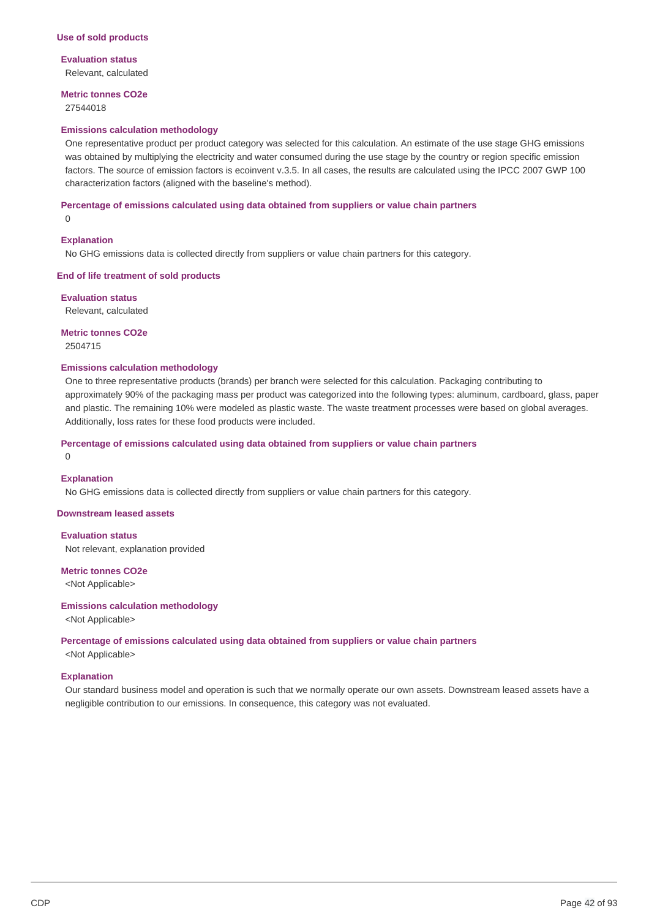### Use of sold products

**Evaluation status**

Relevant, calculated

**Metric tonnes CO2e**

27544018

**Emissions calculation methodology**

One representative product per product category was selected for this calculation. An estimate of the use stage GHG emissions was obtained by multiplying the electricity and water consumed during the use stage by the country or region specific emission factors. The source of emission factors is ecoinvent v.3.5. In all cases, the results are calculated using the IPCC 2007 GWP 100 characterization factors (aligned with the baseline's method).

**Percentage of emissions calculated using data obtained from suppliers or value chain partners**

0

**Explanation**

No GHG emissions data is collected directly from suppliers or value chain partners for this category.

### End of life treatment of sold products

**Evaluation status**

Relevant, calculated

**Metric tonnes CO2e**

2504715

**Emissions calculation methodology**

One to three representative products (brands) per branch were selected for this calculation. Packaging contributing to approximately 90% of the packaging mass per product was categorized into the following types: aluminum, cardboard, glass, paper and plastic. The remaining 10% were modeled as plastic waste. The waste treatment processes were based on global averages. Additionally, loss rates for these food products were included.

**Percentage of emissions calculated using data obtained from suppliers or value chain partners**

0

**Explanation**

No GHG emissions data is collected directly from suppliers or value chain partners for this category.

### Downstream leased assets

**Evaluation status**

Not relevant, explanation provided

**Metric tonnes CO2e**

<Not Applicable>

**Emissions calculation methodology**

<Not Applicable>

**Percentage of emissions calculated using data obtained from suppliers or value chain partners**

<Not Applicable>

**Explanation**

Our standard business model and operation is such that we normally operate our own assets. Downstream leased assets have a negligible contribution to our emissions. In consequence, this category was not evaluated.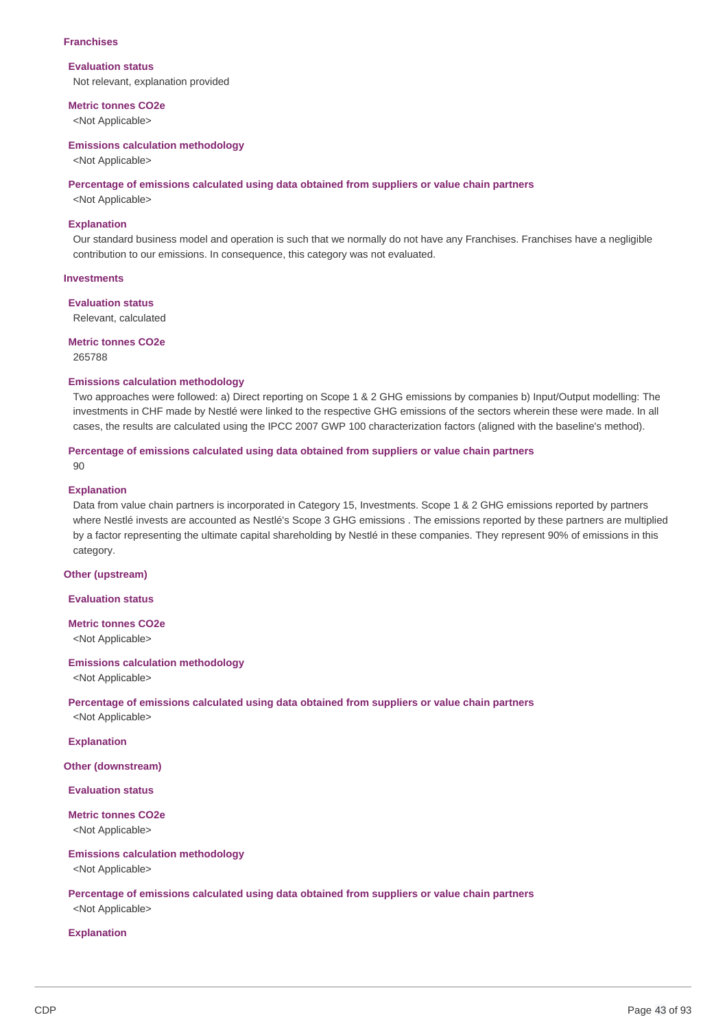### Franchises

**Evaluation status**

Not relevant, explanation provided

**Metric tonnes CO2e**

<Not Applicable>

**Emissions calculation methodology**

<Not Applicable>

**Percentage of emissions calculated using data obtained from suppliers or value chain partners**

<Not Applicable>

**Explanation**

Our standard business model and operation is such that we normally do not have any Franchises. Franchises have a negligible contribution to our emissions. In consequence, this category was not evaluated.

### Investments

**Evaluation status**

Relevant, calculated

**Metric tonnes CO2e**

265788

**Emissions calculation methodology**

Two approaches were followed: a) Direct reporting on Scope 1 & 2 GHG emissions by companies b) Input/Output modelling: The investments in CHF made by Nestlé were linked to the respective GHG emissions of the sectors wherein these were made. In all cases, the results are calculated using the IPCC 2007 GWP 100 characterization factors (aligned with the baseline's method).

**Percentage of emissions calculated using data obtained from suppliers or value chain partners**

90

**Explanation**

Data from value chain partners is incorporated in Category 15, Investments. Scope 1 & 2 GHG emissions reported by partners where Nestlé invests are accounted as Nestlé's Scope 3 GHG emissions . The emissions reported by these partners are multiplied by a factor representing the ultimate capital shareholding by Nestlé in these companies. They represent 90% of emissions in this category.

### Other (upstream)

**Evaluation status**

**Metric tonnes CO2e**

<Not Applicable>

**Emissions calculation methodology**

<Not Applicable>

**Percentage of emissions calculated using data obtained from suppliers or value chain partners**

<Not Applicable>

**Explanation**

### Other (downstream)

**Evaluation status**

**Metric tonnes CO2e**

<Not Applicable>

**Emissions calculation methodology**

<Not Applicable>

**Percentage of emissions calculated using data obtained from suppliers or value chain partners**

<Not Applicable>

**Explanation**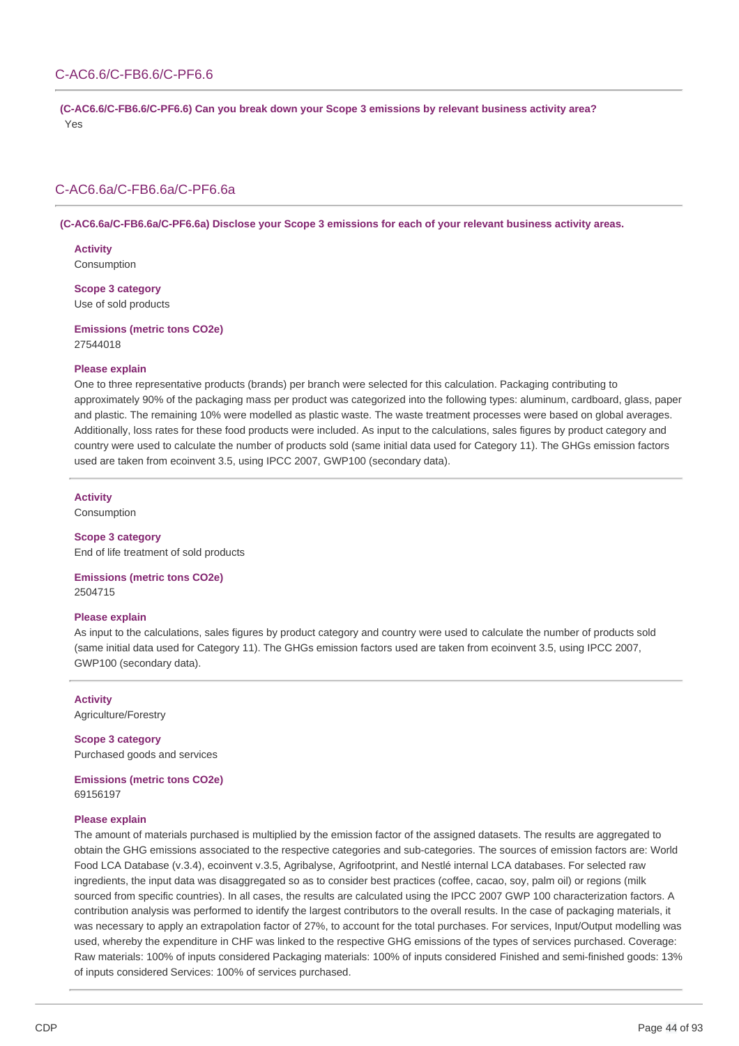## C-AC6.6/C-FB6.6/C-PF6.6

**(C-AC6.6/C-FB6.6/C-PF6.6) Can you break down your Scope 3 emissions by relevant business activity area?**

Yes

## C-AC6.6a/C-FB6.6a/C-PF6.6a

**(C-AC6.6a/C-FB6.6a/C-PF6.6a) Disclose your Scope 3 emissions for each of your relevant business activity areas.**

**Activity**

Consumption

**Scope 3 category**

Use of sold products

**Emissions (metric tons CO2e)**

27544018

**Please explain**

One to three representative products (brands) per branch were selected for this calculation. Packaging contributing to approximately 90% of the packaging mass per product was categorized into the following types: aluminum, cardboard, glass, paper and plastic. The remaining 10% were modelled as plastic waste. The waste treatment processes were based on global averages. Additionally, loss rates for these food products were included. As input to the calculations, sales figures by product category and country were used to calculate the number of products sold (same initial data used for Category 11). The GHGs emission factors used are taken from ecoinvent 3.5, using IPCC 2007, GWP100 (secondary data).

---

**Activity**

Consumption

**Scope 3 category**

End of life treatment of sold products

**Emissions (metric tons CO2e)**

2504715

**Please explain**

As input to the calculations, sales figures by product category and country were used to calculate the number of products sold (same initial data used for Category 11). The GHGs emission factors used are taken from ecoinvent 3.5, using IPCC 2007, GWP100 (secondary data).

---

**Activity**

Agriculture/Forestry

**Scope 3 category**

Purchased goods and services

**Emissions (metric tons CO2e)**

69156197

**Please explain**

The amount of materials purchased is multiplied by the emission factor of the assigned datasets. The results are aggregated to obtain the GHG emissions associated to the respective categories and sub-categories. The sources of emission factors are: World Food LCA Database (v.3.4), ecoinvent v.3.5, Agribalyse, Agrifootprint, and Nestlé internal LCA databases. For selected raw ingredients, the input data was disaggregated so as to consider best practices (coffee, cacao, soy, palm oil) or regions (milk sourced from specific countries). In all cases, the results are calculated using the IPCC 2007 GWP 100 characterization factors. A contribution analysis was performed to identify the largest contributors to the overall results. In the case of packaging materials, it was necessary to apply an extrapolation factor of 27%, to account for the total purchases. For services, Input/Output modelling was used, whereby the expenditure in CHF was linked to the respective GHG emissions of the types of services purchased. Coverage: Raw materials: 100% of inputs considered Packaging materials: 100% of inputs considered Finished and semi-finished goods: 13% of inputs considered Services: 100% of services purchased.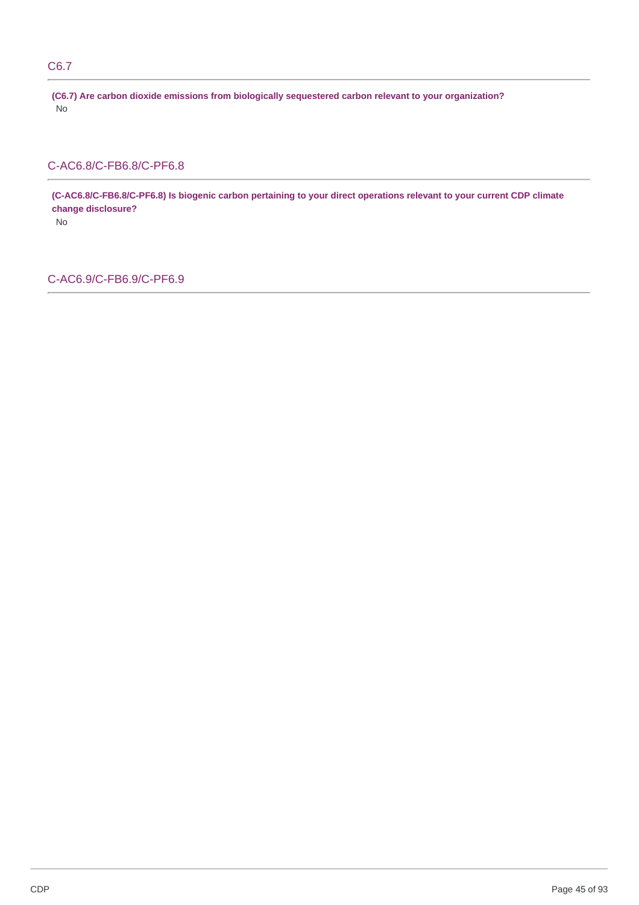## C6.7

**(C6.7) Are carbon dioxide emissions from biologically sequestered carbon relevant to your organization?**

No

## C-AC6.8/C-FB6.8/C-PF6.8

**(C-AC6.8/C-FB6.8/C-PF6.8) Is biogenic carbon pertaining to your direct operations relevant to your current CDP climate change disclosure?**

No

## C-AC6.9/C-FB6.9/C-PF6.9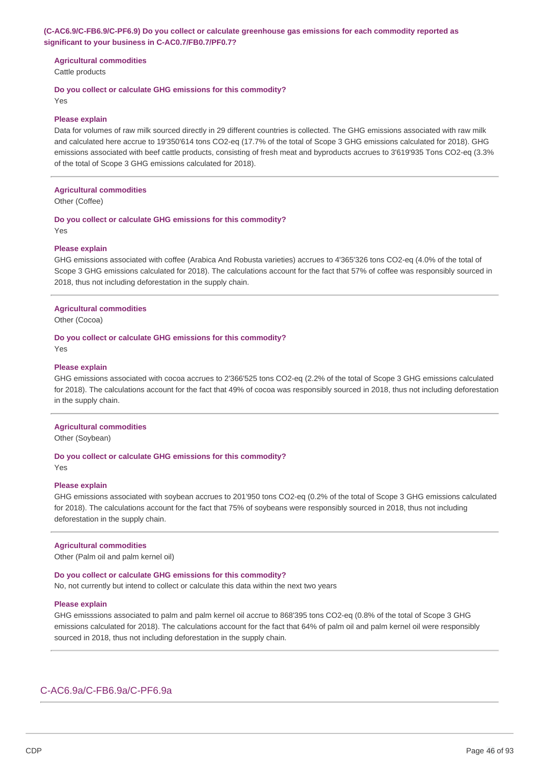**(C-AC6.9/C-FB6.9/C-PF6.9) Do you collect or calculate greenhouse gas emissions for each commodity reported as significant to your business in C-AC0.7/FB0.7/PF0.7?**

**Agricultural commodities**
Cattle products

**Do you collect or calculate GHG emissions for this commodity?**
Yes

**Please explain**
Data for volumes of raw milk sourced directly in 29 different countries is collected. The GHG emissions associated with raw milk and calculated here accrue to 19'350'614 tons CO2-eq (17.7% of the total of Scope 3 GHG emissions calculated for 2018). GHG emissions associated with beef cattle products, consisting of fresh meat and byproducts accrues to 3'619'935 Tons CO2-eq (3.3% of the total of Scope 3 GHG emissions calculated for 2018).

---

**Agricultural commodities**
Other (Coffee)

**Do you collect or calculate GHG emissions for this commodity?**
Yes

**Please explain**
GHG emissions associated with coffee (Arabica And Robusta varieties) accrues to 4'365'326 tons CO2-eq (4.0% of the total of Scope 3 GHG emissions calculated for 2018). The calculations account for the fact that 57% of coffee was responsibly sourced in 2018, thus not including deforestation in the supply chain.

---

**Agricultural commodities**
Other (Cocoa)

**Do you collect or calculate GHG emissions for this commodity?**
Yes

**Please explain**
GHG emissions associated with cocoa accrues to 2'366'525 tons CO2-eq (2.2% of the total of Scope 3 GHG emissions calculated for 2018). The calculations account for the fact that 49% of cocoa was responsibly sourced in 2018, thus not including deforestation in the supply chain.

---

**Agricultural commodities**
Other (Soybean)

**Do you collect or calculate GHG emissions for this commodity?**
Yes

**Please explain**
GHG emissions associated with soybean accrues to 201'950 tons CO2-eq (0.2% of the total of Scope 3 GHG emissions calculated for 2018). The calculations account for the fact that 75% of soybeans were responsibly sourced in 2018, thus not including deforestation in the supply chain.

---

**Agricultural commodities**
Other (Palm oil and palm kernel oil)

**Do you collect or calculate GHG emissions for this commodity?**
No, not currently but intend to collect or calculate this data within the next two years

**Please explain**
GHG emisssions associated to palm and palm kernel oil accrue to 868'395 tons CO2-eq (0.8% of the total of Scope 3 GHG emissions calculated for 2018). The calculations account for the fact that 64% of palm oil and palm kernel oil were responsibly sourced in 2018, thus not including deforestation in the supply chain.

---

## C-AC6.9a/C-FB6.9a/C-PF6.9a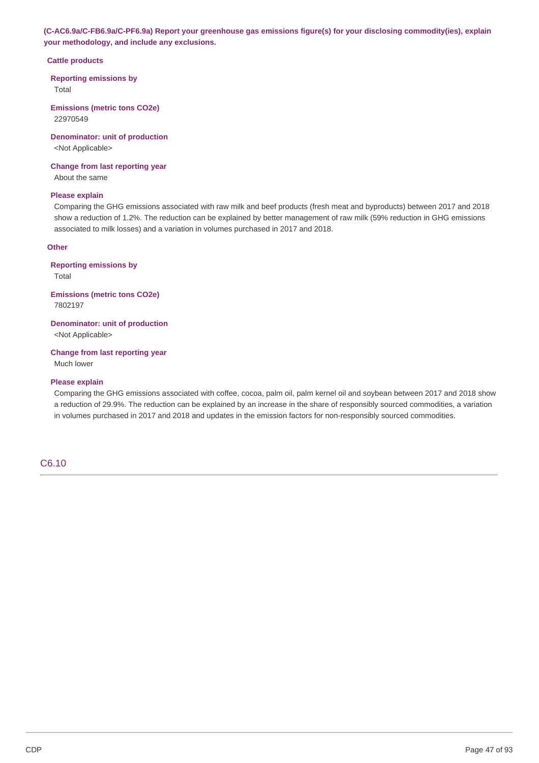**(C-AC6.9a/C-FB6.9a/C-PF6.9a) Report your greenhouse gas emissions figure(s) for your disclosing commodity(ies), explain your methodology, and include any exclusions.**

**Cattle products**

**Reporting emissions by**
Total

**Emissions (metric tons CO2e)**
22970549

**Denominator: unit of production**
<Not Applicable>

**Change from last reporting year**
About the same

**Please explain**
Comparing the GHG emissions associated with raw milk and beef products (fresh meat and byproducts) between 2017 and 2018 show a reduction of 1.2%. The reduction can be explained by better management of raw milk (59% reduction in GHG emissions associated to milk losses) and a variation in volumes purchased in 2017 and 2018.

**Other**

**Reporting emissions by**
Total

**Emissions (metric tons CO2e)**
7802197

**Denominator: unit of production**
<Not Applicable>

**Change from last reporting year**
Much lower

**Please explain**
Comparing the GHG emissions associated with coffee, cocoa, palm oil, palm kernel oil and soybean between 2017 and 2018 show a reduction of 29.9%. The reduction can be explained by an increase in the share of responsibly sourced commodities, a variation in volumes purchased in 2017 and 2018 and updates in the emission factors for non-responsibly sourced commodities.

## C6.10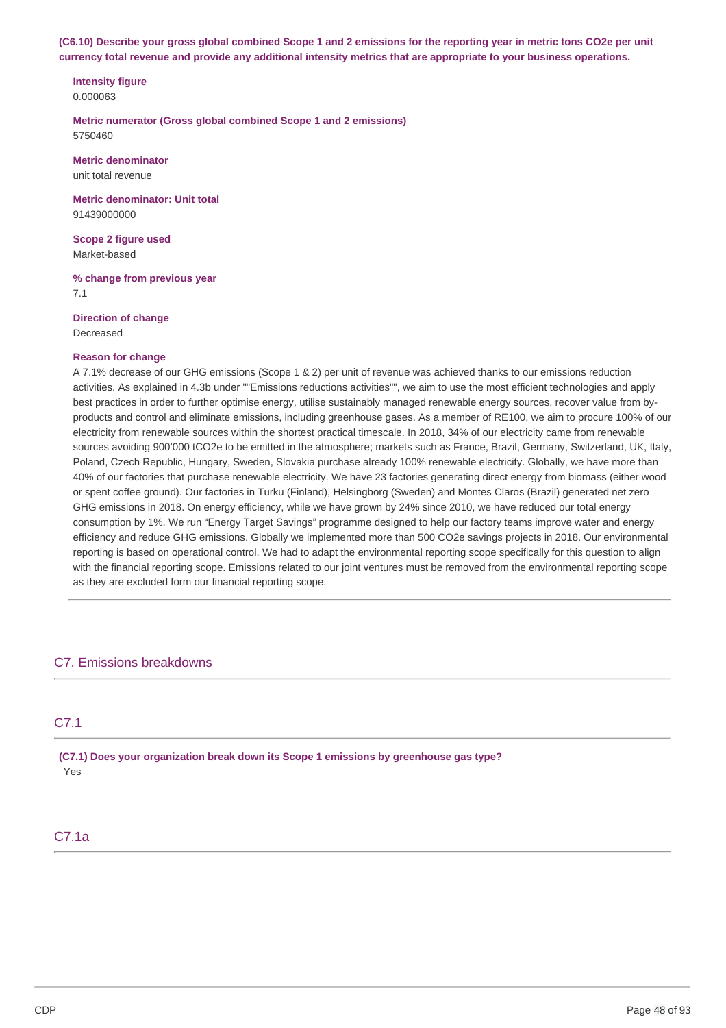**(C6.10) Describe your gross global combined Scope 1 and 2 emissions for the reporting year in metric tons CO2e per unit currency total revenue and provide any additional intensity metrics that are appropriate to your business operations.**

**Intensity figure**
0.000063

**Metric numerator (Gross global combined Scope 1 and 2 emissions)**
5750460

**Metric denominator**
unit total revenue

**Metric denominator: Unit total**
91439000000

**Scope 2 figure used**
Market-based

**% change from previous year**
7.1

**Direction of change**
Decreased

**Reason for change**
A 7.1% decrease of our GHG emissions (Scope 1 & 2) per unit of revenue was achieved thanks to our emissions reduction activities. As explained in 4.3b under ""Emissions reductions activities"", we aim to use the most efficient technologies and apply best practices in order to further optimise energy, utilise sustainably managed renewable energy sources, recover value from by-products and control and eliminate emissions, including greenhouse gases. As a member of RE100, we aim to procure 100% of our electricity from renewable sources within the shortest practical timescale. In 2018, 34% of our electricity came from renewable sources avoiding 900'000 tCO2e to be emitted in the atmosphere; markets such as France, Brazil, Germany, Switzerland, UK, Italy, Poland, Czech Republic, Hungary, Sweden, Slovakia purchase already 100% renewable electricity. Globally, we have more than 40% of our factories that purchase renewable electricity. We have 23 factories generating direct energy from biomass (either wood or spent coffee ground). Our factories in Turku (Finland), Helsingborg (Sweden) and Montes Claros (Brazil) generated net zero GHG emissions in 2018. On energy efficiency, while we have grown by 24% since 2010, we have reduced our total energy consumption by 1%. We run "Energy Target Savings" programme designed to help our factory teams improve water and energy efficiency and reduce GHG emissions. Globally we implemented more than 500 CO2e savings projects in 2018. Our environmental reporting is based on operational control. We had to adapt the environmental reporting scope specifically for this question to align with the financial reporting scope. Emissions related to our joint ventures must be removed from the environmental reporting scope as they are excluded form our financial reporting scope.

## C7. Emissions breakdowns

### C7.1

**(C7.1) Does your organization break down its Scope 1 emissions by greenhouse gas type?**
Yes

### C7.1a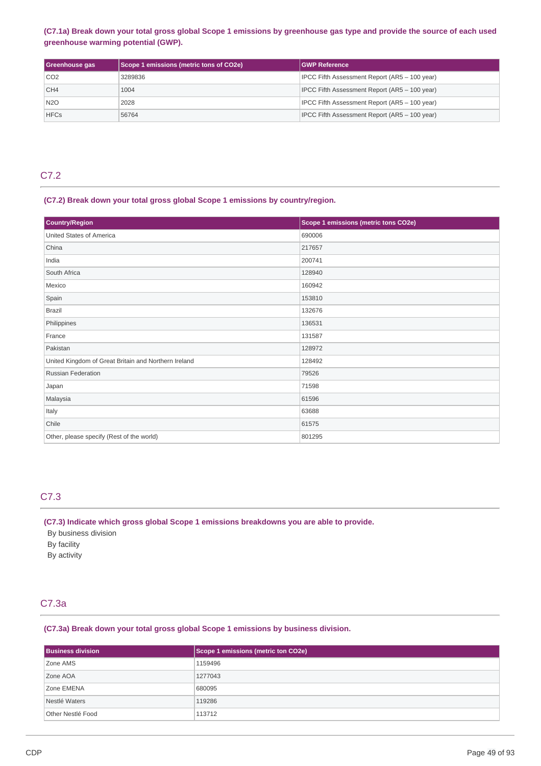**(C7.1a) Break down your total gross global Scope 1 emissions by greenhouse gas type and provide the source of each used greenhouse warming potential (GWP).**

| Greenhouse gas | Scope 1 emissions (metric tons of CO2e) | GWP Reference |
|---|---|---|
| CO2 | 3289836 | IPCC Fifth Assessment Report (AR5 – 100 year) |
| CH4 | 1004 | IPCC Fifth Assessment Report (AR5 – 100 year) |
| N2O | 2028 | IPCC Fifth Assessment Report (AR5 – 100 year) |
| HFCs | 56764 | IPCC Fifth Assessment Report (AR5 – 100 year) |

## C7.2

**(C7.2) Break down your total gross global Scope 1 emissions by country/region.**

| Country/Region | Scope 1 emissions (metric tons CO2e) |
|---|---|
| United States of America | 690006 |
| China | 217657 |
| India | 200741 |
| South Africa | 128940 |
| Mexico | 160942 |
| Spain | 153810 |
| Brazil | 132676 |
| Philippines | 136531 |
| France | 131587 |
| Pakistan | 128972 |
| United Kingdom of Great Britain and Northern Ireland | 128492 |
| Russian Federation | 79526 |
| Japan | 71598 |
| Malaysia | 61596 |
| Italy | 63688 |
| Chile | 61575 |
| Other, please specify (Rest of the world) | 801295 |

## C7.3

**(C7.3) Indicate which gross global Scope 1 emissions breakdowns you are able to provide.**

By business division
By facility
By activity

## C7.3a

**(C7.3a) Break down your total gross global Scope 1 emissions by business division.**

| Business division | Scope 1 emissions (metric ton CO2e) |
|---|---|
| Zone AMS | 1159496 |
| Zone AOA | 1277043 |
| Zone EMENA | 680095 |
| Nestlé Waters | 119286 |
| Other Nestlé Food | 113712 |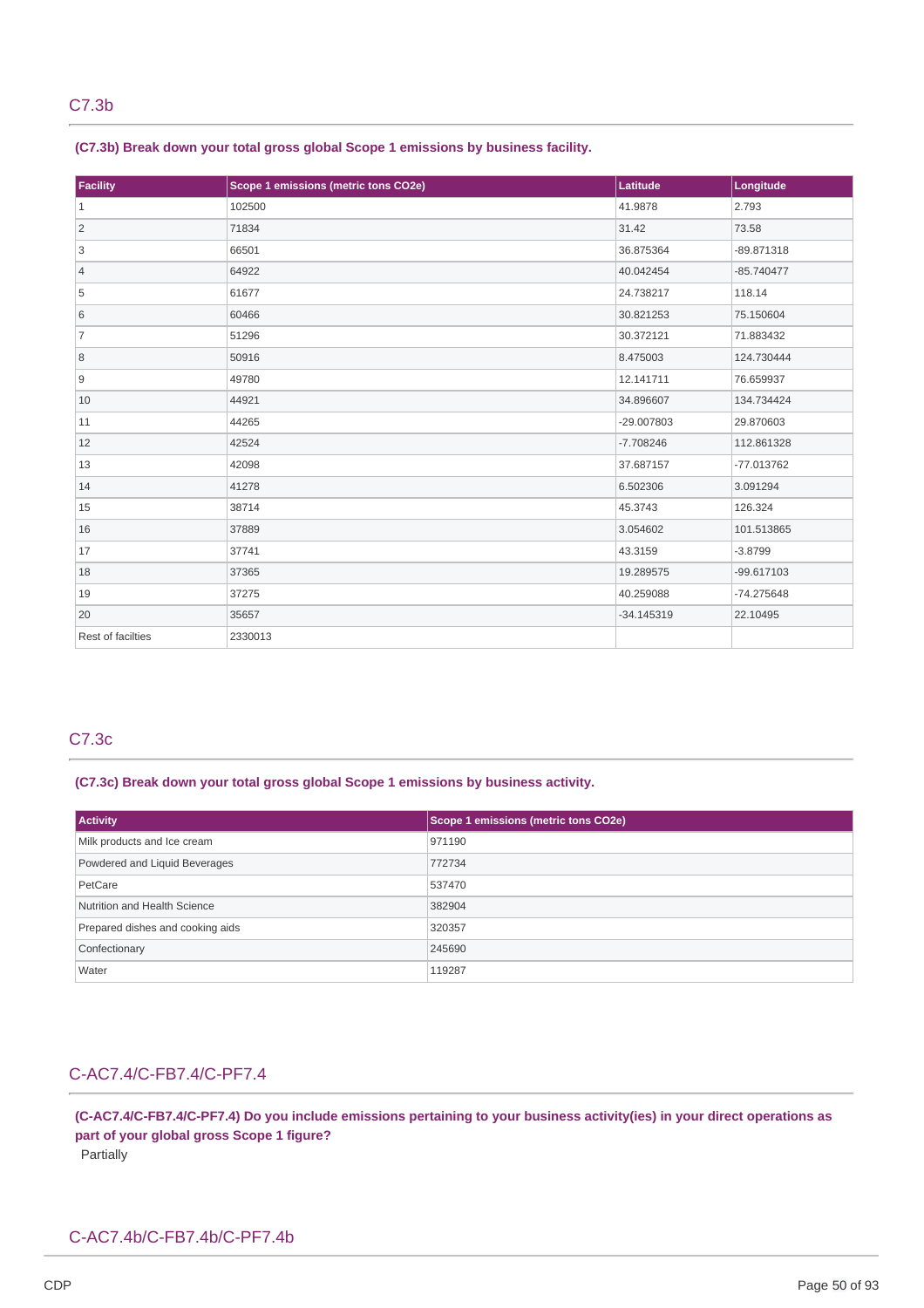## C7.3b

**(C7.3b) Break down your total gross global Scope 1 emissions by business facility.**

| Facility | Scope 1 emissions (metric tons CO2e) | Latitude | Longitude |
|---|---|---|---|
| 1 | 102500 | 41.9878 | 2.793 |
| 2 | 71834 | 31.42 | 73.58 |
| 3 | 66501 | 36.875364 | -89.871318 |
| 4 | 64922 | 40.042454 | -85.740477 |
| 5 | 61677 | 24.738217 | 118.14 |
| 6 | 60466 | 30.821253 | 75.150604 |
| 7 | 51296 | 30.372121 | 71.883432 |
| 8 | 50916 | 8.475003 | 124.730444 |
| 9 | 49780 | 12.141711 | 76.659937 |
| 10 | 44921 | 34.896607 | 134.734424 |
| 11 | 44265 | -29.007803 | 29.870603 |
| 12 | 42524 | -7.708246 | 112.861328 |
| 13 | 42098 | 37.687157 | -77.013762 |
| 14 | 41278 | 6.502306 | 3.091294 |
| 15 | 38714 | 45.3743 | 126.324 |
| 16 | 37889 | 3.054602 | 101.513865 |
| 17 | 37741 | 43.3159 | -3.8799 |
| 18 | 37365 | 19.289575 | -99.617103 |
| 19 | 37275 | 40.259088 | -74.275648 |
| 20 | 35657 | -34.145319 | 22.10495 |
| Rest of facilties | 2330013 | | |

## C7.3c

**(C7.3c) Break down your total gross global Scope 1 emissions by business activity.**

| Activity | Scope 1 emissions (metric tons CO2e) |
|---|---|
| Milk products and Ice cream | 971190 |
| Powdered and Liquid Beverages | 772734 |
| PetCare | 537470 |
| Nutrition and Health Science | 382904 |
| Prepared dishes and cooking aids | 320357 |
| Confectionary | 245690 |
| Water | 119287 |

## C-AC7.4/C-FB7.4/C-PF7.4

**(C-AC7.4/C-FB7.4/C-PF7.4) Do you include emissions pertaining to your business activity(ies) in your direct operations as part of your global gross Scope 1 figure?**

Partially

## C-AC7.4b/C-FB7.4b/C-PF7.4b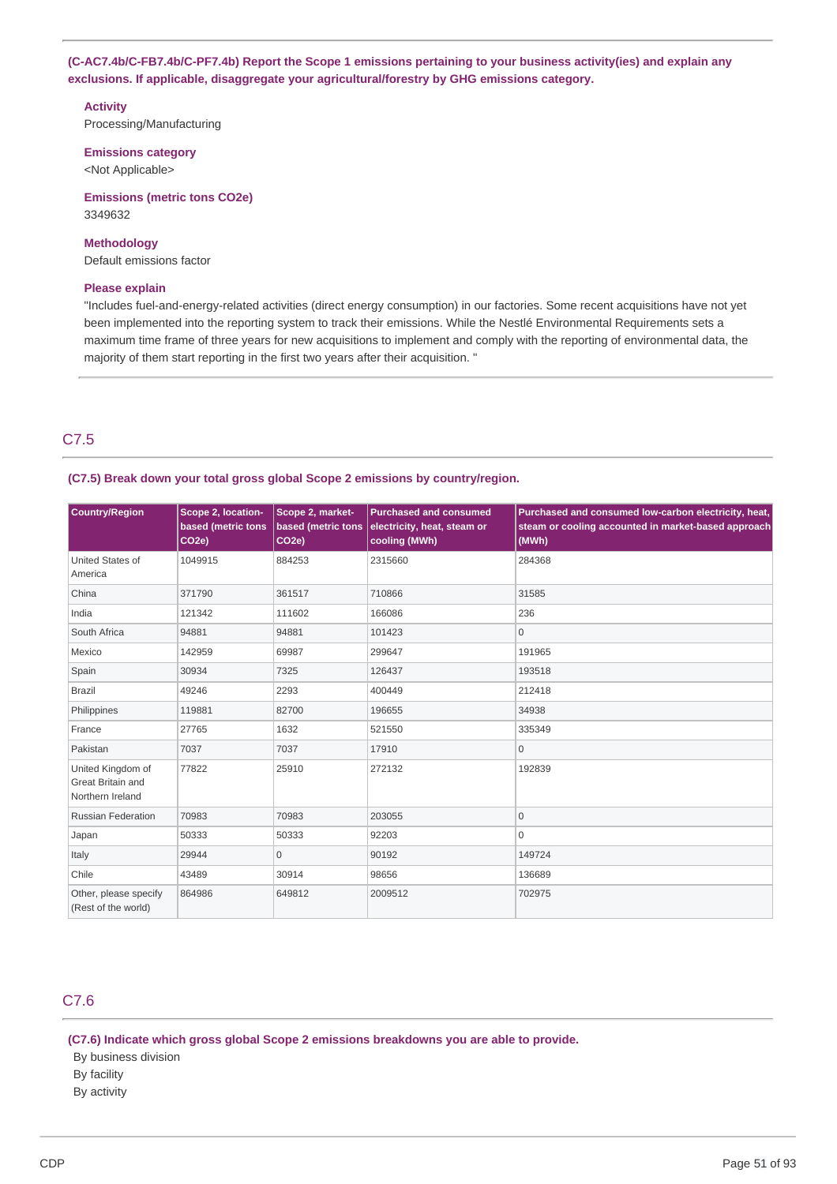**(C-AC7.4b/C-FB7.4b/C-PF7.4b) Report the Scope 1 emissions pertaining to your business activity(ies) and explain any exclusions. If applicable, disaggregate your agricultural/forestry by GHG emissions category.**

**Activity**
Processing/Manufacturing

**Emissions category**
<Not Applicable>

**Emissions (metric tons CO2e)**
3349632

**Methodology**
Default emissions factor

**Please explain**
"Includes fuel-and-energy-related activities (direct energy consumption) in our factories. Some recent acquisitions have not yet been implemented into the reporting system to track their emissions. While the Nestlé Environmental Requirements sets a maximum time frame of three years for new acquisitions to implement and comply with the reporting of environmental data, the majority of them start reporting in the first two years after their acquisition. "

## C7.5

**(C7.5) Break down your total gross global Scope 2 emissions by country/region.**

| Country/Region | Scope 2, location-based (metric tons CO2e) | Scope 2, market-based (metric tons CO2e) | Purchased and consumed electricity, heat, steam or cooling (MWh) | Purchased and consumed low-carbon electricity, heat, steam or cooling accounted in market-based approach (MWh) |
|---|---|---|---|---|
| United States of America | 1049915 | 884253 | 2315660 | 284368 |
| China | 371790 | 361517 | 710866 | 31585 |
| India | 121342 | 111602 | 166086 | 236 |
| South Africa | 94881 | 94881 | 101423 | 0 |
| Mexico | 142959 | 69987 | 299647 | 191965 |
| Spain | 30934 | 7325 | 126437 | 193518 |
| Brazil | 49246 | 2293 | 400449 | 212418 |
| Philippines | 119881 | 82700 | 196655 | 34938 |
| France | 27765 | 1632 | 521550 | 335349 |
| Pakistan | 7037 | 7037 | 17910 | 0 |
| United Kingdom of Great Britain and Northern Ireland | 77822 | 25910 | 272132 | 192839 |
| Russian Federation | 70983 | 70983 | 203055 | 0 |
| Japan | 50333 | 50333 | 92203 | 0 |
| Italy | 29944 | 0 | 90192 | 149724 |
| Chile | 43489 | 30914 | 98656 | 136689 |
| Other, please specify (Rest of the world) | 864986 | 649812 | 2009512 | 702975 |

## C7.6

**(C7.6) Indicate which gross global Scope 2 emissions breakdowns you are able to provide.**

By business division
By facility
By activity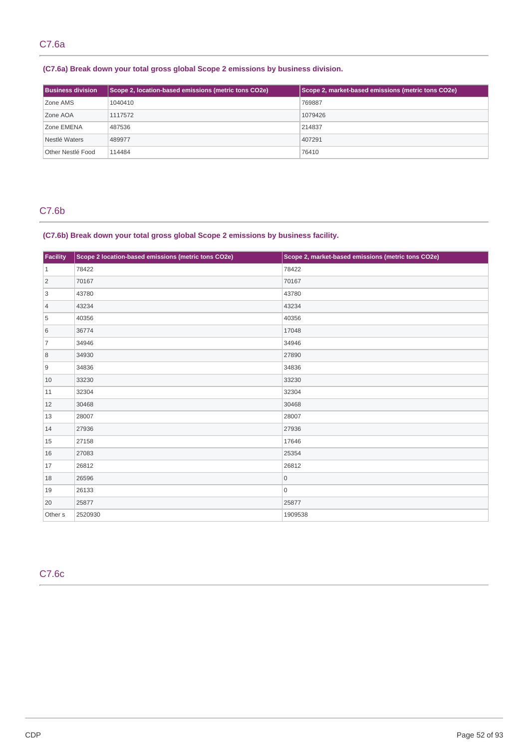## C7.6a

**(C7.6a) Break down your total gross global Scope 2 emissions by business division.**

| Business division | Scope 2, location-based emissions (metric tons CO2e) | Scope 2, market-based emissions (metric tons CO2e) |
|---|---|---|
| Zone AMS | 1040410 | 769887 |
| Zone AOA | 1117572 | 1079426 |
| Zone EMENA | 487536 | 214837 |
| Nestlé Waters | 489977 | 407291 |
| Other Nestlé Food | 114484 | 76410 |

## C7.6b

**(C7.6b) Break down your total gross global Scope 2 emissions by business facility.**

| Facility | Scope 2 location-based emissions (metric tons CO2e) | Scope 2, market-based emissions (metric tons CO2e) |
|---|---|---|
| 1 | 78422 | 78422 |
| 2 | 70167 | 70167 |
| 3 | 43780 | 43780 |
| 4 | 43234 | 43234 |
| 5 | 40356 | 40356 |
| 6 | 36774 | 17048 |
| 7 | 34946 | 34946 |
| 8 | 34930 | 27890 |
| 9 | 34836 | 34836 |
| 10 | 33230 | 33230 |
| 11 | 32304 | 32304 |
| 12 | 30468 | 30468 |
| 13 | 28007 | 28007 |
| 14 | 27936 | 27936 |
| 15 | 27158 | 17646 |
| 16 | 27083 | 25354 |
| 17 | 26812 | 26812 |
| 18 | 26596 | 0 |
| 19 | 26133 | 0 |
| 20 | 25877 | 25877 |
| Other s | 2520930 | 1909538 |

## C7.6c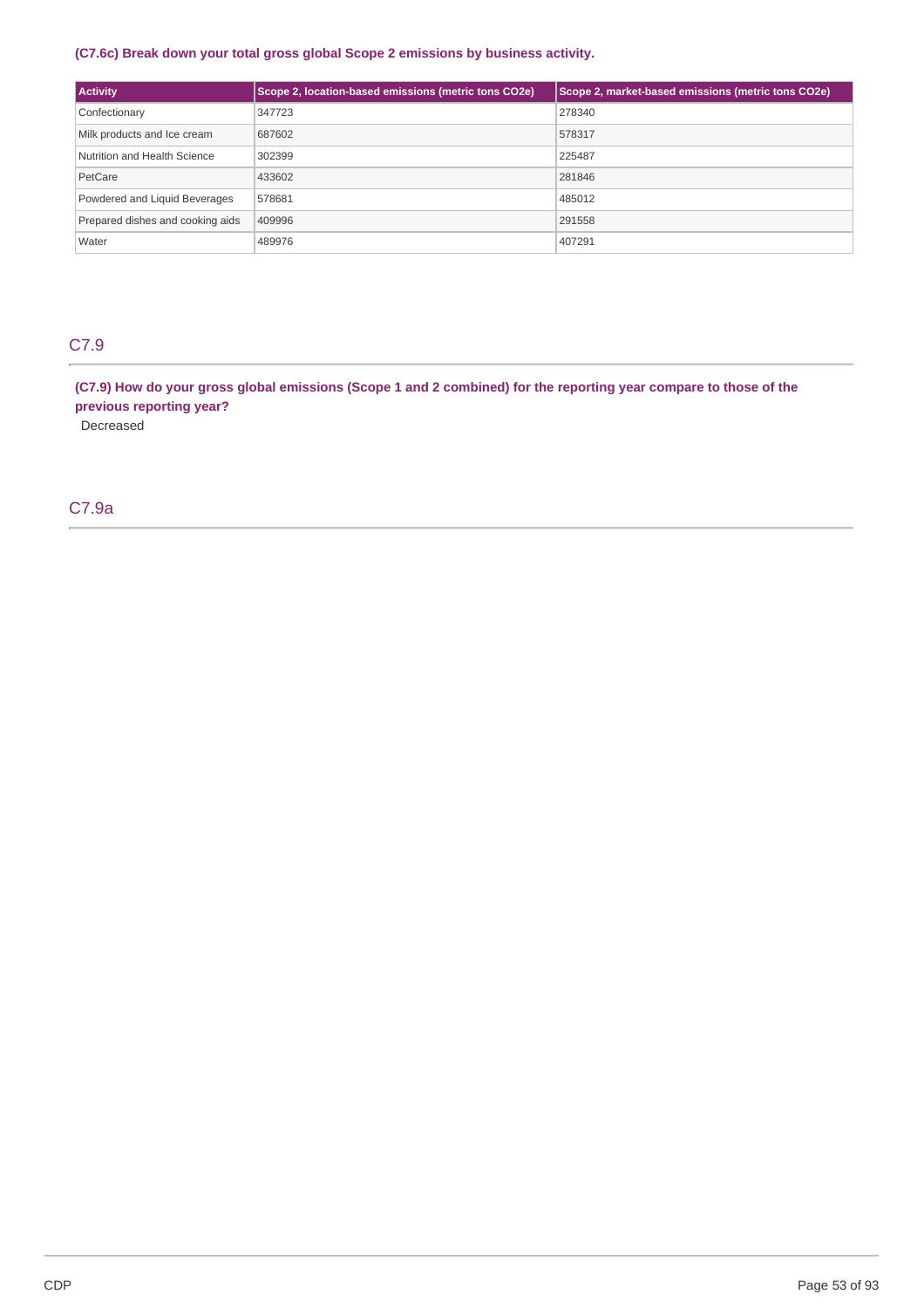**(C7.6c) Break down your total gross global Scope 2 emissions by business activity.**

| Activity | Scope 2, location-based emissions (metric tons CO2e) | Scope 2, market-based emissions (metric tons CO2e) |
|---|---|---|
| Confectionary | 347723 | 278340 |
| Milk products and Ice cream | 687602 | 578317 |
| Nutrition and Health Science | 302399 | 225487 |
| PetCare | 433602 | 281846 |
| Powdered and Liquid Beverages | 578681 | 485012 |
| Prepared dishes and cooking aids | 409996 | 291558 |
| Water | 489976 | 407291 |

## C7.9

**(C7.9) How do your gross global emissions (Scope 1 and 2 combined) for the reporting year compare to those of the previous reporting year?**

Decreased

## C7.9a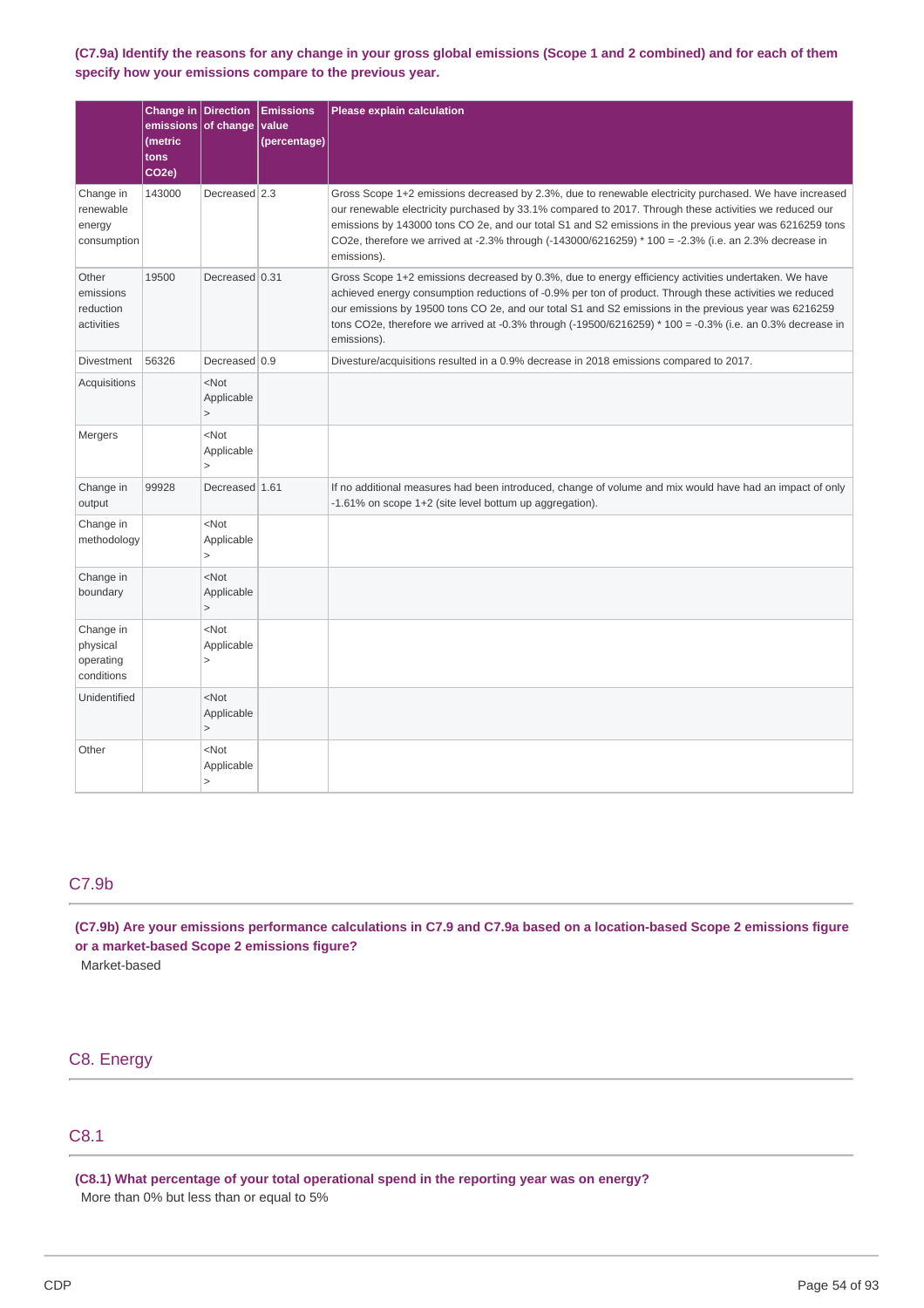**(C7.9a) Identify the reasons for any change in your gross global emissions (Scope 1 and 2 combined) and for each of them specify how your emissions compare to the previous year.**

| | Change in emissions (metric tons CO2e) | Direction of change | Emissions value (percentage) | Please explain calculation |
|---|---|---|---|---|
| Change in renewable energy consumption | 143000 | Decreased | 2.3 | Gross Scope 1+2 emissions decreased by 2.3%, due to renewable electricity purchased. We have increased our renewable electricity purchased by 33.1% compared to 2017. Through these activities we reduced our emissions by 143000 tons CO 2e, and our total S1 and S2 emissions in the previous year was 6216259 tons CO2e, therefore we arrived at -2.3% through (-143000/6216259) * 100 = -2.3% (i.e. an 2.3% decrease in emissions). |
| Other emissions reduction activities | 19500 | Decreased | 0.31 | Gross Scope 1+2 emissions decreased by 0.3%, due to energy efficiency activities undertaken. We have achieved energy consumption reductions of -0.9% per ton of product. Through these activities we reduced our emissions by 19500 tons CO 2e, and our total S1 and S2 emissions in the previous year was 6216259 tons CO2e, therefore we arrived at -0.3% through (-19500/6216259) * 100 = -0.3% (i.e. an 0.3% decrease in emissions). |
| Divestment | 56326 | Decreased | 0.9 | Divesture/acquisitions resulted in a 0.9% decrease in 2018 emissions compared to 2017. |
| Acquisitions | | <Not Applicable> | | |
| Mergers | | <Not Applicable> | | |
| Change in output | 99928 | Decreased | 1.61 | If no additional measures had been introduced, change of volume and mix would have had an impact of only -1.61% on scope 1+2 (site level bottum up aggregation). |
| Change in methodology | | <Not Applicable> | | |
| Change in boundary | | <Not Applicable> | | |
| Change in physical operating conditions | | <Not Applicable> | | |
| Unidentified | | <Not Applicable> | | |
| Other | | <Not Applicable> | | |

## C7.9b

**(C7.9b) Are your emissions performance calculations in C7.9 and C7.9a based on a location-based Scope 2 emissions figure or a market-based Scope 2 emissions figure?**

Market-based

# C8. Energy

## C8.1

**(C8.1) What percentage of your total operational spend in the reporting year was on energy?**

More than 0% but less than or equal to 5%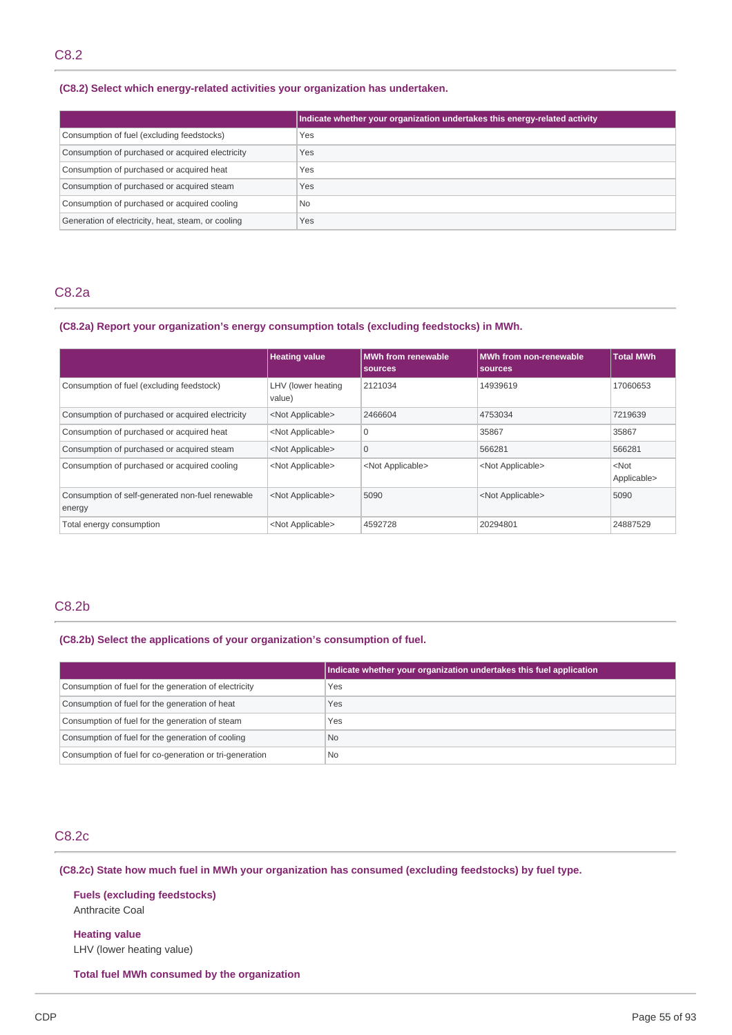## C8.2

**(C8.2) Select which energy-related activities your organization has undertaken.**

| | Indicate whether your organization undertakes this energy-related activity |
|---|---|
| Consumption of fuel (excluding feedstocks) | Yes |
| Consumption of purchased or acquired electricity | Yes |
| Consumption of purchased or acquired heat | Yes |
| Consumption of purchased or acquired steam | Yes |
| Consumption of purchased or acquired cooling | No |
| Generation of electricity, heat, steam, or cooling | Yes |

## C8.2a

**(C8.2a) Report your organization's energy consumption totals (excluding feedstocks) in MWh.**

| | Heating value | MWh from renewable sources | MWh from non-renewable sources | Total MWh |
|---|---|---|---|---|
| Consumption of fuel (excluding feedstock) | LHV (lower heating value) | 2121034 | 14939619 | 17060653 |
| Consumption of purchased or acquired electricity | <Not Applicable> | 2466604 | 4753034 | 7219639 |
| Consumption of purchased or acquired heat | <Not Applicable> | 0 | 35867 | 35867 |
| Consumption of purchased or acquired steam | <Not Applicable> | 0 | 566281 | 566281 |
| Consumption of purchased or acquired cooling | <Not Applicable> | <Not Applicable> | <Not Applicable> | <Not Applicable> |
| Consumption of self-generated non-fuel renewable energy | <Not Applicable> | 5090 | <Not Applicable> | 5090 |
| Total energy consumption | <Not Applicable> | 4592728 | 20294801 | 24887529 |

## C8.2b

**(C8.2b) Select the applications of your organization's consumption of fuel.**

| | Indicate whether your organization undertakes this fuel application |
|---|---|
| Consumption of fuel for the generation of electricity | Yes |
| Consumption of fuel for the generation of heat | Yes |
| Consumption of fuel for the generation of steam | Yes |
| Consumption of fuel for the generation of cooling | No |
| Consumption of fuel for co-generation or tri-generation | No |

## C8.2c

**(C8.2c) State how much fuel in MWh your organization has consumed (excluding feedstocks) by fuel type.**

**Fuels (excluding feedstocks)**
Anthracite Coal

**Heating value**
LHV (lower heating value)

**Total fuel MWh consumed by the organization**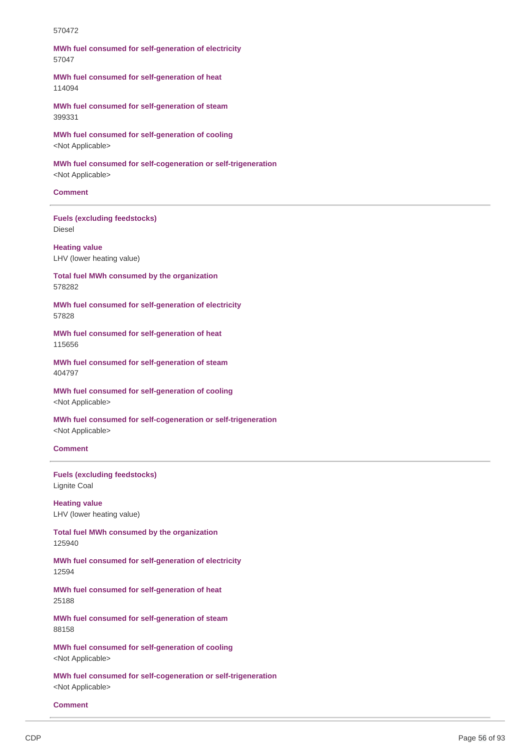570472

**MWh fuel consumed for self-generation of electricity**
57047

**MWh fuel consumed for self-generation of heat**
114094

**MWh fuel consumed for self-generation of steam**
399331

**MWh fuel consumed for self-generation of cooling**
<Not Applicable>

**MWh fuel consumed for self-cogeneration or self-trigeneration**
<Not Applicable>

**Comment**

---

**Fuels (excluding feedstocks)**
Diesel

**Heating value**
LHV (lower heating value)

**Total fuel MWh consumed by the organization**
578282

**MWh fuel consumed for self-generation of electricity**
57828

**MWh fuel consumed for self-generation of heat**
115656

**MWh fuel consumed for self-generation of steam**
404797

**MWh fuel consumed for self-generation of cooling**
<Not Applicable>

**MWh fuel consumed for self-cogeneration or self-trigeneration**
<Not Applicable>

**Comment**

---

**Fuels (excluding feedstocks)**
Lignite Coal

**Heating value**
LHV (lower heating value)

**Total fuel MWh consumed by the organization**
125940

**MWh fuel consumed for self-generation of electricity**
12594

**MWh fuel consumed for self-generation of heat**
25188

**MWh fuel consumed for self-generation of steam**
88158

**MWh fuel consumed for self-generation of cooling**
<Not Applicable>

**MWh fuel consumed for self-cogeneration or self-trigeneration**
<Not Applicable>

**Comment**

---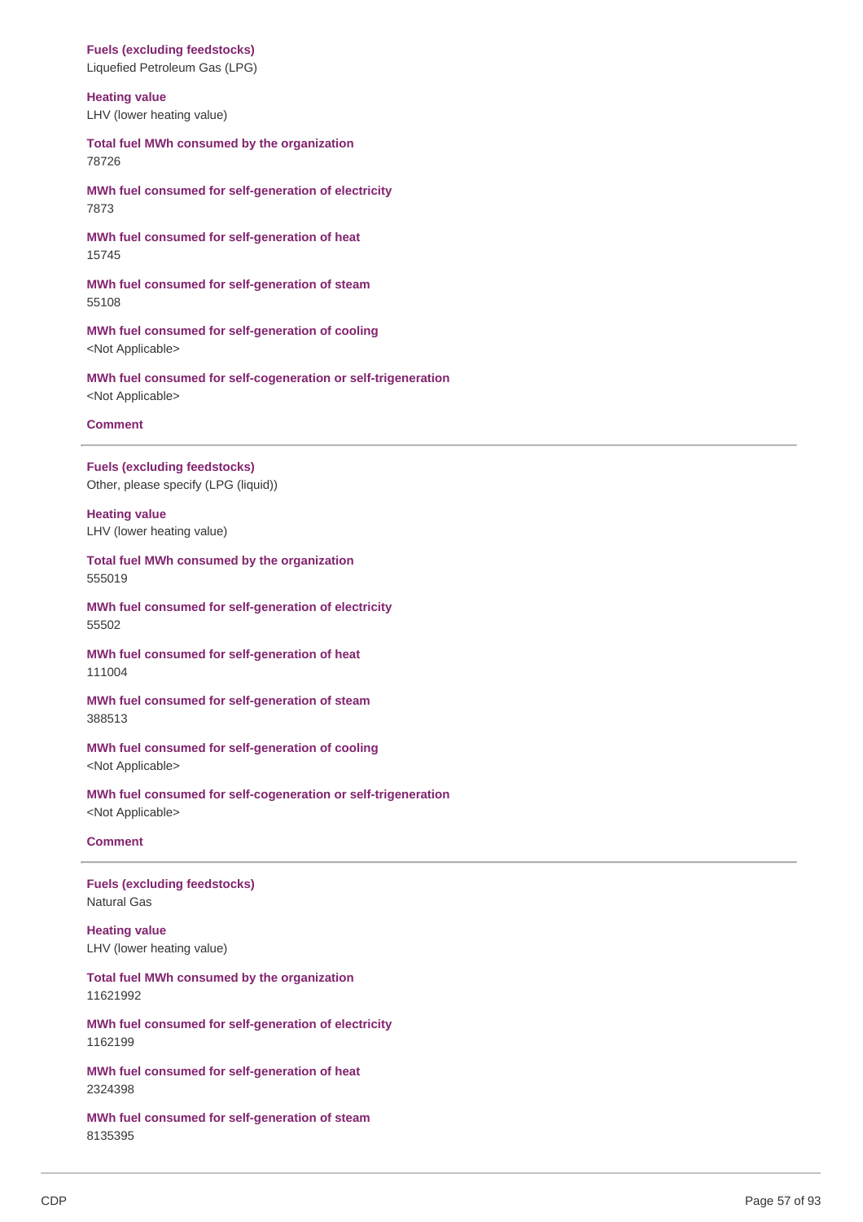**Fuels (excluding feedstocks)**
Liquefied Petroleum Gas (LPG)

**Heating value**
LHV (lower heating value)

**Total fuel MWh consumed by the organization**
78726

**MWh fuel consumed for self-generation of electricity**
7873

**MWh fuel consumed for self-generation of heat**
15745

**MWh fuel consumed for self-generation of steam**
55108

**MWh fuel consumed for self-generation of cooling**
<Not Applicable>

**MWh fuel consumed for self-cogeneration or self-trigeneration**
<Not Applicable>

**Comment**

---

**Fuels (excluding feedstocks)**
Other, please specify (LPG (liquid))

**Heating value**
LHV (lower heating value)

**Total fuel MWh consumed by the organization**
555019

**MWh fuel consumed for self-generation of electricity**
55502

**MWh fuel consumed for self-generation of heat**
111004

**MWh fuel consumed for self-generation of steam**
388513

**MWh fuel consumed for self-generation of cooling**
<Not Applicable>

**MWh fuel consumed for self-cogeneration or self-trigeneration**
<Not Applicable>

**Comment**

---

**Fuels (excluding feedstocks)**
Natural Gas

**Heating value**
LHV (lower heating value)

**Total fuel MWh consumed by the organization**
11621992

**MWh fuel consumed for self-generation of electricity**
1162199

**MWh fuel consumed for self-generation of heat**
2324398

**MWh fuel consumed for self-generation of steam**
8135395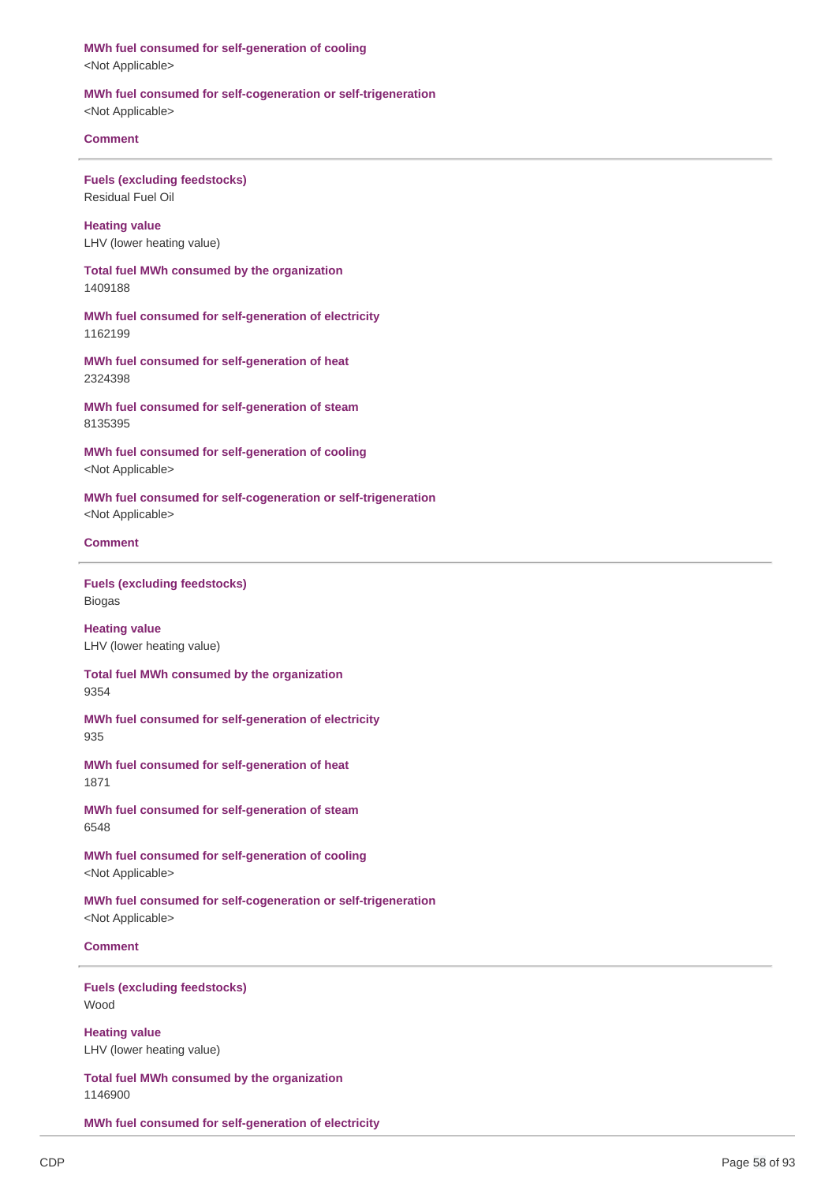**MWh fuel consumed for self-generation of cooling**
<Not Applicable>

**MWh fuel consumed for self-cogeneration or self-trigeneration**
<Not Applicable>

**Comment**

---

**Fuels (excluding feedstocks)**
Residual Fuel Oil

**Heating value**
LHV (lower heating value)

**Total fuel MWh consumed by the organization**
1409188

**MWh fuel consumed for self-generation of electricity**
1162199

**MWh fuel consumed for self-generation of heat**
2324398

**MWh fuel consumed for self-generation of steam**
8135395

**MWh fuel consumed for self-generation of cooling**
<Not Applicable>

**MWh fuel consumed for self-cogeneration or self-trigeneration**
<Not Applicable>

**Comment**

---

**Fuels (excluding feedstocks)**
Biogas

**Heating value**
LHV (lower heating value)

**Total fuel MWh consumed by the organization**
9354

**MWh fuel consumed for self-generation of electricity**
935

**MWh fuel consumed for self-generation of heat**
1871

**MWh fuel consumed for self-generation of steam**
6548

**MWh fuel consumed for self-generation of cooling**
<Not Applicable>

**MWh fuel consumed for self-cogeneration or self-trigeneration**
<Not Applicable>

**Comment**

---

**Fuels (excluding feedstocks)**
Wood

**Heating value**
LHV (lower heating value)

**Total fuel MWh consumed by the organization**
1146900

**MWh fuel consumed for self-generation of electricity**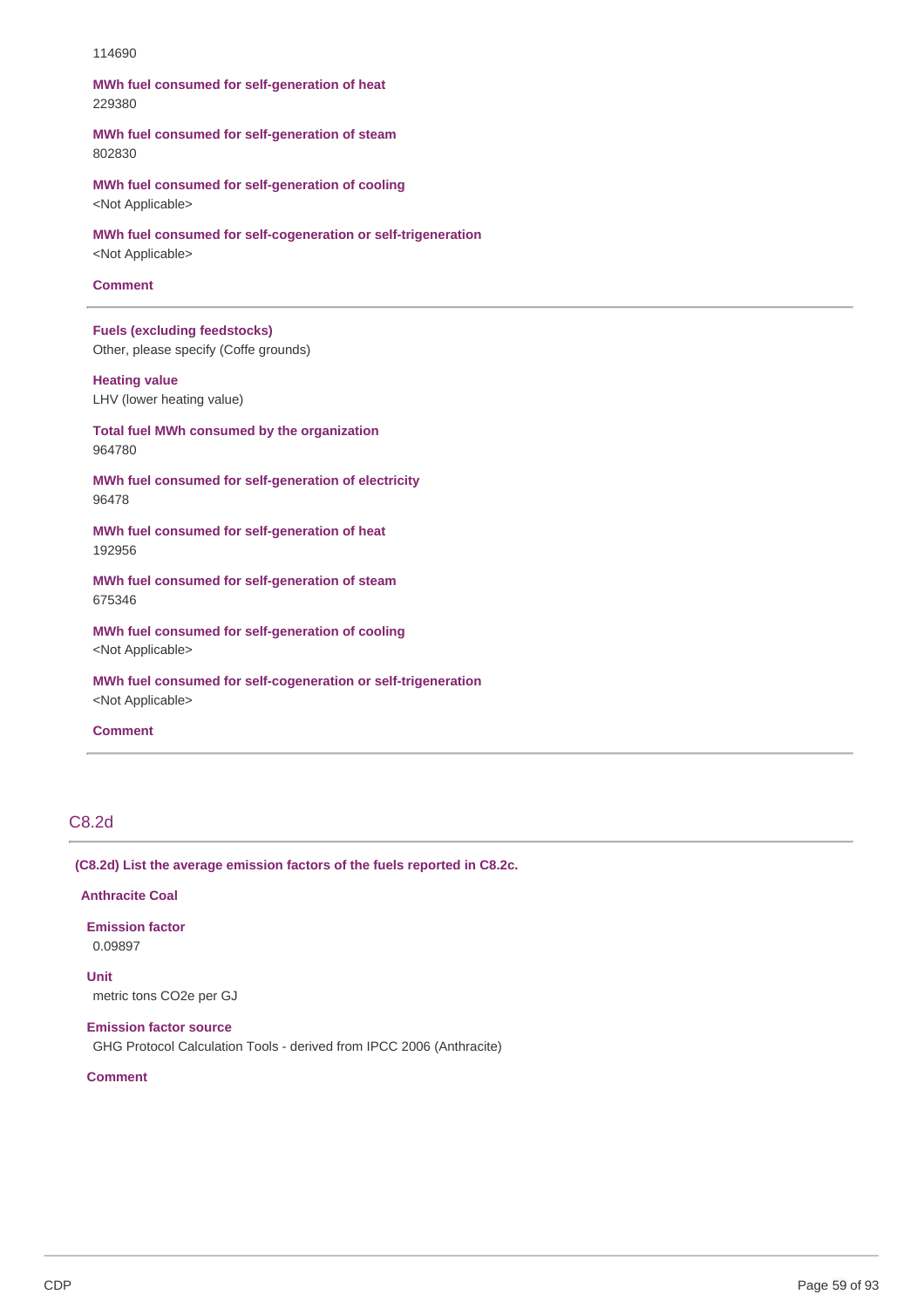114690

**MWh fuel consumed for self-generation of heat**
229380

**MWh fuel consumed for self-generation of steam**
802830

**MWh fuel consumed for self-generation of cooling**
<Not Applicable>

**MWh fuel consumed for self-cogeneration or self-trigeneration**
<Not Applicable>

**Comment**

---

**Fuels (excluding feedstocks)**
Other, please specify (Coffe grounds)

**Heating value**
LHV (lower heating value)

**Total fuel MWh consumed by the organization**
964780

**MWh fuel consumed for self-generation of electricity**
96478

**MWh fuel consumed for self-generation of heat**
192956

**MWh fuel consumed for self-generation of steam**
675346

**MWh fuel consumed for self-generation of cooling**
<Not Applicable>

**MWh fuel consumed for self-cogeneration or self-trigeneration**
<Not Applicable>

**Comment**

---

## C8.2d

**(C8.2d) List the average emission factors of the fuels reported in C8.2c.**

**Anthracite Coal**

**Emission factor**
0.09897

**Unit**
metric tons CO2e per GJ

**Emission factor source**
GHG Protocol Calculation Tools - derived from IPCC 2006 (Anthracite)

**Comment**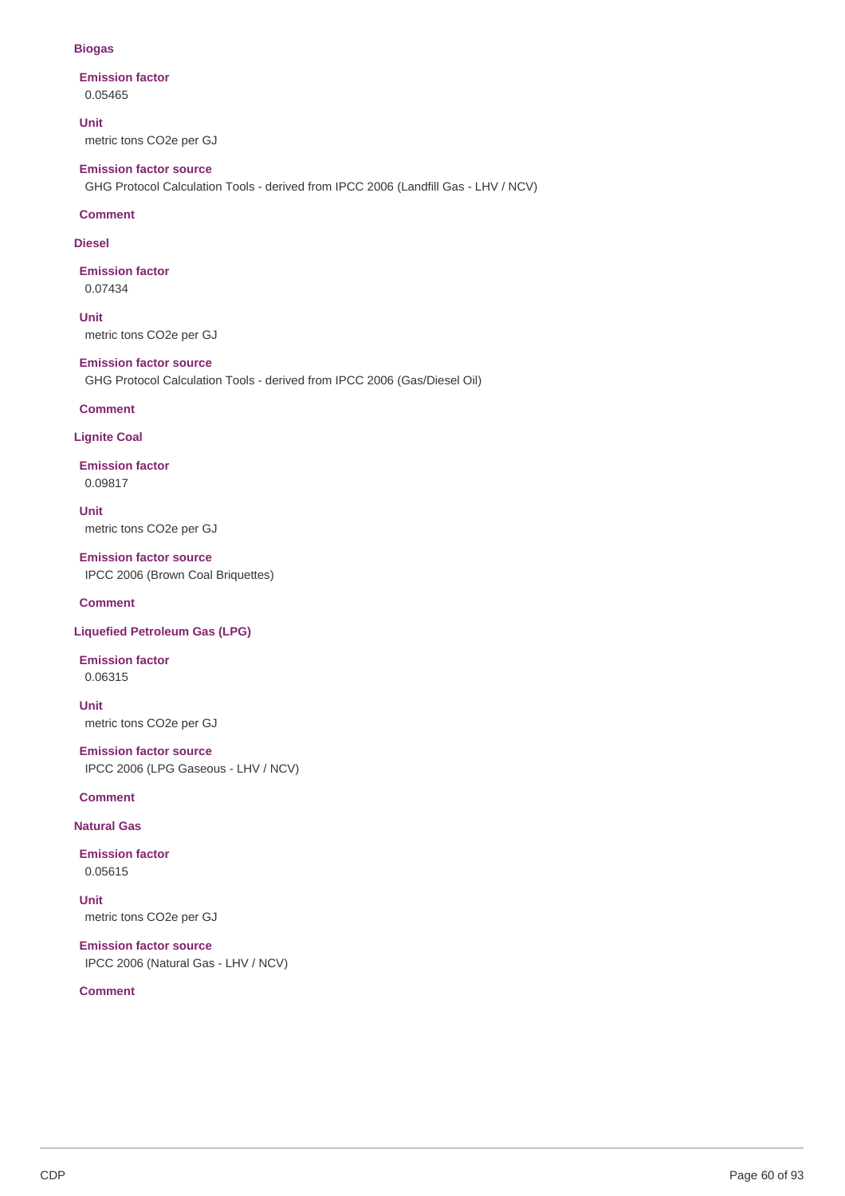**Biogas**

**Emission factor**
0.05465

**Unit**
metric tons CO2e per GJ

**Emission factor source**
GHG Protocol Calculation Tools - derived from IPCC 2006 (Landfill Gas - LHV / NCV)

**Comment**

**Diesel**

**Emission factor**
0.07434

**Unit**
metric tons CO2e per GJ

**Emission factor source**
GHG Protocol Calculation Tools - derived from IPCC 2006 (Gas/Diesel Oil)

**Comment**

**Lignite Coal**

**Emission factor**
0.09817

**Unit**
metric tons CO2e per GJ

**Emission factor source**
IPCC 2006 (Brown Coal Briquettes)

**Comment**

**Liquefied Petroleum Gas (LPG)**

**Emission factor**
0.06315

**Unit**
metric tons CO2e per GJ

**Emission factor source**
IPCC 2006 (LPG Gaseous - LHV / NCV)

**Comment**

**Natural Gas**

**Emission factor**
0.05615

**Unit**
metric tons CO2e per GJ

**Emission factor source**
IPCC 2006 (Natural Gas - LHV / NCV)

**Comment**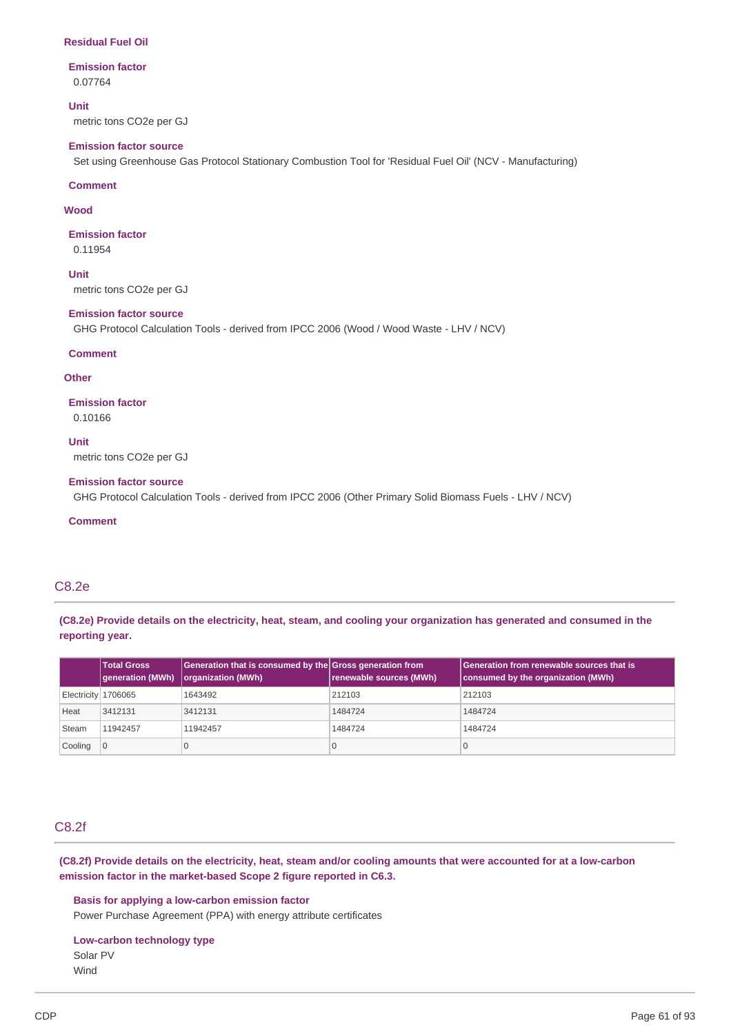**Residual Fuel Oil**

**Emission factor**
0.07764

**Unit**
metric tons CO2e per GJ

**Emission factor source**
Set using Greenhouse Gas Protocol Stationary Combustion Tool for 'Residual Fuel Oil' (NCV - Manufacturing)

**Comment**

**Wood**

**Emission factor**
0.11954

**Unit**
metric tons CO2e per GJ

**Emission factor source**
GHG Protocol Calculation Tools - derived from IPCC 2006 (Wood / Wood Waste - LHV / NCV)

**Comment**

**Other**

**Emission factor**
0.10166

**Unit**
metric tons CO2e per GJ

**Emission factor source**
GHG Protocol Calculation Tools - derived from IPCC 2006 (Other Primary Solid Biomass Fuels - LHV / NCV)

**Comment**

## C8.2e

**(C8.2e) Provide details on the electricity, heat, steam, and cooling your organization has generated and consumed in the reporting year.**

| | Total Gross generation (MWh) | Generation that is consumed by the organization (MWh) | Gross generation from renewable sources (MWh) | Generation from renewable sources that is consumed by the organization (MWh) |
|---|---|---|---|---|
| Electricity | 1706065 | 1643492 | 212103 | 212103 |
| Heat | 3412131 | 3412131 | 1484724 | 1484724 |
| Steam | 11942457 | 11942457 | 1484724 | 1484724 |
| Cooling | 0 | 0 | 0 | 0 |

## C8.2f

**(C8.2f) Provide details on the electricity, heat, steam and/or cooling amounts that were accounted for at a low-carbon emission factor in the market-based Scope 2 figure reported in C6.3.**

**Basis for applying a low-carbon emission factor**
Power Purchase Agreement (PPA) with energy attribute certificates

**Low-carbon technology type**
Solar PV
Wind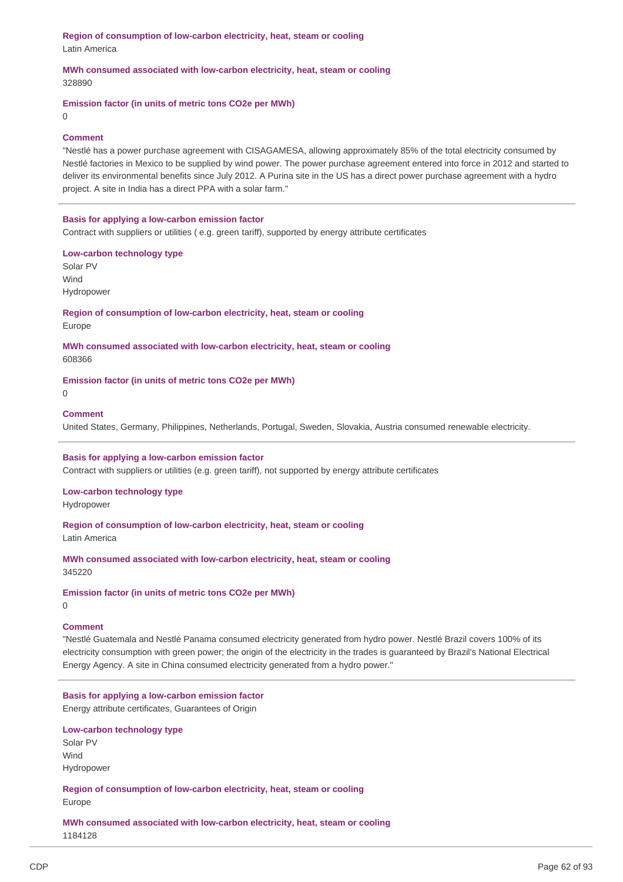**Region of consumption of low-carbon electricity, heat, steam or cooling**
Latin America

**MWh consumed associated with low-carbon electricity, heat, steam or cooling**
328890

**Emission factor (in units of metric tons CO2e per MWh)**
0

**Comment**
"Nestlé has a power purchase agreement with CISAGAMESA, allowing approximately 85% of the total electricity consumed by Nestlé factories in Mexico to be supplied by wind power. The power purchase agreement entered into force in 2012 and started to deliver its environmental benefits since July 2012. A Purina site in the US has a direct power purchase agreement with a hydro project. A site in India has a direct PPA with a solar farm."

---

**Basis for applying a low-carbon emission factor**
Contract with suppliers or utilities ( e.g. green tariff), supported by energy attribute certificates

**Low-carbon technology type**
Solar PV
Wind
Hydropower

**Region of consumption of low-carbon electricity, heat, steam or cooling**
Europe

**MWh consumed associated with low-carbon electricity, heat, steam or cooling**
608366

**Emission factor (in units of metric tons CO2e per MWh)**
0

**Comment**
United States, Germany, Philippines, Netherlands, Portugal, Sweden, Slovakia, Austria consumed renewable electricity.

---

**Basis for applying a low-carbon emission factor**
Contract with suppliers or utilities (e.g. green tariff), not supported by energy attribute certificates

**Low-carbon technology type**
Hydropower

**Region of consumption of low-carbon electricity, heat, steam or cooling**
Latin America

**MWh consumed associated with low-carbon electricity, heat, steam or cooling**
345220

**Emission factor (in units of metric tons CO2e per MWh)**
0

**Comment**
"Nestlé Guatemala and Nestlé Panama consumed electricity generated from hydro power. Nestlé Brazil covers 100% of its electricity consumption with green power; the origin of the electricity in the trades is guaranteed by Brazil's National Electrical Energy Agency. A site in China consumed electricity generated from a hydro power."

---

**Basis for applying a low-carbon emission factor**
Energy attribute certificates, Guarantees of Origin

**Low-carbon technology type**
Solar PV
Wind
Hydropower

**Region of consumption of low-carbon electricity, heat, steam or cooling**
Europe

**MWh consumed associated with low-carbon electricity, heat, steam or cooling**
1184128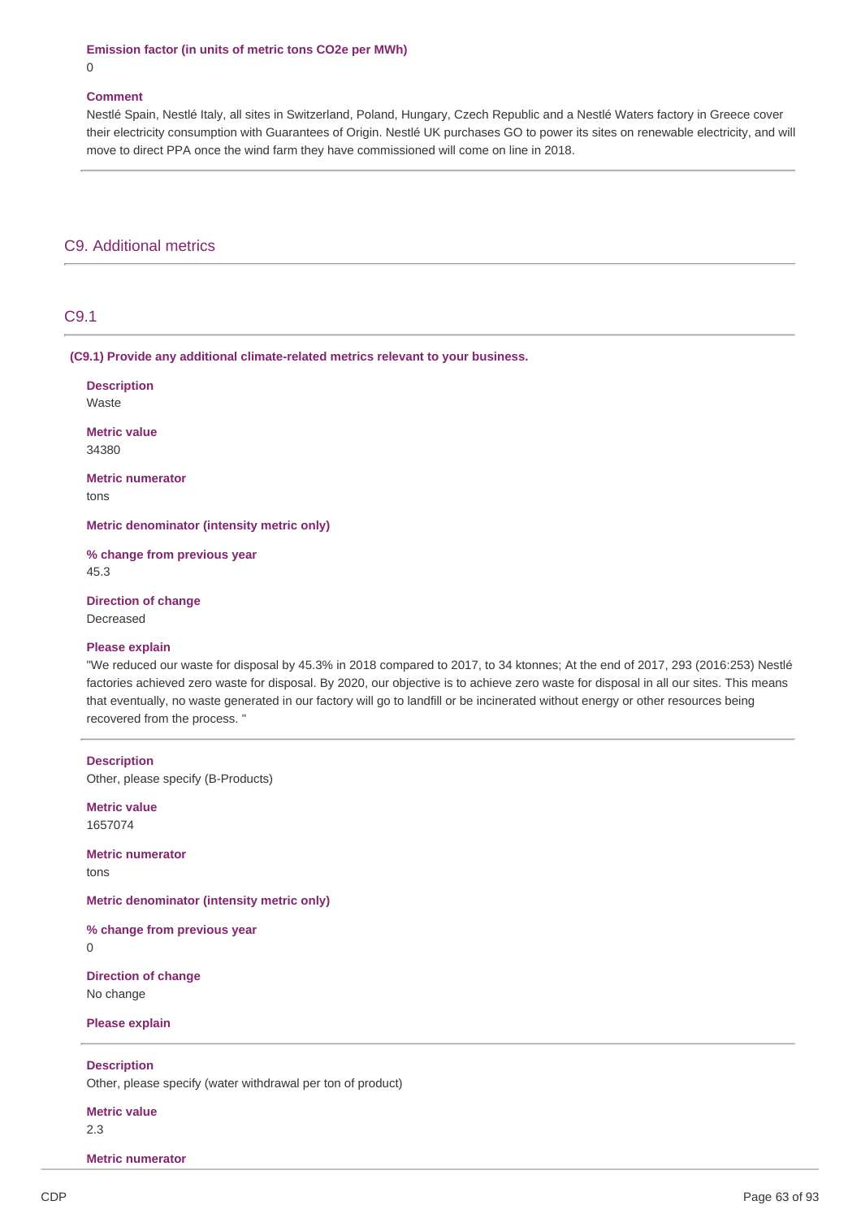**Emission factor (in units of metric tons CO2e per MWh)**
0

**Comment**
Nestlé Spain, Nestlé Italy, all sites in Switzerland, Poland, Hungary, Czech Republic and a Nestlé Waters factory in Greece cover their electricity consumption with Guarantees of Origin. Nestlé UK purchases GO to power its sites on renewable electricity, and will move to direct PPA once the wind farm they have commissioned will come on line in 2018.

## C9. Additional metrics

### C9.1

**(C9.1) Provide any additional climate-related metrics relevant to your business.**

**Description**
Waste

**Metric value**
34380

**Metric numerator**
tons

**Metric denominator (intensity metric only)**

**% change from previous year**
45.3

**Direction of change**
Decreased

**Please explain**
"We reduced our waste for disposal by 45.3% in 2018 compared to 2017, to 34 ktonnes; At the end of 2017, 293 (2016:253) Nestlé factories achieved zero waste for disposal. By 2020, our objective is to achieve zero waste for disposal in all our sites. This means that eventually, no waste generated in our factory will go to landfill or be incinerated without energy or other resources being recovered from the process. "

---

**Description**
Other, please specify (B-Products)

**Metric value**
1657074

**Metric numerator**
tons

**Metric denominator (intensity metric only)**

**% change from previous year**
0

**Direction of change**
No change

**Please explain**

---

**Description**
Other, please specify (water withdrawal per ton of product)

**Metric value**
2.3

**Metric numerator**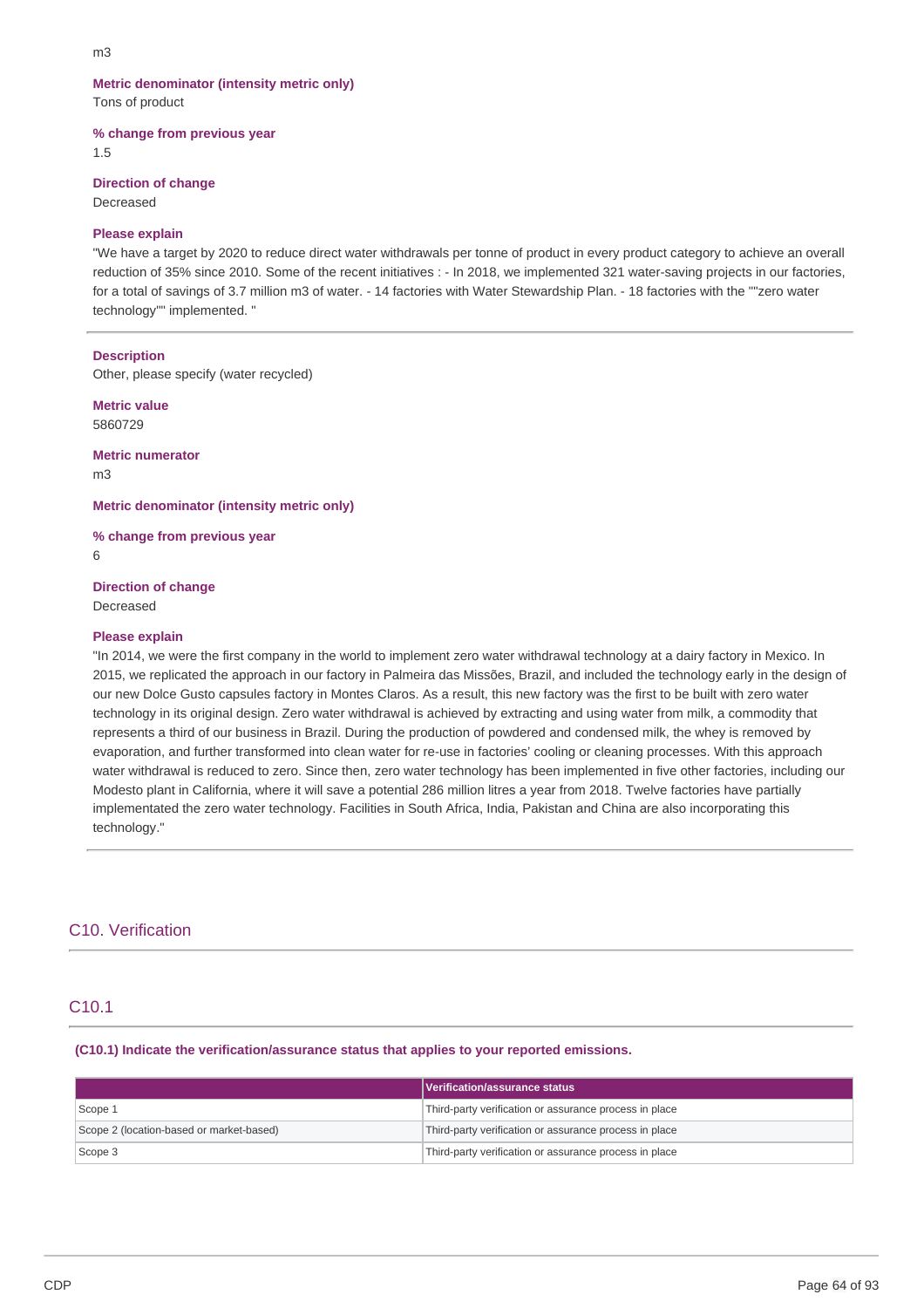m3

**Metric denominator (intensity metric only)**
Tons of product

**% change from previous year**
1.5

**Direction of change**
Decreased

**Please explain**
"We have a target by 2020 to reduce direct water withdrawals per tonne of product in every product category to achieve an overall reduction of 35% since 2010. Some of the recent initiatives : - In 2018, we implemented 321 water-saving projects in our factories, for a total of savings of 3.7 million m3 of water. - 14 factories with Water Stewardship Plan. - 18 factories with the ""zero water technology"" implemented. "

---

**Description**
Other, please specify (water recycled)

**Metric value**
5860729

**Metric numerator**
m3

**Metric denominator (intensity metric only)**

**% change from previous year**
6

**Direction of change**
Decreased

**Please explain**
"In 2014, we were the first company in the world to implement zero water withdrawal technology at a dairy factory in Mexico. In 2015, we replicated the approach in our factory in Palmeira das Missões, Brazil, and included the technology early in the design of our new Dolce Gusto capsules factory in Montes Claros. As a result, this new factory was the first to be built with zero water technology in its original design. Zero water withdrawal is achieved by extracting and using water from milk, a commodity that represents a third of our business in Brazil. During the production of powdered and condensed milk, the whey is removed by evaporation, and further transformed into clean water for re-use in factories' cooling or cleaning processes. With this approach water withdrawal is reduced to zero. Since then, zero water technology has been implemented in five other factories, including our Modesto plant in California, where it will save a potential 286 million litres a year from 2018. Twelve factories have partially implementated the zero water technology. Facilities in South Africa, India, Pakistan and China are also incorporating this technology."

---

## C10. Verification

### C10.1

**(C10.1) Indicate the verification/assurance status that applies to your reported emissions.**

| | Verification/assurance status |
|---|---|
| Scope 1 | Third-party verification or assurance process in place |
| Scope 2 (location-based or market-based) | Third-party verification or assurance process in place |
| Scope 3 | Third-party verification or assurance process in place |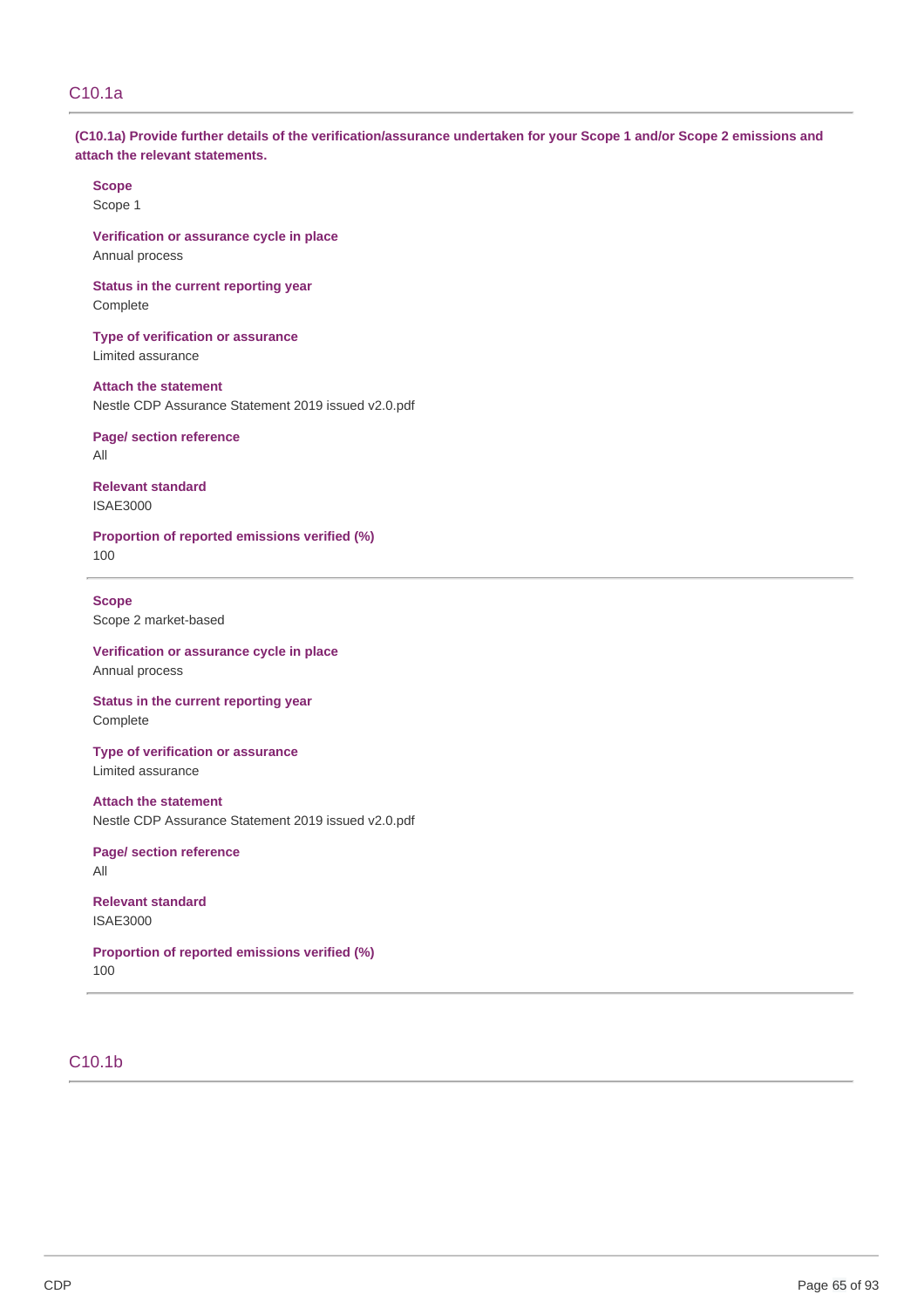## C10.1a

**(C10.1a) Provide further details of the verification/assurance undertaken for your Scope 1 and/or Scope 2 emissions and attach the relevant statements.**

**Scope**
Scope 1

**Verification or assurance cycle in place**
Annual process

**Status in the current reporting year**
Complete

**Type of verification or assurance**
Limited assurance

**Attach the statement**
Nestle CDP Assurance Statement 2019 issued v2.0.pdf

**Page/ section reference**
All

**Relevant standard**
ISAE3000

**Proportion of reported emissions verified (%)**
100

---

**Scope**
Scope 2 market-based

**Verification or assurance cycle in place**
Annual process

**Status in the current reporting year**
Complete

**Type of verification or assurance**
Limited assurance

**Attach the statement**
Nestle CDP Assurance Statement 2019 issued v2.0.pdf

**Page/ section reference**
All

**Relevant standard**
ISAE3000

**Proportion of reported emissions verified (%)**
100

---

## C10.1b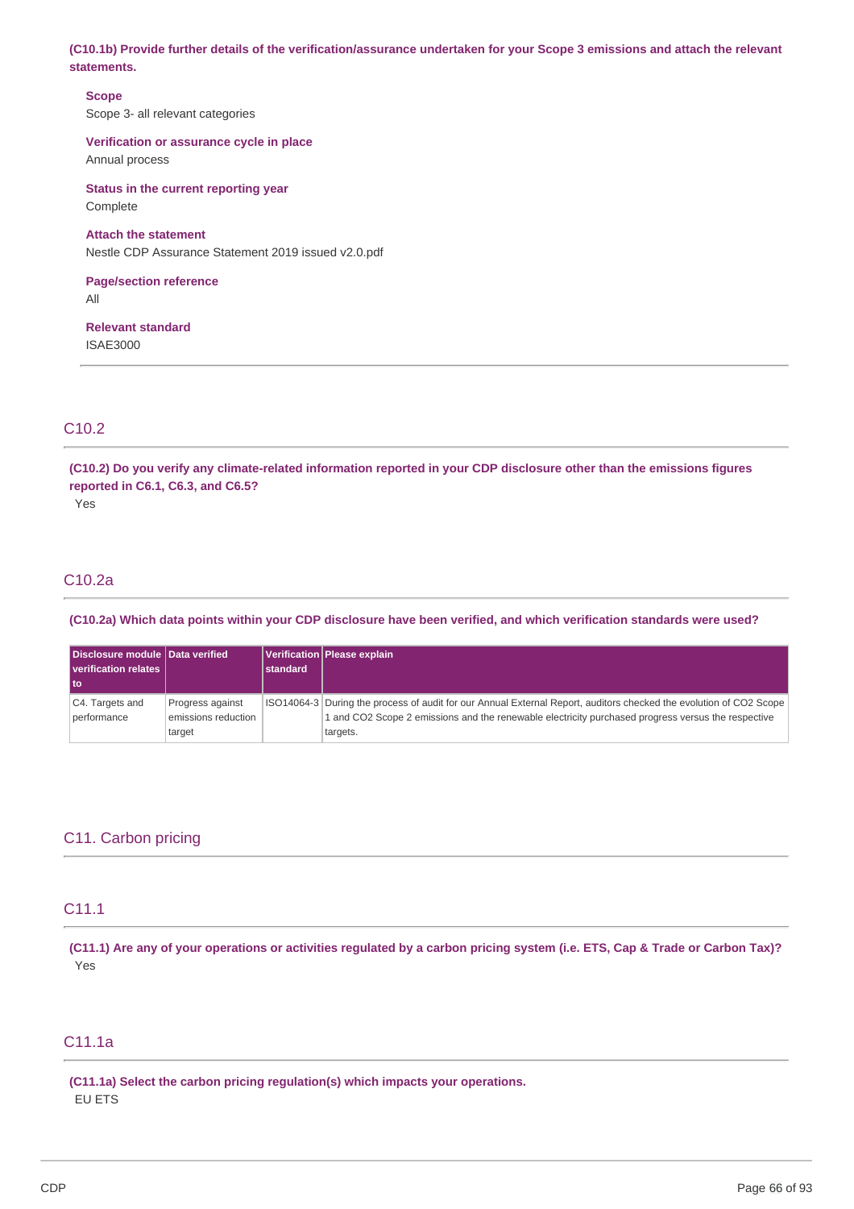**(C10.1b) Provide further details of the verification/assurance undertaken for your Scope 3 emissions and attach the relevant statements.**

**Scope**
Scope 3- all relevant categories

**Verification or assurance cycle in place**
Annual process

**Status in the current reporting year**
Complete

**Attach the statement**
Nestle CDP Assurance Statement 2019 issued v2.0.pdf

**Page/section reference**
All

**Relevant standard**
ISAE3000

## C10.2

**(C10.2) Do you verify any climate-related information reported in your CDP disclosure other than the emissions figures reported in C6.1, C6.3, and C6.5?**

Yes

## C10.2a

**(C10.2a) Which data points within your CDP disclosure have been verified, and which verification standards were used?**

| Disclosure module verification relates to | Data verified | Verification standard | Please explain |
|---|---|---|---|
| C4. Targets and performance | Progress against emissions reduction target | ISO14064-3 | During the process of audit for our Annual External Report, auditors checked the evolution of CO2 Scope 1 and CO2 Scope 2 emissions and the renewable electricity purchased progress versus the respective targets. |

# C11. Carbon pricing

## C11.1

**(C11.1) Are any of your operations or activities regulated by a carbon pricing system (i.e. ETS, Cap & Trade or Carbon Tax)?**

Yes

## C11.1a

**(C11.1a) Select the carbon pricing regulation(s) which impacts your operations.**

EU ETS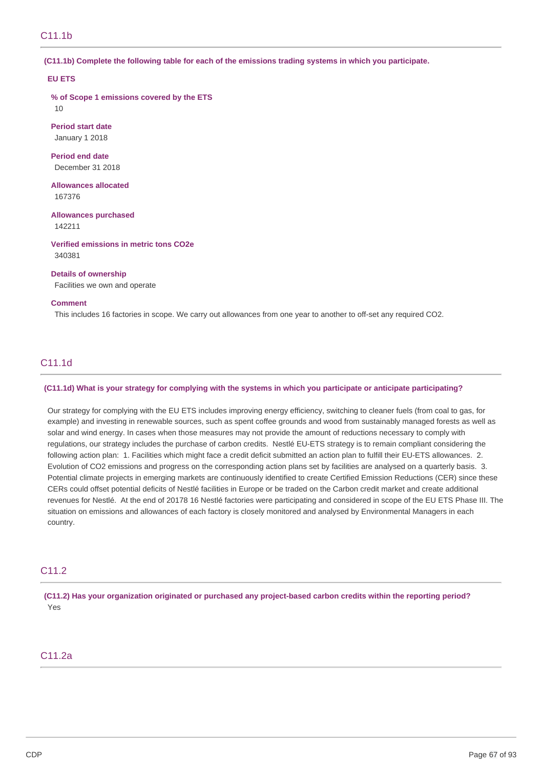## C11.1b

**(C11.1b) Complete the following table for each of the emissions trading systems in which you participate.**

**EU ETS**

**% of Scope 1 emissions covered by the ETS**
10

**Period start date**
January 1 2018

**Period end date**
December 31 2018

**Allowances allocated**
167376

**Allowances purchased**
142211

**Verified emissions in metric tons CO2e**
340381

**Details of ownership**
Facilities we own and operate

**Comment**
This includes 16 factories in scope. We carry out allowances from one year to another to off-set any required CO2.

## C11.1d

**(C11.1d) What is your strategy for complying with the systems in which you participate or anticipate participating?**

Our strategy for complying with the EU ETS includes improving energy efficiency, switching to cleaner fuels (from coal to gas, for example) and investing in renewable sources, such as spent coffee grounds and wood from sustainably managed forests as well as solar and wind energy. In cases when those measures may not provide the amount of reductions necessary to comply with regulations, our strategy includes the purchase of carbon credits. Nestlé EU-ETS strategy is to remain compliant considering the following action plan: 1. Facilities which might face a credit deficit submitted an action plan to fulfill their EU-ETS allowances. 2. Evolution of CO2 emissions and progress on the corresponding action plans set by facilities are analysed on a quarterly basis. 3. Potential climate projects in emerging markets are continuously identified to create Certified Emission Reductions (CER) since these CERs could offset potential deficits of Nestlé facilities in Europe or be traded on the Carbon credit market and create additional revenues for Nestlé. At the end of 20178 16 Nestlé factories were participating and considered in scope of the EU ETS Phase III. The situation on emissions and allowances of each factory is closely monitored and analysed by Environmental Managers in each country.

## C11.2

**(C11.2) Has your organization originated or purchased any project-based carbon credits within the reporting period?**
Yes

## C11.2a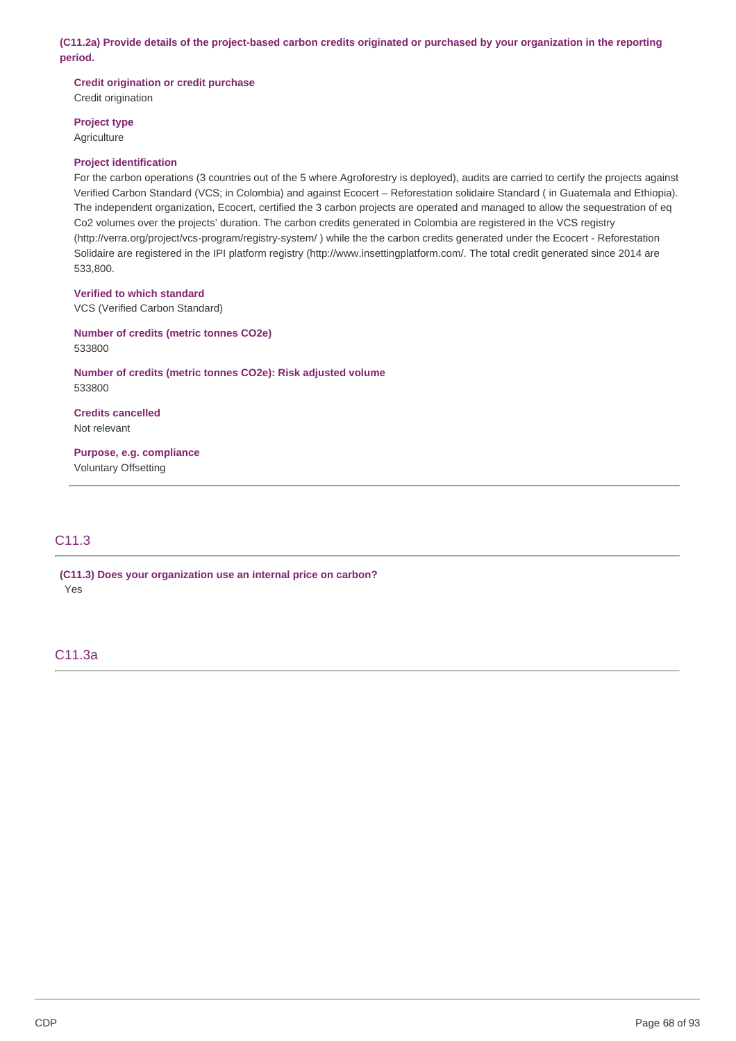**(C11.2a) Provide details of the project-based carbon credits originated or purchased by your organization in the reporting period.**

**Credit origination or credit purchase**
Credit origination

**Project type**
Agriculture

**Project identification**
For the carbon operations (3 countries out of the 5 where Agroforestry is deployed), audits are carried to certify the projects against Verified Carbon Standard (VCS; in Colombia) and against Ecocert – Reforestation solidaire Standard ( in Guatemala and Ethiopia). The independent organization, Ecocert, certified the 3 carbon projects are operated and managed to allow the sequestration of eq Co2 volumes over the projects' duration. The carbon credits generated in Colombia are registered in the VCS registry (http://verra.org/project/vcs-program/registry-system/ ) while the the carbon credits generated under the Ecocert - Reforestation Solidaire are registered in the IPI platform registry (http://www.insettingplatform.com/. The total credit generated since 2014 are 533,800.

**Verified to which standard**
VCS (Verified Carbon Standard)

**Number of credits (metric tonnes CO2e)**
533800

**Number of credits (metric tonnes CO2e): Risk adjusted volume**
533800

**Credits cancelled**
Not relevant

**Purpose, e.g. compliance**
Voluntary Offsetting

## C11.3

**(C11.3) Does your organization use an internal price on carbon?**
Yes

## C11.3a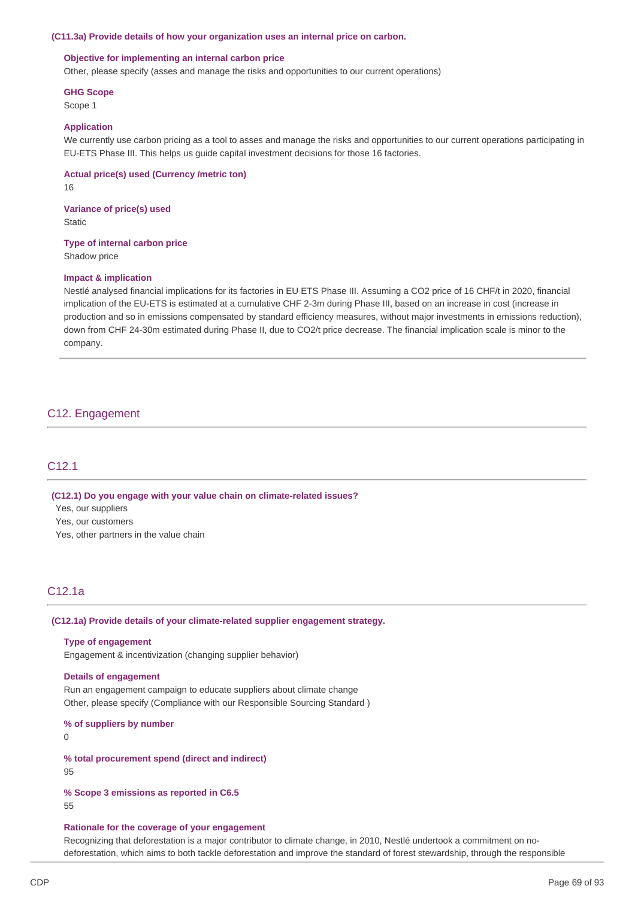**(C11.3a) Provide details of how your organization uses an internal price on carbon.**

**Objective for implementing an internal carbon price**
Other, please specify (asses and manage the risks and opportunities to our current operations)

**GHG Scope**
Scope 1

**Application**
We currently use carbon pricing as a tool to asses and manage the risks and opportunities to our current operations participating in EU-ETS Phase III. This helps us guide capital investment decisions for those 16 factories.

**Actual price(s) used (Currency /metric ton)**
16

**Variance of price(s) used**
Static

**Type of internal carbon price**
Shadow price

**Impact & implication**
Nestlé analysed financial implications for its factories in EU ETS Phase III. Assuming a CO2 price of 16 CHF/t in 2020, financial implication of the EU-ETS is estimated at a cumulative CHF 2-3m during Phase III, based on an increase in cost (increase in production and so in emissions compensated by standard efficiency measures, without major investments in emissions reduction), down from CHF 24-30m estimated during Phase II, due to CO2/t price decrease. The financial implication scale is minor to the company.

## C12. Engagement

### C12.1

**(C12.1) Do you engage with your value chain on climate-related issues?**
Yes, our suppliers
Yes, our customers
Yes, other partners in the value chain

### C12.1a

**(C12.1a) Provide details of your climate-related supplier engagement strategy.**

**Type of engagement**
Engagement & incentivization (changing supplier behavior)

**Details of engagement**
Run an engagement campaign to educate suppliers about climate change
Other, please specify (Compliance with our Responsible Sourcing Standard )

**% of suppliers by number**
0

**% total procurement spend (direct and indirect)**
95

**% Scope 3 emissions as reported in C6.5**
55

**Rationale for the coverage of your engagement**
Recognizing that deforestation is a major contributor to climate change, in 2010, Nestlé undertook a commitment on no-deforestation, which aims to both tackle deforestation and improve the standard of forest stewardship, through the responsible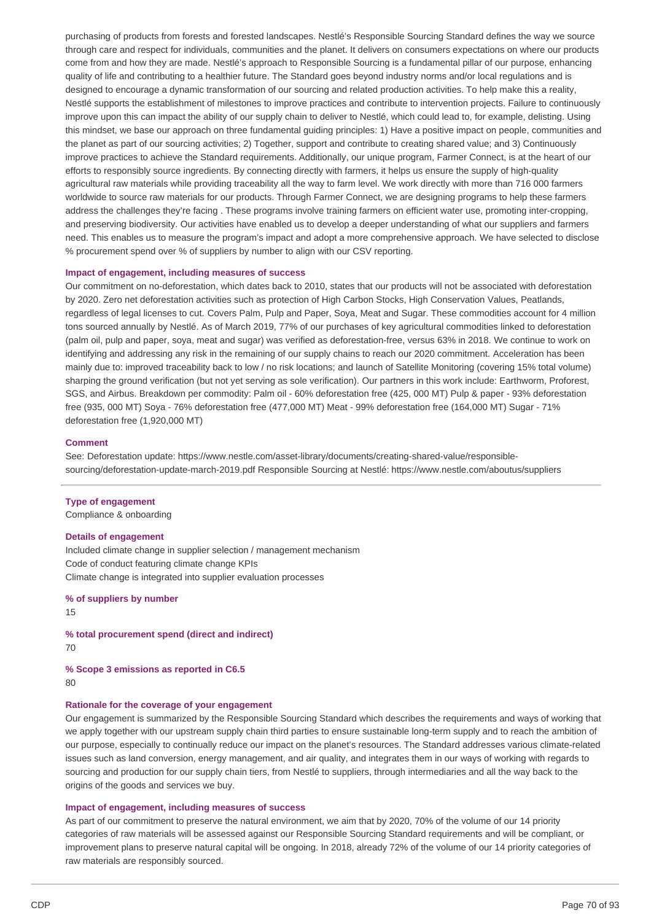purchasing of products from forests and forested landscapes. Nestlé's Responsible Sourcing Standard defines the way we source through care and respect for individuals, communities and the planet. It delivers on consumers expectations on where our products come from and how they are made. Nestlé's approach to Responsible Sourcing is a fundamental pillar of our purpose, enhancing quality of life and contributing to a healthier future. The Standard goes beyond industry norms and/or local regulations and is designed to encourage a dynamic transformation of our sourcing and related production activities. To help make this a reality, Nestlé supports the establishment of milestones to improve practices and contribute to intervention projects. Failure to continuously improve upon this can impact the ability of our supply chain to deliver to Nestlé, which could lead to, for example, delisting. Using this mindset, we base our approach on three fundamental guiding principles: 1) Have a positive impact on people, communities and the planet as part of our sourcing activities; 2) Together, support and contribute to creating shared value; and 3) Continuously improve practices to achieve the Standard requirements. Additionally, our unique program, Farmer Connect, is at the heart of our efforts to responsibly source ingredients. By connecting directly with farmers, it helps us ensure the supply of high-quality agricultural raw materials while providing traceability all the way to farm level. We work directly with more than 716 000 farmers worldwide to source raw materials for our products. Through Farmer Connect, we are designing programs to help these farmers address the challenges they're facing . These programs involve training farmers on efficient water use, promoting inter-cropping, and preserving biodiversity. Our activities have enabled us to develop a deeper understanding of what our suppliers and farmers need. This enables us to measure the program's impact and adopt a more comprehensive approach. We have selected to disclose % procurement spend over % of suppliers by number to align with our CSV reporting.

**Impact of engagement, including measures of success**

Our commitment on no-deforestation, which dates back to 2010, states that our products will not be associated with deforestation by 2020. Zero net deforestation activities such as protection of High Carbon Stocks, High Conservation Values, Peatlands, regardless of legal licenses to cut. Covers Palm, Pulp and Paper, Soya, Meat and Sugar. These commodities account for 4 million tons sourced annually by Nestlé. As of March 2019, 77% of our purchases of key agricultural commodities linked to deforestation (palm oil, pulp and paper, soya, meat and sugar) was verified as deforestation-free, versus 63% in 2018. We continue to work on identifying and addressing any risk in the remaining of our supply chains to reach our 2020 commitment. Acceleration has been mainly due to: improved traceability back to low / no risk locations; and launch of Satellite Monitoring (covering 15% total volume) sharping the ground verification (but not yet serving as sole verification). Our partners in this work include: Earthworm, Proforest, SGS, and Airbus. Breakdown per commodity: Palm oil - 60% deforestation free (425, 000 MT) Pulp & paper - 93% deforestation free (935, 000 MT) Soya - 76% deforestation free (477,000 MT) Meat - 99% deforestation free (164,000 MT) Sugar - 71% deforestation free (1,920,000 MT)

**Comment**

See: Deforestation update: https://www.nestle.com/asset-library/documents/creating-shared-value/responsible-sourcing/deforestation-update-march-2019.pdf Responsible Sourcing at Nestlé: https://www.nestle.com/aboutus/suppliers

---

**Type of engagement**

Compliance & onboarding

**Details of engagement**

Included climate change in supplier selection / management mechanism
Code of conduct featuring climate change KPIs
Climate change is integrated into supplier evaluation processes

**% of suppliers by number**

15

**% total procurement spend (direct and indirect)**

70

**% Scope 3 emissions as reported in C6.5**

80

**Rationale for the coverage of your engagement**

Our engagement is summarized by the Responsible Sourcing Standard which describes the requirements and ways of working that we apply together with our upstream supply chain third parties to ensure sustainable long-term supply and to reach the ambition of our purpose, especially to continually reduce our impact on the planet's resources. The Standard addresses various climate-related issues such as land conversion, energy management, and air quality, and integrates them in our ways of working with regards to sourcing and production for our supply chain tiers, from Nestlé to suppliers, through intermediaries and all the way back to the origins of the goods and services we buy.

**Impact of engagement, including measures of success**

As part of our commitment to preserve the natural environment, we aim that by 2020, 70% of the volume of our 14 priority categories of raw materials will be assessed against our Responsible Sourcing Standard requirements and will be compliant, or improvement plans to preserve natural capital will be ongoing. In 2018, already 72% of the volume of our 14 priority categories of raw materials are responsibly sourced.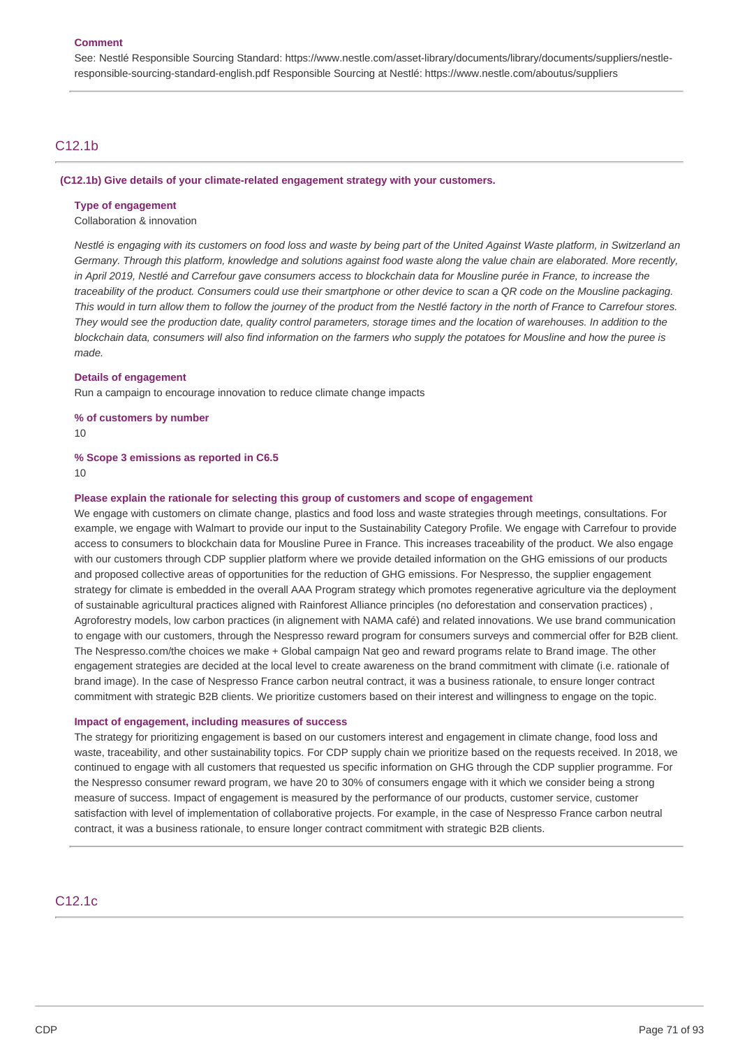**Comment**

See: Nestlé Responsible Sourcing Standard: https://www.nestle.com/asset-library/documents/library/documents/suppliers/nestle-responsible-sourcing-standard-english.pdf Responsible Sourcing at Nestlé: https://www.nestle.com/aboutus/suppliers

## C12.1b

**(C12.1b) Give details of your climate-related engagement strategy with your customers.**

**Type of engagement**

Collaboration & innovation

*Nestlé is engaging with its customers on food loss and waste by being part of the United Against Waste platform, in Switzerland an Germany. Through this platform, knowledge and solutions against food waste along the value chain are elaborated. More recently, in April 2019, Nestlé and Carrefour gave consumers access to blockchain data for Mousline purée in France, to increase the traceability of the product. Consumers could use their smartphone or other device to scan a QR code on the Mousline packaging. This would in turn allow them to follow the journey of the product from the Nestlé factory in the north of France to Carrefour stores. They would see the production date, quality control parameters, storage times and the location of warehouses. In addition to the blockchain data, consumers will also find information on the farmers who supply the potatoes for Mousline and how the puree is made.*

**Details of engagement**

Run a campaign to encourage innovation to reduce climate change impacts

**% of customers by number**

10

**% Scope 3 emissions as reported in C6.5**

10

**Please explain the rationale for selecting this group of customers and scope of engagement**

We engage with customers on climate change, plastics and food loss and waste strategies through meetings, consultations. For example, we engage with Walmart to provide our input to the Sustainability Category Profile. We engage with Carrefour to provide access to consumers to blockchain data for Mousline Puree in France. This increases traceability of the product. We also engage with our customers through CDP supplier platform where we provide detailed information on the GHG emissions of our products and proposed collective areas of opportunities for the reduction of GHG emissions. For Nespresso, the supplier engagement strategy for climate is embedded in the overall AAA Program strategy which promotes regenerative agriculture via the deployment of sustainable agricultural practices aligned with Rainforest Alliance principles (no deforestation and conservation practices) , Agroforestry models, low carbon practices (in alignement with NAMA café) and related innovations. We use brand communication to engage with our customers, through the Nespresso reward program for consumers surveys and commercial offer for B2B client. The Nespresso.com/the choices we make + Global campaign Nat geo and reward programs relate to Brand image. The other engagement strategies are decided at the local level to create awareness on the brand commitment with climate (i.e. rationale of brand image). In the case of Nespresso France carbon neutral contract, it was a business rationale, to ensure longer contract commitment with strategic B2B clients. We prioritize customers based on their interest and willingness to engage on the topic.

**Impact of engagement, including measures of success**

The strategy for prioritizing engagement is based on our customers interest and engagement in climate change, food loss and waste, traceability, and other sustainability topics. For CDP supply chain we prioritize based on the requests received. In 2018, we continued to engage with all customers that requested us specific information on GHG through the CDP supplier programme. For the Nespresso consumer reward program, we have 20 to 30% of consumers engage with it which we consider being a strong measure of success. Impact of engagement is measured by the performance of our products, customer service, customer satisfaction with level of implementation of collaborative projects. For example, in the case of Nespresso France carbon neutral contract, it was a business rationale, to ensure longer contract commitment with strategic B2B clients.

## C12.1c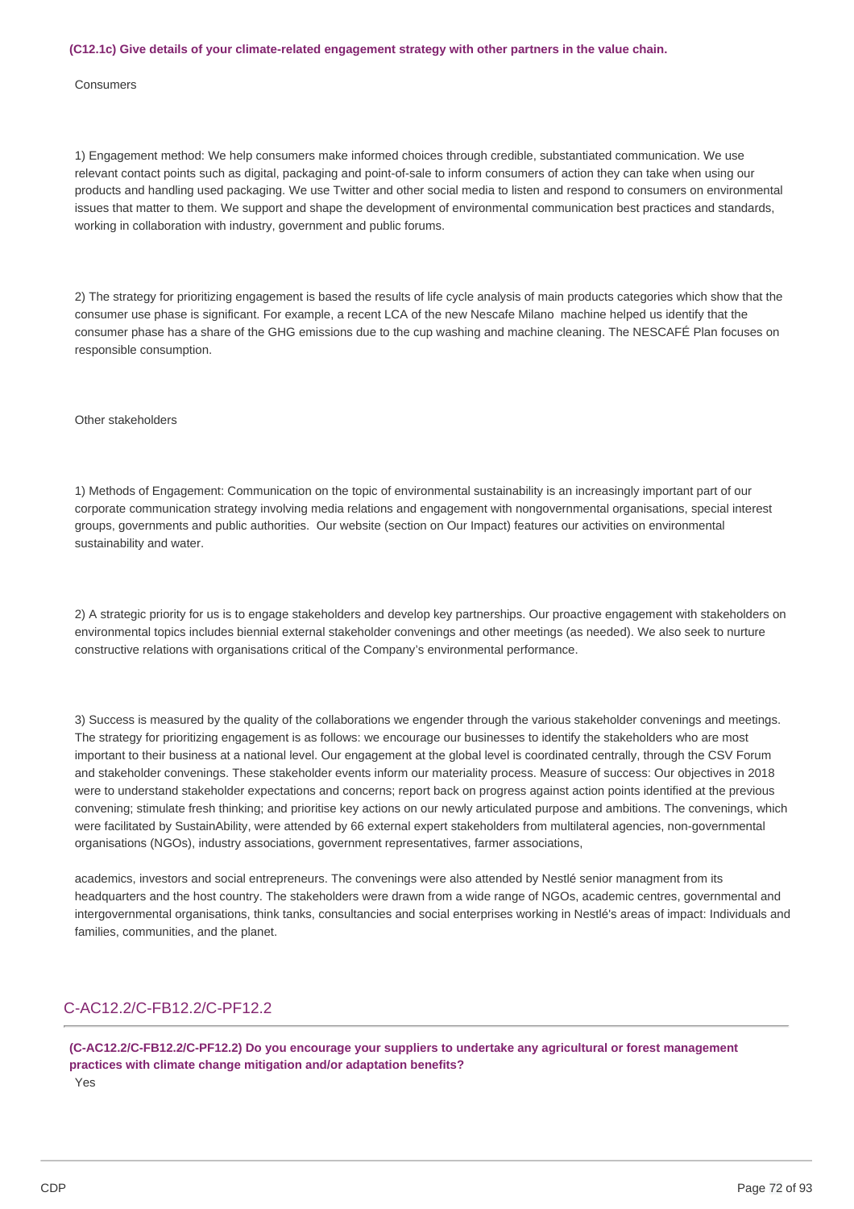**(C12.1c) Give details of your climate-related engagement strategy with other partners in the value chain.**

Consumers

1) Engagement method: We help consumers make informed choices through credible, substantiated communication. We use relevant contact points such as digital, packaging and point-of-sale to inform consumers of action they can take when using our products and handling used packaging. We use Twitter and other social media to listen and respond to consumers on environmental issues that matter to them. We support and shape the development of environmental communication best practices and standards, working in collaboration with industry, government and public forums.

2) The strategy for prioritizing engagement is based the results of life cycle analysis of main products categories which show that the consumer use phase is significant. For example, a recent LCA of the new Nescafe Milano machine helped us identify that the consumer phase has a share of the GHG emissions due to the cup washing and machine cleaning. The NESCAFÉ Plan focuses on responsible consumption.

Other stakeholders

1) Methods of Engagement: Communication on the topic of environmental sustainability is an increasingly important part of our corporate communication strategy involving media relations and engagement with nongovernmental organisations, special interest groups, governments and public authorities. Our website (section on Our Impact) features our activities on environmental sustainability and water.

2) A strategic priority for us is to engage stakeholders and develop key partnerships. Our proactive engagement with stakeholders on environmental topics includes biennial external stakeholder convenings and other meetings (as needed). We also seek to nurture constructive relations with organisations critical of the Company's environmental performance.

3) Success is measured by the quality of the collaborations we engender through the various stakeholder convenings and meetings. The strategy for prioritizing engagement is as follows: we encourage our businesses to identify the stakeholders who are most important to their business at a national level. Our engagement at the global level is coordinated centrally, through the CSV Forum and stakeholder convenings. These stakeholder events inform our materiality process. Measure of success: Our objectives in 2018 were to understand stakeholder expectations and concerns; report back on progress against action points identified at the previous convening; stimulate fresh thinking; and prioritise key actions on our newly articulated purpose and ambitions. The convenings, which were facilitated by SustainAbility, were attended by 66 external expert stakeholders from multilateral agencies, non-governmental organisations (NGOs), industry associations, government representatives, farmer associations,

academics, investors and social entrepreneurs. The convenings were also attended by Nestlé senior managment from its headquarters and the host country. The stakeholders were drawn from a wide range of NGOs, academic centres, governmental and intergovernmental organisations, think tanks, consultancies and social enterprises working in Nestlé's areas of impact: Individuals and families, communities, and the planet.

## C-AC12.2/C-FB12.2/C-PF12.2

**(C-AC12.2/C-FB12.2/C-PF12.2) Do you encourage your suppliers to undertake any agricultural or forest management practices with climate change mitigation and/or adaptation benefits?**

Yes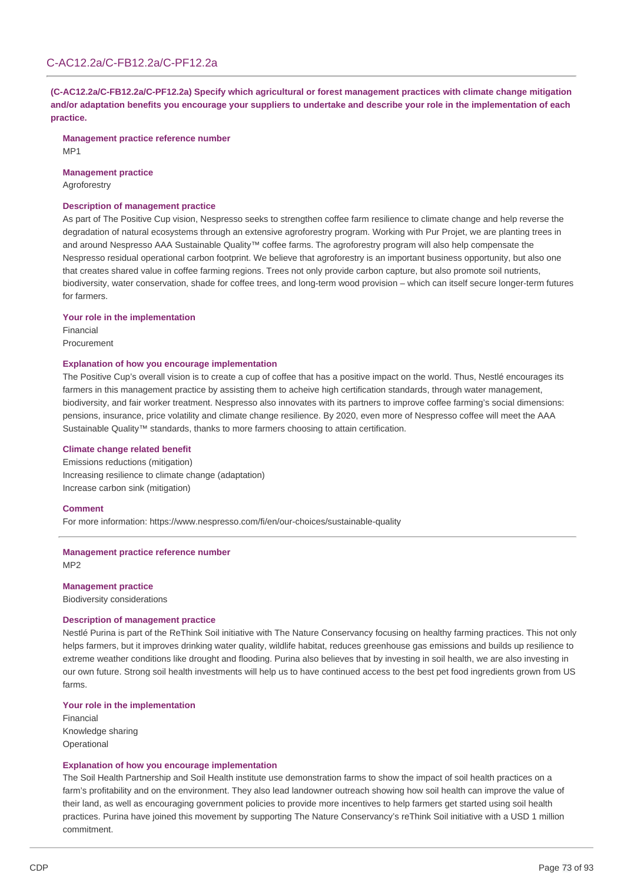## C-AC12.2a/C-FB12.2a/C-PF12.2a

**(C-AC12.2a/C-FB12.2a/C-PF12.2a) Specify which agricultural or forest management practices with climate change mitigation and/or adaptation benefits you encourage your suppliers to undertake and describe your role in the implementation of each practice.**

**Management practice reference number**
MP1

**Management practice**
Agroforestry

**Description of management practice**
As part of The Positive Cup vision, Nespresso seeks to strengthen coffee farm resilience to climate change and help reverse the degradation of natural ecosystems through an extensive agroforestry program. Working with Pur Projet, we are planting trees in and around Nespresso AAA Sustainable Quality™ coffee farms. The agroforestry program will also help compensate the Nespresso residual operational carbon footprint. We believe that agroforestry is an important business opportunity, but also one that creates shared value in coffee farming regions. Trees not only provide carbon capture, but also promote soil nutrients, biodiversity, water conservation, shade for coffee trees, and long-term wood provision – which can itself secure longer-term futures for farmers.

**Your role in the implementation**
Financial
Procurement

**Explanation of how you encourage implementation**
The Positive Cup's overall vision is to create a cup of coffee that has a positive impact on the world. Thus, Nestlé encourages its farmers in this management practice by assisting them to acheive high certification standards, through water management, biodiversity, and fair worker treatment. Nespresso also innovates with its partners to improve coffee farming's social dimensions: pensions, insurance, price volatility and climate change resilience. By 2020, even more of Nespresso coffee will meet the AAA Sustainable Quality™ standards, thanks to more farmers choosing to attain certification.

**Climate change related benefit**
Emissions reductions (mitigation)
Increasing resilience to climate change (adaptation)
Increase carbon sink (mitigation)

**Comment**
For more information: https://www.nespresso.com/fi/en/our-choices/sustainable-quality

---

**Management practice reference number**
MP2

**Management practice**
Biodiversity considerations

**Description of management practice**
Nestlé Purina is part of the ReThink Soil initiative with The Nature Conservancy focusing on healthy farming practices. This not only helps farmers, but it improves drinking water quality, wildlife habitat, reduces greenhouse gas emissions and builds up resilience to extreme weather conditions like drought and flooding. Purina also believes that by investing in soil health, we are also investing in our own future. Strong soil health investments will help us to have continued access to the best pet food ingredients grown from US farms.

**Your role in the implementation**
Financial
Knowledge sharing
Operational

**Explanation of how you encourage implementation**
The Soil Health Partnership and Soil Health institute use demonstration farms to show the impact of soil health practices on a farm's profitability and on the environment. They also lead landowner outreach showing how soil health can improve the value of their land, as well as encouraging government policies to provide more incentives to help farmers get started using soil health practices. Purina have joined this movement by supporting The Nature Conservancy's reThink Soil initiative with a USD 1 million commitment.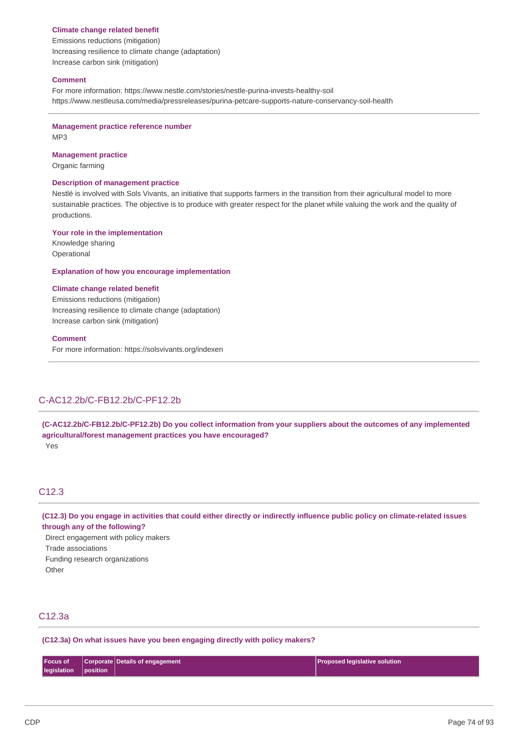**Climate change related benefit**
Emissions reductions (mitigation)
Increasing resilience to climate change (adaptation)
Increase carbon sink (mitigation)

**Comment**
For more information: https://www.nestle.com/stories/nestle-purina-invests-healthy-soil
https://www.nestleusa.com/media/pressreleases/purina-petcare-supports-nature-conservancy-soil-health

---

**Management practice reference number**
MP3

**Management practice**
Organic farming

**Description of management practice**
Nestlé is involved with Sols Vivants, an initiative that supports farmers in the transition from their agricultural model to more sustainable practices. The objective is to produce with greater respect for the planet while valuing the work and the quality of productions.

**Your role in the implementation**
Knowledge sharing
Operational

**Explanation of how you encourage implementation**

**Climate change related benefit**
Emissions reductions (mitigation)
Increasing resilience to climate change (adaptation)
Increase carbon sink (mitigation)

**Comment**
For more information: https://solsvivants.org/indexen

---

## C-AC12.2b/C-FB12.2b/C-PF12.2b

**(C-AC12.2b/C-FB12.2b/C-PF12.2b) Do you collect information from your suppliers about the outcomes of any implemented agricultural/forest management practices you have encouraged?**

Yes

## C12.3

**(C12.3) Do you engage in activities that could either directly or indirectly influence public policy on climate-related issues through any of the following?**

Direct engagement with policy makers
Trade associations
Funding research organizations
Other

## C12.3a

**(C12.3a) On what issues have you been engaging directly with policy makers?**

| Focus of legislation | Corporate position | Details of engagement | Proposed legislative solution |
|---|---|---|---|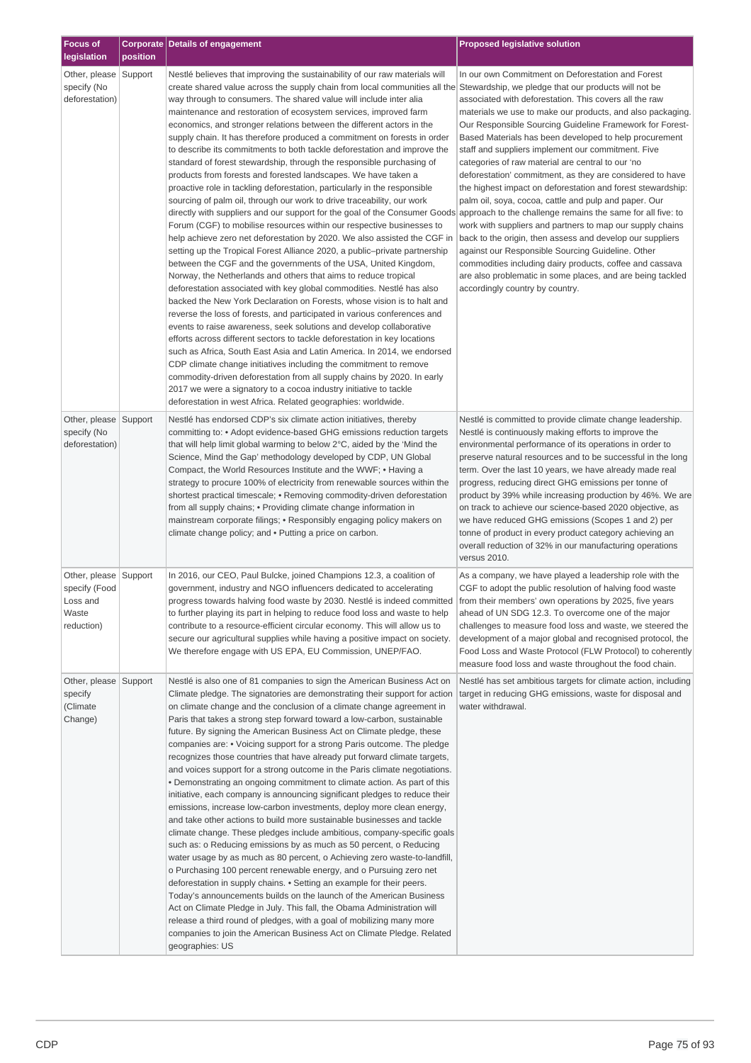| Focus of legislation | Corporate position | Details of engagement | Proposed legislative solution |
|---|---|---|---|
| Other, please specify (No deforestation) | Support | Nestlé believes that improving the sustainability of our raw materials will create shared value across the supply chain from local communities all the way through to consumers. The shared value will include inter alia maintenance and restoration of ecosystem services, improved farm economics, and stronger relations between the different actors in the supply chain. It has therefore produced a commitment on forests in order to describe its commitments to both tackle deforestation and improve the standard of forest stewardship, through the responsible purchasing of products from forests and forested landscapes. We have taken a proactive role in tackling deforestation, particularly in the responsible sourcing of palm oil, through our work to drive traceability, our work directly with suppliers and our support for the goal of the Consumer Goods Forum (CGF) to mobilise resources within our respective businesses to help achieve zero net deforestation by 2020. We also assisted the CGF in setting up the Tropical Forest Alliance 2020, a public–private partnership between the CGF and the governments of the USA, United Kingdom, Norway, the Netherlands and others that aims to reduce tropical deforestation associated with key global commodities. Nestlé has also backed the New York Declaration on Forests, whose vision is to halt and reverse the loss of forests, and participated in various conferences and events to raise awareness, seek solutions and develop collaborative efforts across different sectors to tackle deforestation in key locations such as Africa, South East Asia and Latin America. In 2014, we endorsed CDP climate change initiatives including the commitment to remove commodity-driven deforestation from all supply chains by 2020. In early 2017 we were a signatory to a cocoa industry initiative to tackle deforestation in west Africa. Related geographies: worldwide. | In our own Commitment on Deforestation and Forest Stewardship, we pledge that our products will not be associated with deforestation. This covers all the raw materials we use to make our products, and also packaging. Our Responsible Sourcing Guideline Framework for Forest-Based Materials has been developed to help procurement staff and suppliers implement our commitment. Five categories of raw material are central to our 'no deforestation' commitment, as they are considered to have the highest impact on deforestation and forest stewardship: palm oil, soya, cocoa, cattle and pulp and paper. Our approach to the challenge remains the same for all five: to work with suppliers and partners to map our supply chains back to the origin, then assess and develop our suppliers against our Responsible Sourcing Guideline. Other commodities including dairy products, coffee and cassava are also problematic in some places, and are being tackled accordingly country by country. |
| Other, please specify (No deforestation) | Support | Nestlé has endorsed CDP's six climate action initiatives, thereby committing to: • Adopt evidence-based GHG emissions reduction targets that will help limit global warming to below 2°C, aided by the 'Mind the Science, Mind the Gap' methodology developed by CDP, UN Global Compact, the World Resources Institute and the WWF; • Having a strategy to procure 100% of electricity from renewable sources within the shortest practical timescale; • Removing commodity-driven deforestation from all supply chains; • Providing climate change information in mainstream corporate filings; • Responsibly engaging policy makers on climate change policy; and • Putting a price on carbon. | Nestlé is committed to provide climate change leadership. Nestlé is continuously making efforts to improve the environmental performance of its operations in order to preserve natural resources and to be successful in the long term. Over the last 10 years, we have already made real progress, reducing direct GHG emissions per tonne of product by 39% while increasing production by 46%. We are on track to achieve our science-based 2020 objective, as we have reduced GHG emissions (Scopes 1 and 2) per tonne of product in every product category achieving an overall reduction of 32% in our manufacturing operations versus 2010. |
| Other, please specify (Food Loss and Waste reduction) | Support | In 2016, our CEO, Paul Bulcke, joined Champions 12.3, a coalition of government, industry and NGO influencers dedicated to accelerating progress towards halving food waste by 2030. Nestlé is indeed committed to further playing its part in helping to reduce food loss and waste to help contribute to a resource-efficient circular economy. This will allow us to secure our agricultural supplies while having a positive impact on society. We therefore engage with US EPA, EU Commission, UNEP/FAO. | As a company, we have played a leadership role with the CGF to adopt the public resolution of halving food waste from their members' own operations by 2025, five years ahead of UN SDG 12.3. To overcome one of the major challenges to measure food loss and waste, we steered the development of a major global and recognised protocol, the Food Loss and Waste Protocol (FLW Protocol) to coherently measure food loss and waste throughout the food chain. |
| Other, please specify (Climate Change) | Support | Nestlé is also one of 81 companies to sign the American Business Act on Climate pledge. The signatories are demonstrating their support for action on climate change and the conclusion of a climate change agreement in Paris that takes a strong step forward toward a low-carbon, sustainable future. By signing the American Business Act on Climate pledge, these companies are: • Voicing support for a strong Paris outcome. The pledge recognizes those countries that have already put forward climate targets, and voices support for a strong outcome in the Paris climate negotiations. • Demonstrating an ongoing commitment to climate action. As part of this initiative, each company is announcing significant pledges to reduce their emissions, increase low-carbon investments, deploy more clean energy, and take other actions to build more sustainable businesses and tackle climate change. These pledges include ambitious, company-specific goals such as: o Reducing emissions by as much as 50 percent, o Reducing water usage by as much as 80 percent, o Achieving zero waste-to-landfill, o Purchasing 100 percent renewable energy, and o Pursuing zero net deforestation in supply chains. • Setting an example for their peers. Today's announcements builds on the launch of the American Business Act on Climate Pledge in July. This fall, the Obama Administration will release a third round of pledges, with a goal of mobilizing many more companies to join the American Business Act on Climate Pledge. Related geographies: US | Nestlé has set ambitious targets for climate action, including target in reducing GHG emissions, waste for disposal and water withdrawal. |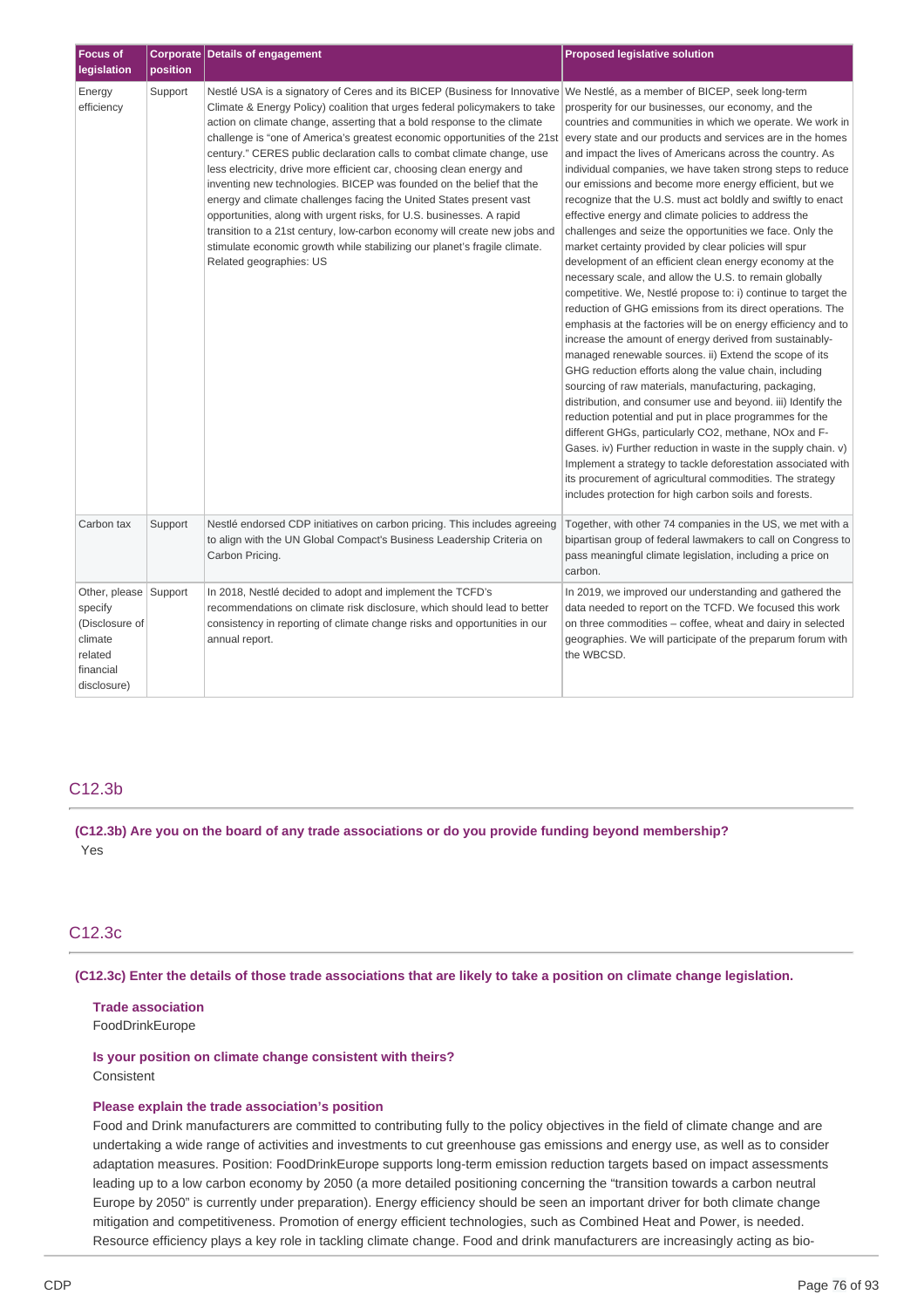| Focus of legislation | Corporate position | Details of engagement | Proposed legislative solution |
|---|---|---|---|
| Energy efficiency | Support | Nestlé USA is a signatory of Ceres and its BICEP (Business for Innovative Climate & Energy Policy) coalition that urges federal policymakers to take action on climate change, asserting that a bold response to the climate challenge is "one of America's greatest economic opportunities of the 21st century." CERES public declaration calls to combat climate change, use less electricity, drive more efficient car, choosing clean energy and inventing new technologies. BICEP was founded on the belief that the energy and climate challenges facing the United States present vast opportunities, along with urgent risks, for U.S. businesses. A rapid transition to a 21st century, low-carbon economy will create new jobs and stimulate economic growth while stabilizing our planet's fragile climate. Related geographies: US | We Nestlé, as a member of BICEP, seek long-term prosperity for our businesses, our economy, and the countries and communities in which we operate. We work in every state and our products and services are in the homes and impact the lives of Americans across the country. As individual companies, we have taken strong steps to reduce our emissions and become more energy efficient, but we recognize that the U.S. must act boldly and swiftly to enact effective energy and climate policies to address the challenges and seize the opportunities we face. Only the market certainty provided by clear policies will spur development of an efficient clean energy economy at the necessary scale, and allow the U.S. to remain globally competitive. We, Nestlé propose to: i) continue to target the reduction of GHG emissions from its direct operations. The emphasis at the factories will be on energy efficiency and to increase the amount of energy derived from sustainably-managed renewable sources. ii) Extend the scope of its GHG reduction efforts along the value chain, including sourcing of raw materials, manufacturing, packaging, distribution, and consumer use and beyond. iii) Identify the reduction potential and put in place programmes for the different GHGs, particularly CO2, methane, NOx and F-Gases. iv) Further reduction in waste in the supply chain. v) Implement a strategy to tackle deforestation associated with its procurement of agricultural commodities. The strategy includes protection for high carbon soils and forests. |
| Carbon tax | Support | Nestlé endorsed CDP initiatives on carbon pricing. This includes agreeing to align with the UN Global Compact's Business Leadership Criteria on Carbon Pricing. | Together, with other 74 companies in the US, we met with a bipartisan group of federal lawmakers to call on Congress to pass meaningful climate legislation, including a price on carbon. |
| Other, please specify (Disclosure of climate related financial disclosure) | Support | In 2018, Nestlé decided to adopt and implement the TCFD's recommendations on climate risk disclosure, which should lead to better consistency in reporting of climate change risks and opportunities in our annual report. | In 2019, we improved our understanding and gathered the data needed to report on the TCFD. We focused this work on three commodities – coffee, wheat and dairy in selected geographies. We will participate of the preparum forum with the WBCSD. |

## C12.3b

**(C12.3b) Are you on the board of any trade associations or do you provide funding beyond membership?**

Yes

## C12.3c

**(C12.3c) Enter the details of those trade associations that are likely to take a position on climate change legislation.**

**Trade association**

FoodDrinkEurope

**Is your position on climate change consistent with theirs?**

Consistent

**Please explain the trade association's position**

Food and Drink manufacturers are committed to contributing fully to the policy objectives in the field of climate change and are undertaking a wide range of activities and investments to cut greenhouse gas emissions and energy use, as well as to consider adaptation measures. Position: FoodDrinkEurope supports long-term emission reduction targets based on impact assessments leading up to a low carbon economy by 2050 (a more detailed positioning concerning the "transition towards a carbon neutral Europe by 2050" is currently under preparation). Energy efficiency should be seen as an important driver for both climate change mitigation and competitiveness. Promotion of energy efficient technologies, such as Combined Heat and Power, is needed. Resource efficiency plays a key role in tackling climate change. Food and drink manufacturers are increasingly acting as bio-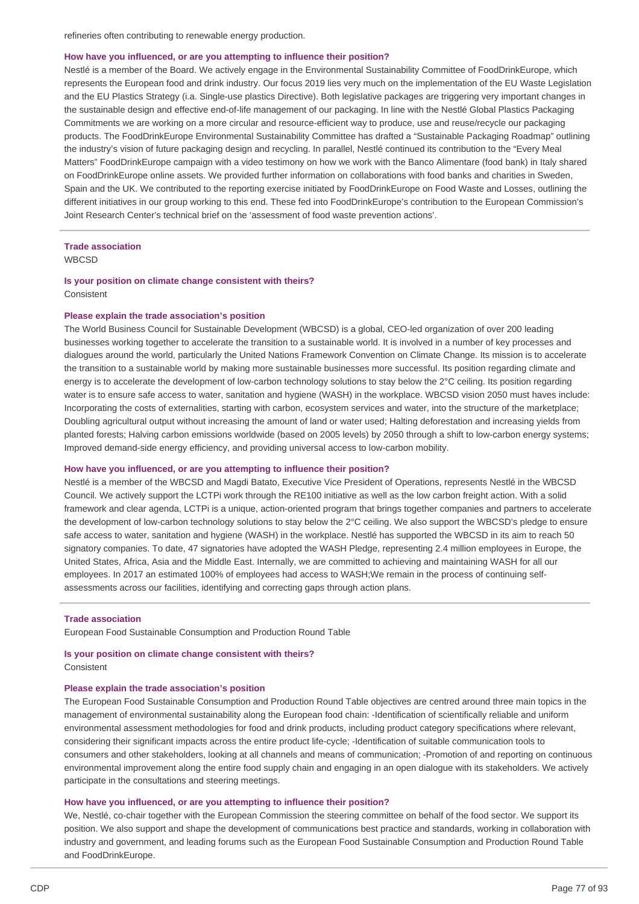refineries often contributing to renewable energy production.

**How have you influenced, or are you attempting to influence their position?**

Nestlé is a member of the Board. We actively engage in the Environmental Sustainability Committee of FoodDrinkEurope, which represents the European food and drink industry. Our focus 2019 lies very much on the implementation of the EU Waste Legislation and the EU Plastics Strategy (i.a. Single-use plastics Directive). Both legislative packages are triggering very important changes in the sustainable design and effective end-of-life management of our packaging. In line with the Nestlé Global Plastics Packaging Commitments we are working on a more circular and resource-efficient way to produce, use and reuse/recycle our packaging products. The FoodDrinkEurope Environmental Sustainability Committee has drafted a "Sustainable Packaging Roadmap" outlining the industry's vision of future packaging design and recycling. In parallel, Nestlé continued its contribution to the "Every Meal Matters" FoodDrinkEurope campaign with a video testimony on how we work with the Banco Alimentare (food bank) in Italy shared on FoodDrinkEurope online assets. We provided further information on collaborations with food banks and charities in Sweden, Spain and the UK. We contributed to the reporting exercise initiated by FoodDrinkEurope on Food Waste and Losses, outlining the different initiatives in our group working to this end. These fed into FoodDrinkEurope's contribution to the European Commission's Joint Research Center's technical brief on the 'assessment of food waste prevention actions'.

---

**Trade association**

WBCSD

**Is your position on climate change consistent with theirs?**

Consistent

**Please explain the trade association's position**

The World Business Council for Sustainable Development (WBCSD) is a global, CEO-led organization of over 200 leading businesses working together to accelerate the transition to a sustainable world. It is involved in a number of key processes and dialogues around the world, particularly the United Nations Framework Convention on Climate Change. Its mission is to accelerate the transition to a sustainable world by making more sustainable businesses more successful. Its position regarding climate and energy is to accelerate the development of low-carbon technology solutions to stay below the 2°C ceiling. Its position regarding water is to ensure safe access to water, sanitation and hygiene (WASH) in the workplace. WBCSD vision 2050 must haves include: Incorporating the costs of externalities, starting with carbon, ecosystem services and water, into the structure of the marketplace; Doubling agricultural output without increasing the amount of land or water used; Halting deforestation and increasing yields from planted forests; Halving carbon emissions worldwide (based on 2005 levels) by 2050 through a shift to low-carbon energy systems; Improved demand-side energy efficiency, and providing universal access to low-carbon mobility.

**How have you influenced, or are you attempting to influence their position?**

Nestlé is a member of the WBCSD and Magdi Batato, Executive Vice President of Operations, represents Nestlé in the WBCSD Council. We actively support the LCTPi work through the RE100 initiative as well as the low carbon freight action. With a solid framework and clear agenda, LCTPi is a unique, action-oriented program that brings together companies and partners to accelerate the development of low-carbon technology solutions to stay below the 2°C ceiling. We also support the WBCSD's pledge to ensure safe access to water, sanitation and hygiene (WASH) in the workplace. Nestlé has supported the WBCSD in its aim to reach 50 signatory companies. To date, 47 signatories have adopted the WASH Pledge, representing 2.4 million employees in Europe, the United States, Africa, Asia and the Middle East. Internally, we are committed to achieving and maintaining WASH for all our employees. In 2017 an estimated 100% of employees had access to WASH;We remain in the process of continuing self-assessments across our facilities, identifying and correcting gaps through action plans.

---

**Trade association**

European Food Sustainable Consumption and Production Round Table

**Is your position on climate change consistent with theirs?**

Consistent

**Please explain the trade association's position**

The European Food Sustainable Consumption and Production Round Table objectives are centred around three main topics in the management of environmental sustainability along the European food chain: -Identification of scientifically reliable and uniform environmental assessment methodologies for food and drink products, including product category specifications where relevant, considering their significant impacts across the entire product life-cycle; -Identification of suitable communication tools to consumers and other stakeholders, looking at all channels and means of communication; -Promotion of and reporting on continuous environmental improvement along the entire food supply chain and engaging in an open dialogue with its stakeholders. We actively participate in the consultations and steering meetings.

**How have you influenced, or are you attempting to influence their position?**

We, Nestlé, co-chair together with the European Commission the steering committee on behalf of the food sector. We support its position. We also support and shape the development of communications best practice and standards, working in collaboration with industry and government, and leading forums such as the European Food Sustainable Consumption and Production Round Table and FoodDrinkEurope.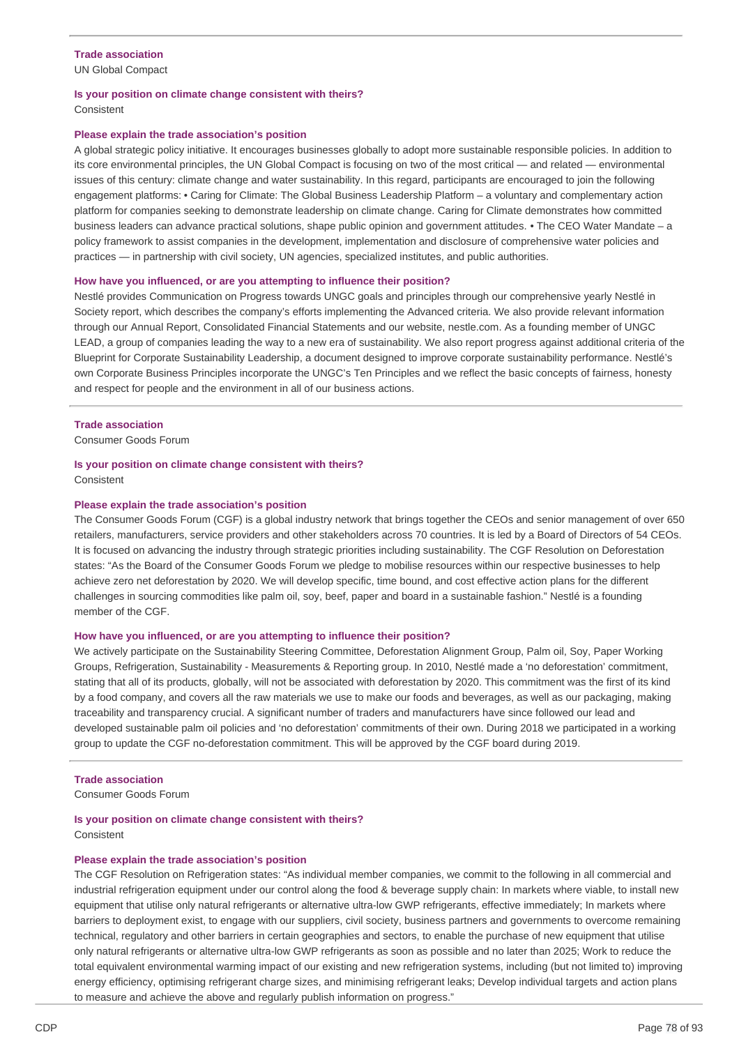**Trade association**
UN Global Compact

**Is your position on climate change consistent with theirs?**
Consistent

**Please explain the trade association's position**
A global strategic policy initiative. It encourages businesses globally to adopt more sustainable responsible policies. In addition to its core environmental principles, the UN Global Compact is focusing on two of the most critical — and related — environmental issues of this century: climate change and water sustainability. In this regard, participants are encouraged to join the following engagement platforms: • Caring for Climate: The Global Business Leadership Platform – a voluntary and complementary action platform for companies seeking to demonstrate leadership on climate change. Caring for Climate demonstrates how committed business leaders can advance practical solutions, shape public opinion and government attitudes. • The CEO Water Mandate – a policy framework to assist companies in the development, implementation and disclosure of comprehensive water policies and practices — in partnership with civil society, UN agencies, specialized institutes, and public authorities.

**How have you influenced, or are you attempting to influence their position?**
Nestlé provides Communication on Progress towards UNGC goals and principles through our comprehensive yearly Nestlé in Society report, which describes the company's efforts implementing the Advanced criteria. We also provide relevant information through our Annual Report, Consolidated Financial Statements and our website, nestle.com. As a founding member of UNGC LEAD, a group of companies leading the way to a new era of sustainability. We also report progress against additional criteria of the Blueprint for Corporate Sustainability Leadership, a document designed to improve corporate sustainability performance. Nestlé's own Corporate Business Principles incorporate the UNGC's Ten Principles and we reflect the basic concepts of fairness, honesty and respect for people and the environment in all of our business actions.

---

**Trade association**
Consumer Goods Forum

**Is your position on climate change consistent with theirs?**
Consistent

**Please explain the trade association's position**
The Consumer Goods Forum (CGF) is a global industry network that brings together the CEOs and senior management of over 650 retailers, manufacturers, service providers and other stakeholders across 70 countries. It is led by a Board of Directors of 54 CEOs. It is focused on advancing the industry through strategic priorities including sustainability. The CGF Resolution on Deforestation states: "As the Board of the Consumer Goods Forum we pledge to mobilise resources within our respective businesses to help achieve zero net deforestation by 2020. We will develop specific, time bound, and cost effective action plans for the different challenges in sourcing commodities like palm oil, soy, beef, paper and board in a sustainable fashion." Nestlé is a founding member of the CGF.

**How have you influenced, or are you attempting to influence their position?**
We actively participate on the Sustainability Steering Committee, Deforestation Alignment Group, Palm oil, Soy, Paper Working Groups, Refrigeration, Sustainability - Measurements & Reporting group. In 2010, Nestlé made a 'no deforestation' commitment, stating that all of its products, globally, will not be associated with deforestation by 2020. This commitment was the first of its kind by a food company, and covers all the raw materials we use to make our foods and beverages, as well as our packaging, making traceability and transparency crucial. A significant number of traders and manufacturers have since followed our lead and developed sustainable palm oil policies and 'no deforestation' commitments of their own. During 2018 we participated in a working group to update the CGF no-deforestation commitment. This will be approved by the CGF board during 2019.

---

**Trade association**
Consumer Goods Forum

**Is your position on climate change consistent with theirs?**
Consistent

**Please explain the trade association's position**
The CGF Resolution on Refrigeration states: "As individual member companies, we commit to the following in all commercial and industrial refrigeration equipment under our control along the food & beverage supply chain: In markets where viable, to install new equipment that utilise only natural refrigerants or alternative ultra-low GWP refrigerants, effective immediately; In markets where barriers to deployment exist, to engage with our suppliers, civil society, business partners and governments to overcome remaining technical, regulatory and other barriers in certain geographies and sectors, to enable the purchase of new equipment that utilise only natural refrigerants or alternative ultra-low GWP refrigerants as soon as possible and no later than 2025; Work to reduce the total equivalent environmental warming impact of our existing and new refrigeration systems, including (but not limited to) improving energy efficiency, optimising refrigerant charge sizes, and minimising refrigerant leaks; Develop individual targets and action plans to measure and achieve the above and regularly publish information on progress."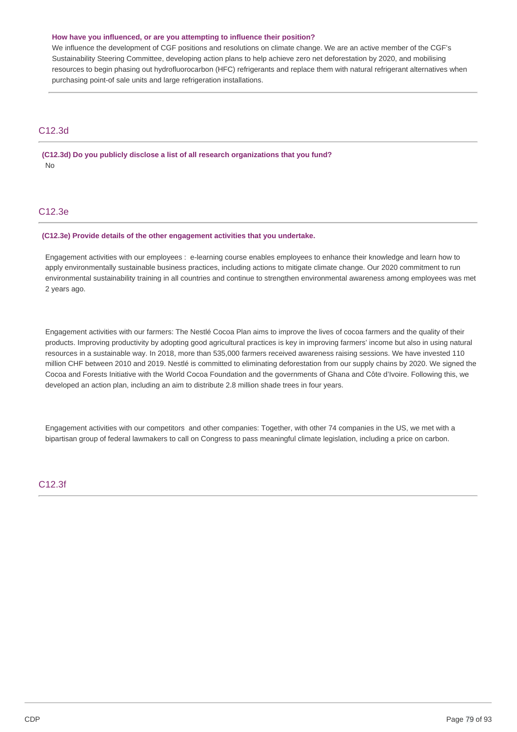**How have you influenced, or are you attempting to influence their position?**

We influence the development of CGF positions and resolutions on climate change. We are an active member of the CGF's Sustainability Steering Committee, developing action plans to help achieve zero net deforestation by 2020, and mobilising resources to begin phasing out hydrofluorocarbon (HFC) refrigerants and replace them with natural refrigerant alternatives when purchasing point-of sale units and large refrigeration installations.

## C12.3d

**(C12.3d) Do you publicly disclose a list of all research organizations that you fund?**

No

## C12.3e

**(C12.3e) Provide details of the other engagement activities that you undertake.**

Engagement activities with our employees : e-learning course enables employees to enhance their knowledge and learn how to apply environmentally sustainable business practices, including actions to mitigate climate change. Our 2020 commitment to run environmental sustainability training in all countries and continue to strengthen environmental awareness among employees was met 2 years ago.

Engagement activities with our farmers: The Nestlé Cocoa Plan aims to improve the lives of cocoa farmers and the quality of their products. Improving productivity by adopting good agricultural practices is key in improving farmers' income but also in using natural resources in a sustainable way. In 2018, more than 535,000 farmers received awareness raising sessions. We have invested 110 million CHF between 2010 and 2019. Nestlé is committed to eliminating deforestation from our supply chains by 2020. We signed the Cocoa and Forests Initiative with the World Cocoa Foundation and the governments of Ghana and Côte d'Ivoire. Following this, we developed an action plan, including an aim to distribute 2.8 million shade trees in four years.

Engagement activities with our competitors and other companies: Together, with other 74 companies in the US, we met with a bipartisan group of federal lawmakers to call on Congress to pass meaningful climate legislation, including a price on carbon.

## C12.3f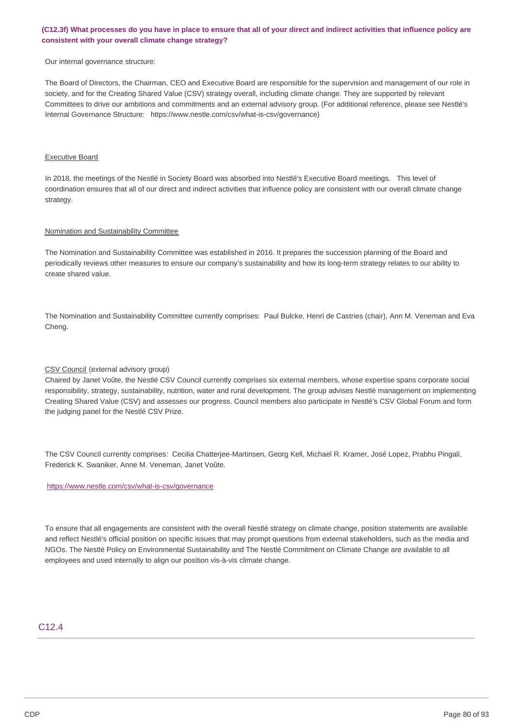**(C12.3f) What processes do you have in place to ensure that all of your direct and indirect activities that influence policy are consistent with your overall climate change strategy?**

Our internal governance structure:

The Board of Directors, the Chairman, CEO and Executive Board are responsible for the supervision and management of our role in society, and for the Creating Shared Value (CSV) strategy overall, including climate change. They are supported by relevant Committees to drive our ambitions and commitments and an external advisory group. (For additional reference, please see Nestlé's Internal Governance Structure: https://www.nestle.com/csv/what-is-csv/governance)

Executive Board

In 2018, the meetings of the Nestlé in Society Board was absorbed into Nestlé's Executive Board meetings. This level of coordination ensures that all of our direct and indirect activities that influence policy are consistent with our overall climate change strategy.

Nomination and Sustainability Committee

The Nomination and Sustainability Committee was established in 2016. It prepares the succession planning of the Board and periodically reviews other measures to ensure our company's sustainability and how its long-term strategy relates to our ability to create shared value.

The Nomination and Sustainability Committee currently comprises: Paul Bulcke, Henri de Castries (chair), Ann M. Veneman and Eva Cheng.

CSV Council (external advisory group)
Chaired by Janet Voûte, the Nestlé CSV Council currently comprises six external members, whose expertise spans corporate social responsibility, strategy, sustainability, nutrition, water and rural development. The group advises Nestlé management on implementing Creating Shared Value (CSV) and assesses our progress. Council members also participate in Nestlé's CSV Global Forum and form the judging panel for the Nestlé CSV Prize.

The CSV Council currently comprises: Cecilia Chatterjee-Martinsen, Georg Kell, Michael R. Kramer, José Lopez, Prabhu Pingali, Frederick K. Swaniker, Anne M. Veneman, Janet Voûte.

https://www.nestle.com/csv/what-is-csv/governance

To ensure that all engagements are consistent with the overall Nestlé strategy on climate change, position statements are available and reflect Nestlé's official position on specific issues that may prompt questions from external stakeholders, such as the media and NGOs. The Nestlé Policy on Environmental Sustainability and The Nestlé Commitment on Climate Change are available to all employees and used internally to align our position vis-à-vis climate change.

## C12.4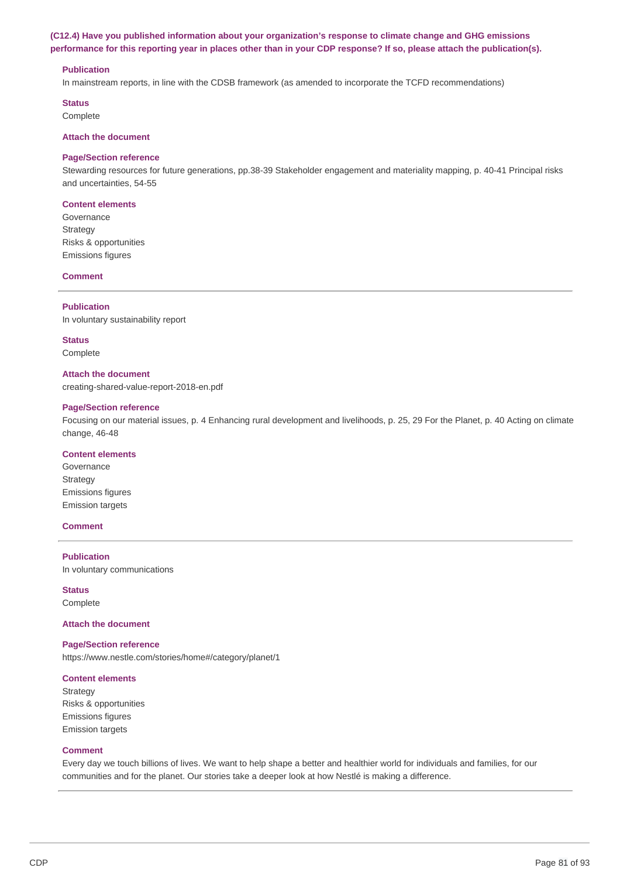**(C12.4) Have you published information about your organization's response to climate change and GHG emissions performance for this reporting year in places other than in your CDP response? If so, please attach the publication(s).**

**Publication**

In mainstream reports, in line with the CDSB framework (as amended to incorporate the TCFD recommendations)

**Status**

Complete

**Attach the document**

**Page/Section reference**

Stewarding resources for future generations, pp.38-39 Stakeholder engagement and materiality mapping, p. 40-41 Principal risks and uncertainties, 54-55

**Content elements**

Governance
Strategy
Risks & opportunities
Emissions figures

**Comment**

---

**Publication**

In voluntary sustainability report

**Status**

Complete

**Attach the document**

creating-shared-value-report-2018-en.pdf

**Page/Section reference**

Focusing on our material issues, p. 4 Enhancing rural development and livelihoods, p. 25, 29 For the Planet, p. 40 Acting on climate change, 46-48

**Content elements**

Governance
Strategy
Emissions figures
Emission targets

**Comment**

---

**Publication**

In voluntary communications

**Status**

Complete

**Attach the document**

**Page/Section reference**

https://www.nestle.com/stories/home#/category/planet/1

**Content elements**

Strategy
Risks & opportunities
Emissions figures
Emission targets

**Comment**

Every day we touch billions of lives. We want to help shape a better and healthier world for individuals and families, for our communities and for the planet. Our stories take a deeper look at how Nestlé is making a difference.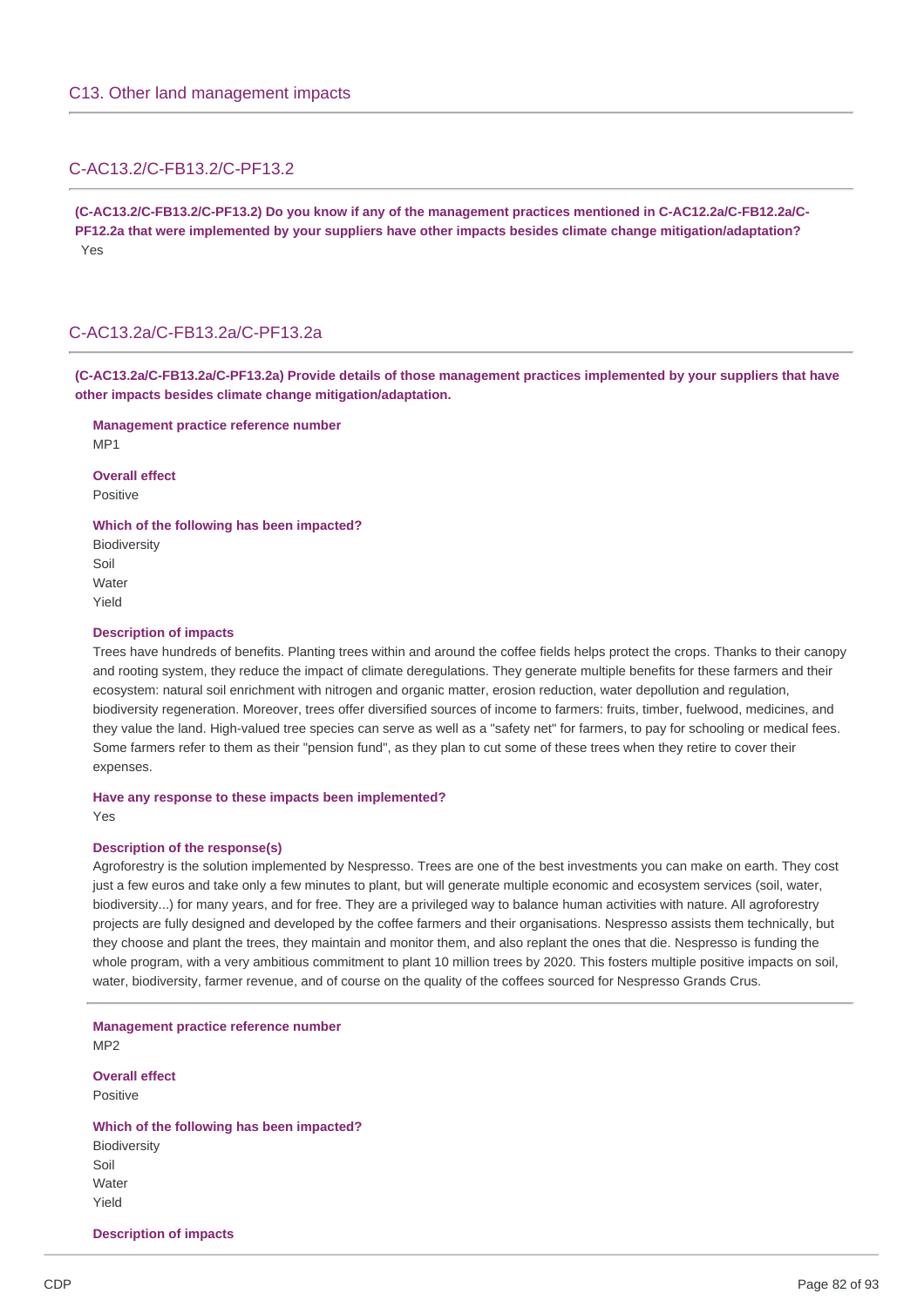## C13. Other land management impacts

### C-AC13.2/C-FB13.2/C-PF13.2

**(C-AC13.2/C-FB13.2/C-PF13.2) Do you know if any of the management practices mentioned in C-AC12.2a/C-FB12.2a/C-PF12.2a that were implemented by your suppliers have other impacts besides climate change mitigation/adaptation?**

Yes

### C-AC13.2a/C-FB13.2a/C-PF13.2a

**(C-AC13.2a/C-FB13.2a/C-PF13.2a) Provide details of those management practices implemented by your suppliers that have other impacts besides climate change mitigation/adaptation.**

**Management practice reference number**

MP1

**Overall effect**

Positive

**Which of the following has been impacted?**

Biodiversity
Soil
Water
Yield

**Description of impacts**

Trees have hundreds of benefits. Planting trees within and around the coffee fields helps protect the crops. Thanks to their canopy and rooting system, they reduce the impact of climate deregulations. They generate multiple benefits for these farmers and their ecosystem: natural soil enrichment with nitrogen and organic matter, erosion reduction, water depollution and regulation, biodiversity regeneration. Moreover, trees offer diversified sources of income to farmers: fruits, timber, fuelwood, medicines, and they value the land. High-valued tree species can serve as well as a "safety net" for farmers, to pay for schooling or medical fees. Some farmers refer to them as their "pension fund", as they plan to cut some of these trees when they retire to cover their expenses.

**Have any response to these impacts been implemented?**

Yes

**Description of the response(s)**

Agroforestry is the solution implemented by Nespresso. Trees are one of the best investments you can make on earth. They cost just a few euros and take only a few minutes to plant, but will generate multiple economic and ecosystem services (soil, water, biodiversity...) for many years, and for free. They are a privileged way to balance human activities with nature. All agroforestry projects are fully designed and developed by the coffee farmers and their organisations. Nespresso assists them technically, but they choose and plant the trees, they maintain and monitor them, and also replant the ones that die. Nespresso is funding the whole program, with a very ambitious commitment to plant 10 million trees by 2020. This fosters multiple positive impacts on soil, water, biodiversity, farmer revenue, and of course on the quality of the coffees sourced for Nespresso Grands Crus.

---

**Management practice reference number**

MP2

**Overall effect**

Positive

**Which of the following has been impacted?**

Biodiversity
Soil
Water
Yield

**Description of impacts**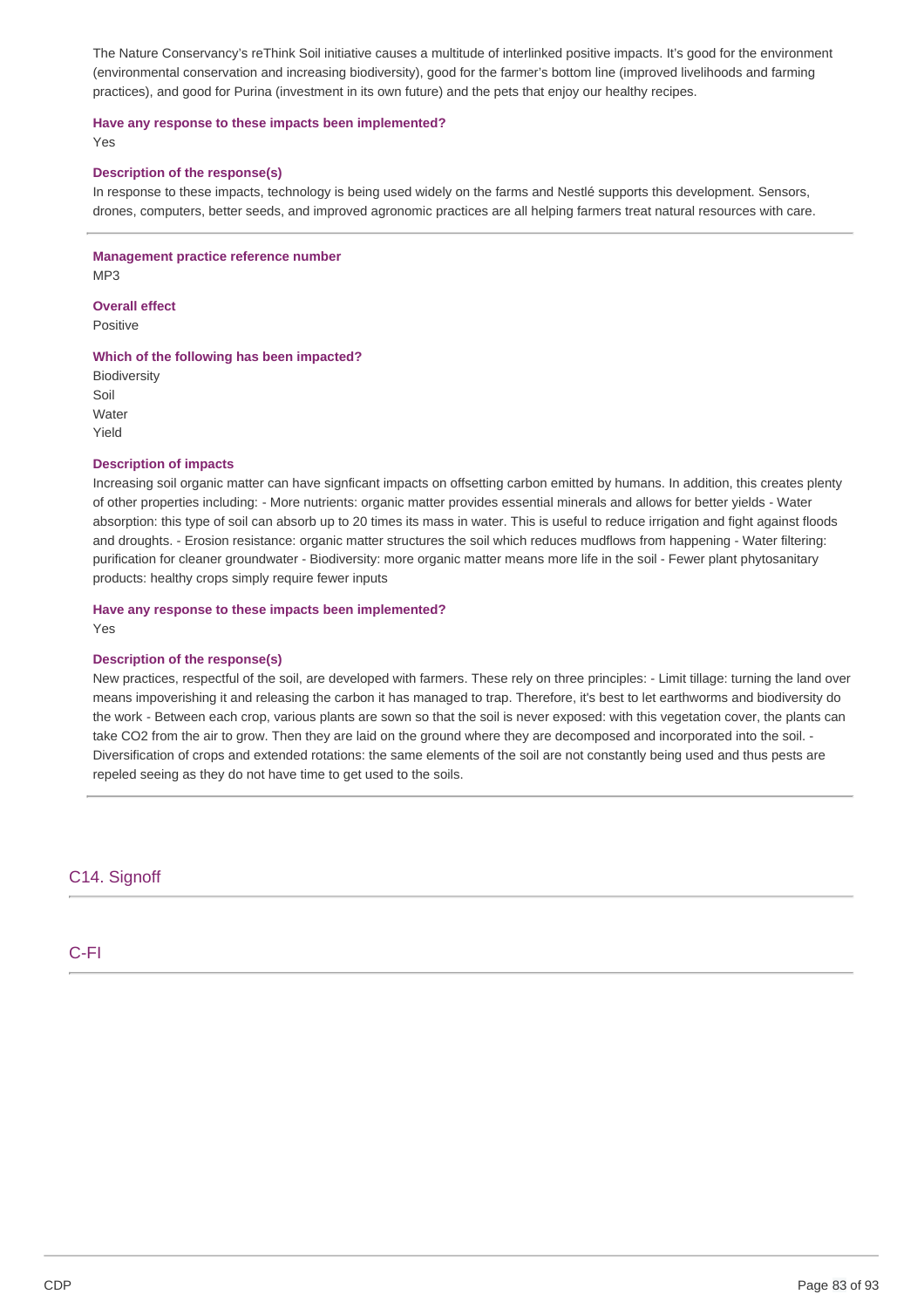The Nature Conservancy's reThink Soil initiative causes a multitude of interlinked positive impacts. It's good for the environment (environmental conservation and increasing biodiversity), good for the farmer's bottom line (improved livelihoods and farming practices), and good for Purina (investment in its own future) and the pets that enjoy our healthy recipes.

**Have any response to these impacts been implemented?**

Yes

**Description of the response(s)**

In response to these impacts, technology is being used widely on the farms and Nestlé supports this development. Sensors, drones, computers, better seeds, and improved agronomic practices are all helping farmers treat natural resources with care.

---

**Management practice reference number**

MP3

**Overall effect**

Positive

**Which of the following has been impacted?**

Biodiversity
Soil
Water
Yield

**Description of impacts**

Increasing soil organic matter can have signficant impacts on offsetting carbon emitted by humans. In addition, this creates plenty of other properties including: - More nutrients: organic matter provides essential minerals and allows for better yields - Water absorption: this type of soil can absorb up to 20 times its mass in water. This is useful to reduce irrigation and fight against floods and droughts. - Erosion resistance: organic matter structures the soil which reduces mudflows from happening - Water filtering: purification for cleaner groundwater - Biodiversity: more organic matter means more life in the soil - Fewer plant phytosanitary products: healthy crops simply require fewer inputs

**Have any response to these impacts been implemented?**

Yes

**Description of the response(s)**

New practices, respectful of the soil, are developed with farmers. These rely on three principles: - Limit tillage: turning the land over means impoverishing it and releasing the carbon it has managed to trap. Therefore, it's best to let earthworms and biodiversity do the work - Between each crop, various plants are sown so that the soil is never exposed: with this vegetation cover, the plants can take $CO_2$ from the air to grow. Then they are laid on the ground where they are decomposed and incorporated into the soil. - Diversification of crops and extended rotations: the same elements of the soil are not constantly being used and thus pests are repeled seeing as they do not have time to get used to the soils.

---

## C14. Signoff

---

## C-FI

---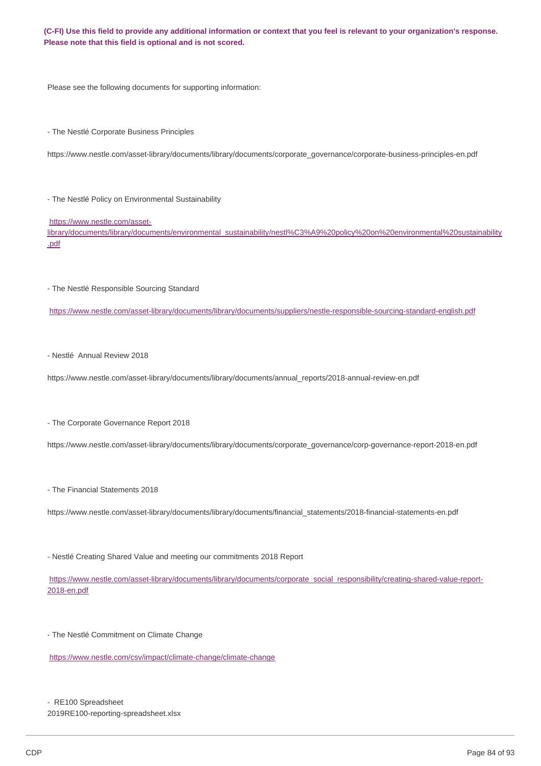**(C-FI) Use this field to provide any additional information or context that you feel is relevant to your organization's response. Please note that this field is optional and is not scored.**

Please see the following documents for supporting information:

- The Nestlé Corporate Business Principles

https://www.nestle.com/asset-library/documents/library/documents/corporate_governance/corporate-business-principles-en.pdf

- The Nestlé Policy on Environmental Sustainability

https://www.nestle.com/asset-library/documents/library/documents/environmental_sustainability/nestl%C3%A9%20policy%20on%20environmental%20sustainability.pdf

- The Nestlé Responsible Sourcing Standard

https://www.nestle.com/asset-library/documents/library/documents/suppliers/nestle-responsible-sourcing-standard-english.pdf

- Nestlé Annual Review 2018

https://www.nestle.com/asset-library/documents/library/documents/annual_reports/2018-annual-review-en.pdf

- The Corporate Governance Report 2018

https://www.nestle.com/asset-library/documents/library/documents/corporate_governance/corp-governance-report-2018-en.pdf

- The Financial Statements 2018

https://www.nestle.com/asset-library/documents/library/documents/financial_statements/2018-financial-statements-en.pdf

- Nestlé Creating Shared Value and meeting our commitments 2018 Report

https://www.nestle.com/asset-library/documents/library/documents/corporate_social_responsibility/creating-shared-value-report-2018-en.pdf

- The Nestlé Commitment on Climate Change

https://www.nestle.com/csv/impact/climate-change/climate-change

- RE100 Spreadsheet
2019RE100-reporting-spreadsheet.xlsx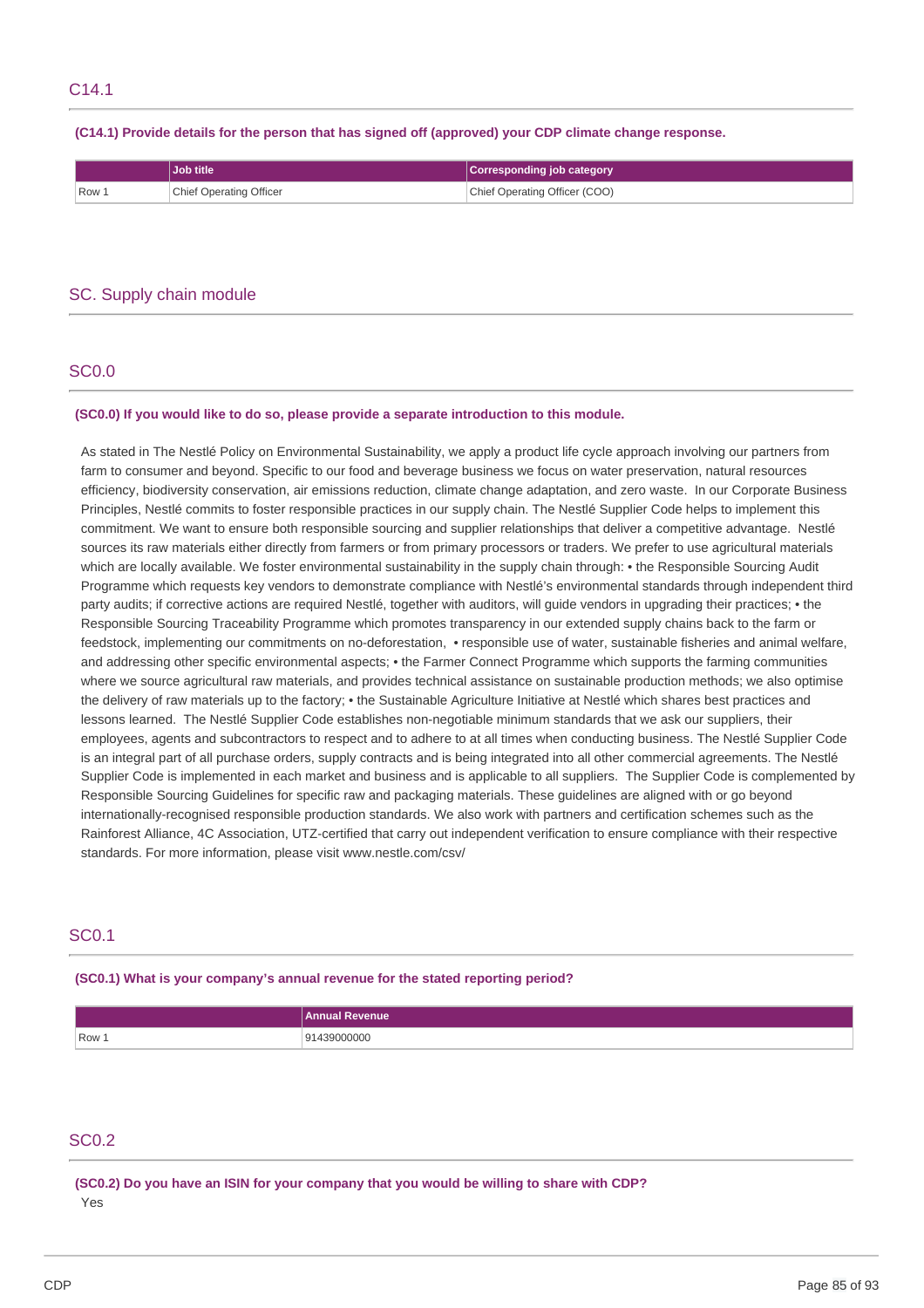## C14.1

**(C14.1) Provide details for the person that has signed off (approved) your CDP climate change response.**

| | Job title | Corresponding job category |
|---|---|---|
| Row 1 | Chief Operating Officer | Chief Operating Officer (COO) |

# SC. Supply chain module

## SC0.0

**(SC0.0) If you would like to do so, please provide a separate introduction to this module.**

As stated in The Nestlé Policy on Environmental Sustainability, we apply a product life cycle approach involving our partners from farm to consumer and beyond. Specific to our food and beverage business we focus on water preservation, natural resources efficiency, biodiversity conservation, air emissions reduction, climate change adaptation, and zero waste. In our Corporate Business Principles, Nestlé commits to foster responsible practices in our supply chain. The Nestlé Supplier Code helps to implement this commitment. We want to ensure both responsible sourcing and supplier relationships that deliver a competitive advantage. Nestlé sources its raw materials either directly from farmers or from primary processors or traders. We prefer to use agricultural materials which are locally available. We foster environmental sustainability in the supply chain through: • the Responsible Sourcing Audit Programme which requests key vendors to demonstrate compliance with Nestlé's environmental standards through independent third party audits; if corrective actions are required Nestlé, together with auditors, will guide vendors in upgrading their practices; • the Responsible Sourcing Traceability Programme which promotes transparency in our extended supply chains back to the farm or feedstock, implementing our commitments on no-deforestation, • responsible use of water, sustainable fisheries and animal welfare, and addressing other specific environmental aspects; • the Farmer Connect Programme which supports the farming communities where we source agricultural raw materials, and provides technical assistance on sustainable production methods; we also optimise the delivery of raw materials up to the factory; • the Sustainable Agriculture Initiative at Nestlé which shares best practices and lessons learned. The Nestlé Supplier Code establishes non-negotiable minimum standards that we ask our suppliers, their employees, agents and subcontractors to respect and to adhere to at all times when conducting business. The Nestlé Supplier Code is an integral part of all purchase orders, supply contracts and is being integrated into all other commercial agreements. The Nestlé Supplier Code is implemented in each market and business and is applicable to all suppliers. The Supplier Code is complemented by Responsible Sourcing Guidelines for specific raw and packaging materials. These guidelines are aligned with or go beyond internationally-recognised responsible production standards. We also work with partners and certification schemes such as the Rainforest Alliance, 4C Association, UTZ-certified that carry out independent verification to ensure compliance with their respective standards. For more information, please visit www.nestle.com/csv/

## SC0.1

**(SC0.1) What is your company's annual revenue for the stated reporting period?**

| | Annual Revenue |
|---|---|
| Row 1 | 91439000000 |

## SC0.2

**(SC0.2) Do you have an ISIN for your company that you would be willing to share with CDP?**

Yes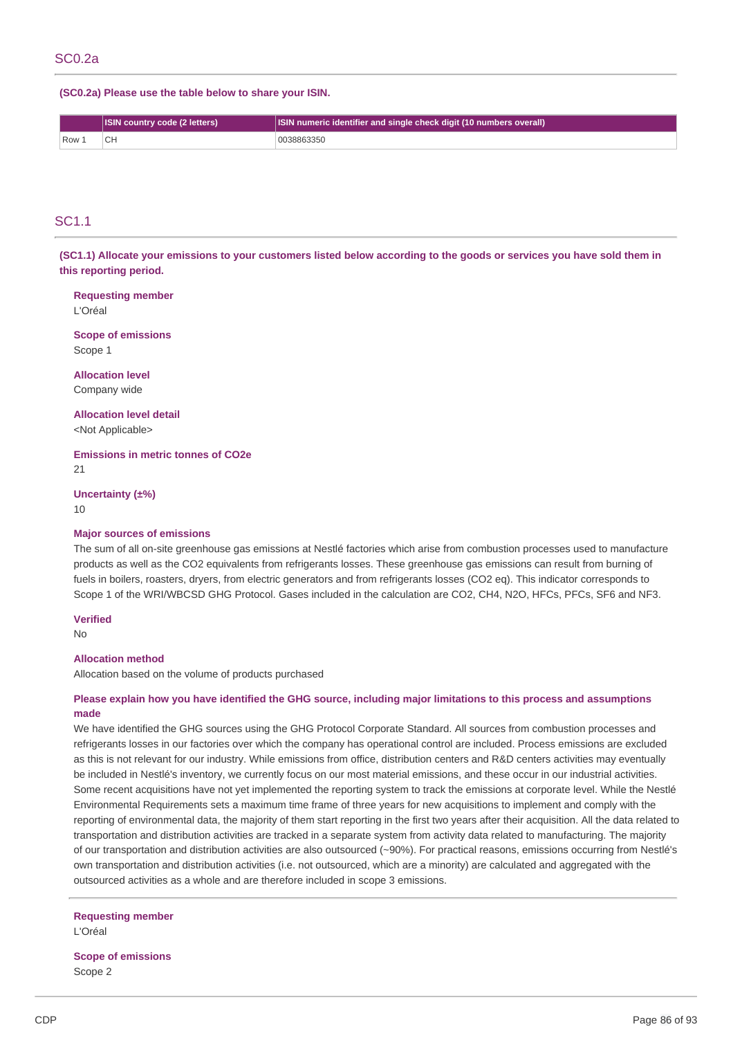## SC0.2a

**(SC0.2a) Please use the table below to share your ISIN.**

| | ISIN country code (2 letters) | ISIN numeric identifier and single check digit (10 numbers overall) |
|---|---|---|
| Row 1 | CH | 0038863350 |

## SC1.1

**(SC1.1) Allocate your emissions to your customers listed below according to the goods or services you have sold them in this reporting period.**

**Requesting member**
L'Oréal

**Scope of emissions**
Scope 1

**Allocation level**
Company wide

**Allocation level detail**
<Not Applicable>

**Emissions in metric tonnes of CO2e**
21

**Uncertainty (±%)**
10

**Major sources of emissions**
The sum of all on-site greenhouse gas emissions at Nestlé factories which arise from combustion processes used to manufacture products as well as the CO2 equivalents from refrigerants losses. These greenhouse gas emissions can result from burning of fuels in boilers, roasters, dryers, from electric generators and from refrigerants losses (CO2 eq). This indicator corresponds to Scope 1 of the WRI/WBCSD GHG Protocol. Gases included in the calculation are CO2, CH4, N2O, HFCs, PFCs, SF6 and NF3.

**Verified**
No

**Allocation method**
Allocation based on the volume of products purchased

**Please explain how you have identified the GHG source, including major limitations to this process and assumptions made**
We have identified the GHG sources using the GHG Protocol Corporate Standard. All sources from combustion processes and refrigerants losses in our factories over which the company has operational control are included. Process emissions are excluded as this is not relevant for our industry. While emissions from office, distribution centers and R&D centers activities may eventually be included in Nestlé's inventory, we currently focus on our most material emissions, and these occur in our industrial activities. Some recent acquisitions have not yet implemented the reporting system to track the emissions at corporate level. While the Nestlé Environmental Requirements sets a maximum time frame of three years for new acquisitions to implement and comply with the reporting of environmental data, the majority of them start reporting in the first two years after their acquisition. All the data related to transportation and distribution activities are tracked in a separate system from activity data related to manufacturing. The majority of our transportation and distribution activities are also outsourced (~90%). For practical reasons, emissions occurring from Nestlé's own transportation and distribution activities (i.e. not outsourced, which are a minority) are calculated and aggregated with the outsourced activities as a whole and are therefore included in scope 3 emissions.

---

**Requesting member**
L'Oréal

**Scope of emissions**
Scope 2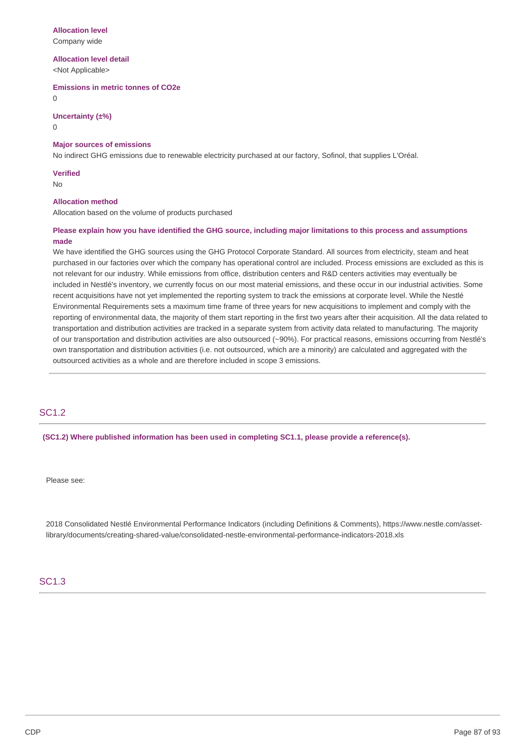**Allocation level**
Company wide

**Allocation level detail**
<Not Applicable>

**Emissions in metric tonnes of CO2e**
0

**Uncertainty (±%)**
0

**Major sources of emissions**
No indirect GHG emissions due to renewable electricity purchased at our factory, Sofinol, that supplies L'Oréal.

**Verified**
No

**Allocation method**
Allocation based on the volume of products purchased

**Please explain how you have identified the GHG source, including major limitations to this process and assumptions made**
We have identified the GHG sources using the GHG Protocol Corporate Standard. All sources from electricity, steam and heat purchased in our factories over which the company has operational control are included. Process emissions are excluded as this is not relevant for our industry. While emissions from office, distribution centers and R&D centers activities may eventually be included in Nestlé's inventory, we currently focus on our most material emissions, and these occur in our industrial activities. Some recent acquisitions have not yet implemented the reporting system to track the emissions at corporate level. While the Nestlé Environmental Requirements sets a maximum time frame of three years for new acquisitions to implement and comply with the reporting of environmental data, the majority of them start reporting in the first two years after their acquisition. All the data related to transportation and distribution activities are tracked in a separate system from activity data related to manufacturing. The majority of our transportation and distribution activities are also outsourced (~90%). For practical reasons, emissions occurring from Nestlé's own transportation and distribution activities (i.e. not outsourced, which are a minority) are calculated and aggregated with the outsourced activities as a whole and are therefore included in scope 3 emissions.

## SC1.2

**(SC1.2) Where published information has been used in completing SC1.1, please provide a reference(s).**

Please see:

2018 Consolidated Nestlé Environmental Performance Indicators (including Definitions & Comments), https://www.nestle.com/asset-library/documents/creating-shared-value/consolidated-nestle-environmental-performance-indicators-2018.xls

## SC1.3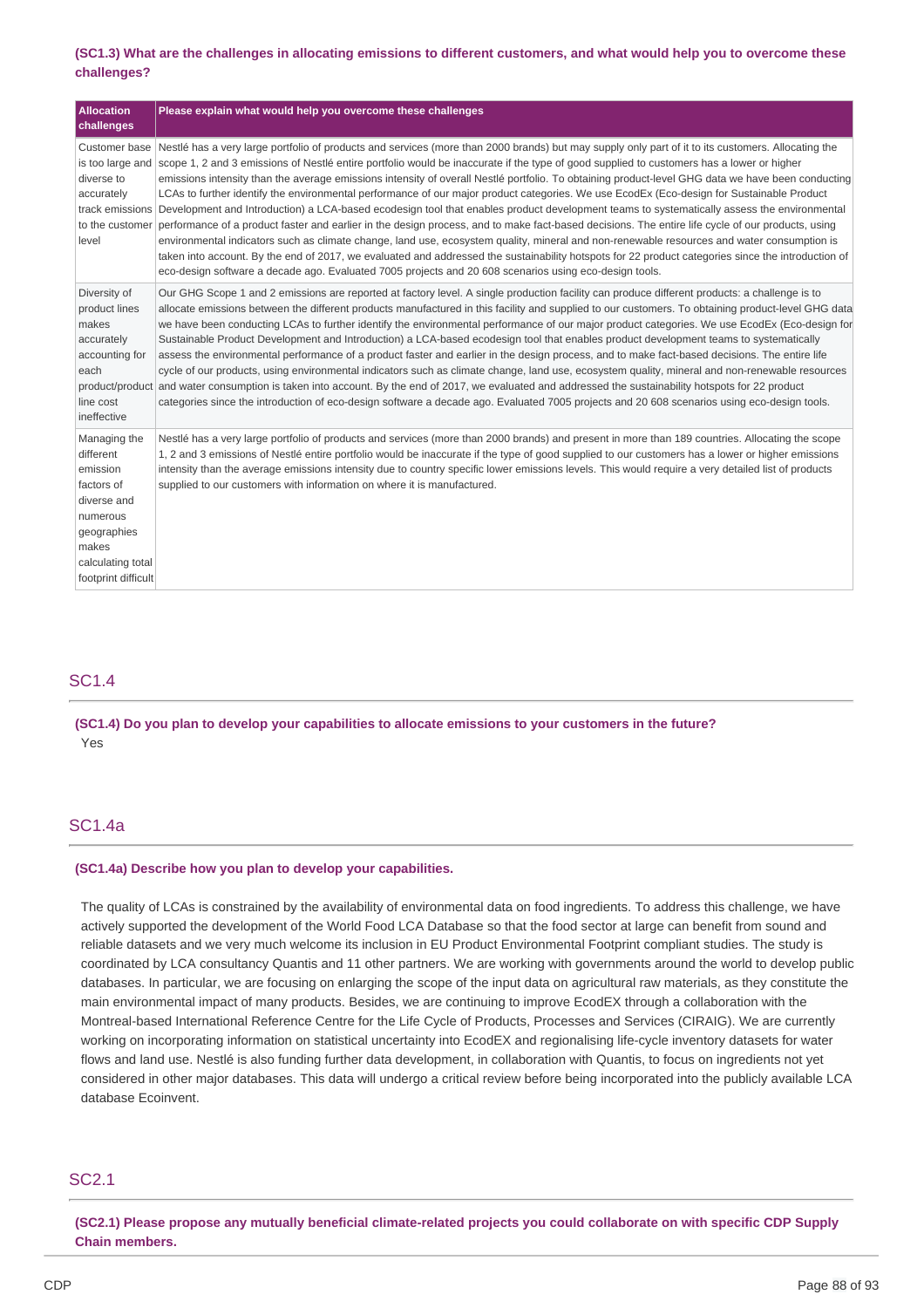**(SC1.3) What are the challenges in allocating emissions to different customers, and what would help you to overcome these challenges?**

| Allocation challenges | Please explain what would help you overcome these challenges |
|---|---|
| Customer base is too large and diverse to accurately track emissions to the customer level | Nestlé has a very large portfolio of products and services (more than 2000 brands) but may supply only part of it to its customers. Allocating the scope 1, 2 and 3 emissions of Nestlé entire portfolio would be inaccurate if the type of good supplied to customers has a lower or higher emissions intensity than the average emissions intensity of overall Nestlé portfolio. To obtaining product-level GHG data we have been conducting LCAs to further identify the environmental performance of our major product categories. We use EcodEx (Eco-design for Sustainable Product Development and Introduction) a LCA-based ecodesign tool that enables product development teams to systematically assess the environmental performance of a product faster and earlier in the design process, and to make fact-based decisions. The entire life cycle of our products, using environmental indicators such as climate change, land use, ecosystem quality, mineral and non-renewable resources and water consumption is taken into account. By the end of 2017, we evaluated and addressed the sustainability hotspots for 22 product categories since the introduction of eco-design software a decade ago. Evaluated 7005 projects and 20 608 scenarios using eco-design tools. |
| Diversity of product lines makes accurately accounting for each product/product line cost ineffective | Our GHG Scope 1 and 2 emissions are reported at factory level. A single production facility can produce different products: a challenge is to allocate emissions between the different products manufactured in this facility and supplied to our customers. To obtaining product-level GHG data we have been conducting LCAs to further identify the environmental performance of our major product categories. We use EcodEx (Eco-design for Sustainable Product Development and Introduction) a LCA-based ecodesign tool that enables product development teams to systematically assess the environmental performance of a product faster and earlier in the design process, and to make fact-based decisions. The entire life cycle of our products, using environmental indicators such as climate change, land use, ecosystem quality, mineral and non-renewable resources and water consumption is taken into account. By the end of 2017, we evaluated and addressed the sustainability hotspots for 22 product categories since the introduction of eco-design software a decade ago. Evaluated 7005 projects and 20 608 scenarios using eco-design tools. |
| Managing the different emission factors of diverse and numerous geographies makes calculating total footprint difficult | Nestlé has a very large portfolio of products and services (more than 2000 brands) and present in more than 189 countries. Allocating the scope 1, 2 and 3 emissions of Nestlé entire portfolio would be inaccurate if the type of good supplied to our customers has a lower or higher emissions intensity than the average emissions intensity due to country specific lower emissions levels. This would require a very detailed list of products supplied to our customers with information on where it is manufactured. |

## SC1.4

**(SC1.4) Do you plan to develop your capabilities to allocate emissions to your customers in the future?**

Yes

## SC1.4a

**(SC1.4a) Describe how you plan to develop your capabilities.**

The quality of LCAs is constrained by the availability of environmental data on food ingredients. To address this challenge, we have actively supported the development of the World Food LCA Database so that the food sector at large can benefit from sound and reliable datasets and we very much welcome its inclusion in EU Product Environmental Footprint compliant studies. The study is coordinated by LCA consultancy Quantis and 11 other partners. We are working with governments around the world to develop public databases. In particular, we are focusing on enlarging the scope of the input data on agricultural raw materials, as they constitute the main environmental impact of many products. Besides, we are continuing to improve EcodEX through a collaboration with the Montreal-based International Reference Centre for the Life Cycle of Products, Processes and Services (CIRAIG). We are currently working on incorporating information on statistical uncertainty into EcodEX and regionalising life-cycle inventory datasets for water flows and land use. Nestlé is also funding further data development, in collaboration with Quantis, to focus on ingredients not yet considered in other major databases. This data will undergo a critical review before being incorporated into the publicly available LCA database Ecoinvent.

## SC2.1

**(SC2.1) Please propose any mutually beneficial climate-related projects you could collaborate on with specific CDP Supply Chain members.**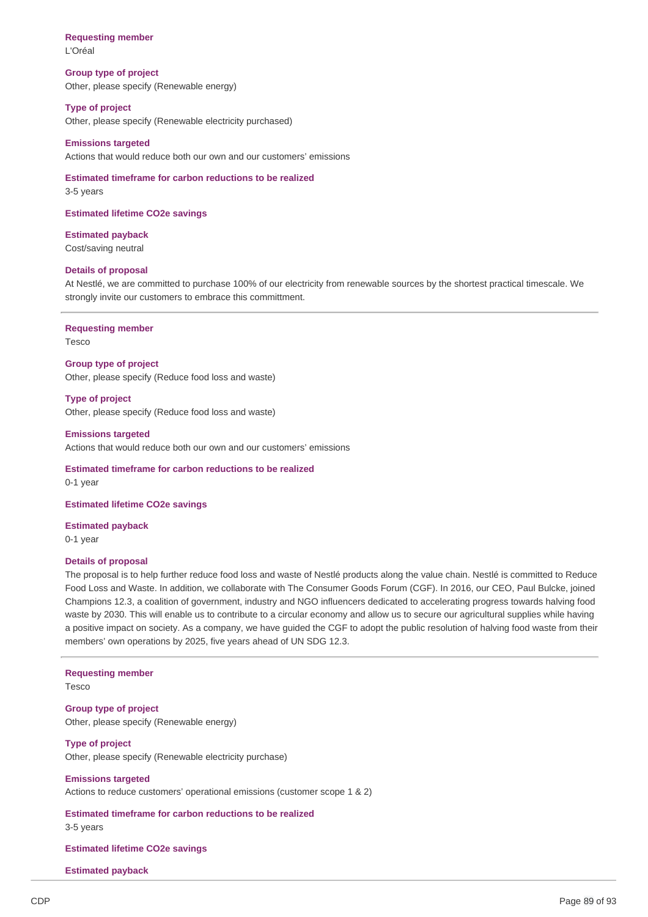**Requesting member**
L'Oréal

**Group type of project**
Other, please specify (Renewable energy)

**Type of project**
Other, please specify (Renewable electricity purchased)

**Emissions targeted**
Actions that would reduce both our own and our customers' emissions

**Estimated timeframe for carbon reductions to be realized**
3-5 years

**Estimated lifetime CO2e savings**

**Estimated payback**
Cost/saving neutral

**Details of proposal**
At Nestlé, we are committed to purchase 100% of our electricity from renewable sources by the shortest practical timescale. We strongly invite our customers to embrace this committment.

---

**Requesting member**
Tesco

**Group type of project**
Other, please specify (Reduce food loss and waste)

**Type of project**
Other, please specify (Reduce food loss and waste)

**Emissions targeted**
Actions that would reduce both our own and our customers' emissions

**Estimated timeframe for carbon reductions to be realized**
0-1 year

**Estimated lifetime CO2e savings**

**Estimated payback**
0-1 year

**Details of proposal**
The proposal is to help further reduce food loss and waste of Nestlé products along the value chain. Nestlé is committed to Reduce Food Loss and Waste. In addition, we collaborate with The Consumer Goods Forum (CGF). In 2016, our CEO, Paul Bulcke, joined Champions 12.3, a coalition of government, industry and NGO influencers dedicated to accelerating progress towards halving food waste by 2030. This will enable us to contribute to a circular economy and allow us to secure our agricultural supplies while having a positive impact on society. As a company, we have guided the CGF to adopt the public resolution of halving food waste from their members' own operations by 2025, five years ahead of UN SDG 12.3.

---

**Requesting member**
Tesco

**Group type of project**
Other, please specify (Renewable energy)

**Type of project**
Other, please specify (Renewable electricity purchase)

**Emissions targeted**
Actions to reduce customers' operational emissions (customer scope 1 & 2)

**Estimated timeframe for carbon reductions to be realized**
3-5 years

**Estimated lifetime CO2e savings**

**Estimated payback**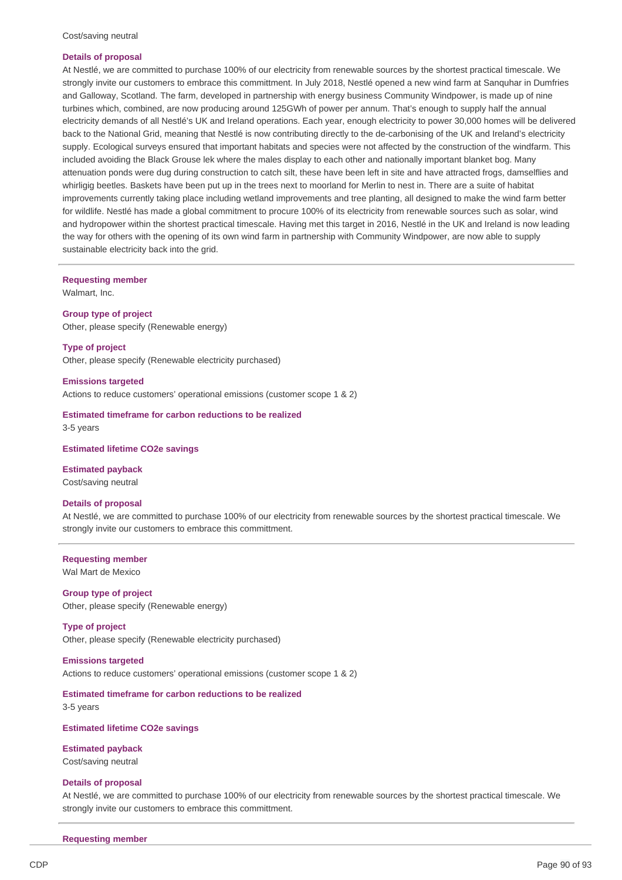Cost/saving neutral

**Details of proposal**

At Nestlé, we are committed to purchase 100% of our electricity from renewable sources by the shortest practical timescale. We strongly invite our customers to embrace this committment. In July 2018, Nestlé opened a new wind farm at Sanquhar in Dumfries and Galloway, Scotland. The farm, developed in partnership with energy business Community Windpower, is made up of nine turbines which, combined, are now producing around 125GWh of power per annum. That's enough to supply half the annual electricity demands of all Nestlé's UK and Ireland operations. Each year, enough electricity to power 30,000 homes will be delivered back to the National Grid, meaning that Nestlé is now contributing directly to the de-carbonising of the UK and Ireland's electricity supply. Ecological surveys ensured that important habitats and species were not affected by the construction of the windfarm. This included avoiding the Black Grouse lek where the males display to each other and nationally important blanket bog. Many attenuation ponds were dug during construction to catch silt, these have been left in site and have attracted frogs, damselflies and whirligig beetles. Baskets have been put up in the trees next to moorland for Merlin to nest in. There are a suite of habitat improvements currently taking place including wetland improvements and tree planting, all designed to make the wind farm better for wildlife. Nestlé has made a global commitment to procure 100% of its electricity from renewable sources such as solar, wind and hydropower within the shortest practical timescale. Having met this target in 2016, Nestlé in the UK and Ireland is now leading the way for others with the opening of its own wind farm in partnership with Community Windpower, are now able to supply sustainable electricity back into the grid.

---

**Requesting member**

Walmart, Inc.

**Group type of project**

Other, please specify (Renewable energy)

**Type of project**

Other, please specify (Renewable electricity purchased)

**Emissions targeted**

Actions to reduce customers' operational emissions (customer scope 1 & 2)

**Estimated timeframe for carbon reductions to be realized**

3-5 years

**Estimated lifetime CO2e savings**

**Estimated payback**

Cost/saving neutral

**Details of proposal**

At Nestlé, we are committed to purchase 100% of our electricity from renewable sources by the shortest practical timescale. We strongly invite our customers to embrace this committment.

---

**Requesting member**

Wal Mart de Mexico

**Group type of project**

Other, please specify (Renewable energy)

**Type of project**

Other, please specify (Renewable electricity purchased)

**Emissions targeted**

Actions to reduce customers' operational emissions (customer scope 1 & 2)

**Estimated timeframe for carbon reductions to be realized**

3-5 years

**Estimated lifetime CO2e savings**

**Estimated payback**

Cost/saving neutral

**Details of proposal**

At Nestlé, we are committed to purchase 100% of our electricity from renewable sources by the shortest practical timescale. We strongly invite our customers to embrace this committment.

---

**Requesting member**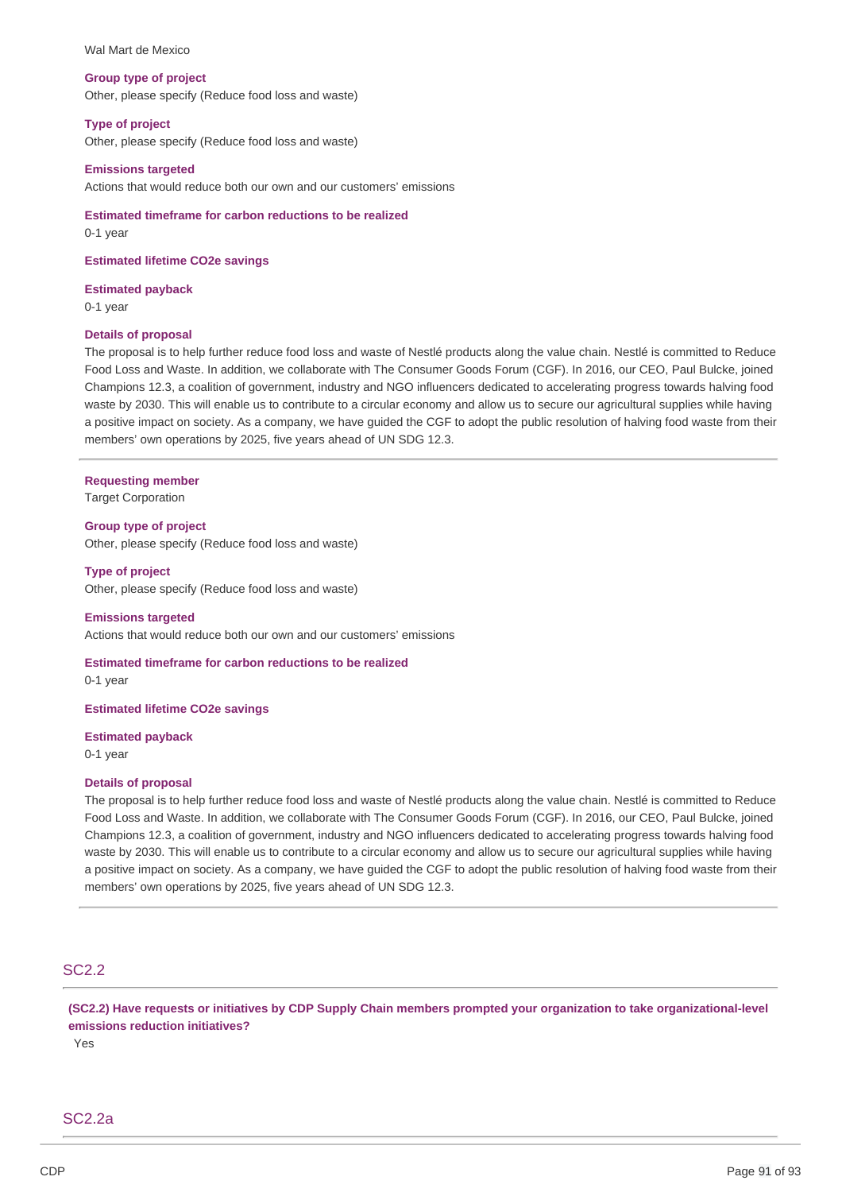Wal Mart de Mexico

**Group type of project**
Other, please specify (Reduce food loss and waste)

**Type of project**
Other, please specify (Reduce food loss and waste)

**Emissions targeted**
Actions that would reduce both our own and our customers' emissions

**Estimated timeframe for carbon reductions to be realized**
0-1 year

**Estimated lifetime CO2e savings**

**Estimated payback**
0-1 year

**Details of proposal**
The proposal is to help further reduce food loss and waste of Nestlé products along the value chain. Nestlé is committed to Reduce Food Loss and Waste. In addition, we collaborate with The Consumer Goods Forum (CGF). In 2016, our CEO, Paul Bulcke, joined Champions 12.3, a coalition of government, industry and NGO influencers dedicated to accelerating progress towards halving food waste by 2030. This will enable us to contribute to a circular economy and allow us to secure our agricultural supplies while having a positive impact on society. As a company, we have guided the CGF to adopt the public resolution of halving food waste from their members' own operations by 2025, five years ahead of UN SDG 12.3.

---

**Requesting member**
Target Corporation

**Group type of project**
Other, please specify (Reduce food loss and waste)

**Type of project**
Other, please specify (Reduce food loss and waste)

**Emissions targeted**
Actions that would reduce both our own and our customers' emissions

**Estimated timeframe for carbon reductions to be realized**
0-1 year

**Estimated lifetime CO2e savings**

**Estimated payback**
0-1 year

**Details of proposal**
The proposal is to help further reduce food loss and waste of Nestlé products along the value chain. Nestlé is committed to Reduce Food Loss and Waste. In addition, we collaborate with The Consumer Goods Forum (CGF). In 2016, our CEO, Paul Bulcke, joined Champions 12.3, a coalition of government, industry and NGO influencers dedicated to accelerating progress towards halving food waste by 2030. This will enable us to contribute to a circular economy and allow us to secure our agricultural supplies while having a positive impact on society. As a company, we have guided the CGF to adopt the public resolution of halving food waste from their members' own operations by 2025, five years ahead of UN SDG 12.3.

---

## SC2.2

**(SC2.2) Have requests or initiatives by CDP Supply Chain members prompted your organization to take organizational-level emissions reduction initiatives?**

Yes

## SC2.2a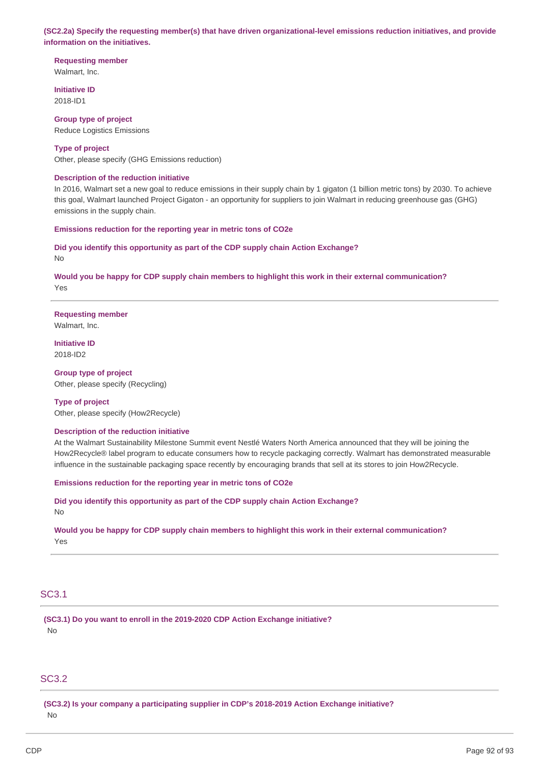**(SC2.2a) Specify the requesting member(s) that have driven organizational-level emissions reduction initiatives, and provide information on the initiatives.**

**Requesting member**
Walmart, Inc.

**Initiative ID**
2018-ID1

**Group type of project**
Reduce Logistics Emissions

**Type of project**
Other, please specify (GHG Emissions reduction)

**Description of the reduction initiative**
In 2016, Walmart set a new goal to reduce emissions in their supply chain by 1 gigaton (1 billion metric tons) by 2030. To achieve this goal, Walmart launched Project Gigaton - an opportunity for suppliers to join Walmart in reducing greenhouse gas (GHG) emissions in the supply chain.

**Emissions reduction for the reporting year in metric tons of CO2e**

**Did you identify this opportunity as part of the CDP supply chain Action Exchange?**
No

**Would you be happy for CDP supply chain members to highlight this work in their external communication?**
Yes

---

**Requesting member**
Walmart, Inc.

**Initiative ID**
2018-ID2

**Group type of project**
Other, please specify (Recycling)

**Type of project**
Other, please specify (How2Recycle)

**Description of the reduction initiative**
At the Walmart Sustainability Milestone Summit event Nestlé Waters North America announced that they will be joining the How2Recycle® label program to educate consumers how to recycle packaging correctly. Walmart has demonstrated measurable influence in the sustainable packaging space recently by encouraging brands that sell at its stores to join How2Recycle.

**Emissions reduction for the reporting year in metric tons of CO2e**

**Did you identify this opportunity as part of the CDP supply chain Action Exchange?**
No

**Would you be happy for CDP supply chain members to highlight this work in their external communication?**
Yes

---

## SC3.1

**(SC3.1) Do you want to enroll in the 2019-2020 CDP Action Exchange initiative?**
No

## SC3.2

**(SC3.2) Is your company a participating supplier in CDP's 2018-2019 Action Exchange initiative?**
No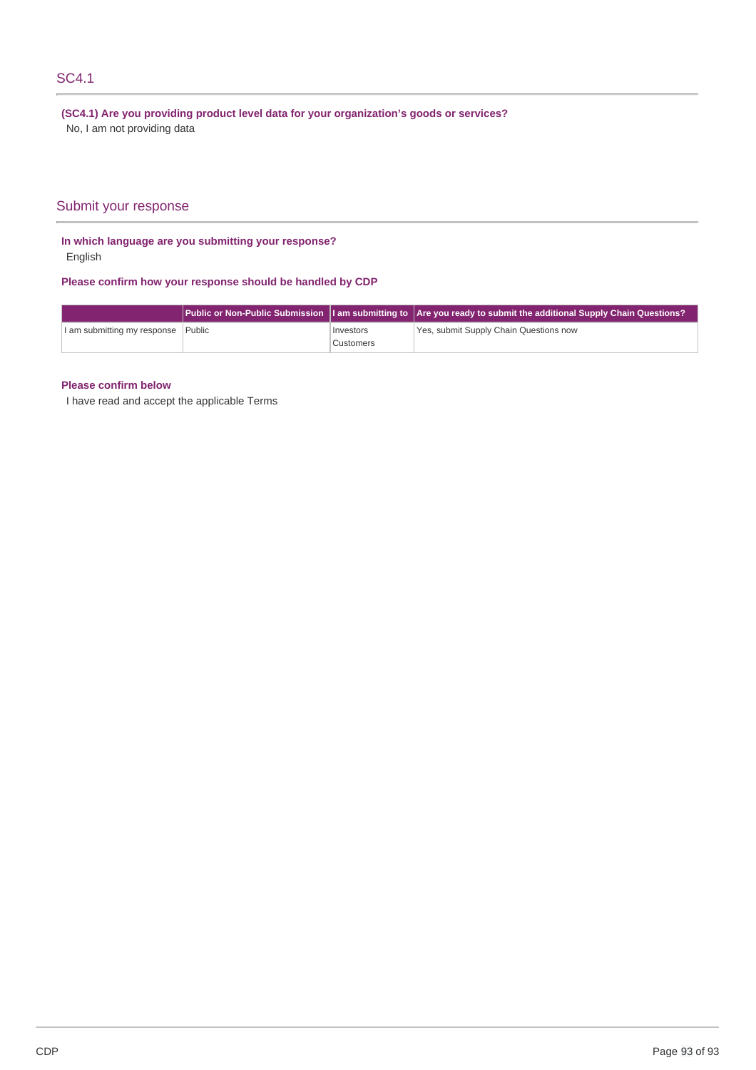## SC4.1

**(SC4.1) Are you providing product level data for your organization's goods or services?**

No, I am not providing data

## Submit your response

**In which language are you submitting your response?**

English

**Please confirm how your response should be handled by CDP**

| | Public or Non-Public Submission | I am submitting to | Are you ready to submit the additional Supply Chain Questions? |
|---|---|---|---|
| I am submitting my response | Public | Investors<br>Customers | Yes, submit Supply Chain Questions now |

**Please confirm below**

I have read and accept the applicable Terms